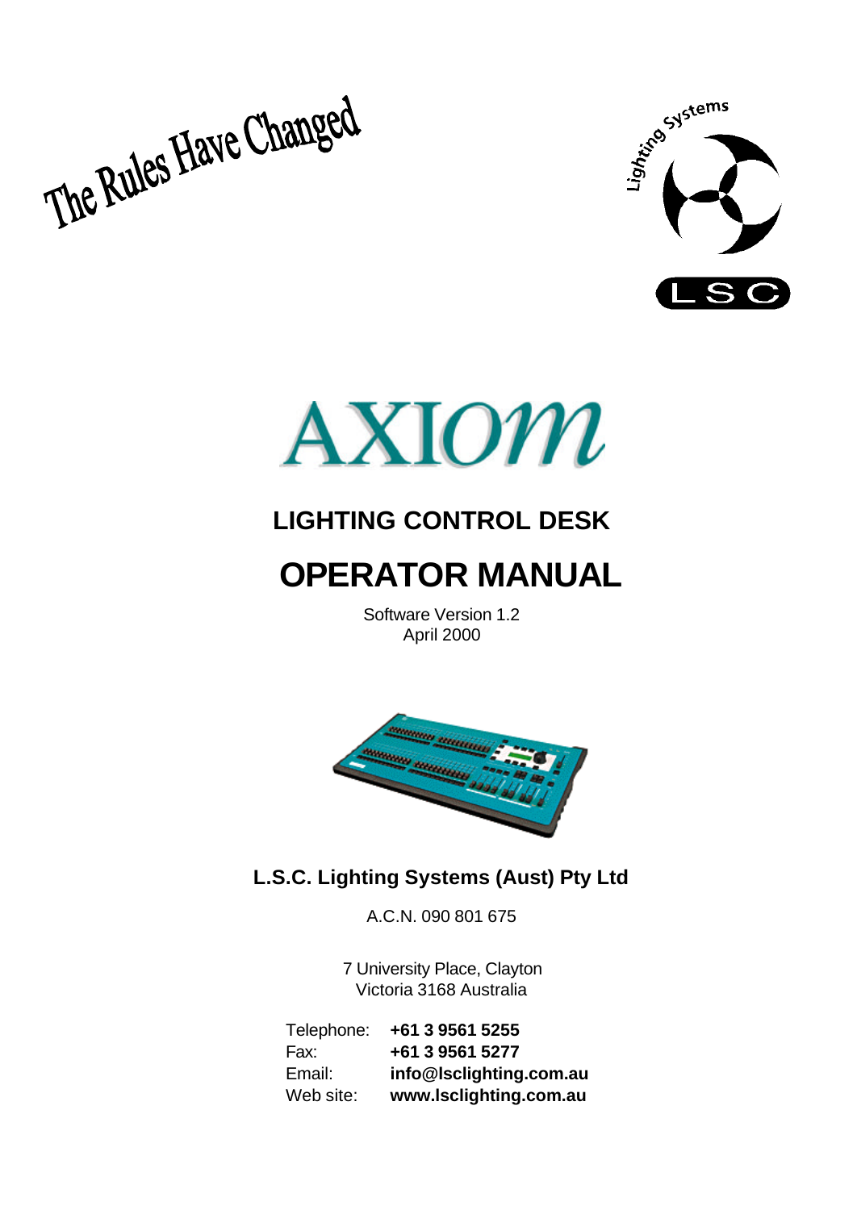The Rules Have Changed

Lighting Systems

LSC

# AXIOM

## LIGHTING CONTROL DESK

# OPERATOR MANUAL

Software Version 1.2
April 2000

**L.S.C. Lighting Systems (Aust) Pty Ltd**

A.C.N. 090 801 675

7 University Place, Clayton
Victoria 3168 Australia

| | |
|---|---|
| Telephone: | **+61 3 9561 5255** |
| Fax: | **+61 3 9561 5277** |
| Email: | **info@lsclighting.com.au** |
| Web site: | **www.lsclighting.com.au** |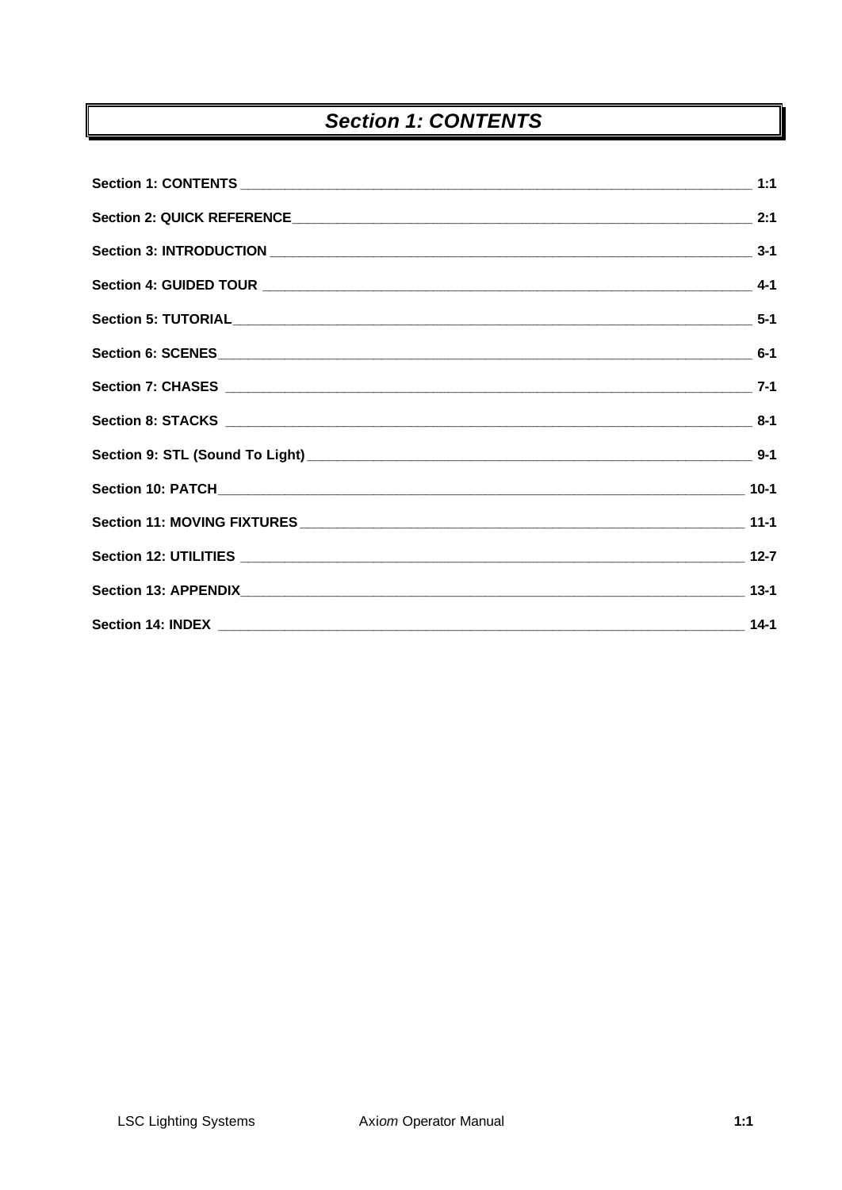# Section 1: CONTENTS

**Section 1: CONTENTS** ____ **1:1**

**Section 2: QUICK REFERENCE** ____ **2:1**

**Section 3: INTRODUCTION** ____ **3-1**

**Section 4: GUIDED TOUR** ____ **4-1**

**Section 5: TUTORIAL** ____ **5-1**

**Section 6: SCENES** ____ **6-1**

**Section 7: CHASES** ____ **7-1**

**Section 8: STACKS** ____ **8-1**

**Section 9: STL (Sound To Light)** ____ **9-1**

**Section 10: PATCH** ____ **10-1**

**Section 11: MOVING FIXTURES** ____ **11-1**

**Section 12: UTILITIES** ____ **12-7**

**Section 13: APPENDIX** ____ **13-1**

**Section 14: INDEX** ____ **14-1**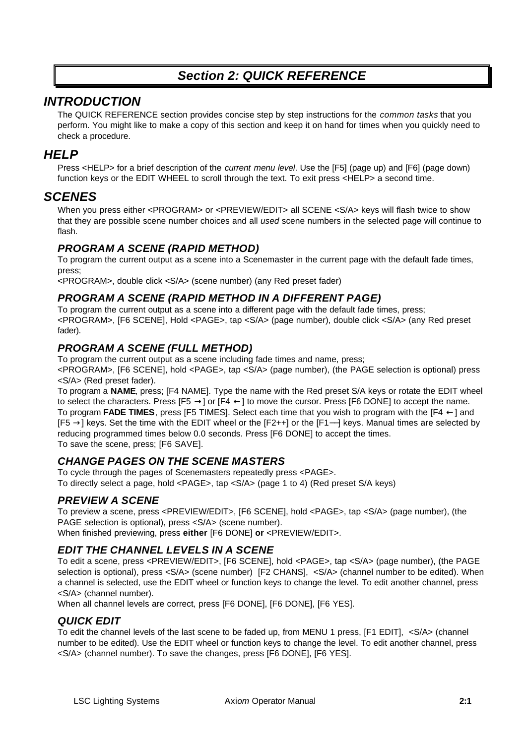# Section 2: QUICK REFERENCE

## INTRODUCTION

The QUICK REFERENCE section provides concise step by step instructions for the *common tasks* that you perform. You might like to make a copy of this section and keep it on hand for times when you quickly need to check a procedure.

## HELP

Press <HELP> for a brief description of the *current menu level*. Use the [F5] (page up) and [F6] (page down) function keys or the EDIT WHEEL to scroll through the text. To exit press <HELP> a second time.

## SCENES

When you press either <PROGRAM> or <PREVIEW/EDIT> all SCENE <S/A> keys will flash twice to show that they are possible scene number choices and all *used* scene numbers in the selected page will continue to flash.

### PROGRAM A SCENE (RAPID METHOD)

To program the current output as a scene into a Scenemaster in the current page with the default fade times, press;
<PROGRAM>, double click <S/A> (scene number) (any Red preset fader)

### PROGRAM A SCENE (RAPID METHOD IN A DIFFERENT PAGE)

To program the current output as a scene into a different page with the default fade times, press;
<PROGRAM>, [F6 SCENE], Hold <PAGE>, tap <S/A> (page number), double click <S/A> (any Red preset fader).

### PROGRAM A SCENE (FULL METHOD)

To program the current output as a scene including fade times and name, press;
<PROGRAM>, [F6 SCENE], hold <PAGE>, tap <S/A> (page number), (the PAGE selection is optional) press <S/A> (Red preset fader).
To program a **NAME**, press; [F4 NAME]. Type the name with the Red preset S/A keys or rotate the EDIT wheel to select the characters. Press [F5 →] or [F4 ←] to move the cursor. Press [F6 DONE] to accept the name.
To program **FADE TIMES**, press [F5 TIMES]. Select each time that you wish to program with the [F4 ←] and [F5 →] keys. Set the time with the EDIT wheel or the [F2++] or the [F1—] keys. Manual times are selected by reducing programmed times below 0.0 seconds. Press [F6 DONE] to accept the times.
To save the scene, press; [F6 SAVE].

### CHANGE PAGES ON THE SCENE MASTERS

To cycle through the pages of Scenemasters repeatedly press <PAGE>.
To directly select a page, hold <PAGE>, tap <S/A> (page 1 to 4) (Red preset S/A keys)

### PREVIEW A SCENE

To preview a scene, press <PREVIEW/EDIT>, [F6 SCENE], hold <PAGE>, tap <S/A> (page number), (the PAGE selection is optional), press <S/A> (scene number).
When finished previewing, press **either** [F6 DONE] **or** <PREVIEW/EDIT>.

### EDIT THE CHANNEL LEVELS IN A SCENE

To edit a scene, press <PREVIEW/EDIT>, [F6 SCENE], hold <PAGE>, tap <S/A> (page number), (the PAGE selection is optional), press <S/A> (scene number) [F2 CHANS], <S/A> (channel number to be edited). When a channel is selected, use the EDIT wheel or function keys to change the level. To edit another channel, press <S/A> (channel number).
When all channel levels are correct, press [F6 DONE], [F6 DONE], [F6 YES].

### QUICK EDIT

To edit the channel levels of the last scene to be faded up, from MENU 1 press, [F1 EDIT], <S/A> (channel number to be edited). Use the EDIT wheel or function keys to change the level. To edit another channel, press <S/A> (channel number). To save the changes, press [F6 DONE], [F6 YES].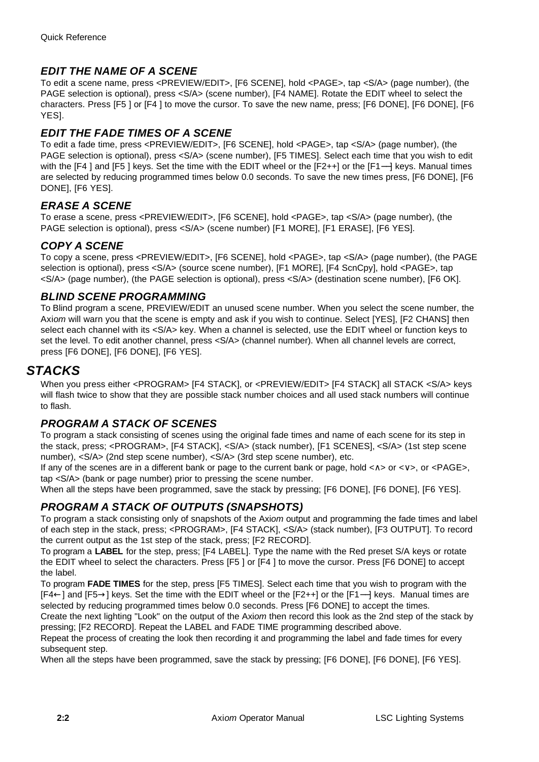## *EDIT THE NAME OF A SCENE*

To edit a scene name, press <PREVIEW/EDIT>, [F6 SCENE], hold <PAGE>, tap <S/A> (page number), (the PAGE selection is optional), press <S/A> (scene number), [F4 NAME]. Rotate the EDIT wheel to select the characters. Press [F5 ] or [F4 ] to move the cursor. To save the new name, press; [F6 DONE], [F6 DONE], [F6 YES].

## *EDIT THE FADE TIMES OF A SCENE*

To edit a fade time, press <PREVIEW/EDIT>, [F6 SCENE], hold <PAGE>, tap <S/A> (page number), (the PAGE selection is optional), press <S/A> (scene number), [F5 TIMES]. Select each time that you wish to edit with the [F4 ] and [F5 ] keys. Set the time with the EDIT wheel or the [F2++] or the [F1—] keys. Manual times are selected by reducing programmed times below 0.0 seconds. To save the new times press, [F6 DONE], [F6 DONE], [F6 YES].

## *ERASE A SCENE*

To erase a scene, press <PREVIEW/EDIT>, [F6 SCENE], hold <PAGE>, tap <S/A> (page number), (the PAGE selection is optional), press <S/A> (scene number) [F1 MORE], [F1 ERASE], [F6 YES].

## *COPY A SCENE*

To copy a scene, press <PREVIEW/EDIT>, [F6 SCENE], hold <PAGE>, tap <S/A> (page number), (the PAGE selection is optional), press <S/A> (source scene number), [F1 MORE], [F4 ScnCpy], hold <PAGE>, tap <S/A> (page number), (the PAGE selection is optional), press <S/A> (destination scene number), [F6 OK].

## *BLIND SCENE PROGRAMMING*

To Blind program a scene, PREVIEW/EDIT an unused scene number. When you select the scene number, the Axi*om* will warn you that the scene is empty and ask if you wish to continue. Select [YES], [F2 CHANS] then select each channel with its <S/A> key. When a channel is selected, use the EDIT wheel or function keys to set the level. To edit another channel, press <S/A> (channel number). When all channel levels are correct, press [F6 DONE], [F6 DONE], [F6 YES].

# *STACKS*

When you press either <PROGRAM> [F4 STACK], or <PREVIEW/EDIT> [F4 STACK] all STACK <S/A> keys will flash twice to show that they are possible stack number choices and all used stack numbers will continue to flash.

## *PROGRAM A STACK OF SCENES*

To program a stack consisting of scenes using the original fade times and name of each scene for its step in the stack, press; <PROGRAM>, [F4 STACK], <S/A> (stack number), [F1 SCENES], <S/A> (1st step scene number), <S/A> (2nd step scene number), <S/A> (3rd step scene number), etc.

If any of the scenes are in a different bank or page to the current bank or page, hold <∧> or <∨>, or <PAGE>, tap <S/A> (bank or page number) prior to pressing the scene number.

When all the steps have been programmed, save the stack by pressing; [F6 DONE], [F6 DONE], [F6 YES].

## *PROGRAM A STACK OF OUTPUTS (SNAPSHOTS)*

To program a stack consisting only of snapshots of the Axi*om* output and programming the fade times and label of each step in the stack, press; <PROGRAM>, [F4 STACK], <S/A> (stack number), [F3 OUTPUT]. To record the current output as the 1st step of the stack, press; [F2 RECORD].

To program a **LABEL** for the step, press; [F4 LABEL]. Type the name with the Red preset S/A keys or rotate the EDIT wheel to select the characters. Press [F5 ] or [F4 ] to move the cursor. Press [F6 DONE] to accept the label.

To program **FADE TIMES** for the step, press [F5 TIMES]. Select each time that you wish to program with the [F4←] and [F5→] keys. Set the time with the EDIT wheel or the [F2++] or the [F1—] keys. Manual times are selected by reducing programmed times below 0.0 seconds. Press [F6 DONE] to accept the times.

Create the next lighting "Look" on the output of the Axi*om* then record this look as the 2nd step of the stack by pressing; [F2 RECORD]. Repeat the LABEL and FADE TIME programming described above.

Repeat the process of creating the look then recording it and programming the label and fade times for every subsequent step.

When all the steps have been programmed, save the stack by pressing; [F6 DONE], [F6 DONE], [F6 YES].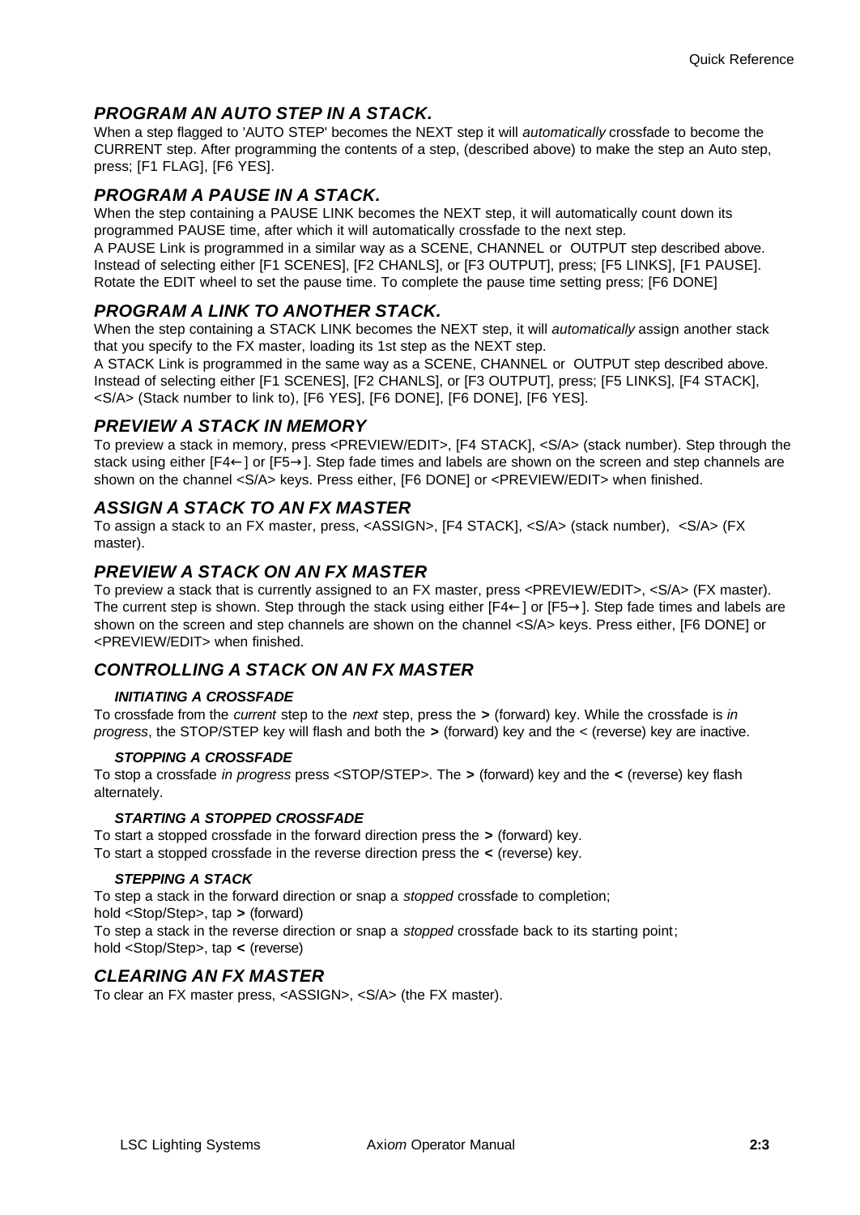## *PROGRAM AN AUTO STEP IN A STACK.*

When a step flagged to 'AUTO STEP' becomes the NEXT step it will *automatically* crossfade to become the CURRENT step. After programming the contents of a step, (described above) to make the step an Auto step, press; [F1 FLAG], [F6 YES].

## *PROGRAM A PAUSE IN A STACK.*

When the step containing a PAUSE LINK becomes the NEXT step, it will automatically count down its programmed PAUSE time, after which it will automatically crossfade to the next step.
A PAUSE Link is programmed in a similar way as a SCENE, CHANNEL or OUTPUT step described above. Instead of selecting either [F1 SCENES], [F2 CHANLS], or [F3 OUTPUT], press; [F5 LINKS], [F1 PAUSE]. Rotate the EDIT wheel to set the pause time. To complete the pause time setting press; [F6 DONE]

## *PROGRAM A LINK TO ANOTHER STACK.*

When the step containing a STACK LINK becomes the NEXT step, it will *automatically* assign another stack that you specify to the FX master, loading its 1st step as the NEXT step.
A STACK Link is programmed in the same way as a SCENE, CHANNEL or OUTPUT step described above. Instead of selecting either [F1 SCENES], [F2 CHANLS], or [F3 OUTPUT], press; [F5 LINKS], [F4 STACK], <S/A> (Stack number to link to), [F6 YES], [F6 DONE], [F6 DONE], [F6 YES].

## *PREVIEW A STACK IN MEMORY*

To preview a stack in memory, press <PREVIEW/EDIT>, [F4 STACK], <S/A> (stack number). Step through the stack using either [F4←] or [F5→]. Step fade times and labels are shown on the screen and step channels are shown on the channel <S/A> keys. Press either, [F6 DONE] or <PREVIEW/EDIT> when finished.

## *ASSIGN A STACK TO AN FX MASTER*

To assign a stack to an FX master, press, <ASSIGN>, [F4 STACK], <S/A> (stack number), <S/A> (FX master).

## *PREVIEW A STACK ON AN FX MASTER*

To preview a stack that is currently assigned to an FX master, press <PREVIEW/EDIT>, <S/A> (FX master). The current step is shown. Step through the stack using either [F4←] or [F5→]. Step fade times and labels are shown on the screen and step channels are shown on the channel <S/A> keys. Press either, [F6 DONE] or <PREVIEW/EDIT> when finished.

## *CONTROLLING A STACK ON AN FX MASTER*

### *INITIATING A CROSSFADE*

To crossfade from the *current* step to the *next* step, press the **>** (forward) key. While the crossfade is *in progress*, the STOP/STEP key will flash and both the **>** (forward) key and the < (reverse) key are inactive.

### *STOPPING A CROSSFADE*

To stop a crossfade *in progress* press <STOP/STEP>. The **>** (forward) key and the **<** (reverse) key flash alternately.

### *STARTING A STOPPED CROSSFADE*

To start a stopped crossfade in the forward direction press the **>** (forward) key.
To start a stopped crossfade in the reverse direction press the **<** (reverse) key.

### *STEPPING A STACK*

To step a stack in the forward direction or snap a *stopped* crossfade to completion;
hold <Stop/Step>, tap **>** (forward)
To step a stack in the reverse direction or snap a *stopped* crossfade back to its starting point;
hold <Stop/Step>, tap **<** (reverse)

## *CLEARING AN FX MASTER*

To clear an FX master press, <ASSIGN>, <S/A> (the FX master).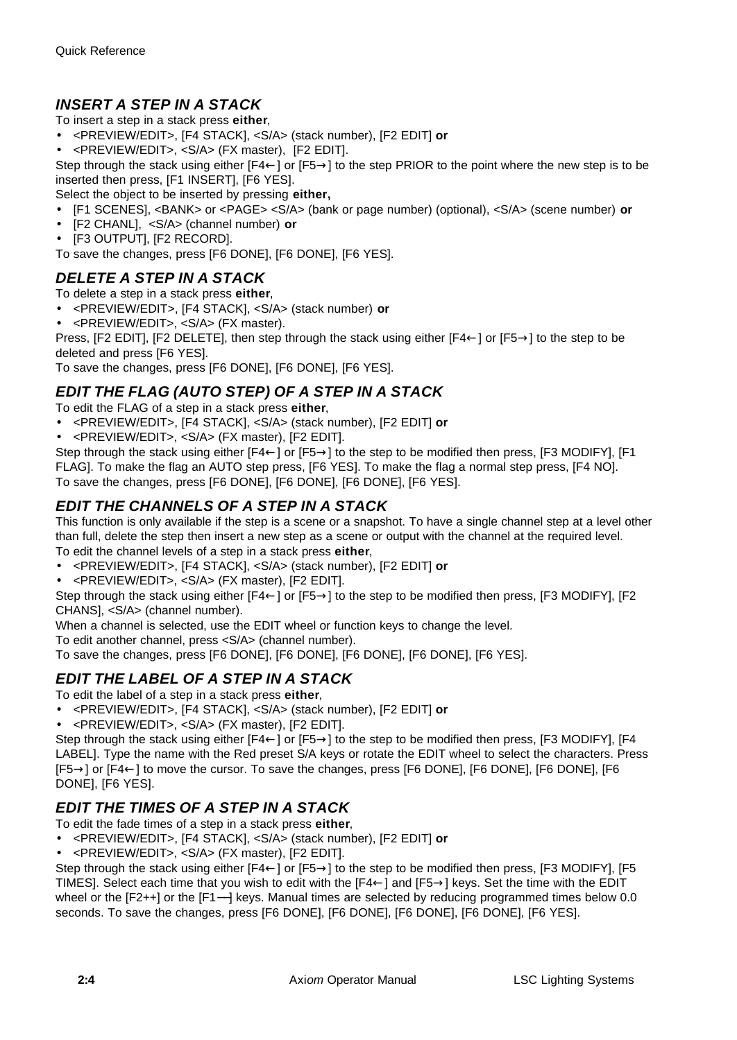## *INSERT A STEP IN A STACK*

To insert a step in a stack press **either**,

- <PREVIEW/EDIT>, [F4 STACK], <S/A> (stack number), [F2 EDIT] **or**
- <PREVIEW/EDIT>, <S/A> (FX master), [F2 EDIT].

Step through the stack using either [F4←] or [F5→] to the step PRIOR to the point where the new step is to be inserted then press, [F1 INSERT], [F6 YES].

Select the object to be inserted by pressing **either,**

- [F1 SCENES], <BANK> or <PAGE> <S/A> (bank or page number) (optional), <S/A> (scene number) **or**
- [F2 CHANL], <S/A> (channel number) **or**
- [F3 OUTPUT], [F2 RECORD].

To save the changes, press [F6 DONE], [F6 DONE], [F6 YES].

## *DELETE A STEP IN A STACK*

To delete a step in a stack press **either**,

- <PREVIEW/EDIT>, [F4 STACK], <S/A> (stack number) **or**
- <PREVIEW/EDIT>, <S/A> (FX master).

Press, [F2 EDIT], [F2 DELETE], then step through the stack using either [F4←] or [F5→] to the step to be deleted and press [F6 YES].

To save the changes, press [F6 DONE], [F6 DONE], [F6 YES].

## *EDIT THE FLAG (AUTO STEP) OF A STEP IN A STACK*

To edit the FLAG of a step in a stack press **either**,

- <PREVIEW/EDIT>, [F4 STACK], <S/A> (stack number), [F2 EDIT] **or**
- <PREVIEW/EDIT>, <S/A> (FX master), [F2 EDIT].

Step through the stack using either [F4←] or [F5→] to the step to be modified then press, [F3 MODIFY], [F1 FLAG]. To make the flag an AUTO step press, [F6 YES]. To make the flag a normal step press, [F4 NO].

To save the changes, press [F6 DONE], [F6 DONE], [F6 DONE], [F6 YES].

## *EDIT THE CHANNELS OF A STEP IN A STACK*

This function is only available if the step is a scene or a snapshot. To have a single channel step at a level other than full, delete the step then insert a new step as a scene or output with the channel at the required level.

To edit the channel levels of a step in a stack press **either**,

- <PREVIEW/EDIT>, [F4 STACK], <S/A> (stack number), [F2 EDIT] **or**
- <PREVIEW/EDIT>, <S/A> (FX master), [F2 EDIT].

Step through the stack using either [F4←] or [F5→] to the step to be modified then press, [F3 MODIFY], [F2 CHANS], <S/A> (channel number).

When a channel is selected, use the EDIT wheel or function keys to change the level.

To edit another channel, press <S/A> (channel number).

To save the changes, press [F6 DONE], [F6 DONE], [F6 DONE], [F6 DONE], [F6 YES].

## *EDIT THE LABEL OF A STEP IN A STACK*

To edit the label of a step in a stack press **either**,

- <PREVIEW/EDIT>, [F4 STACK], <S/A> (stack number), [F2 EDIT] **or**
- <PREVIEW/EDIT>, <S/A> (FX master), [F2 EDIT].

Step through the stack using either [F4←] or [F5→] to the step to be modified then press, [F3 MODIFY], [F4 LABEL]. Type the name with the Red preset S/A keys or rotate the EDIT wheel to select the characters. Press [F5→] or [F4←] to move the cursor. To save the changes, press [F6 DONE], [F6 DONE], [F6 DONE], [F6 DONE], [F6 YES].

## *EDIT THE TIMES OF A STEP IN A STACK*

To edit the fade times of a step in a stack press **either**,

- <PREVIEW/EDIT>, [F4 STACK], <S/A> (stack number), [F2 EDIT] **or**
- <PREVIEW/EDIT>, <S/A> (FX master), [F2 EDIT].

Step through the stack using either [F4←] or [F5→] to the step to be modified then press, [F3 MODIFY], [F5 TIMES]. Select each time that you wish to edit with the [F4←] and [F5→] keys. Set the time with the EDIT wheel or the [F2++] or the [F1—] keys. Manual times are selected by reducing programmed times below 0.0 seconds. To save the changes, press [F6 DONE], [F6 DONE], [F6 DONE], [F6 DONE], [F6 YES].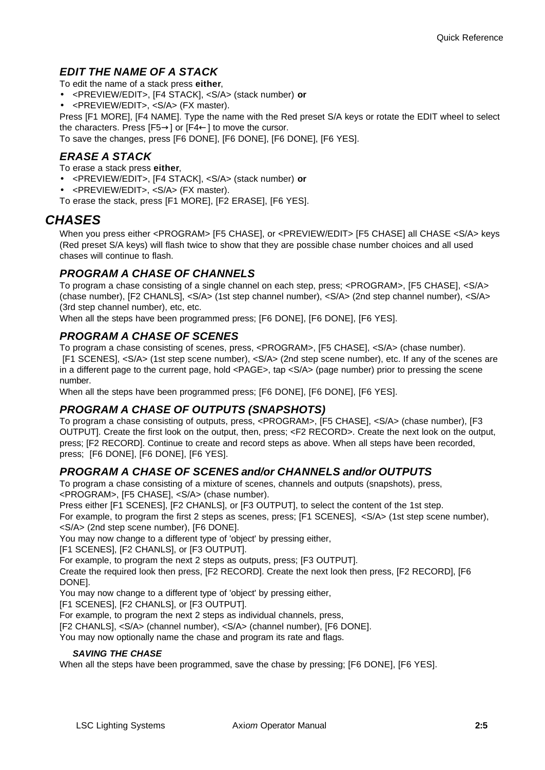### *EDIT THE NAME OF A STACK*

To edit the name of a stack press **either**,

- <PREVIEW/EDIT>, [F4 STACK], <S/A> (stack number) **or**
- <PREVIEW/EDIT>, <S/A> (FX master).

Press [F1 MORE], [F4 NAME]. Type the name with the Red preset S/A keys or rotate the EDIT wheel to select the characters. Press [F5→] or [F4←] to move the cursor.

To save the changes, press [F6 DONE], [F6 DONE], [F6 DONE], [F6 YES].

### *ERASE A STACK*

To erase a stack press **either**,

- <PREVIEW/EDIT>, [F4 STACK], <S/A> (stack number) **or**
- <PREVIEW/EDIT>, <S/A> (FX master).

To erase the stack, press [F1 MORE], [F2 ERASE], [F6 YES].

## *CHASES*

When you press either <PROGRAM> [F5 CHASE], or <PREVIEW/EDIT> [F5 CHASE] all CHASE <S/A> keys (Red preset S/A keys) will flash twice to show that they are possible chase number choices and all used chases will continue to flash.

### *PROGRAM A CHASE OF CHANNELS*

To program a chase consisting of a single channel on each step, press; <PROGRAM>, [F5 CHASE], <S/A> (chase number), [F2 CHANLS], <S/A> (1st step channel number), <S/A> (2nd step channel number), <S/A> (3rd step channel number), etc, etc.

When all the steps have been programmed press; [F6 DONE], [F6 DONE], [F6 YES].

### *PROGRAM A CHASE OF SCENES*

To program a chase consisting of scenes, press, <PROGRAM>, [F5 CHASE], <S/A> (chase number). [F1 SCENES], <S/A> (1st step scene number), <S/A> (2nd step scene number), etc. If any of the scenes are in a different page to the current page, hold <PAGE>, tap <S/A> (page number) prior to pressing the scene number.

When all the steps have been programmed press; [F6 DONE], [F6 DONE], [F6 YES].

### *PROGRAM A CHASE OF OUTPUTS (SNAPSHOTS)*

To program a chase consisting of outputs, press, <PROGRAM>, [F5 CHASE], <S/A> (chase number), [F3 OUTPUT]. Create the first look on the output, then, press; <F2 RECORD>. Create the next look on the output, press; [F2 RECORD]. Continue to create and record steps as above. When all steps have been recorded, press; [F6 DONE], [F6 DONE], [F6 YES].

### *PROGRAM A CHASE OF SCENES and/or CHANNELS and/or OUTPUTS*

To program a chase consisting of a mixture of scenes, channels and outputs (snapshots), press, <PROGRAM>, [F5 CHASE], <S/A> (chase number).

Press either [F1 SCENES], [F2 CHANLS], or [F3 OUTPUT], to select the content of the 1st step.

For example, to program the first 2 steps as scenes, press; [F1 SCENES], <S/A> (1st step scene number), <S/A> (2nd step scene number), [F6 DONE].

You may now change to a different type of 'object' by pressing either,

[F1 SCENES], [F2 CHANLS], or [F3 OUTPUT].

For example, to program the next 2 steps as outputs, press; [F3 OUTPUT].

Create the required look then press, [F2 RECORD]. Create the next look then press, [F2 RECORD], [F6 DONE].

You may now change to a different type of 'object' by pressing either,

[F1 SCENES], [F2 CHANLS], or [F3 OUTPUT].

For example, to program the next 2 steps as individual channels, press,

[F2 CHANLS], <S/A> (channel number), <S/A> (channel number), [F6 DONE].

You may now optionally name the chase and program its rate and flags.

#### *SAVING THE CHASE*

When all the steps have been programmed, save the chase by pressing; [F6 DONE], [F6 YES].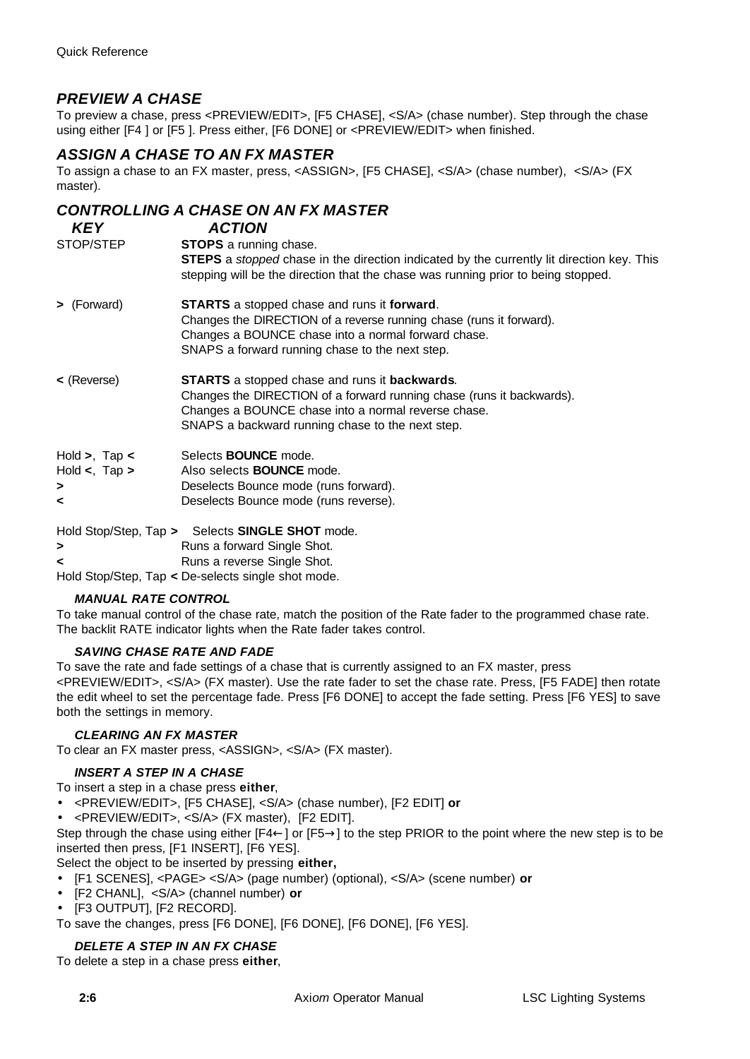## *PREVIEW A CHASE*

To preview a chase, press <PREVIEW/EDIT>, [F5 CHASE], <S/A> (chase number). Step through the chase using either [F4 ] or [F5 ]. Press either, [F6 DONE] or <PREVIEW/EDIT> when finished.

## *ASSIGN A CHASE TO AN FX MASTER*

To assign a chase to an FX master, press, <ASSIGN>, [F5 CHASE], <S/A> (chase number), <S/A> (FX master).

## *CONTROLLING A CHASE ON AN FX MASTER*

| ***KEY*** | ***ACTION*** |
|---|---|
| STOP/STEP | **STOPS** a running chase.<br>**STEPS** a *stopped* chase in the direction indicated by the currently lit direction key. This stepping will be the direction that the chase was running prior to being stopped. |
| **>** (Forward) | **STARTS** a stopped chase and runs it **forward**.<br>Changes the DIRECTION of a reverse running chase (runs it forward).<br>Changes a BOUNCE chase into a normal forward chase.<br>SNAPS a forward running chase to the next step. |
| **<** (Reverse) | **STARTS** a stopped chase and runs it **backwards**.<br>Changes the DIRECTION of a forward running chase (runs it backwards).<br>Changes a BOUNCE chase into a normal reverse chase.<br>SNAPS a backward running chase to the next step. |
| Hold **>**, Tap **<** | Selects **BOUNCE** mode. |
| Hold **<**, Tap **>** | Also selects **BOUNCE** mode. |
| **>** | Deselects Bounce mode (runs forward). |
| **<** | Deselects Bounce mode (runs reverse). |
| Hold Stop/Step, Tap **>** | Selects **SINGLE SHOT** mode. |
| **>** | Runs a forward Single Shot. |
| **<** | Runs a reverse Single Shot. |
| Hold Stop/Step, Tap **<** | De-selects single shot mode. |

### *MANUAL RATE CONTROL*

To take manual control of the chase rate, match the position of the Rate fader to the programmed chase rate. The backlit RATE indicator lights when the Rate fader takes control.

### *SAVING CHASE RATE AND FADE*

To save the rate and fade settings of a chase that is currently assigned to an FX master, press <PREVIEW/EDIT>, <S/A> (FX master). Use the rate fader to set the chase rate. Press, [F5 FADE] then rotate the edit wheel to set the percentage fade. Press [F6 DONE] to accept the fade setting. Press [F6 YES] to save both the settings in memory.

### *CLEARING AN FX MASTER*

To clear an FX master press, <ASSIGN>, <S/A> (FX master).

### *INSERT A STEP IN A CHASE*

To insert a step in a chase press **either**,

- <PREVIEW/EDIT>, [F5 CHASE], <S/A> (chase number), [F2 EDIT] **or**
- <PREVIEW/EDIT>, <S/A> (FX master), [F2 EDIT].

Step through the chase using either [F4←] or [F5→] to the step PRIOR to the point where the new step is to be inserted then press, [F1 INSERT], [F6 YES].

Select the object to be inserted by pressing **either,**

- [F1 SCENES], <PAGE> <S/A> (page number) (optional), <S/A> (scene number) **or**
- [F2 CHANL], <S/A> (channel number) **or**
- [F3 OUTPUT], [F2 RECORD].

To save the changes, press [F6 DONE], [F6 DONE], [F6 DONE], [F6 YES].

### *DELETE A STEP IN AN FX CHASE*

To delete a step in a chase press **either**,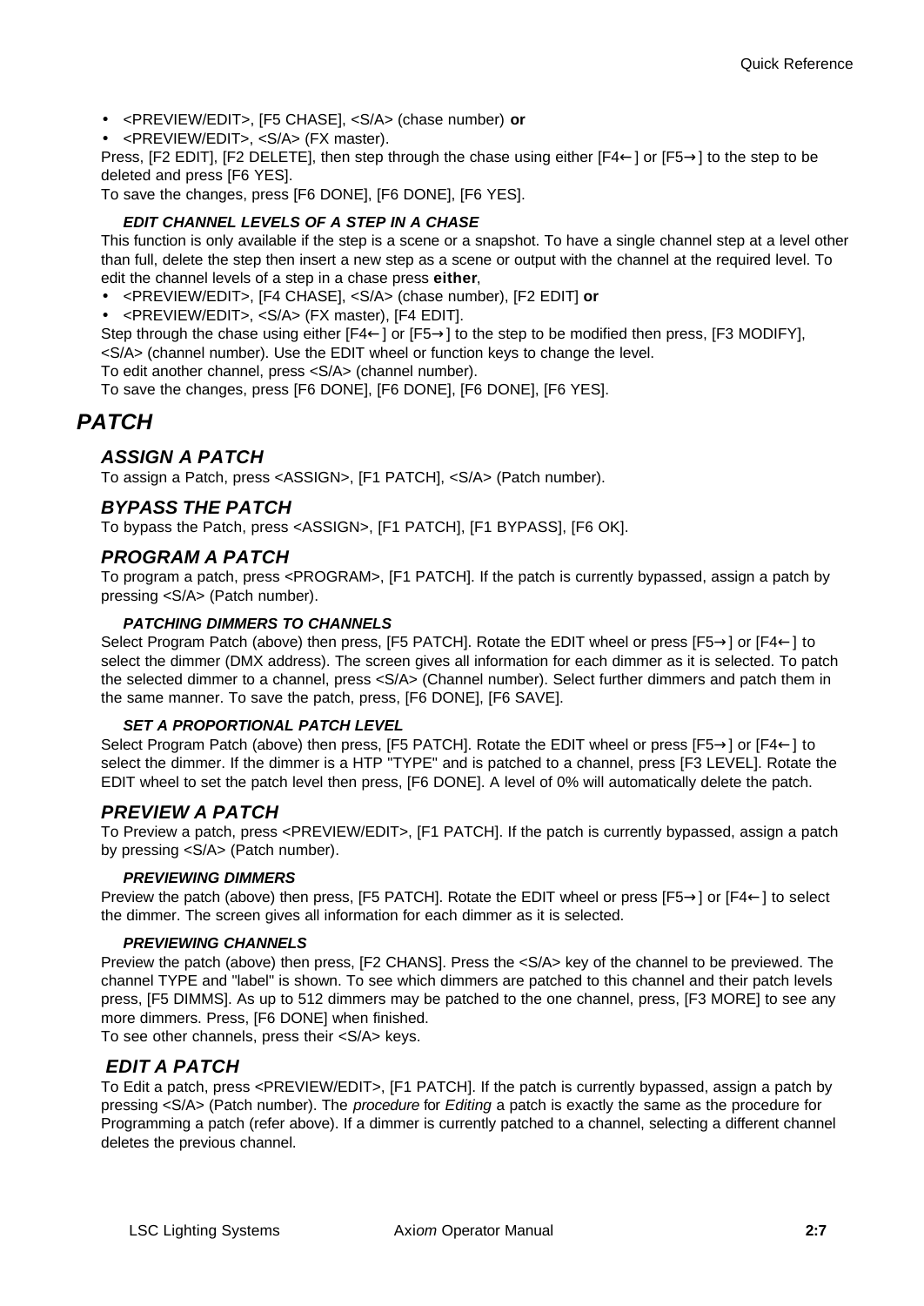- <PREVIEW/EDIT>, [F5 CHASE], <S/A> (chase number) **or**
- <PREVIEW/EDIT>, <S/A> (FX master).

Press, [F2 EDIT], [F2 DELETE], then step through the chase using either [F4←] or [F5→] to the step to be deleted and press [F6 YES].

To save the changes, press [F6 DONE], [F6 DONE], [F6 YES].

#### *EDIT CHANNEL LEVELS OF A STEP IN A CHASE*

This function is only available if the step is a scene or a snapshot. To have a single channel step at a level other than full, delete the step then insert a new step as a scene or output with the channel at the required level. To edit the channel levels of a step in a chase press **either**,

- <PREVIEW/EDIT>, [F4 CHASE], <S/A> (chase number), [F2 EDIT] **or**
- <PREVIEW/EDIT>, <S/A> (FX master), [F4 EDIT].

Step through the chase using either [F4←] or [F5→] to the step to be modified then press, [F3 MODIFY], <S/A> (channel number). Use the EDIT wheel or function keys to change the level.

To edit another channel, press <S/A> (channel number).

To save the changes, press [F6 DONE], [F6 DONE], [F6 DONE], [F6 YES].

# *PATCH*

## *ASSIGN A PATCH*

To assign a Patch, press <ASSIGN>, [F1 PATCH], <S/A> (Patch number).

## *BYPASS THE PATCH*

To bypass the Patch, press <ASSIGN>, [F1 PATCH], [F1 BYPASS], [F6 OK].

## *PROGRAM A PATCH*

To program a patch, press <PROGRAM>, [F1 PATCH]. If the patch is currently bypassed, assign a patch by pressing <S/A> (Patch number).

#### *PATCHING DIMMERS TO CHANNELS*

Select Program Patch (above) then press, [F5 PATCH]. Rotate the EDIT wheel or press [F5→] or [F4←] to select the dimmer (DMX address). The screen gives all information for each dimmer as it is selected. To patch the selected dimmer to a channel, press <S/A> (Channel number). Select further dimmers and patch them in the same manner. To save the patch, press, [F6 DONE], [F6 SAVE].

#### *SET A PROPORTIONAL PATCH LEVEL*

Select Program Patch (above) then press, [F5 PATCH]. Rotate the EDIT wheel or press [F5→] or [F4←] to select the dimmer. If the dimmer is a HTP "TYPE" and is patched to a channel, press [F3 LEVEL]. Rotate the EDIT wheel to set the patch level then press, [F6 DONE]. A level of 0% will automatically delete the patch.

## *PREVIEW A PATCH*

To Preview a patch, press <PREVIEW/EDIT>, [F1 PATCH]. If the patch is currently bypassed, assign a patch by pressing <S/A> (Patch number).

#### *PREVIEWING DIMMERS*

Preview the patch (above) then press, [F5 PATCH]. Rotate the EDIT wheel or press [F5→] or [F4←] to select the dimmer. The screen gives all information for each dimmer as it is selected.

#### *PREVIEWING CHANNELS*

Preview the patch (above) then press, [F2 CHANS]. Press the <S/A> key of the channel to be previewed. The channel TYPE and "label" is shown. To see which dimmers are patched to this channel and their patch levels press, [F5 DIMMS]. As up to 512 dimmers may be patched to the one channel, press, [F3 MORE] to see any more dimmers. Press, [F6 DONE] when finished.

To see other channels, press their <S/A> keys.

## *EDIT A PATCH*

To Edit a patch, press <PREVIEW/EDIT>, [F1 PATCH]. If the patch is currently bypassed, assign a patch by pressing <S/A> (Patch number). The *procedure* for *Editing* a patch is exactly the same as the procedure for Programming a patch (refer above). If a dimmer is currently patched to a channel, selecting a different channel deletes the previous channel.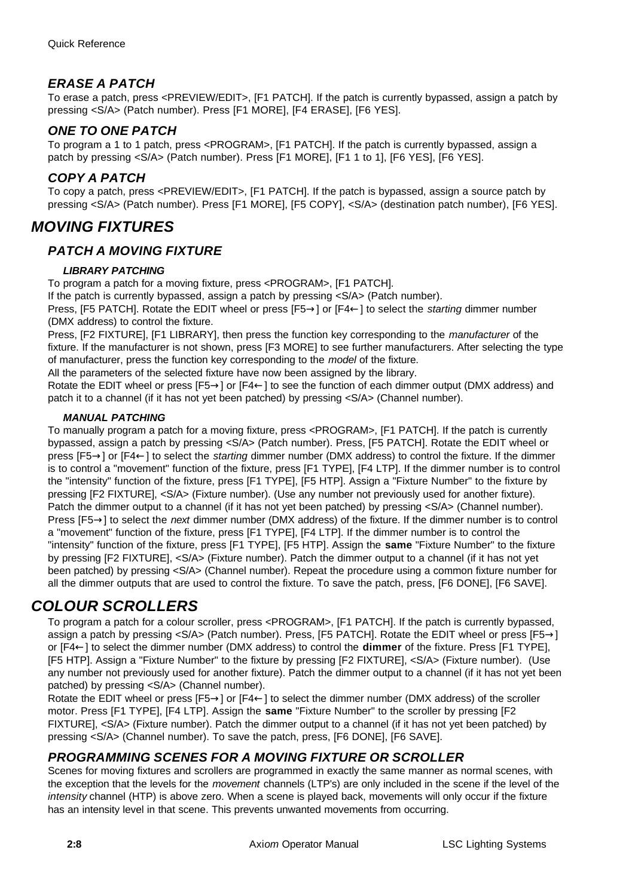### *ERASE A PATCH*

To erase a patch, press <PREVIEW/EDIT>, [F1 PATCH]. If the patch is currently bypassed, assign a patch by pressing <S/A> (Patch number). Press [F1 MORE], [F4 ERASE], [F6 YES].

### *ONE TO ONE PATCH*

To program a 1 to 1 patch, press <PROGRAM>, [F1 PATCH]. If the patch is currently bypassed, assign a patch by pressing <S/A> (Patch number). Press [F1 MORE], [F1 1 to 1], [F6 YES], [F6 YES].

### *COPY A PATCH*

To copy a patch, press <PREVIEW/EDIT>, [F1 PATCH]. If the patch is bypassed, assign a source patch by pressing <S/A> (Patch number). Press [F1 MORE], [F5 COPY], <S/A> (destination patch number), [F6 YES].

## *MOVING FIXTURES*

### *PATCH A MOVING FIXTURE*

#### *LIBRARY PATCHING*

To program a patch for a moving fixture, press <PROGRAM>, [F1 PATCH].

If the patch is currently bypassed, assign a patch by pressing <S/A> (Patch number).

Press, [F5 PATCH]. Rotate the EDIT wheel or press [F5→] or [F4←] to select the *starting* dimmer number (DMX address) to control the fixture.

Press, [F2 FIXTURE], [F1 LIBRARY], then press the function key corresponding to the *manufacturer* of the fixture. If the manufacturer is not shown, press [F3 MORE] to see further manufacturers. After selecting the type of manufacturer, press the function key corresponding to the *model* of the fixture.

All the parameters of the selected fixture have now been assigned by the library.

Rotate the EDIT wheel or press [F5→] or [F4←] to see the function of each dimmer output (DMX address) and patch it to a channel (if it has not yet been patched) by pressing <S/A> (Channel number).

#### *MANUAL PATCHING*

To manually program a patch for a moving fixture, press <PROGRAM>, [F1 PATCH]. If the patch is currently bypassed, assign a patch by pressing <S/A> (Patch number). Press, [F5 PATCH]. Rotate the EDIT wheel or press [F5→] or [F4←] to select the *starting* dimmer number (DMX address) to control the fixture. If the dimmer is to control a "movement" function of the fixture, press [F1 TYPE], [F4 LTP]. If the dimmer number is to control the "intensity" function of the fixture, press [F1 TYPE], [F5 HTP]. Assign a "Fixture Number" to the fixture by pressing [F2 FIXTURE], <S/A> (Fixture number). (Use any number not previously used for another fixture). Patch the dimmer output to a channel (if it has not yet been patched) by pressing <S/A> (Channel number). Press [F5→] to select the *next* dimmer number (DMX address) of the fixture. If the dimmer number is to control a "movement" function of the fixture, press [F1 TYPE], [F4 LTP]. If the dimmer number is to control the "intensity" function of the fixture, press [F1 TYPE], [F5 HTP]. Assign the **same** "Fixture Number" to the fixture by pressing [F2 FIXTURE], <S/A> (Fixture number). Patch the dimmer output to a channel (if it has not yet been patched) by pressing <S/A> (Channel number). Repeat the procedure using a common fixture number for all the dimmer outputs that are used to control the fixture. To save the patch, press, [F6 DONE], [F6 SAVE].

## *COLOUR SCROLLERS*

To program a patch for a colour scroller, press <PROGRAM>, [F1 PATCH]. If the patch is currently bypassed, assign a patch by pressing <S/A> (Patch number). Press, [F5 PATCH]. Rotate the EDIT wheel or press [F5→] or [F4←] to select the dimmer number (DMX address) to control the **dimmer** of the fixture. Press [F1 TYPE], [F5 HTP]. Assign a "Fixture Number" to the fixture by pressing [F2 FIXTURE], <S/A> (Fixture number). (Use any number not previously used for another fixture). Patch the dimmer output to a channel (if it has not yet been patched) by pressing <S/A> (Channel number).

Rotate the EDIT wheel or press [F5→] or [F4←] to select the dimmer number (DMX address) of the scroller motor. Press [F1 TYPE], [F4 LTP]. Assign the **same** "Fixture Number" to the scroller by pressing [F2 FIXTURE], <S/A> (Fixture number). Patch the dimmer output to a channel (if it has not yet been patched) by pressing <S/A> (Channel number). To save the patch, press, [F6 DONE], [F6 SAVE].

### *PROGRAMMING SCENES FOR A MOVING FIXTURE OR SCROLLER*

Scenes for moving fixtures and scrollers are programmed in exactly the same manner as normal scenes, with the exception that the levels for the *movement* channels (LTP's) are only included in the scene if the level of the *intensity* channel (HTP) is above zero. When a scene is played back, movements will only occur if the fixture has an intensity level in that scene. This prevents unwanted movements from occurring.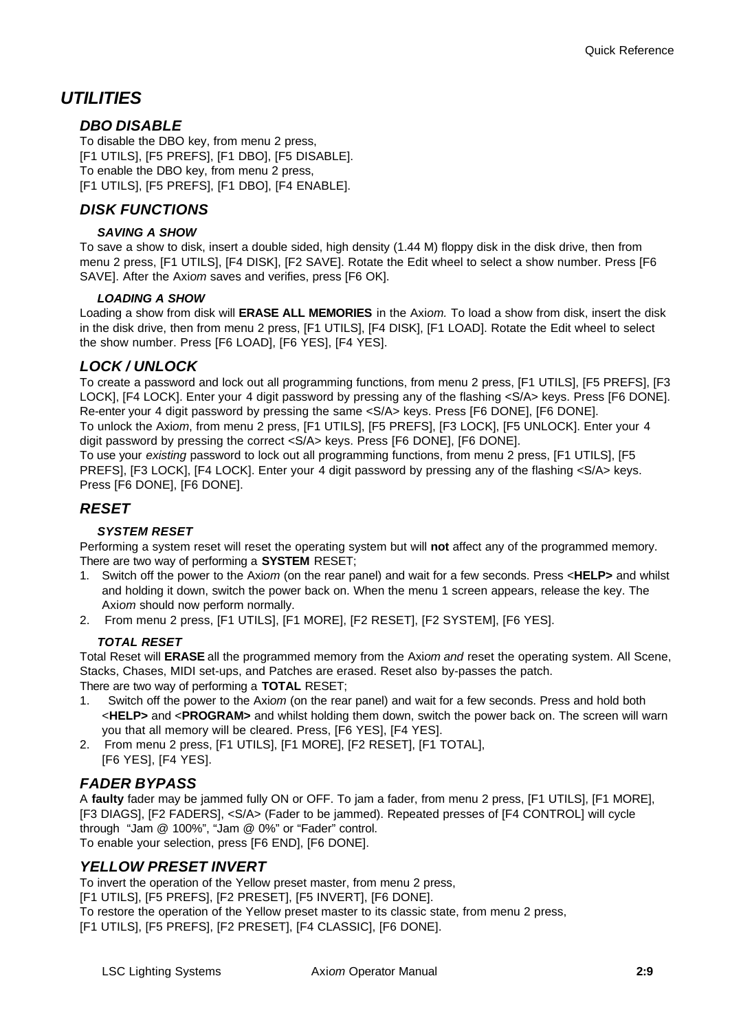# UTILITIES

## DBO DISABLE

To disable the DBO key, from menu 2 press,
[F1 UTILS], [F5 PREFS], [F1 DBO], [F5 DISABLE].
To enable the DBO key, from menu 2 press,
[F1 UTILS], [F5 PREFS], [F1 DBO], [F4 ENABLE].

## DISK FUNCTIONS

### SAVING A SHOW

To save a show to disk, insert a double sided, high density (1.44 M) floppy disk in the disk drive, then from menu 2 press, [F1 UTILS], [F4 DISK], [F2 SAVE]. Rotate the Edit wheel to select a show number. Press [F6 SAVE]. After the Axi*om* saves and verifies, press [F6 OK].

### LOADING A SHOW

Loading a show from disk will **ERASE ALL MEMORIES** in the Axi*om.* To load a show from disk, insert the disk in the disk drive, then from menu 2 press, [F1 UTILS], [F4 DISK], [F1 LOAD]. Rotate the Edit wheel to select the show number. Press [F6 LOAD], [F6 YES], [F4 YES].

## LOCK / UNLOCK

To create a password and lock out all programming functions, from menu 2 press, [F1 UTILS], [F5 PREFS], [F3 LOCK], [F4 LOCK]. Enter your 4 digit password by pressing any of the flashing <S/A> keys. Press [F6 DONE]. Re-enter your 4 digit password by pressing the same <S/A> keys. Press [F6 DONE], [F6 DONE].
To unlock the Axi*om*, from menu 2 press, [F1 UTILS], [F5 PREFS], [F3 LOCK], [F5 UNLOCK]. Enter your 4 digit password by pressing the correct <S/A> keys. Press [F6 DONE], [F6 DONE].
To use your *existing* password to lock out all programming functions, from menu 2 press, [F1 UTILS], [F5 PREFS], [F3 LOCK], [F4 LOCK]. Enter your 4 digit password by pressing any of the flashing <S/A> keys. Press [F6 DONE], [F6 DONE].

## RESET

### SYSTEM RESET

Performing a system reset will reset the operating system but will **not** affect any of the programmed memory. There are two way of performing a **SYSTEM** RESET;

1. Switch off the power to the Axi*om* (on the rear panel) and wait for a few seconds. Press <**HELP>** and whilst and holding it down, switch the power back on. When the menu 1 screen appears, release the key. The Axi*om* should now perform normally.
2. From menu 2 press, [F1 UTILS], [F1 MORE], [F2 RESET], [F2 SYSTEM], [F6 YES].

### TOTAL RESET

Total Reset will **ERASE** all the programmed memory from the Axi*om and* reset the operating system. All Scene, Stacks, Chases, MIDI set-ups, and Patches are erased. Reset also by-passes the patch.
There are two way of performing a **TOTAL** RESET;

1. Switch off the power to the Axi*om* (on the rear panel) and wait for a few seconds. Press and hold both <**HELP>** and <**PROGRAM>** and whilst holding them down, switch the power back on. The screen will warn you that all memory will be cleared. Press, [F6 YES], [F4 YES].
2. From menu 2 press, [F1 UTILS], [F1 MORE], [F2 RESET], [F1 TOTAL], [F6 YES], [F4 YES].

## FADER BYPASS

A **faulty** fader may be jammed fully ON or OFF. To jam a fader, from menu 2 press, [F1 UTILS], [F1 MORE], [F3 DIAGS], [F2 FADERS], <S/A> (Fader to be jammed). Repeated presses of [F4 CONTROL] will cycle through "Jam @ 100%", "Jam @ 0%" or "Fader" control.
To enable your selection, press [F6 END], [F6 DONE].

## YELLOW PRESET INVERT

To invert the operation of the Yellow preset master, from menu 2 press,
[F1 UTILS], [F5 PREFS], [F2 PRESET], [F5 INVERT], [F6 DONE].
To restore the operation of the Yellow preset master to its classic state, from menu 2 press,
[F1 UTILS], [F5 PREFS], [F2 PRESET], [F4 CLASSIC], [F6 DONE].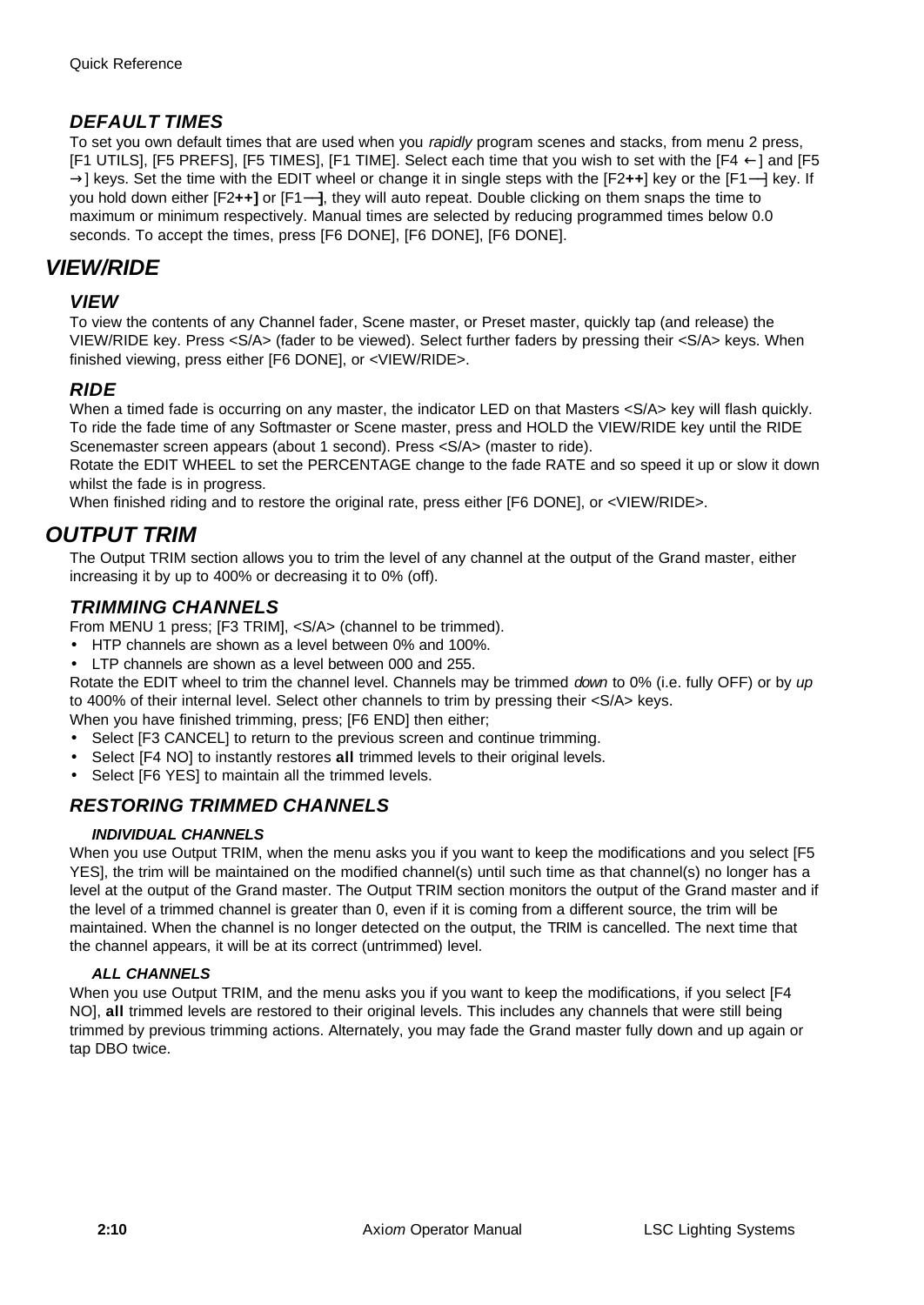### *DEFAULT TIMES*

To set you own default times that are used when you *rapidly* program scenes and stacks, from menu 2 press, [F1 UTILS], [F5 PREFS], [F5 TIMES], [F1 TIME]. Select each time that you wish to set with the [F4 ←] and [F5 →] keys. Set the time with the EDIT wheel or change it in single steps with the [F2**++**] key or the [F1**—**] key. If you hold down either [F2**++]** or [F1**—]**, they will auto repeat. Double clicking on them snaps the time to maximum or minimum respectively. Manual times are selected by reducing programmed times below 0.0 seconds. To accept the times, press [F6 DONE], [F6 DONE], [F6 DONE].

## *VIEW/RIDE*

### *VIEW*

To view the contents of any Channel fader, Scene master, or Preset master, quickly tap (and release) the VIEW/RIDE key. Press <S/A> (fader to be viewed). Select further faders by pressing their <S/A> keys. When finished viewing, press either [F6 DONE], or <VIEW/RIDE>.

### *RIDE*

When a timed fade is occurring on any master, the indicator LED on that Masters <S/A> key will flash quickly. To ride the fade time of any Softmaster or Scene master, press and HOLD the VIEW/RIDE key until the RIDE Scenemaster screen appears (about 1 second). Press <S/A> (master to ride).

Rotate the EDIT WHEEL to set the PERCENTAGE change to the fade RATE and so speed it up or slow it down whilst the fade is in progress.

When finished riding and to restore the original rate, press either [F6 DONE], or <VIEW/RIDE>.

## *OUTPUT TRIM*

The Output TRIM section allows you to trim the level of any channel at the output of the Grand master, either increasing it by up to 400% or decreasing it to 0% (off).

### *TRIMMING CHANNELS*

From MENU 1 press; [F3 TRIM], <S/A> (channel to be trimmed).

- HTP channels are shown as a level between 0% and 100%.
- LTP channels are shown as a level between 000 and 255.

Rotate the EDIT wheel to trim the channel level. Channels may be trimmed *down* to 0% (i.e. fully OFF) or by *up* to 400% of their internal level. Select other channels to trim by pressing their <S/A> keys.

When you have finished trimming, press; [F6 END] then either;

- Select [F3 CANCEL] to return to the previous screen and continue trimming.
- Select [F4 NO] to instantly restores **all** trimmed levels to their original levels.
- Select [F6 YES] to maintain all the trimmed levels.

### *RESTORING TRIMMED CHANNELS*

#### *INDIVIDUAL CHANNELS*

When you use Output TRIM, when the menu asks you if you want to keep the modifications and you select [F5 YES], the trim will be maintained on the modified channel(s) until such time as that channel(s) no longer has a level at the output of the Grand master. The Output TRIM section monitors the output of the Grand master and if the level of a trimmed channel is greater than 0, even if it is coming from a different source, the trim will be maintained. When the channel is no longer detected on the output, the TRIM is cancelled. The next time that the channel appears, it will be at its correct (untrimmed) level.

#### *ALL CHANNELS*

When you use Output TRIM, and the menu asks you if you want to keep the modifications, if you select [F4 NO], **all** trimmed levels are restored to their original levels. This includes any channels that were still being trimmed by previous trimming actions. Alternately, you may fade the Grand master fully down and up again or tap DBO twice.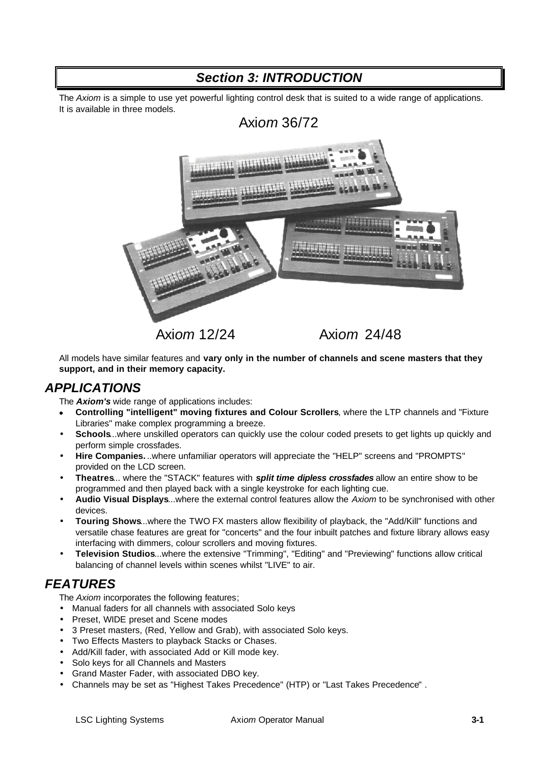## *Section 3: INTRODUCTION*

The *Axiom* is a simple to use yet powerful lighting control desk that is suited to a wide range of applications. It is available in three models.

Axi*om* 36/72

Axi*om* 12/24 Axi*om* 24/48

All models have similar features and **vary only in the number of channels and scene masters that they support, and in their memory capacity.**

## *APPLICATIONS*

The ***Axiom's*** wide range of applications includes:

- **Controlling "intelligent" moving fixtures and Colour Scrollers**, where the LTP channels and "Fixture Libraries" make complex programming a breeze.
- **Schools**...where unskilled operators can quickly use the colour coded presets to get lights up quickly and perform simple crossfades.
- **Hire Companies.**..where unfamiliar operators will appreciate the "HELP" screens and "PROMPTS" provided on the LCD screen.
- **Theatres**... where the "STACK" features with ***split time dipless crossfades*** allow an entire show to be programmed and then played back with a single keystroke for each lighting cue.
- **Audio Visual Displays**...where the external control features allow the *Axiom* to be synchronised with other devices.
- **Touring Shows**...where the TWO FX masters allow flexibility of playback, the "Add/Kill" functions and versatile chase features are great for "concerts" and the four inbuilt patches and fixture library allows easy interfacing with dimmers, colour scrollers and moving fixtures.
- **Television Studios**...where the extensive "Trimming", "Editing" and "Previewing" functions allow critical balancing of channel levels within scenes whilst "LIVE" to air.

## *FEATURES*

The *Axiom* incorporates the following features;

- Manual faders for all channels with associated Solo keys
- Preset, WIDE preset and Scene modes
- 3 Preset masters, (Red, Yellow and Grab), with associated Solo keys.
- Two Effects Masters to playback Stacks or Chases.
- Add/Kill fader, with associated Add or Kill mode key.
- Solo keys for all Channels and Masters
- Grand Master Fader, with associated DBO key.
- Channels may be set as "Highest Takes Precedence" (HTP) or "Last Takes Precedence" .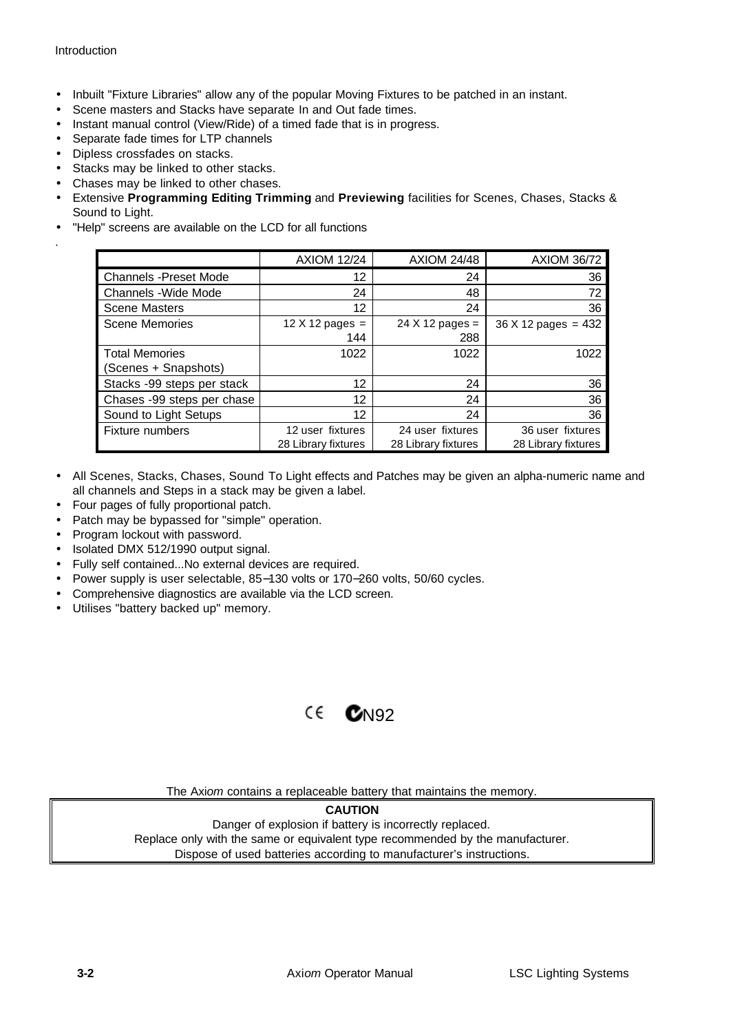- Inbuilt "Fixture Libraries" allow any of the popular Moving Fixtures to be patched in an instant.
- Scene masters and Stacks have separate In and Out fade times.
- Instant manual control (View/Ride) of a timed fade that is in progress.
- Separate fade times for LTP channels
- Dipless crossfades on stacks.
- Stacks may be linked to other stacks.
- Chases may be linked to other chases.
- Extensive **Programming Editing Trimming** and **Previewing** facilities for Scenes, Chases, Stacks & Sound to Light.
- "Help" screens are available on the LCD for all functions

.

| | AXIOM 12/24 | AXIOM 24/48 | AXIOM 36/72 |
|---|---|---|---|
| Channels -Preset Mode | 12 | 24 | 36 |
| Channels -Wide Mode | 24 | 48 | 72 |
| Scene Masters | 12 | 24 | 36 |
| Scene Memories | 12 X 12 pages = 144 | 24 X 12 pages = 288 | 36 X 12 pages = 432 |
| Total Memories (Scenes + Snapshots) | 1022 | 1022 | 1022 |
| Stacks -99 steps per stack | 12 | 24 | 36 |
| Chases -99 steps per chase | 12 | 24 | 36 |
| Sound to Light Setups | 12 | 24 | 36 |
| Fixture numbers | 12 user fixtures 28 Library fixtures | 24 user fixtures 28 Library fixtures | 36 user fixtures 28 Library fixtures |

- All Scenes, Stacks, Chases, Sound To Light effects and Patches may be given an alpha-numeric name and all channels and Steps in a stack may be given a label.
- Four pages of fully proportional patch.
- Patch may be bypassed for "simple" operation.
- Program lockout with password.
- Isolated DMX 512/1990 output signal.
- Fully self contained...No external devices are required.
- Power supply is user selectable, 85–130 volts or 170–260 volts, 50/60 cycles.
- Comprehensive diagnostics are available via the LCD screen.
- Utilises "battery backed up" memory.

CE N92

The Axi*om* contains a replaceable battery that maintains the memory.

**CAUTION**

Danger of explosion if battery is incorrectly replaced.
Replace only with the same or equivalent type recommended by the manufacturer.
Dispose of used batteries according to manufacturer's instructions.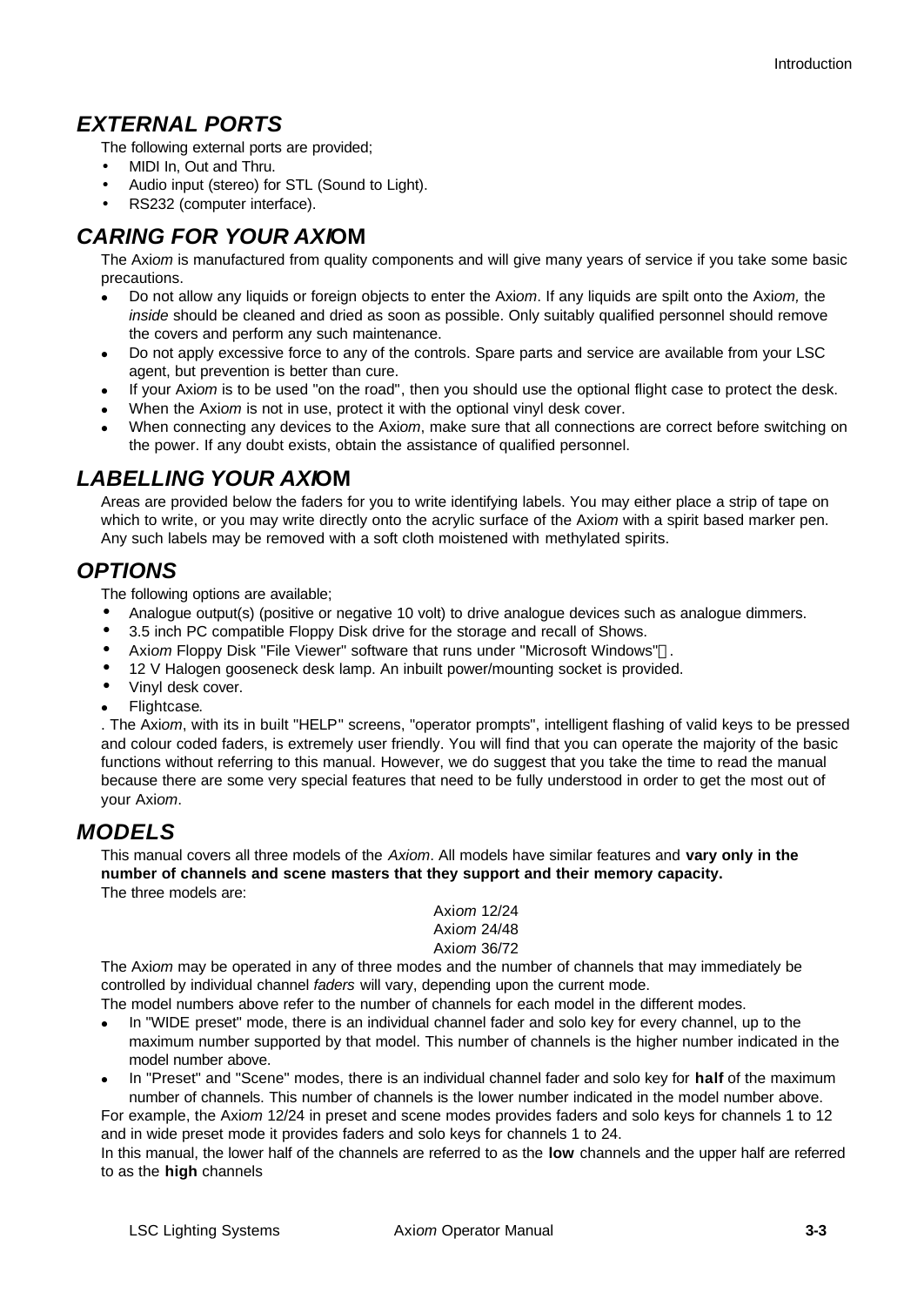## *EXTERNAL PORTS*

The following external ports are provided;

- MIDI In, Out and Thru.
- Audio input (stereo) for STL (Sound to Light).
- RS232 (computer interface).

## *CARING FOR YOUR AXIOM*

The Axi*om* is manufactured from quality components and will give many years of service if you take some basic precautions.

- Do not allow any liquids or foreign objects to enter the Axi*om*. If any liquids are spilt onto the Axi*om,* the *inside* should be cleaned and dried as soon as possible. Only suitably qualified personnel should remove the covers and perform any such maintenance.
- Do not apply excessive force to any of the controls. Spare parts and service are available from your LSC agent, but prevention is better than cure.
- If your Axi*om* is to be used "on the road", then you should use the optional flight case to protect the desk.
- When the Axi*om* is not in use, protect it with the optional vinyl desk cover.
- When connecting any devices to the Axi*om*, make sure that all connections are correct before switching on the power. If any doubt exists, obtain the assistance of qualified personnel.

## *LABELLING YOUR AXIOM*

Areas are provided below the faders for you to write identifying labels. You may either place a strip of tape on which to write, or you may write directly onto the acrylic surface of the Axi*om* with a spirit based marker pen. Any such labels may be removed with a soft cloth moistened with methylated spirits.

## *OPTIONS*

The following options are available;

- Analogue output(s) (positive or negative 10 volt) to drive analogue devices such as analogue dimmers.
- 3.5 inch PC compatible Floppy Disk drive for the storage and recall of Shows.
- Axi*om* Floppy Disk "File Viewer" software that runs under "Microsoft Windows"™.
- 12 V Halogen gooseneck desk lamp. An inbuilt power/mounting socket is provided.
- Vinyl desk cover.
- Flightcase.

. The Axi*om*, with its in built "HELP" screens, "operator prompts", intelligent flashing of valid keys to be pressed and colour coded faders, is extremely user friendly. You will find that you can operate the majority of the basic functions without referring to this manual. However, we do suggest that you take the time to read the manual because there are some very special features that need to be fully understood in order to get the most out of your Axi*om*.

## *MODELS*

This manual covers all three models of the *Axiom*. All models have similar features and **vary only in the number of channels and scene masters that they support and their memory capacity.**
The three models are:

Axi*om* 12/24
Axi*om* 24/48
Axi*om* 36/72

The Axi*om* may be operated in any of three modes and the number of channels that may immediately be controlled by individual channel *faders* will vary, depending upon the current mode.
The model numbers above refer to the number of channels for each model in the different modes.

- In "WIDE preset" mode, there is an individual channel fader and solo key for every channel, up to the maximum number supported by that model. This number of channels is the higher number indicated in the model number above.
- In "Preset" and "Scene" modes, there is an individual channel fader and solo key for **half** of the maximum number of channels. This number of channels is the lower number indicated in the model number above.

For example, the Axi*om* 12/24 in preset and scene modes provides faders and solo keys for channels 1 to 12 and in wide preset mode it provides faders and solo keys for channels 1 to 24.
In this manual, the lower half of the channels are referred to as the **low** channels and the upper half are referred to as the **high** channels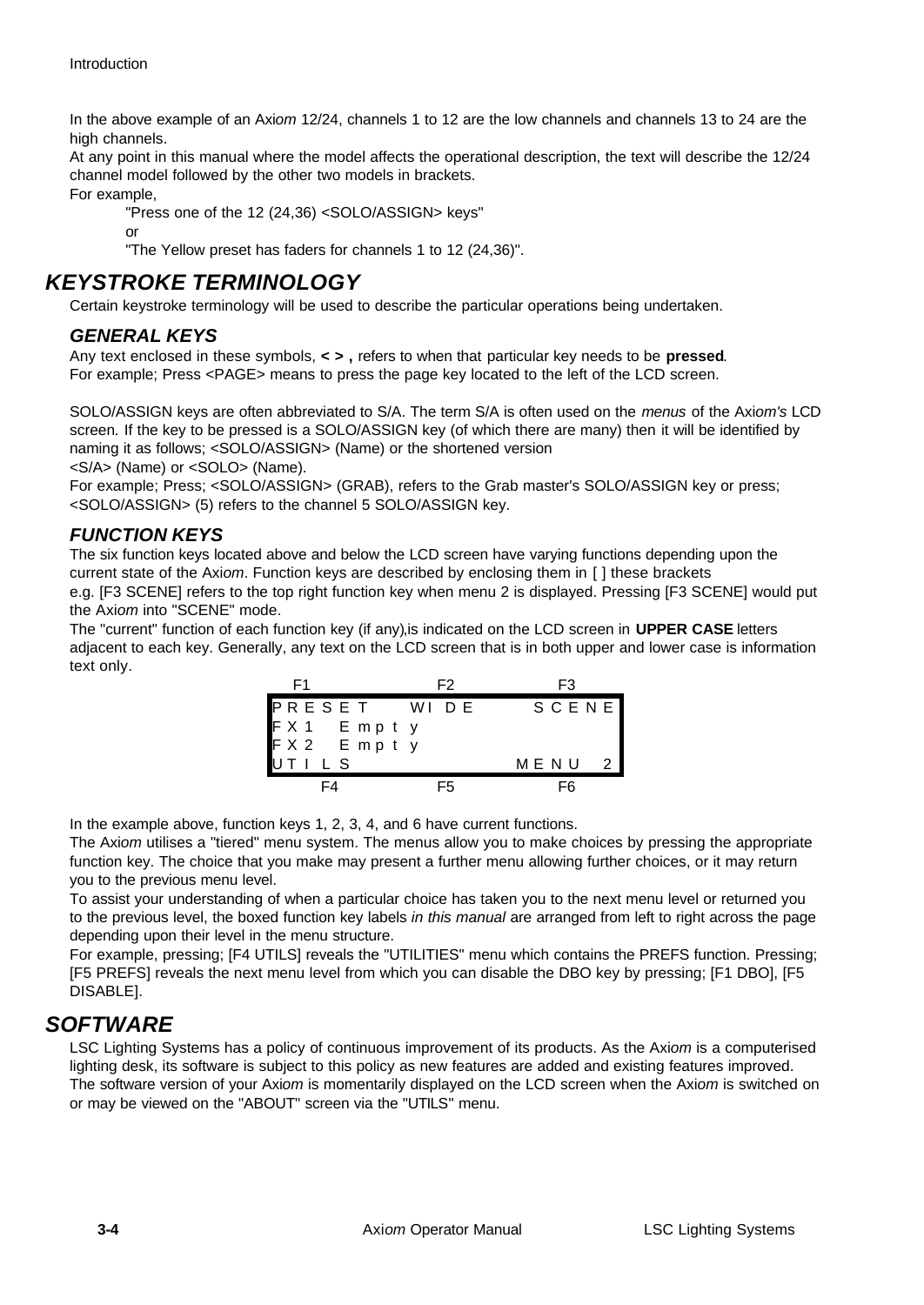In the above example of an Axi*om* 12/24, channels 1 to 12 are the low channels and channels 13 to 24 are the high channels.

At any point in this manual where the model affects the operational description, the text will describe the 12/24 channel model followed by the other two models in brackets.

For example,

"Press one of the 12 (24,36) <SOLO/ASSIGN> keys"

or

"The Yellow preset has faders for channels 1 to 12 (24,36)".

## KEYSTROKE TERMINOLOGY

Certain keystroke terminology will be used to describe the particular operations being undertaken.

### GENERAL KEYS

Any text enclosed in these symbols, **< > ,** refers to when that particular key needs to be **pressed**.

For example; Press <PAGE> means to press the page key located to the left of the LCD screen.

SOLO/ASSIGN keys are often abbreviated to S/A. The term S/A is often used on the *menus* of the Axi*om's* LCD screen. If the key to be pressed is a SOLO/ASSIGN key (of which there are many) then it will be identified by naming it as follows; <SOLO/ASSIGN> (Name) or the shortened version

<S/A> (Name) or <SOLO> (Name).

For example; Press; <SOLO/ASSIGN> (GRAB), refers to the Grab master's SOLO/ASSIGN key or press; <SOLO/ASSIGN> (5) refers to the channel 5 SOLO/ASSIGN key.

### FUNCTION KEYS

The six function keys located above and below the LCD screen have varying functions depending upon the current state of the Axi*om*. Function keys are described by enclosing them in [ ] these brackets

e.g. [F3 SCENE] refers to the top right function key when menu 2 is displayed. Pressing [F3 SCENE] would put the Axi*om* into "SCENE" mode.

The "current" function of each function key (if any),is indicated on the LCD screen in **UPPER CASE** letters adjacent to each key. Generally, any text on the LCD screen that is in both upper and lower case is information text only.

```
 F1              F2            F3
+-------------------------------------+
|PRESET        WIDE        SCENE|
|FX1  Empty                     |
|FX2  Empty                     |
|UTILS                    MENU 2|
+-------------------------------------+
      F4           F5            F6
```

In the example above, function keys 1, 2, 3, 4, and 6 have current functions.

The Axi*om* utilises a "tiered" menu system. The menus allow you to make choices by pressing the appropriate function key. The choice that you make may present a further menu allowing further choices, or it may return you to the previous menu level.

To assist your understanding of when a particular choice has taken you to the next menu level or returned you to the previous level, the boxed function key labels *in this manual* are arranged from left to right across the page depending upon their level in the menu structure.

For example, pressing; [F4 UTILS] reveals the "UTILITIES" menu which contains the PREFS function. Pressing; [F5 PREFS] reveals the next menu level from which you can disable the DBO key by pressing; [F1 DBO], [F5 DISABLE].

## SOFTWARE

LSC Lighting Systems has a policy of continuous improvement of its products. As the Axi*om* is a computerised lighting desk, its software is subject to this policy as new features are added and existing features improved. The software version of your Axi*om* is momentarily displayed on the LCD screen when the Axi*om* is switched on or may be viewed on the "ABOUT" screen via the "UTILS" menu.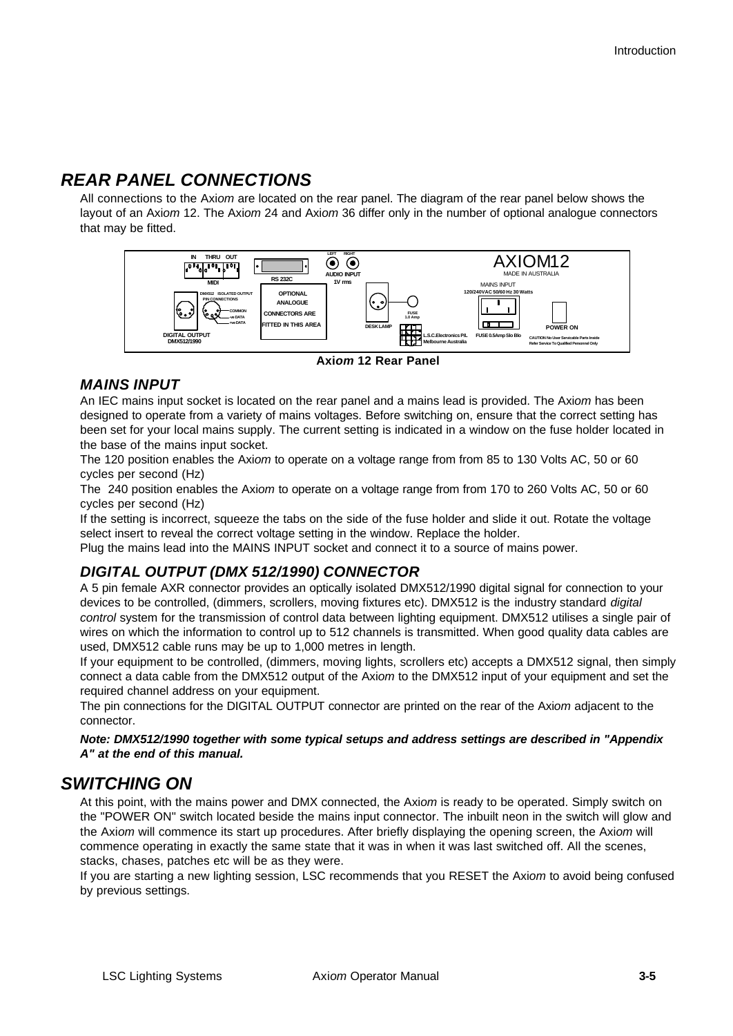## *REAR PANEL CONNECTIONS*

All connections to the Axi*om* are located on the rear panel. The diagram of the rear panel below shows the layout of an Axi*om* 12. The Axi*om* 24 and Axi*om* 36 differ only in the number of optional analogue connectors that may be fitted.

**Axi*om* 12 Rear Panel**

### *MAINS INPUT*

An IEC mains input socket is located on the rear panel and a mains lead is provided. The Axi*om* has been designed to operate from a variety of mains voltages. Before switching on, ensure that the correct setting has been set for your local mains supply. The current setting is indicated in a window on the fuse holder located in the base of the mains input socket.

The 120 position enables the Axi*om* to operate on a voltage range from from 85 to 130 Volts AC, 50 or 60 cycles per second (Hz)

The 240 position enables the Axi*om* to operate on a voltage range from from 170 to 260 Volts AC, 50 or 60 cycles per second (Hz)

If the setting is incorrect, squeeze the tabs on the side of the fuse holder and slide it out. Rotate the voltage select insert to reveal the correct voltage setting in the window. Replace the holder.

Plug the mains lead into the MAINS INPUT socket and connect it to a source of mains power.

### *DIGITAL OUTPUT (DMX 512/1990) CONNECTOR*

A 5 pin female AXR connector provides an optically isolated DMX512/1990 digital signal for connection to your devices to be controlled, (dimmers, scrollers, moving fixtures etc). DMX512 is the industry standard *digital control* system for the transmission of control data between lighting equipment. DMX512 utilises a single pair of wires on which the information to control up to 512 channels is transmitted. When good quality data cables are used, DMX512 cable runs may be up to 1,000 metres in length.

If your equipment to be controlled, (dimmers, moving lights, scrollers etc) accepts a DMX512 signal, then simply connect a data cable from the DMX512 output of the Axi*om* to the DMX512 input of your equipment and set the required channel address on your equipment.

The pin connections for the DIGITAL OUTPUT connector are printed on the rear of the Axi*om* adjacent to the connector.

***Note: DMX512/1990 together with some typical setups and address settings are described in "Appendix A" at the end of this manual.***

## *SWITCHING ON*

At this point, with the mains power and DMX connected, the Axi*om* is ready to be operated. Simply switch on the "POWER ON" switch located beside the mains input connector. The inbuilt neon in the switch will glow and the Axi*om* will commence its start up procedures. After briefly displaying the opening screen, the Axi*om* will commence operating in exactly the same state that it was in when it was last switched off. All the scenes, stacks, chases, patches etc will be as they were.

If you are starting a new lighting session, LSC recommends that you RESET the Axi*om* to avoid being confused by previous settings.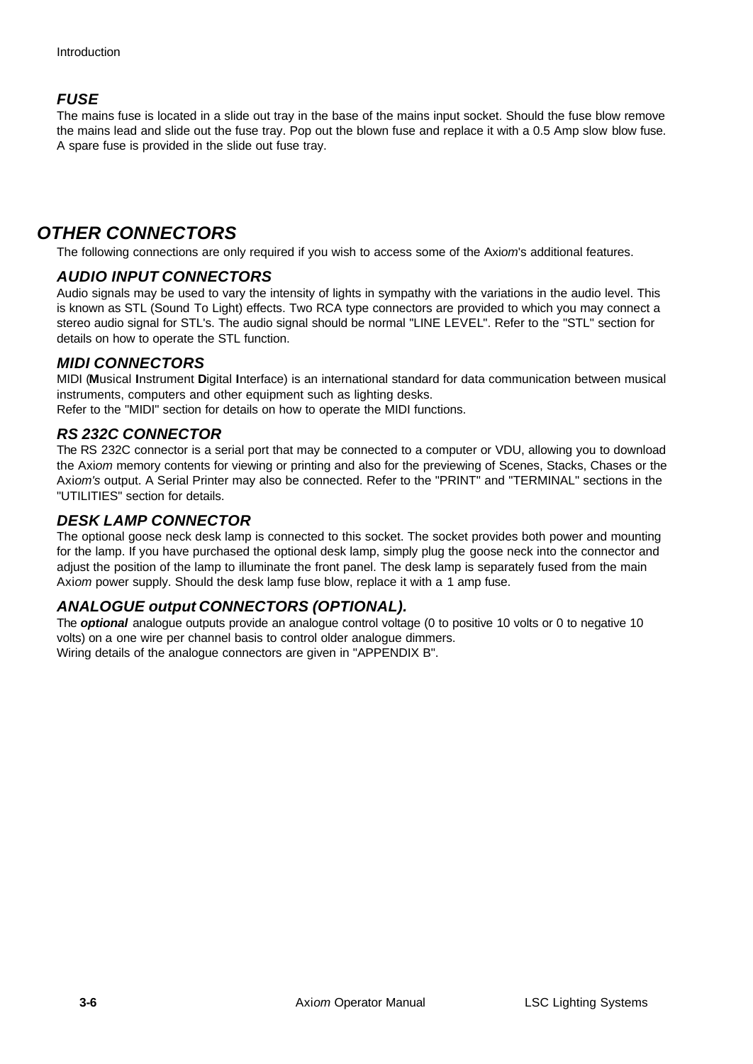### *FUSE*

The mains fuse is located in a slide out tray in the base of the mains input socket. Should the fuse blow remove the mains lead and slide out the fuse tray. Pop out the blown fuse and replace it with a 0.5 Amp slow blow fuse. A spare fuse is provided in the slide out fuse tray.

## *OTHER CONNECTORS*

The following connections are only required if you wish to access some of the Axi*om*'s additional features.

### *AUDIO INPUT CONNECTORS*

Audio signals may be used to vary the intensity of lights in sympathy with the variations in the audio level. This is known as STL (Sound To Light) effects. Two RCA type connectors are provided to which you may connect a stereo audio signal for STL's. The audio signal should be normal "LINE LEVEL". Refer to the "STL" section for details on how to operate the STL function.

### *MIDI CONNECTORS*

MIDI (**M**usical **I**nstrument **D**igital **I**nterface) is an international standard for data communication between musical instruments, computers and other equipment such as lighting desks.
Refer to the "MIDI" section for details on how to operate the MIDI functions.

### *RS 232C CONNECTOR*

The RS 232C connector is a serial port that may be connected to a computer or VDU, allowing you to download the Axi*om* memory contents for viewing or printing and also for the previewing of Scenes, Stacks, Chases or the Axi*om's* output. A Serial Printer may also be connected. Refer to the "PRINT" and "TERMINAL" sections in the "UTILITIES" section for details.

### *DESK LAMP CONNECTOR*

The optional goose neck desk lamp is connected to this socket. The socket provides both power and mounting for the lamp. If you have purchased the optional desk lamp, simply plug the goose neck into the connector and adjust the position of the lamp to illuminate the front panel. The desk lamp is separately fused from the main Axi*om* power supply. Should the desk lamp fuse blow, replace it with a 1 amp fuse.

### *ANALOGUE output CONNECTORS (OPTIONAL).*

The ***optional*** analogue outputs provide an analogue control voltage (0 to positive 10 volts or 0 to negative 10 volts) on a one wire per channel basis to control older analogue dimmers.
Wiring details of the analogue connectors are given in "APPENDIX B".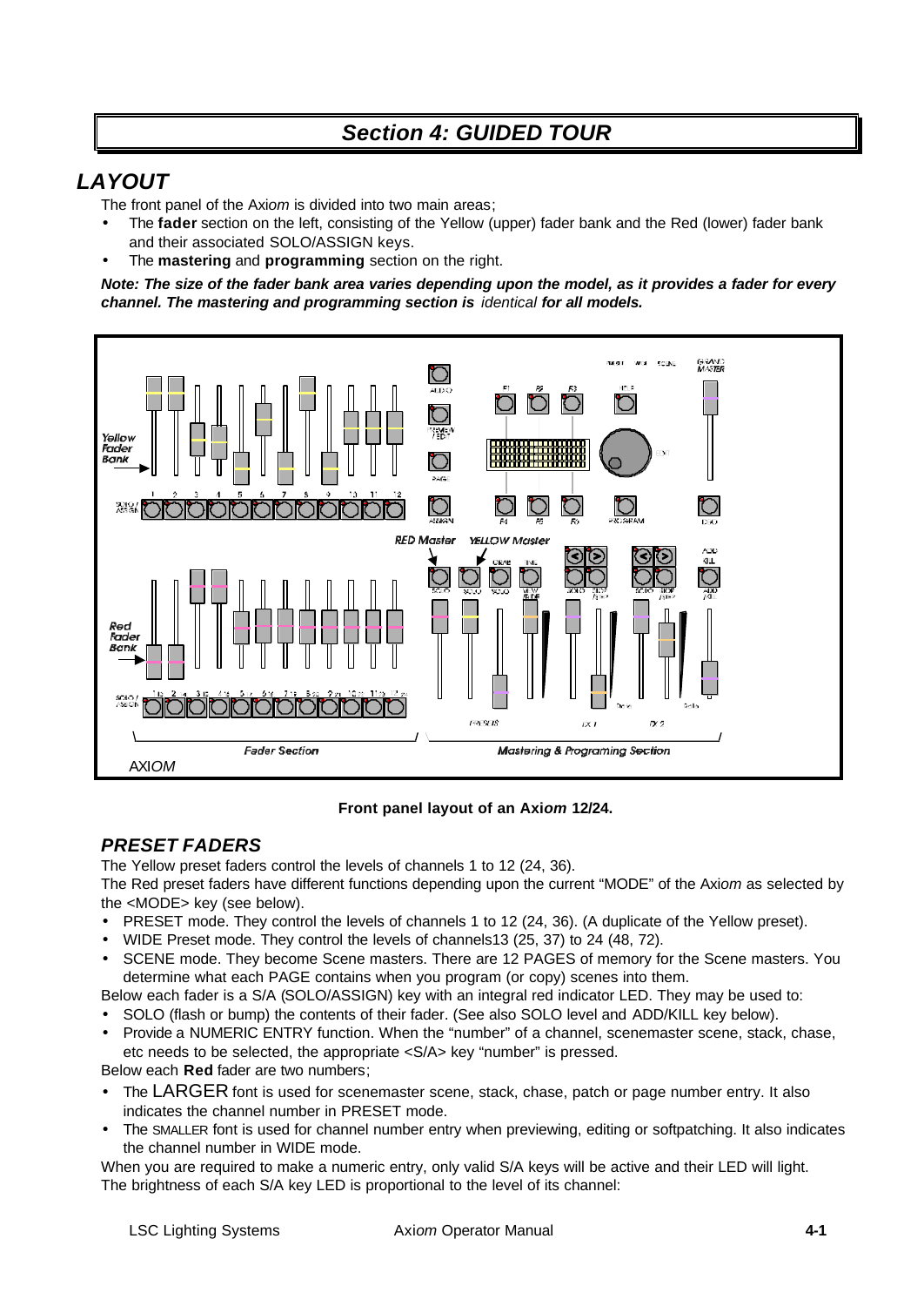# Section 4: GUIDED TOUR

## LAYOUT

The front panel of the Axi*om* is divided into two main areas;

- The **fader** section on the left, consisting of the Yellow (upper) fader bank and the Red (lower) fader bank and their associated SOLO/ASSIGN keys.
- The **mastering** and **programming** section on the right.

***Note: The size of the fader bank area varies depending upon the model, as it provides a fader for every channel. The mastering and programming section is*** *identical* ***for all models.***

**Front panel layout of an Axi*om* 12/24.**

### PRESET FADERS

The Yellow preset faders control the levels of channels 1 to 12 (24, 36).

The Red preset faders have different functions depending upon the current "MODE" of the Axi*om* as selected by the <MODE> key (see below).

- PRESET mode. They control the levels of channels 1 to 12 (24, 36). (A duplicate of the Yellow preset).
- WIDE Preset mode. They control the levels of channels13 (25, 37) to 24 (48, 72).
- SCENE mode. They become Scene masters. There are 12 PAGES of memory for the Scene masters. You determine what each PAGE contains when you program (or copy) scenes into them.

Below each fader is a S/A (SOLO/ASSIGN) key with an integral red indicator LED. They may be used to:

- SOLO (flash or bump) the contents of their fader. (See also SOLO level and ADD/KILL key below).
- Provide a NUMERIC ENTRY function. When the "number" of a channel, scenemaster scene, stack, chase, etc needs to be selected, the appropriate <S/A> key "number" is pressed.

Below each **Red** fader are two numbers;

- The LARGER font is used for scenemaster scene, stack, chase, patch or page number entry. It also indicates the channel number in PRESET mode.
- The SMALLER font is used for channel number entry when previewing, editing or softpatching. It also indicates the channel number in WIDE mode.

When you are required to make a numeric entry, only valid S/A keys will be active and their LED will light. The brightness of each S/A key LED is proportional to the level of its channel: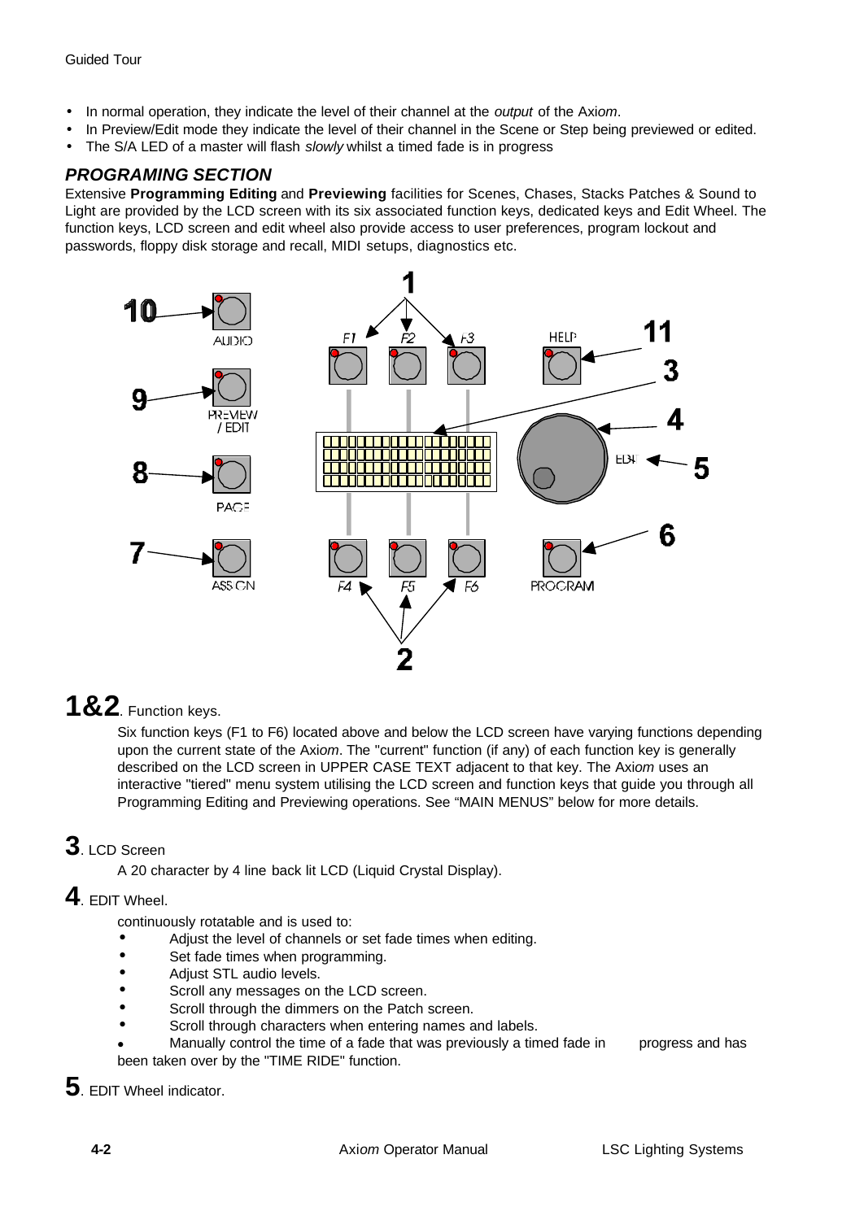- In normal operation, they indicate the level of their channel at the *output* of the Axi*om*.
- In Preview/Edit mode they indicate the level of their channel in the Scene or Step being previewed or edited.
- The S/A LED of a master will flash *slowly* whilst a timed fade is in progress

### *PROGRAMING SECTION*

Extensive **Programming Editing** and **Previewing** facilities for Scenes, Chases, Stacks Patches & Sound to Light are provided by the LCD screen with its six associated function keys, dedicated keys and Edit Wheel. The function keys, LCD screen and edit wheel also provide access to user preferences, program lockout and passwords, floppy disk storage and recall, MIDI setups, diagnostics etc.

## **1&2**. Function keys.

Six function keys (F1 to F6) located above and below the LCD screen have varying functions depending upon the current state of the Axi*om*. The "current" function (if any) of each function key is generally described on the LCD screen in UPPER CASE TEXT adjacent to that key. The Axi*om* uses an interactive "tiered" menu system utilising the LCD screen and function keys that guide you through all Programming Editing and Previewing operations. See "MAIN MENUS" below for more details.

## **3**. LCD Screen

A 20 character by 4 line back lit LCD (Liquid Crystal Display).

## **4**. EDIT Wheel.

continuously rotatable and is used to:

- Adjust the level of channels or set fade times when editing.
- Set fade times when programming.
- Adjust STL audio levels.
- Scroll any messages on the LCD screen.
- Scroll through the dimmers on the Patch screen.
- Scroll through characters when entering names and labels.
- Manually control the time of a fade that was previously a timed fade in progress and has been taken over by the "TIME RIDE" function.

## **5**. EDIT Wheel indicator.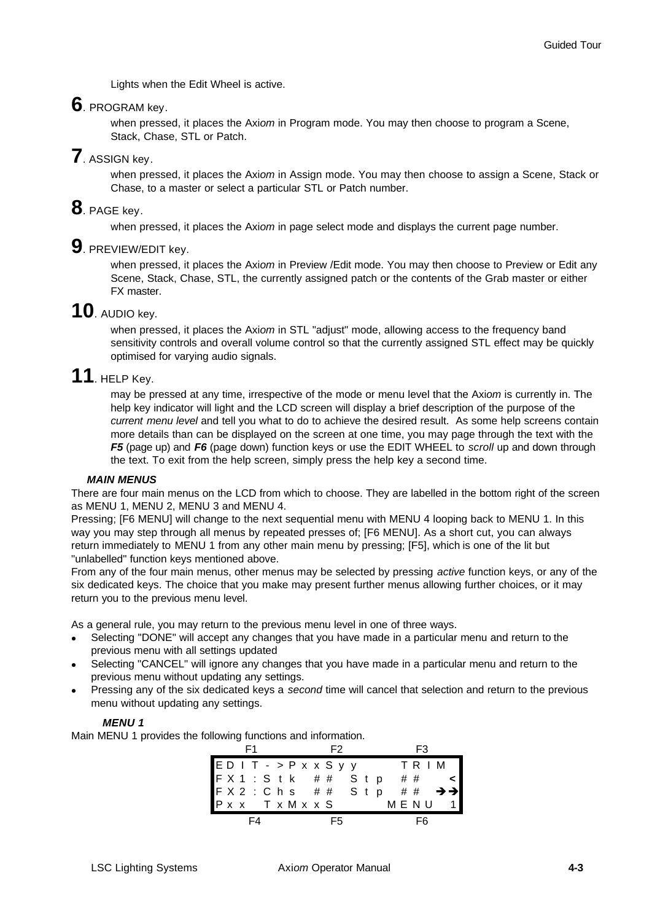Lights when the Edit Wheel is active.

**6**. PROGRAM key.

when pressed, it places the Axi*om* in Program mode. You may then choose to program a Scene, Stack, Chase, STL or Patch.

**7**. ASSIGN key.

when pressed, it places the Axi*om* in Assign mode. You may then choose to assign a Scene, Stack or Chase, to a master or select a particular STL or Patch number.

**8**. PAGE key.

when pressed, it places the Axi*om* in page select mode and displays the current page number.

**9**. PREVIEW/EDIT key.

when pressed, it places the Axi*om* in Preview /Edit mode. You may then choose to Preview or Edit any Scene, Stack, Chase, STL, the currently assigned patch or the contents of the Grab master or either FX master.

**10**. AUDIO key.

when pressed, it places the Axi*om* in STL "adjust" mode, allowing access to the frequency band sensitivity controls and overall volume control so that the currently assigned STL effect may be quickly optimised for varying audio signals.

**11**. HELP Key.

may be pressed at any time, irrespective of the mode or menu level that the Axi*om* is currently in. The help key indicator will light and the LCD screen will display a brief description of the purpose of the *current menu level* and tell you what to do to achieve the desired result. As some help screens contain more details than can be displayed on the screen at one time, you may page through the text with the ***F5*** (page up) and ***F6*** (page down) function keys or use the EDIT WHEEL to *scroll* up and down through the text. To exit from the help screen, simply press the help key a second time.

### *MAIN MENUS*

There are four main menus on the LCD from which to choose. They are labelled in the bottom right of the screen as MENU 1, MENU 2, MENU 3 and MENU 4.

Pressing; [F6 MENU] will change to the next sequential menu with MENU 4 looping back to MENU 1. In this way you may step through all menus by repeated presses of; [F6 MENU]. As a short cut, you can always return immediately to MENU 1 from any other main menu by pressing; [F5], which is one of the lit but "unlabelled" function keys mentioned above.

From any of the four main menus, other menus may be selected by pressing *active* function keys, or any of the six dedicated keys. The choice that you make may present further menus allowing further choices, or it may return you to the previous menu level.

As a general rule, you may return to the previous menu level in one of three ways.

- Selecting "DONE" will accept any changes that you have made in a particular menu and return to the previous menu with all settings updated
- Selecting "CANCEL" will ignore any changes that you have made in a particular menu and return to the previous menu without updating any settings.
- Pressing any of the six dedicated keys a *second* time will cancel that selection and return to the previous menu without updating any settings.

#### *MENU 1*

Main MENU 1 provides the following functions and information.

```
      F1              F2              F3
EDIT->PxxSyy               TRIM
FX1:Stk  ##  Stp  ##          <
FX2:Chs  ##  Stp  ##         →→
Pxx  TxMxxS             MENU  1
      F4              F5              F6
```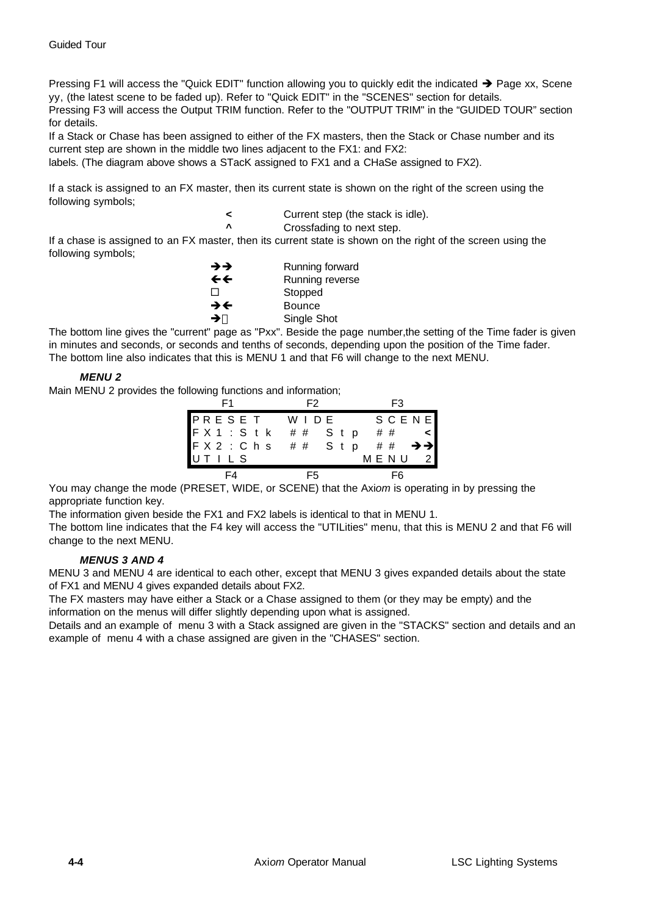Pressing F1 will access the "Quick EDIT" function allowing you to quickly edit the indicated ➔ Page xx, Scene yy, (the latest scene to be faded up). Refer to "Quick EDIT" in the "SCENES" section for details.
Pressing F3 will access the Output TRIM function. Refer to the "OUTPUT TRIM" in the "GUIDED TOUR" section for details.
If a Stack or Chase has been assigned to either of the FX masters, then the Stack or Chase number and its current step are shown in the middle two lines adjacent to the FX1: and FX2:
labels. (The diagram above shows a STacK assigned to FX1 and a CHaSe assigned to FX2).

If a stack is assigned to an FX master, then its current state is shown on the right of the screen using the following symbols;

| | |
|---|---|
| < | Current step (the stack is idle). |
| ^ | Crossfading to next step. |

If a chase is assigned to an FX master, then its current state is shown on the right of the screen using the following symbols;

| | |
|---|---|
| ➔➔ | Running forward |
| ←← | Running reverse |
| □ | Stopped |
| ➔← | Bounce |
| ➔□ | Single Shot |

The bottom line gives the "current" page as "Pxx". Beside the page number,the setting of the Time fader is given in minutes and seconds, or seconds and tenths of seconds, depending upon the position of the Time fader.
The bottom line also indicates that this is MENU 1 and that F6 will change to the next MENU.

***MENU 2***

Main MENU 2 provides the following functions and information;

```
  F1            F2            F3
PRESET     WIDE        SCENE
FX1:Stk  ##  Stp  ##      <
FX2:Chs  ##  Stp  ##     ➔➔
UTILS                MENU  2
  F4            F5            F6
```

You may change the mode (PRESET, WIDE, or SCENE) that the Axi*om* is operating in by pressing the appropriate function key.
The information given beside the FX1 and FX2 labels is identical to that in MENU 1.
The bottom line indicates that the F4 key will access the "UTILities" menu, that this is MENU 2 and that F6 will change to the next MENU.

***MENUS 3 AND 4***

MENU 3 and MENU 4 are identical to each other, except that MENU 3 gives expanded details about the state of FX1 and MENU 4 gives expanded details about FX2.
The FX masters may have either a Stack or a Chase assigned to them (or they may be empty) and the information on the menus will differ slightly depending upon what is assigned.
Details and an example of menu 3 with a Stack assigned are given in the "STACKS" section and details and an example of menu 4 with a chase assigned are given in the "CHASES" section.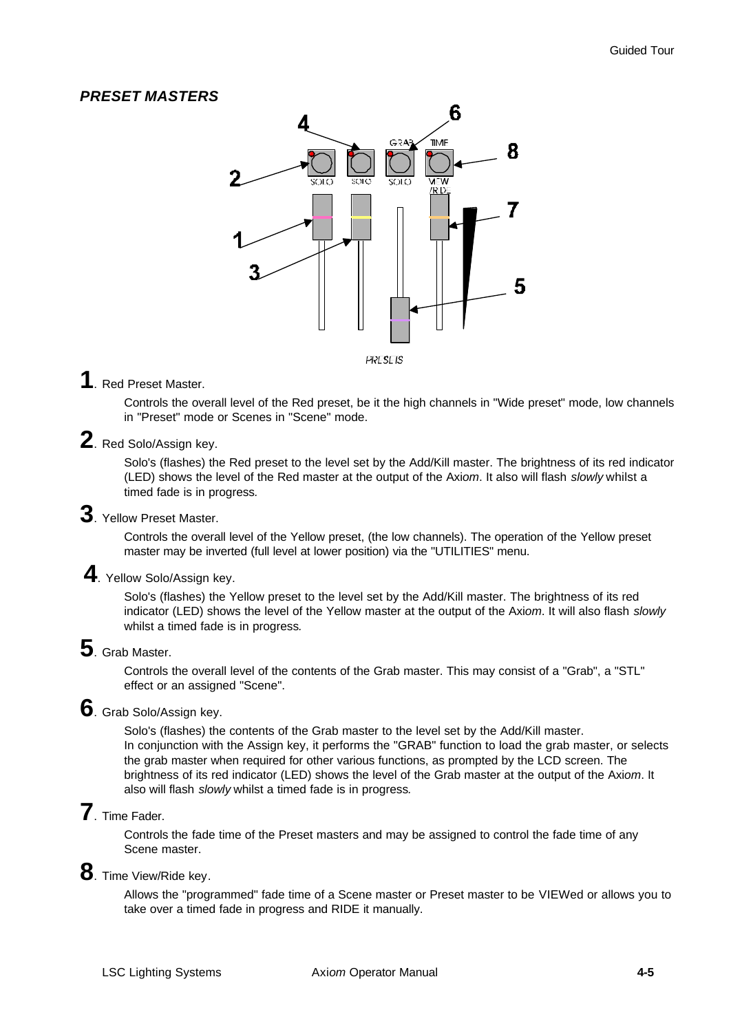## *PRESET MASTERS*

**1**. Red Preset Master.

Controls the overall level of the Red preset, be it the high channels in "Wide preset" mode, low channels in "Preset" mode or Scenes in "Scene" mode.

**2**. Red Solo/Assign key.

Solo's (flashes) the Red preset to the level set by the Add/Kill master. The brightness of its red indicator (LED) shows the level of the Red master at the output of the Axi*om*. It also will flash *slowly* whilst a timed fade is in progress.

**3**. Yellow Preset Master.

Controls the overall level of the Yellow preset, (the low channels). The operation of the Yellow preset master may be inverted (full level at lower position) via the "UTILITIES" menu.

**4**. Yellow Solo/Assign key.

Solo's (flashes) the Yellow preset to the level set by the Add/Kill master. The brightness of its red indicator (LED) shows the level of the Yellow master at the output of the Axi*om*. It will also flash *slowly* whilst a timed fade is in progress.

**5**. Grab Master.

Controls the overall level of the contents of the Grab master. This may consist of a "Grab", a "STL" effect or an assigned "Scene".

**6**. Grab Solo/Assign key.

Solo's (flashes) the contents of the Grab master to the level set by the Add/Kill master.
In conjunction with the Assign key, it performs the "GRAB" function to load the grab master, or selects the grab master when required for other various functions, as prompted by the LCD screen. The brightness of its red indicator (LED) shows the level of the Grab master at the output of the Axi*om*. It also will flash *slowly* whilst a timed fade is in progress.

**7**. Time Fader.

Controls the fade time of the Preset masters and may be assigned to control the fade time of any Scene master.

**8**. Time View/Ride key.

Allows the "programmed" fade time of a Scene master or Preset master to be VIEWed or allows you to take over a timed fade in progress and RIDE it manually.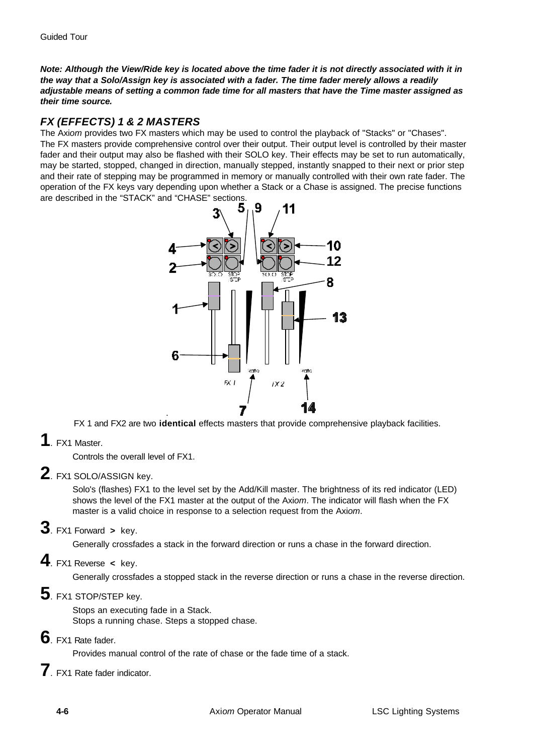***Note: Although the View/Ride key is located above the time fader it is not directly associated with it in the way that a Solo/Assign key is associated with a fader. The time fader merely allows a readily adjustable means of setting a common fade time for all masters that have the Time master assigned as their time source.***

## *FX (EFFECTS) 1 & 2 MASTERS*

The Ax*iom* provides two FX masters which may be used to control the playback of "Stacks" or "Chases". The FX masters provide comprehensive control over their output. Their output level is controlled by their master fader and their output may also be flashed with their SOLO key. Their effects may be set to run automatically, may be started, stopped, changed in direction, manually stepped, instantly snapped to their next or prior step and their rate of stepping may be programmed in memory or manually controlled with their own rate fader. The operation of the FX keys vary depending upon whether a Stack or a Chase is assigned. The precise functions are described in the "STACK" and "CHASE" sections.

FX 1 and FX2 are two **identical** effects masters that provide comprehensive playback facilities.

**1**. FX1 Master.

Controls the overall level of FX1.

**2**. FX1 SOLO/ASSIGN key.

Solo's (flashes) FX1 to the level set by the Add/Kill master. The brightness of its red indicator (LED) shows the level of the FX1 master at the output of the Ax*iom*. The indicator will flash when the FX master is a valid choice in response to a selection request from the Ax*iom*.

**3**. FX1 Forward **>** key.

Generally crossfades a stack in the forward direction or runs a chase in the forward direction.

**4**. FX1 Reverse **<** key.

Generally crossfades a stopped stack in the reverse direction or runs a chase in the reverse direction.

**5**. FX1 STOP/STEP key.

Stops an executing fade in a Stack.
Stops a running chase. Steps a stopped chase.

**6**. FX1 Rate fader.

Provides manual control of the rate of chase or the fade time of a stack.

**7**. FX1 Rate fader indicator.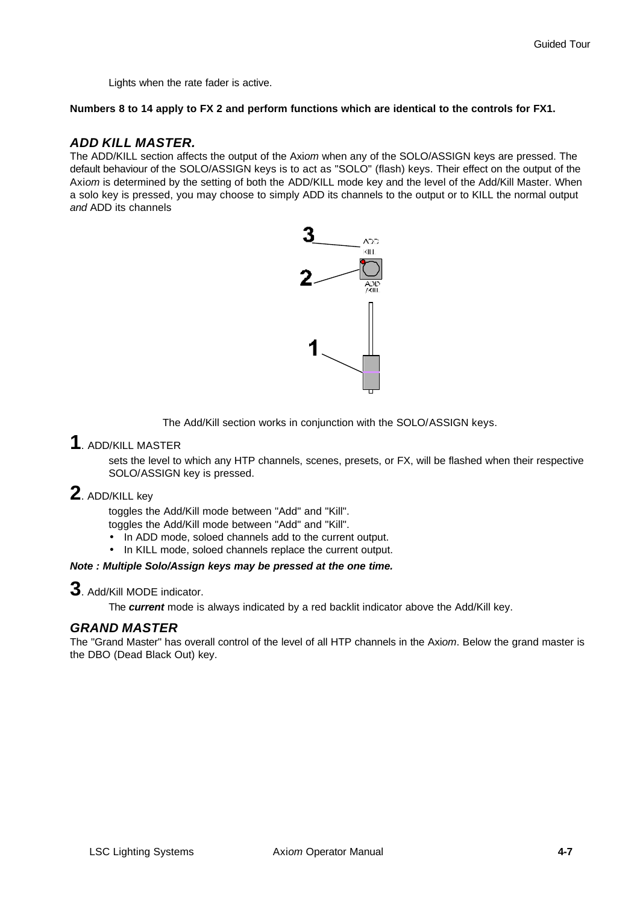Lights when the rate fader is active.

**Numbers 8 to 14 apply to FX 2 and perform functions which are identical to the controls for FX1.**

### *ADD KILL MASTER.*

The ADD/KILL section affects the output of the Axi*om* when any of the SOLO/ASSIGN keys are pressed. The default behaviour of the SOLO/ASSIGN keys is to act as "SOLO" (flash) keys. Their effect on the output of the Axi*om* is determined by the setting of both the ADD/KILL mode key and the level of the Add/Kill Master. When a solo key is pressed, you may choose to simply ADD its channels to the output or to KILL the normal output *and* ADD its channels

The Add/Kill section works in conjunction with the SOLO/ASSIGN keys.

**1**. ADD/KILL MASTER

sets the level to which any HTP channels, scenes, presets, or FX, will be flashed when their respective SOLO/ASSIGN key is pressed.

**2**. ADD/KILL key

toggles the Add/Kill mode between "Add" and "Kill".
toggles the Add/Kill mode between "Add" and "Kill".

- In ADD mode, soloed channels add to the current output.
- In KILL mode, soloed channels replace the current output.

***Note : Multiple Solo/Assign keys may be pressed at the one time.***

**3**. Add/Kill MODE indicator.

The ***current*** mode is always indicated by a red backlit indicator above the Add/Kill key.

### *GRAND MASTER*

The "Grand Master" has overall control of the level of all HTP channels in the Axi*om*. Below the grand master is the DBO (Dead Black Out) key.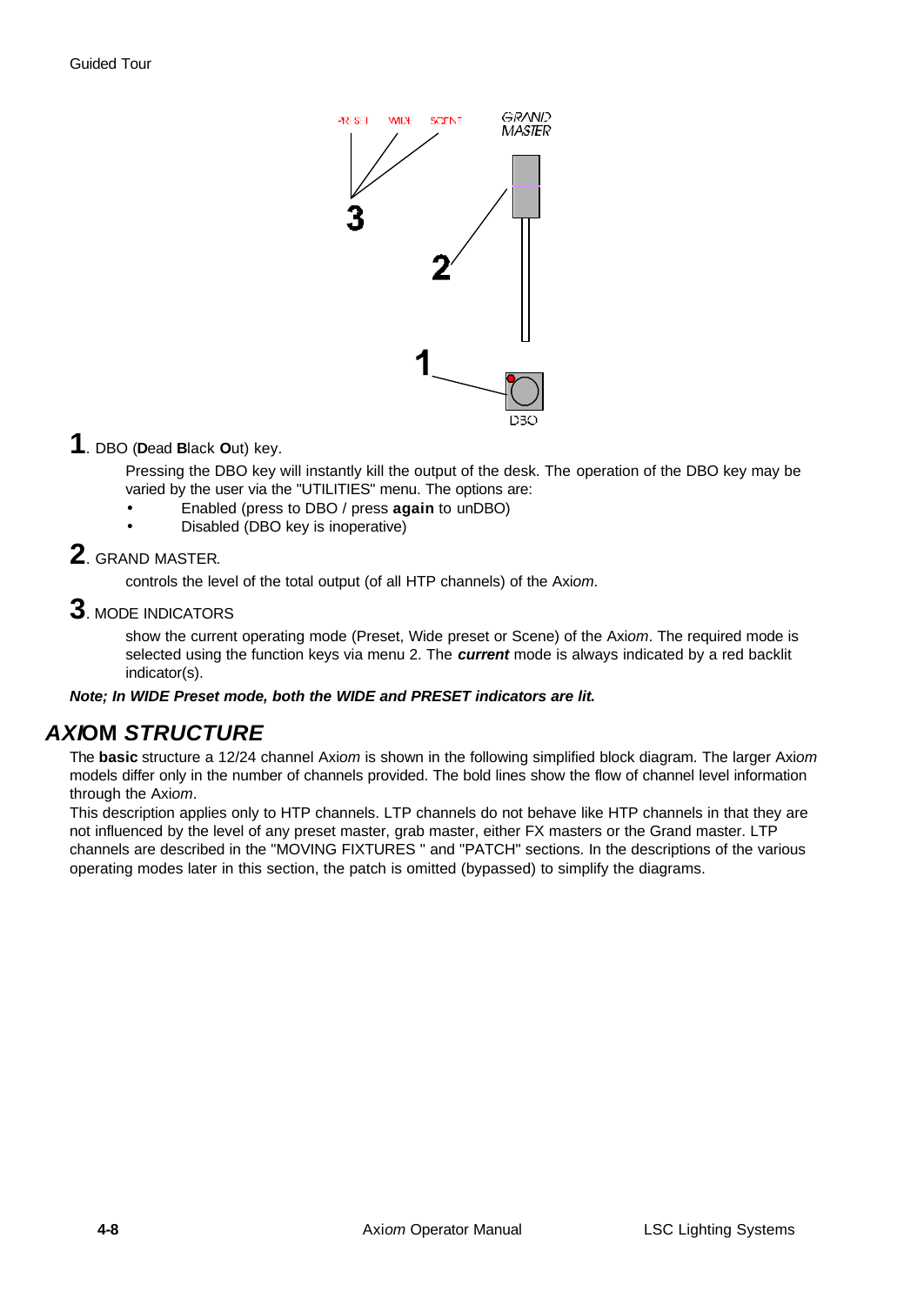**1**. DBO (**D**ead **B**lack **O**ut) key.

Pressing the DBO key will instantly kill the output of the desk. The operation of the DBO key may be varied by the user via the "UTILITIES" menu. The options are:

- Enabled (press to DBO / press **again** to unDBO)
- Disabled (DBO key is inoperative)

**2**. GRAND MASTER.

controls the level of the total output (of all HTP channels) of the Axi*om*.

**3**. MODE INDICATORS

show the current operating mode (Preset, Wide preset or Scene) of the Axi*om*. The required mode is selected using the function keys via menu 2. The ***current*** mode is always indicated by a red backlit indicator(s).

***Note; In WIDE Preset mode, both the WIDE and PRESET indicators are lit.***

## *AXI*OM *STRUCTURE*

The **basic** structure a 12/24 channel Axi*om* is shown in the following simplified block diagram. The larger Axi*om* models differ only in the number of channels provided. The bold lines show the flow of channel level information through the Axi*om*.

This description applies only to HTP channels. LTP channels do not behave like HTP channels in that they are not influenced by the level of any preset master, grab master, either FX masters or the Grand master. LTP channels are described in the "MOVING FIXTURES " and "PATCH" sections. In the descriptions of the various operating modes later in this section, the patch is omitted (bypassed) to simplify the diagrams.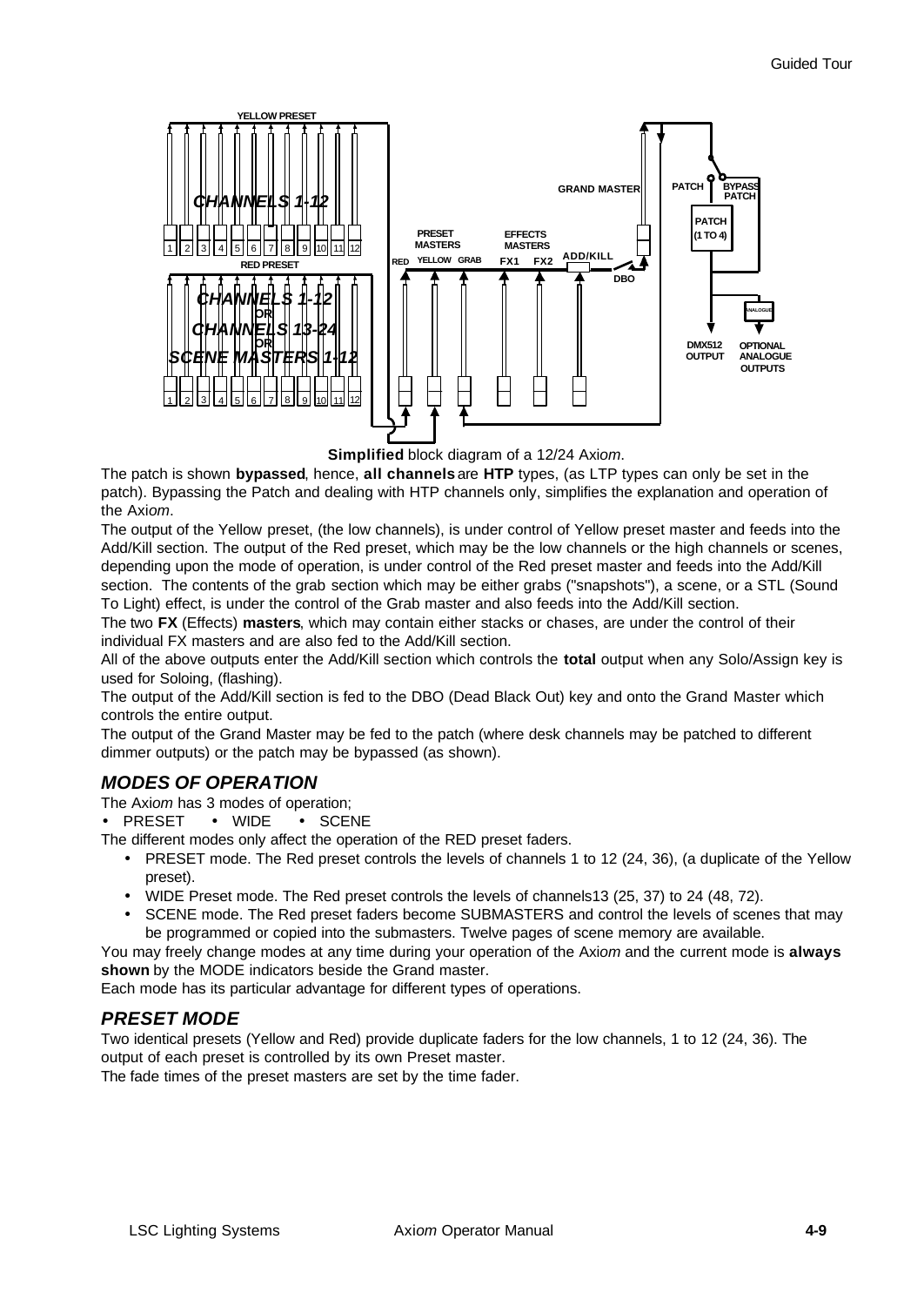**Simplified** block diagram of a 12/24 Axi*om*.

The patch is shown **bypassed**, hence, **all channels** are **HTP** types, (as LTP types can only be set in the patch). Bypassing the Patch and dealing with HTP channels only, simplifies the explanation and operation of the Axi*om*.

The output of the Yellow preset, (the low channels), is under control of Yellow preset master and feeds into the Add/Kill section. The output of the Red preset, which may be the low channels or the high channels or scenes, depending upon the mode of operation, is under control of the Red preset master and feeds into the Add/Kill section. The contents of the grab section which may be either grabs ("snapshots"), a scene, or a STL (Sound To Light) effect, is under the control of the Grab master and also feeds into the Add/Kill section.

The two **FX** (Effects) **masters**, which may contain either stacks or chases, are under the control of their individual FX masters and are also fed to the Add/Kill section.

All of the above outputs enter the Add/Kill section which controls the **total** output when any Solo/Assign key is used for Soloing, (flashing).

The output of the Add/Kill section is fed to the DBO (Dead Black Out) key and onto the Grand Master which controls the entire output.

The output of the Grand Master may be fed to the patch (where desk channels may be patched to different dimmer outputs) or the patch may be bypassed (as shown).

## *MODES OF OPERATION*

The Axi*om* has 3 modes of operation;

- PRESET • WIDE • SCENE

The different modes only affect the operation of the RED preset faders.

- PRESET mode. The Red preset controls the levels of channels 1 to 12 (24, 36), (a duplicate of the Yellow preset).
- WIDE Preset mode. The Red preset controls the levels of channels13 (25, 37) to 24 (48, 72).
- SCENE mode. The Red preset faders become SUBMASTERS and control the levels of scenes that may be programmed or copied into the submasters. Twelve pages of scene memory are available.

You may freely change modes at any time during your operation of the Axi*om* and the current mode is **always shown** by the MODE indicators beside the Grand master.

Each mode has its particular advantage for different types of operations.

## *PRESET MODE*

Two identical presets (Yellow and Red) provide duplicate faders for the low channels, 1 to 12 (24, 36). The output of each preset is controlled by its own Preset master.

The fade times of the preset masters are set by the time fader.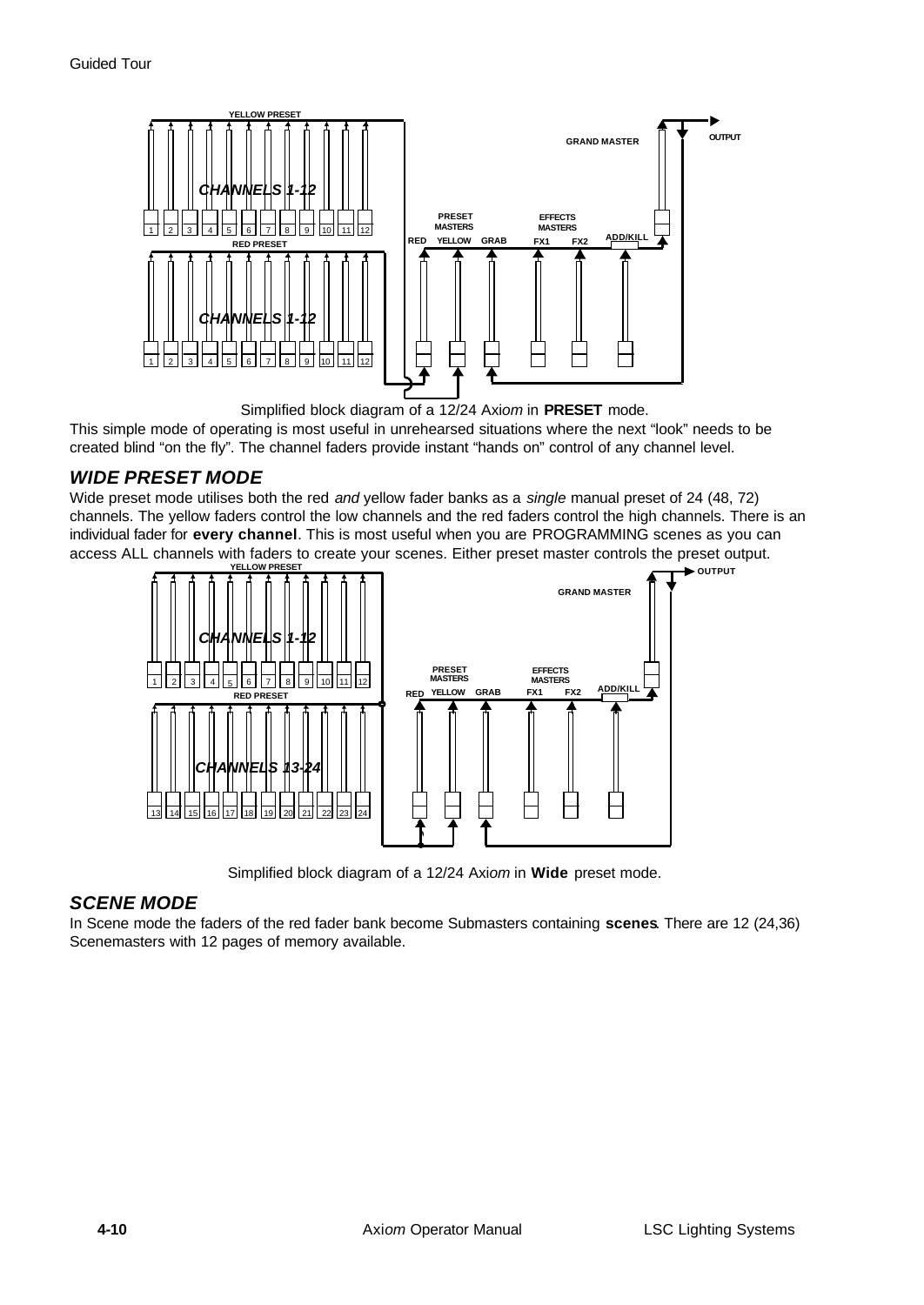Simplified block diagram of a 12/24 Axi*om* in **PRESET** mode.

This simple mode of operating is most useful in unrehearsed situations where the next "look" needs to be created blind "on the fly". The channel faders provide instant "hands on" control of any channel level.

## *WIDE PRESET MODE*

Wide preset mode utilises both the red *and* yellow fader banks as a *single* manual preset of 24 (48, 72) channels. The yellow faders control the low channels and the red faders control the high channels. There is an individual fader for **every channel**. This is most useful when you are PROGRAMMING scenes as you can access ALL channels with faders to create your scenes. Either preset master controls the preset output.

Simplified block diagram of a 12/24 Axi*om* in **Wide** preset mode.

## *SCENE MODE*

In Scene mode the faders of the red fader bank become Submasters containing **scenes**. There are 12 (24,36) Scenemasters with 12 pages of memory available.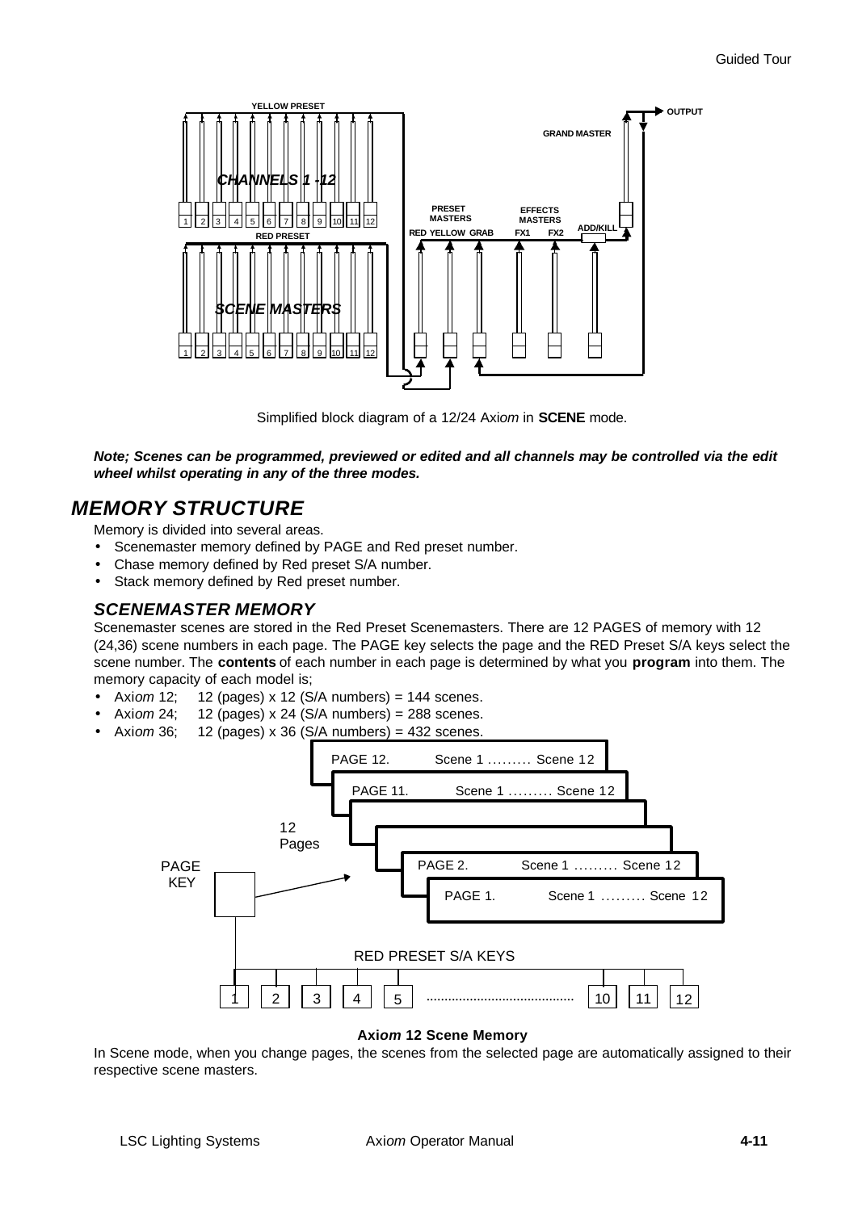Simplified block diagram of a 12/24 Axi*om* in **SCENE** mode.

***Note; Scenes can be programmed, previewed or edited and all channels may be controlled via the edit wheel whilst operating in any of the three modes.***

## *MEMORY STRUCTURE*

Memory is divided into several areas.

- Scenemaster memory defined by PAGE and Red preset number.
- Chase memory defined by Red preset S/A number.
- Stack memory defined by Red preset number.

### *SCENEMASTER MEMORY*

Scenemaster scenes are stored in the Red Preset Scenemasters. There are 12 PAGES of memory with 12 (24,36) scene numbers in each page. The PAGE key selects the page and the RED Preset S/A keys select the scene number. The **contents** of each number in each page is determined by what you **program** into them. The memory capacity of each model is;

- Axi*om* 12; 12 (pages) x 12 (S/A numbers) = 144 scenes.
- Axi*om* 24; 12 (pages) x 24 (S/A numbers) = 288 scenes.
- Axi*om* 36; 12 (pages) x 36 (S/A numbers) = 432 scenes.

**Axi*om* 12 Scene Memory**

In Scene mode, when you change pages, the scenes from the selected page are automatically assigned to their respective scene masters.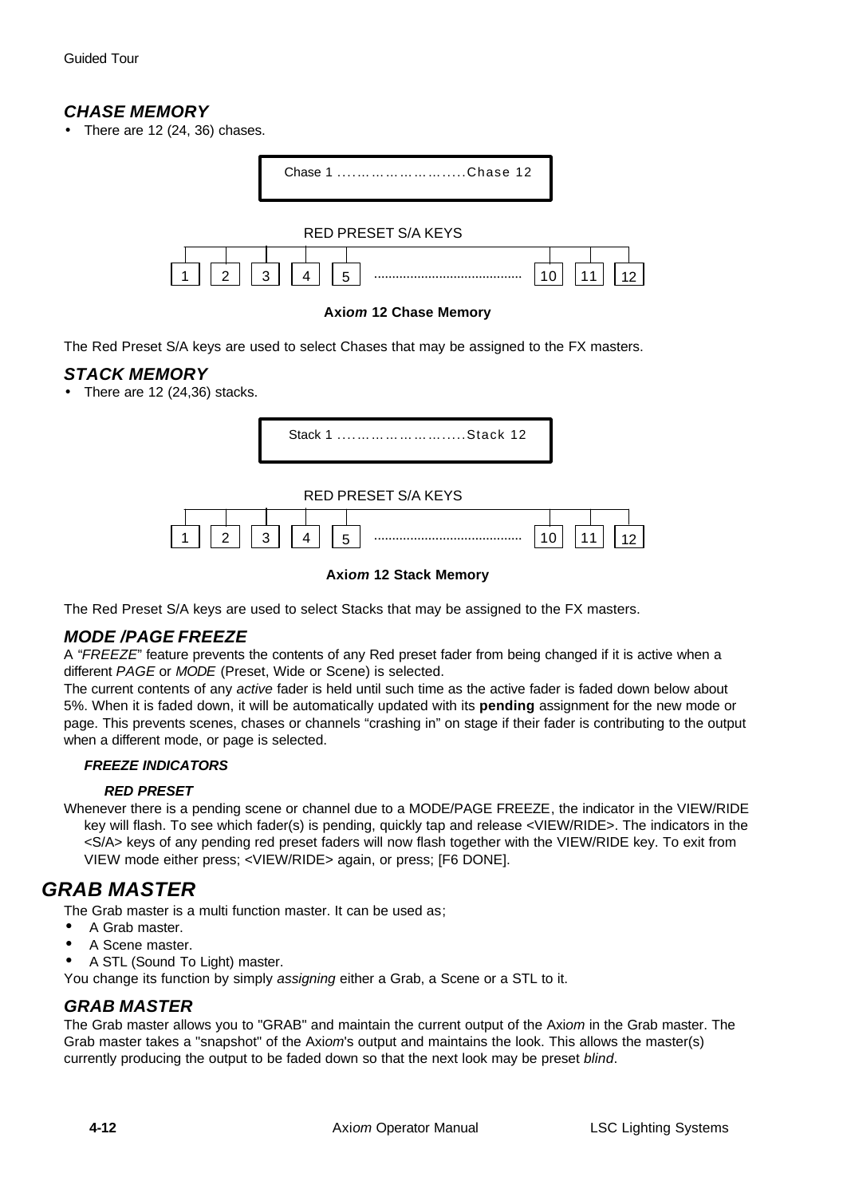### *CHASE MEMORY*

- There are 12 (24, 36) chases.

Chase 1 ……………………….....Chase 12

RED PRESET S/A KEYS

1 | 2 | 3 | 4 | 5 | ........................................ | 10 | 11 | 12

**Axi*om* 12 Chase Memory**

The Red Preset S/A keys are used to select Chases that may be assigned to the FX masters.

### *STACK MEMORY*

- There are 12 (24,36) stacks.

Stack 1 ……………………….....Stack 12

RED PRESET S/A KEYS

1 | 2 | 3 | 4 | 5 | ........................................ | 10 | 11 | 12

**Axi*om* 12 Stack Memory**

The Red Preset S/A keys are used to select Stacks that may be assigned to the FX masters.

### *MODE /PAGE FREEZE*

A "*FREEZE*" feature prevents the contents of any Red preset fader from being changed if it is active when a different *PAGE* or *MODE* (Preset, Wide or Scene) is selected.

The current contents of any *active* fader is held until such time as the active fader is faded down below about 5%. When it is faded down, it will be automatically updated with its **pending** assignment for the new mode or page. This prevents scenes, chases or channels "crashing in" on stage if their fader is contributing to the output when a different mode, or page is selected.

#### *FREEZE INDICATORS*

##### *RED PRESET*

Whenever there is a pending scene or channel due to a MODE/PAGE FREEZE, the indicator in the VIEW/RIDE key will flash. To see which fader(s) is pending, quickly tap and release <VIEW/RIDE>. The indicators in the <S/A> keys of any pending red preset faders will now flash together with the VIEW/RIDE key. To exit from VIEW mode either press; <VIEW/RIDE> again, or press; [F6 DONE].

## *GRAB MASTER*

The Grab master is a multi function master. It can be used as;

- A Grab master.
- A Scene master.
- A STL (Sound To Light) master.

You change its function by simply *assigning* either a Grab, a Scene or a STL to it.

### *GRAB MASTER*

The Grab master allows you to "GRAB" and maintain the current output of the Axi*om* in the Grab master. The Grab master takes a "snapshot" of the Axi*om*'s output and maintains the look. This allows the master(s) currently producing the output to be faded down so that the next look may be preset *blind*.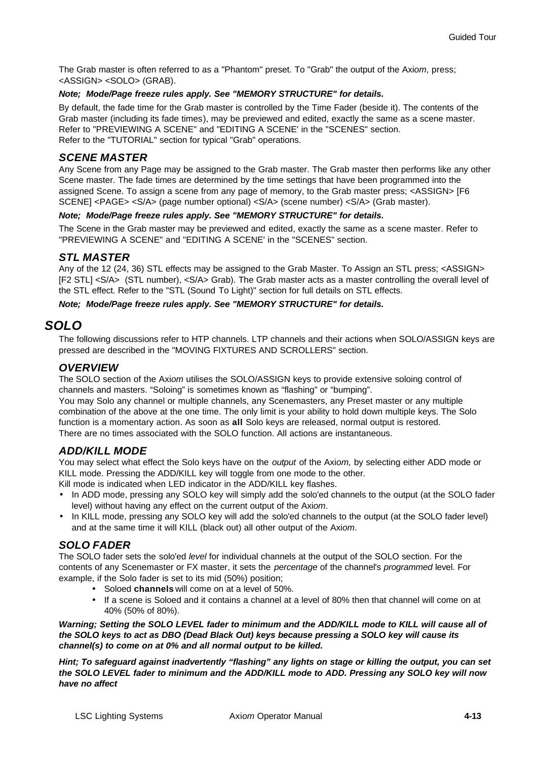The Grab master is often referred to as a "Phantom" preset. To "Grab" the output of the Axi*om*, press; <ASSIGN> <SOLO> (GRAB).

***Note; Mode/Page freeze rules apply. See "MEMORY STRUCTURE" for details.***

By default, the fade time for the Grab master is controlled by the Time Fader (beside it). The contents of the Grab master (including its fade times), may be previewed and edited, exactly the same as a scene master. Refer to "PREVIEWING A SCENE" and "EDITING A SCENE' in the "SCENES" section.
Refer to the "TUTORIAL" section for typical "Grab" operations.

### SCENE MASTER

Any Scene from any Page may be assigned to the Grab master. The Grab master then performs like any other Scene master. The fade times are determined by the time settings that have been programmed into the assigned Scene. To assign a scene from any page of memory, to the Grab master press; <ASSIGN> [F6 SCENE] <PAGE> <S/A> (page number optional) <S/A> (scene number) <S/A> (Grab master).

***Note; Mode/Page freeze rules apply. See "MEMORY STRUCTURE" for details.***

The Scene in the Grab master may be previewed and edited, exactly the same as a scene master. Refer to "PREVIEWING A SCENE" and "EDITING A SCENE' in the "SCENES" section.

### STL MASTER

Any of the 12 (24, 36) STL effects may be assigned to the Grab Master. To Assign an STL press; <ASSIGN> [F2 STL] <S/A> (STL number), <S/A> Grab). The Grab master acts as a master controlling the overall level of the STL effect. Refer to the "STL (Sound To Light)" section for full details on STL effects.

***Note; Mode/Page freeze rules apply. See "MEMORY STRUCTURE" for details.***

## SOLO

The following discussions refer to HTP channels. LTP channels and their actions when SOLO/ASSIGN keys are pressed are described in the "MOVING FIXTURES AND SCROLLERS" section.

### OVERVIEW

The SOLO section of the Axi*om* utilises the SOLO/ASSIGN keys to provide extensive soloing control of channels and masters. “Soloing” is sometimes known as “flashing” or “bumping”.
You may Solo any channel or multiple channels, any Scenemasters, any Preset master or any multiple combination of the above at the one time. The only limit is your ability to hold down multiple keys. The Solo function is a momentary action. As soon as **all** Solo keys are released, normal output is restored.
There are no times associated with the SOLO function. All actions are instantaneous.

### ADD/KILL MODE

You may select what effect the Solo keys have on the *output* of the Axi*om,* by selecting either ADD mode or KILL mode. Pressing the ADD/KILL key will toggle from one mode to the other.
Kill mode is indicated when LED indicator in the ADD/KILL key flashes.

- In ADD mode, pressing any SOLO key will simply add the solo'ed channels to the output (at the SOLO fader level) without having any effect on the current output of the Axi*om*.
- In KILL mode, pressing any SOLO key will add the solo'ed channels to the output (at the SOLO fader level) and at the same time it will KILL (black out) all other output of the Axi*om*.

### SOLO FADER

The SOLO fader sets the solo'ed *level* for individual channels at the output of the SOLO section. For the contents of any Scenemaster or FX master, it sets the *percentage* of the channel's *programmed* level. For example, if the Solo fader is set to its mid (50%) position;

- Soloed **channels** will come on at a level of 50%.
- If a scene is Soloed and it contains a channel at a level of 80% then that channel will come on at 40% (50% of 80%).

***Warning; Setting the SOLO LEVEL fader to minimum and the ADD/KILL mode to KILL will cause all of the SOLO keys to act as DBO (Dead Black Out) keys because pressing a SOLO key will cause its channel(s) to come on at 0% and all normal output to be killed.***

***Hint; To safeguard against inadvertently “flashing” any lights on stage or killing the output, you can set the SOLO LEVEL fader to minimum and the ADD/KILL mode to ADD. Pressing any SOLO key will now have no affect***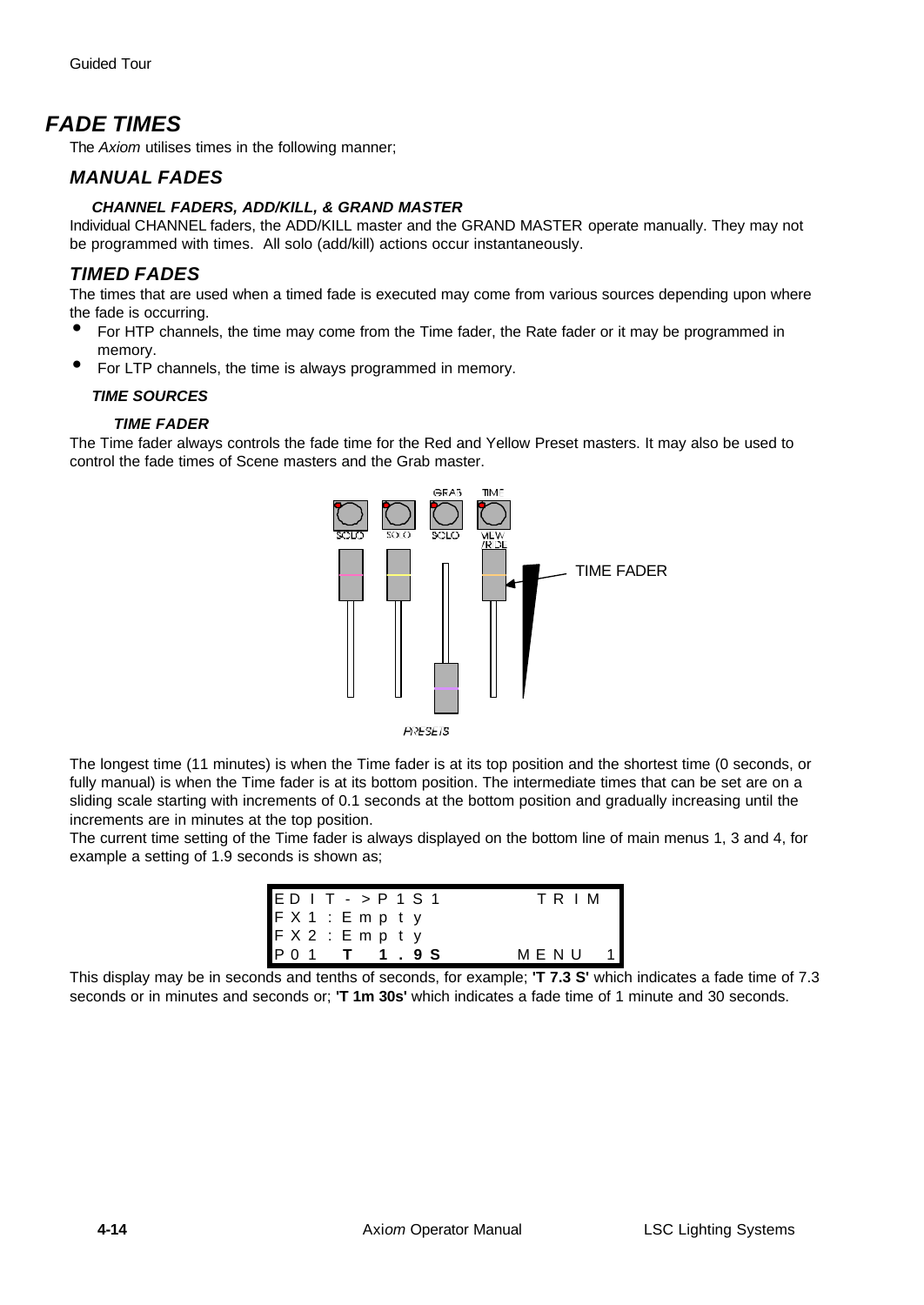# FADE TIMES

The *Axiom* utilises times in the following manner;

## MANUAL FADES

### CHANNEL FADERS, ADD/KILL, & GRAND MASTER

Individual CHANNEL faders, the ADD/KILL master and the GRAND MASTER operate manually. They may not be programmed with times. All solo (add/kill) actions occur instantaneously.

## TIMED FADES

The times that are used when a timed fade is executed may come from various sources depending upon where the fade is occurring.

- For HTP channels, the time may come from the Time fader, the Rate fader or it may be programmed in memory.
- For LTP channels, the time is always programmed in memory.

### TIME SOURCES

#### TIME FADER

The Time fader always controls the fade time for the Red and Yellow Preset masters. It may also be used to control the fade times of Scene masters and the Grab master.

The longest time (11 minutes) is when the Time fader is at its top position and the shortest time (0 seconds, or fully manual) is when the Time fader is at its bottom position. The intermediate times that can be set are on a sliding scale starting with increments of 0.1 seconds at the bottom position and gradually increasing until the increments are in minutes at the top position.

The current time setting of the Time fader is always displayed on the bottom line of main menus 1, 3 and 4, for example a setting of 1.9 seconds is shown as;

```
EDIT->P1S1          TRIM
FX1:Empty
FX2:Empty
P01  T  1.9S      MENU  1
```

This display may be in seconds and tenths of seconds, for example; **'T 7.3 S'** which indicates a fade time of 7.3 seconds or in minutes and seconds or; **'T 1m 30s'** which indicates a fade time of 1 minute and 30 seconds.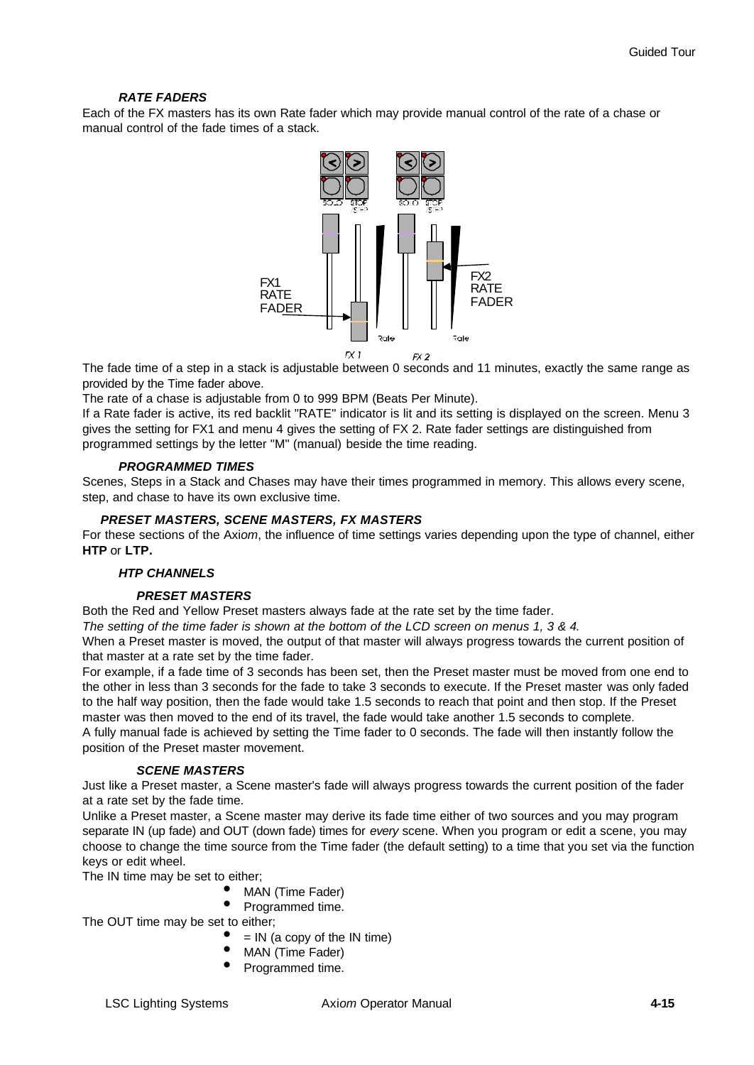### *RATE FADERS*

Each of the FX masters has its own Rate fader which may provide manual control of the rate of a chase or manual control of the fade times of a stack.

The fade time of a step in a stack is adjustable between 0 seconds and 11 minutes, exactly the same range as provided by the Time fader above.

The rate of a chase is adjustable from 0 to 999 BPM (Beats Per Minute).

If a Rate fader is active, its red backlit "RATE" indicator is lit and its setting is displayed on the screen. Menu 3 gives the setting for FX1 and menu 4 gives the setting of FX 2. Rate fader settings are distinguished from programmed settings by the letter "M" (manual) beside the time reading.

### *PROGRAMMED TIMES*

Scenes, Steps in a Stack and Chases may have their times programmed in memory. This allows every scene, step, and chase to have its own exclusive time.

### *PRESET MASTERS, SCENE MASTERS, FX MASTERS*

For these sections of the Axi*om*, the influence of time settings varies depending upon the type of channel, either **HTP** or **LTP.**

### *HTP CHANNELS*

#### *PRESET MASTERS*

Both the Red and Yellow Preset masters always fade at the rate set by the time fader.

*The setting of the time fader is shown at the bottom of the LCD screen on menus 1, 3 & 4.*

When a Preset master is moved, the output of that master will always progress towards the current position of that master at a rate set by the time fader.

For example, if a fade time of 3 seconds has been set, then the Preset master must be moved from one end to the other in less than 3 seconds for the fade to take 3 seconds to execute. If the Preset master was only faded to the half way position, then the fade would take 1.5 seconds to reach that point and then stop. If the Preset master was then moved to the end of its travel, the fade would take another 1.5 seconds to complete.

A fully manual fade is achieved by setting the Time fader to 0 seconds. The fade will then instantly follow the position of the Preset master movement.

#### *SCENE MASTERS*

Just like a Preset master, a Scene master's fade will always progress towards the current position of the fader at a rate set by the fade time.

Unlike a Preset master, a Scene master may derive its fade time either of two sources and you may program separate IN (up fade) and OUT (down fade) times for *every* scene. When you program or edit a scene, you may choose to change the time source from the Time fader (the default setting) to a time that you set via the function keys or edit wheel.

The IN time may be set to either;

- MAN (Time Fader)
- Programmed time.

The OUT time may be set to either;

- = IN (a copy of the IN time)
- MAN (Time Fader)
- Programmed time.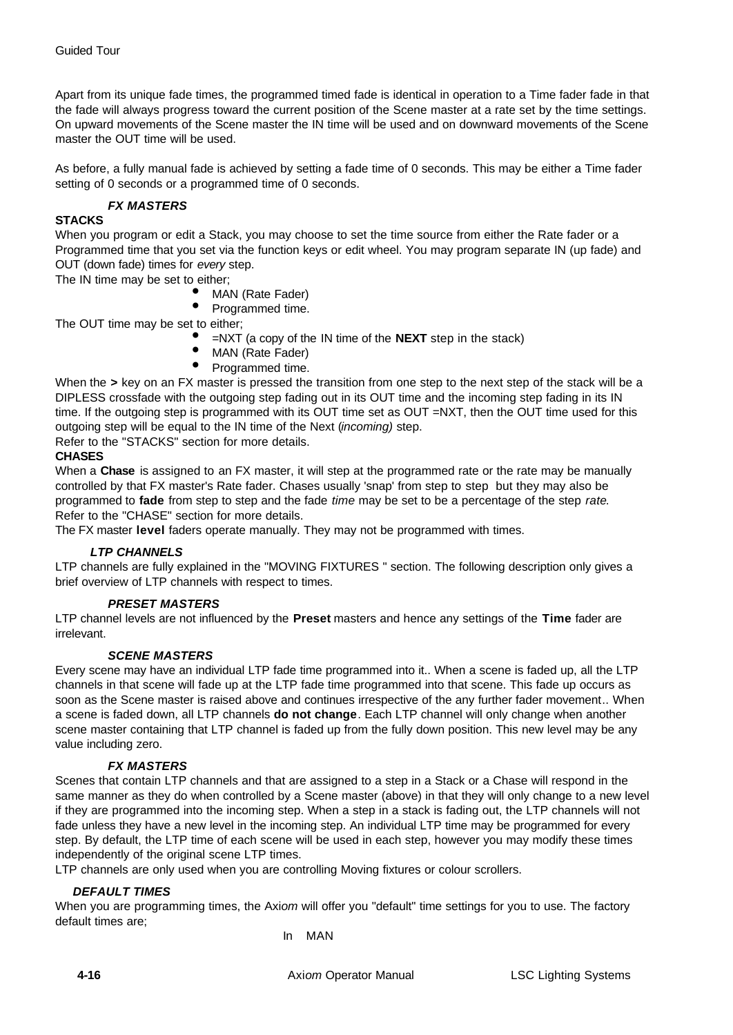Apart from its unique fade times, the programmed timed fade is identical in operation to a Time fader fade in that the fade will always progress toward the current position of the Scene master at a rate set by the time settings. On upward movements of the Scene master the IN time will be used and on downward movements of the Scene master the OUT time will be used.

As before, a fully manual fade is achieved by setting a fade time of 0 seconds. This may be either a Time fader setting of 0 seconds or a programmed time of 0 seconds.

### *FX MASTERS*

**STACKS**

When you program or edit a Stack, you may choose to set the time source from either the Rate fader or a Programmed time that you set via the function keys or edit wheel. You may program separate IN (up fade) and OUT (down fade) times for *every* step.

The IN time may be set to either;

- MAN (Rate Fader)
- Programmed time.

The OUT time may be set to either;

- =NXT (a copy of the IN time of the **NEXT** step in the stack)
- MAN (Rate Fader)
- Programmed time.

When the **>** key on an FX master is pressed the transition from one step to the next step of the stack will be a DIPLESS crossfade with the outgoing step fading out in its OUT time and the incoming step fading in its IN time. If the outgoing step is programmed with its OUT time set as OUT =NXT, then the OUT time used for this outgoing step will be equal to the IN time of the Next (*incoming)* step.

Refer to the "STACKS" section for more details.

**CHASES**

When a **Chase** is assigned to an FX master, it will step at the programmed rate or the rate may be manually controlled by that FX master's Rate fader. Chases usually 'snap' from step to step but they may also be programmed to **fade** from step to step and the fade *time* may be set to be a percentage of the step *rate*.

Refer to the "CHASE" section for more details.

The FX master **level** faders operate manually. They may not be programmed with times.

### *LTP CHANNELS*

LTP channels are fully explained in the "MOVING FIXTURES " section. The following description only gives a brief overview of LTP channels with respect to times.

### *PRESET MASTERS*

LTP channel levels are not influenced by the **Preset** masters and hence any settings of the **Time** fader are irrelevant.

### *SCENE MASTERS*

Every scene may have an individual LTP fade time programmed into it.. When a scene is faded up, all the LTP channels in that scene will fade up at the LTP fade time programmed into that scene. This fade up occurs as soon as the Scene master is raised above and continues irrespective of the any further fader movement.. When a scene is faded down, all LTP channels **do not change**. Each LTP channel will only change when another scene master containing that LTP channel is faded up from the fully down position. This new level may be any value including zero.

### *FX MASTERS*

Scenes that contain LTP channels and that are assigned to a step in a Stack or a Chase will respond in the same manner as they do when controlled by a Scene master (above) in that they will only change to a new level if they are programmed into the incoming step. When a step in a stack is fading out, the LTP channels will not fade unless they have a new level in the incoming step. An individual LTP time may be programmed for every step. By default, the LTP time of each scene will be used in each step, however you may modify these times independently of the original scene LTP times.

LTP channels are only used when you are controlling Moving fixtures or colour scrollers.

### *DEFAULT TIMES*

When you are programming times, the Axi*om* will offer you "default" time settings for you to use. The factory default times are;

In MAN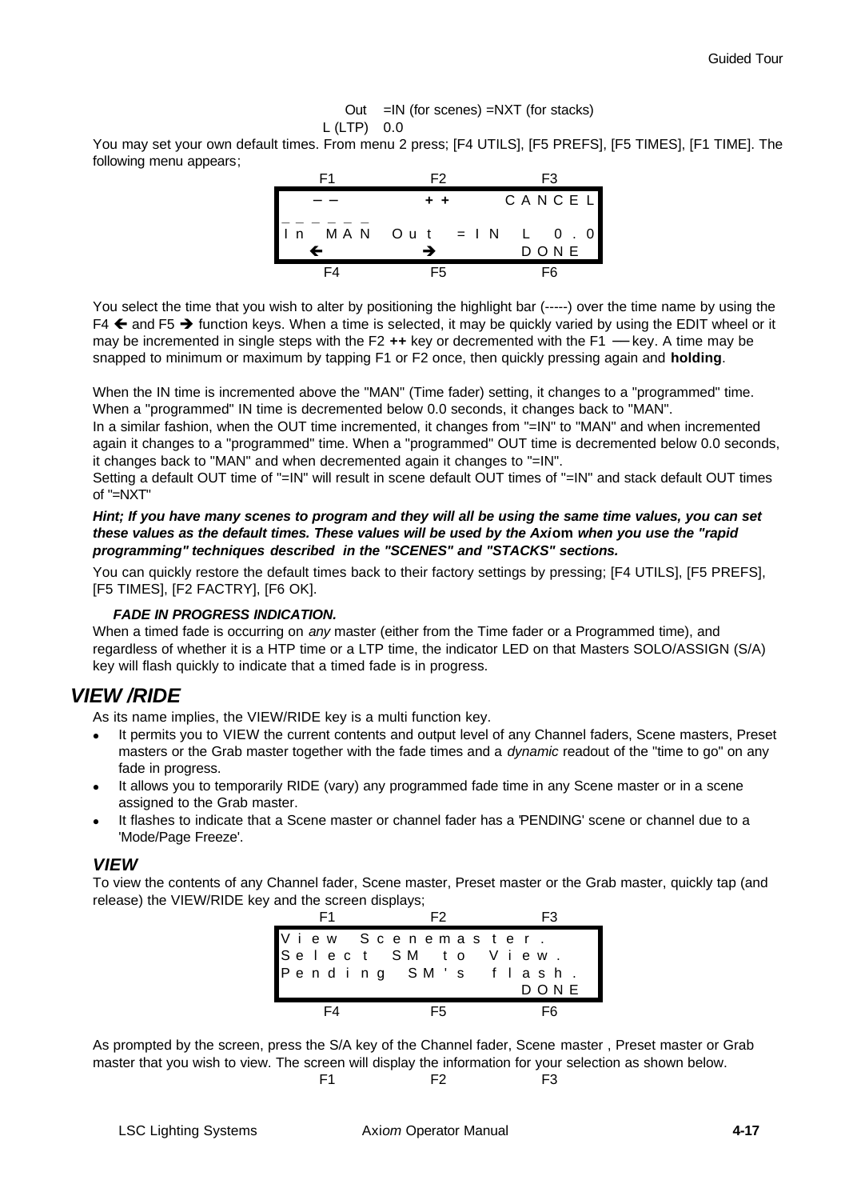Out =IN (for scenes) =NXT (for stacks)
L (LTP) 0.0

You may set your own default times. From menu 2 press; [F4 UTILS], [F5 PREFS], [F5 TIMES], [F1 TIME]. The following menu appears;

```
   F1          F2          F3
   ——          + +       CANCEL
_ _ _ _ _ _
In  MAN   Out  = IN   L   0.0
   ←           →         DONE
   F4          F5          F6
```

You select the time that you wish to alter by positioning the highlight bar (-----) over the time name by using the F4 ← and F5 → function keys. When a time is selected, it may be quickly varied by using the EDIT wheel or it may be incremented in single steps with the F2 **++** key or decremented with the F1 **—** key. A time may be snapped to minimum or maximum by tapping F1 or F2 once, then quickly pressing again and **holding**.

When the IN time is incremented above the "MAN" (Time fader) setting, it changes to a "programmed" time. When a "programmed" IN time is decremented below 0.0 seconds, it changes back to "MAN".
In a similar fashion, when the OUT time incremented, it changes from "=IN" to "MAN" and when incremented again it changes to a "programmed" time. When a "programmed" OUT time is decremented below 0.0 seconds, it changes back to "MAN" and when decremented again it changes to "=IN".
Setting a default OUT time of "=IN" will result in scene default OUT times of "=IN" and stack default OUT times of "=NXT"

***Hint; If you have many scenes to program and they will all be using the same time values, you can set these values as the default times. These values will be used by the Axiom when you use the "rapid programming" techniques described in the "SCENES" and "STACKS" sections.***

You can quickly restore the default times back to their factory settings by pressing; [F4 UTILS], [F5 PREFS], [F5 TIMES], [F2 FACTRY], [F6 OK].

***FADE IN PROGRESS INDICATION.***

When a timed fade is occurring on *any* master (either from the Time fader or a Programmed time), and regardless of whether it is a HTP time or a LTP time, the indicator LED on that Masters SOLO/ASSIGN (S/A) key will flash quickly to indicate that a timed fade is in progress.

## VIEW /RIDE

As its name implies, the VIEW/RIDE key is a multi function key.

- It permits you to VIEW the current contents and output level of any Channel faders, Scene masters, Preset masters or the Grab master together with the fade times and a *dynamic* readout of the "time to go" on any fade in progress.
- It allows you to temporarily RIDE (vary) any programmed fade time in any Scene master or in a scene assigned to the Grab master.
- It flashes to indicate that a Scene master or channel fader has a 'PENDING' scene or channel due to a 'Mode/Page Freeze'.

### VIEW

To view the contents of any Channel fader, Scene master, Preset master or the Grab master, quickly tap (and release) the VIEW/RIDE key and the screen displays;

```
   F1          F2          F3
View Scenemaster.
Select SM to View.
Pending SM's flash.
                         DONE
   F4          F5          F6
```

As prompted by the screen, press the S/A key of the Channel fader, Scene master , Preset master or Grab master that you wish to view. The screen will display the information for your selection as shown below.

F1 F2 F3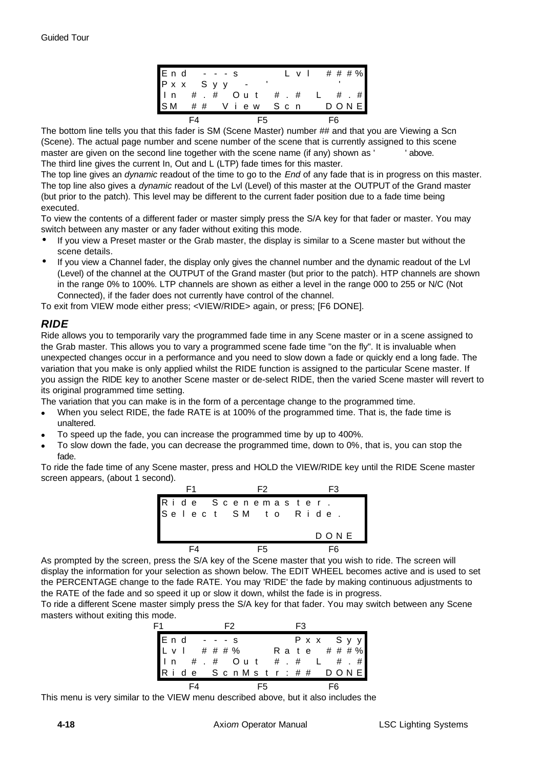```
End  ---s        Lvl  ###%
Pxx  Syy  -  '          '
In  #.#  Out  #.#  L  #.#
SM  ##  View  Scn    DONE
      F4         F5          F6
```

The bottom line tells you that this fader is SM (Scene Master) number ## and that you are Viewing a Scn (Scene). The actual page number and scene number of the scene that is currently assigned to this scene master are given on the second line together with the scene name (if any) shown as '          ' above.
The third line gives the current In, Out and L (LTP) fade times for this master.
The top line gives an *dynamic* readout of the time to go to the *End* of any fade that is in progress on this master.
The top line also gives a *dynamic* readout of the Lvl (Level) of this master at the OUTPUT of the Grand master (but prior to the patch). This level may be different to the current fader position due to a fade time being executed.
To view the contents of a different fader or master simply press the S/A key for that fader or master. You may switch between any master or any fader without exiting this mode.

- If you view a Preset master or the Grab master, the display is similar to a Scene master but without the scene details.
- If you view a Channel fader, the display only gives the channel number and the dynamic readout of the Lvl (Level) of the channel at the OUTPUT of the Grand master (but prior to the patch). HTP channels are shown in the range 0% to 100%. LTP channels are shown as either a level in the range 000 to 255 or N/C (Not Connected), if the fader does not currently have control of the channel.

To exit from VIEW mode either press; <VIEW/RIDE> again, or press; [F6 DONE].

## *RIDE*

Ride allows you to temporarily vary the programmed fade time in any Scene master or in a scene assigned to the Grab master. This allows you to vary a programmed scene fade time "on the fly". It is invaluable when unexpected changes occur in a performance and you need to slow down a fade or quickly end a long fade. The variation that you make is only applied whilst the RIDE function is assigned to the particular Scene master. If you assign the RIDE key to another Scene master or de-select RIDE, then the varied Scene master will revert to its original programmed time setting.
The variation that you can make is in the form of a percentage change to the programmed time.

- When you select RIDE, the fade RATE is at 100% of the programmed time. That is, the fade time is unaltered.
- To speed up the fade, you can increase the programmed time by up to 400%.
- To slow down the fade, you can decrease the programmed time, down to 0%, that is, you can stop the fade.

To ride the fade time of any Scene master, press and HOLD the VIEW/RIDE key until the RIDE Scene master screen appears, (about 1 second).

```
      F1         F2          F3
Ride  Scenemaster.
Select  SM  to  Ride.

                       DONE
      F4         F5          F6
```

As prompted by the screen, press the S/A key of the Scene master that you wish to ride. The screen will display the information for your selection as shown below. The EDIT WHEEL becomes active and is used to set the PERCENTAGE change to the fade RATE. You may 'RIDE' the fade by making continuous adjustments to the RATE of the fade and so speed it up or slow it down, whilst the fade is in progress.
To ride a different Scene master simply press the S/A key for that fader. You may switch between any Scene masters without exiting this mode.

```
F1            F2             F3
End  ---s          Pxx  Syy
Lvl  ###%      Rate  ###%
In  #.#  Out  #.#  L  #.#
Ride  ScnMstr:##  DONE
      F4         F5          F6
```

This menu is very similar to the VIEW menu described above, but it also includes the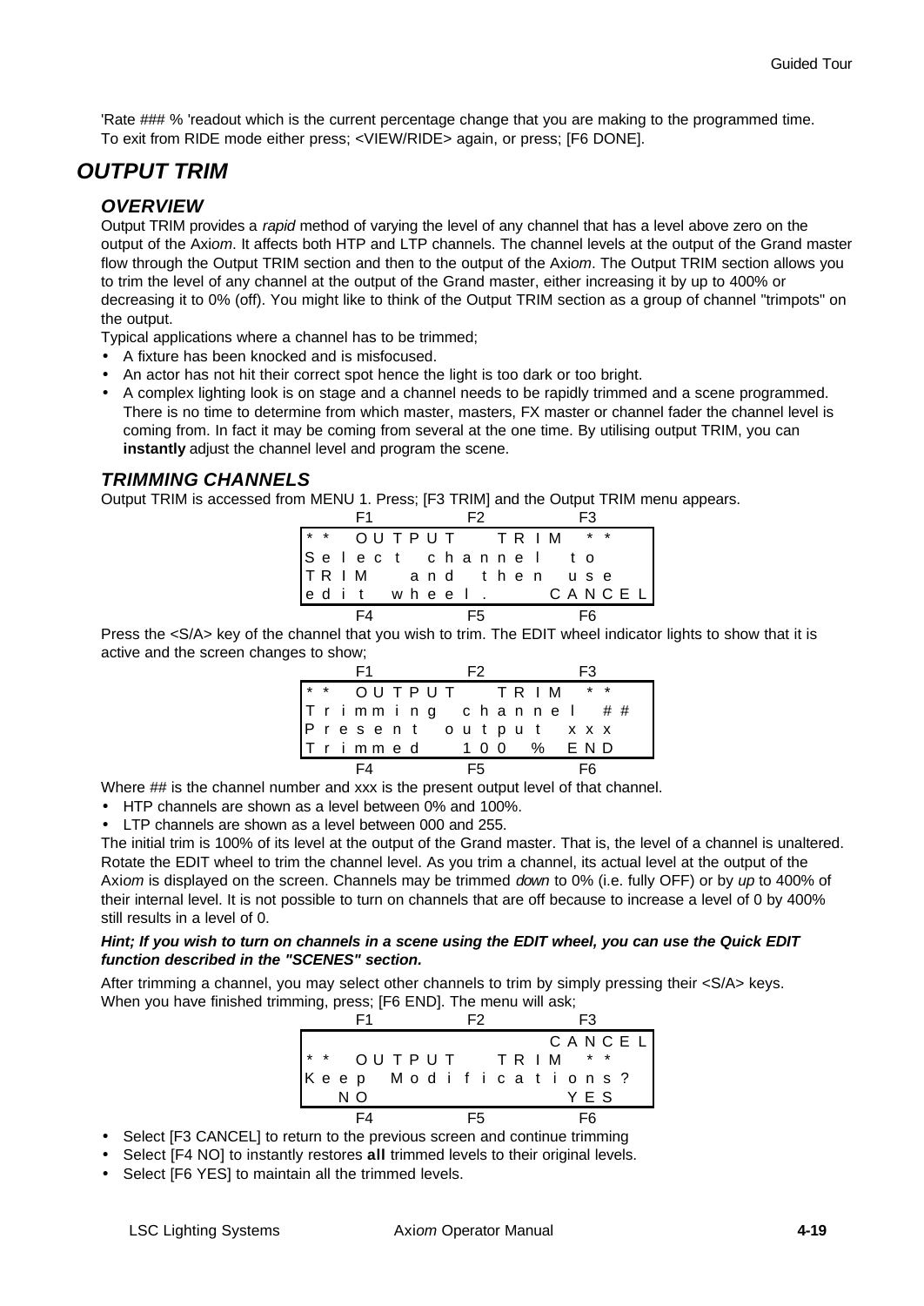'Rate ### % 'readout which is the current percentage change that you are making to the programmed time. To exit from RIDE mode either press; <VIEW/RIDE> again, or press; [F6 DONE].

## OUTPUT TRIM

### OVERVIEW

Output TRIM provides a *rapid* method of varying the level of any channel that has a level above zero on the output of the Axi*om*. It affects both HTP and LTP channels. The channel levels at the output of the Grand master flow through the Output TRIM section and then to the output of the Axi*om*. The Output TRIM section allows you to trim the level of any channel at the output of the Grand master, either increasing it by up to 400% or decreasing it to 0% (off). You might like to think of the Output TRIM section as a group of channel "trimpots" on the output.

Typical applications where a channel has to be trimmed;

- A fixture has been knocked and is misfocused.
- An actor has not hit their correct spot hence the light is too dark or too bright.
- A complex lighting look is on stage and a channel needs to be rapidly trimmed and a scene programmed. There is no time to determine from which master, masters, FX master or channel fader the channel level is coming from. In fact it may be coming from several at the one time. By utilising output TRIM, you can **instantly** adjust the channel level and program the scene.

### TRIMMING CHANNELS

Output TRIM is accessed from MENU 1. Press; [F3 TRIM] and the Output TRIM menu appears.

```
        F1              F2              F3
** OUTPUT  TRIM **
Select channel to
TRIM  and then use
edit wheel.      CANCEL
        F4              F5              F6
```

Press the <S/A> key of the channel that you wish to trim. The EDIT wheel indicator lights to show that it is active and the screen changes to show;

```
        F1              F2              F3
** OUTPUT  TRIM **
Trimming channel ##
Present output xxx
Trimmed  100 % END
        F4              F5              F6
```

Where ## is the channel number and xxx is the present output level of that channel.

- HTP channels are shown as a level between 0% and 100%.
- LTP channels are shown as a level between 000 and 255.

The initial trim is 100% of its level at the output of the Grand master. That is, the level of a channel is unaltered. Rotate the EDIT wheel to trim the channel level. As you trim a channel, its actual level at the output of the Axi*om* is displayed on the screen. Channels may be trimmed *down* to 0% (i.e. fully OFF) or by *up* to 400% of their internal level. It is not possible to turn on channels that are off because to increase a level of 0 by 400% still results in a level of 0.

***Hint; If you wish to turn on channels in a scene using the EDIT wheel, you can use the Quick EDIT function described in the "SCENES" section.***

After trimming a channel, you may select other channels to trim by simply pressing their <S/A> keys. When you have finished trimming, press; [F6 END]. The menu will ask;

```
        F1              F2              F3
                          CANCEL
** OUTPUT  TRIM **
Keep Modifications?
  NO                YES
        F4              F5              F6
```

- Select [F3 CANCEL] to return to the previous screen and continue trimming
- Select [F4 NO] to instantly restores **all** trimmed levels to their original levels.
- Select [F6 YES] to maintain all the trimmed levels.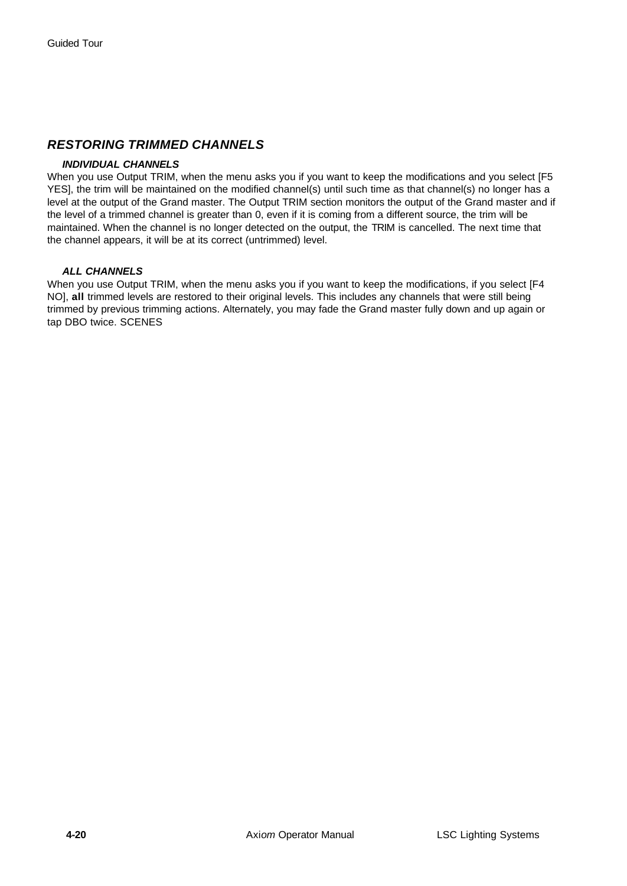## *RESTORING TRIMMED CHANNELS*

### *INDIVIDUAL CHANNELS*

When you use Output TRIM, when the menu asks you if you want to keep the modifications and you select [F5 YES], the trim will be maintained on the modified channel(s) until such time as that channel(s) no longer has a level at the output of the Grand master. The Output TRIM section monitors the output of the Grand master and if the level of a trimmed channel is greater than 0, even if it is coming from a different source, the trim will be maintained. When the channel is no longer detected on the output, the TRIM is cancelled. The next time that the channel appears, it will be at its correct (untrimmed) level.

### *ALL CHANNELS*

When you use Output TRIM, when the menu asks you if you want to keep the modifications, if you select [F4 NO], **all** trimmed levels are restored to their original levels. This includes any channels that were still being trimmed by previous trimming actions. Alternately, you may fade the Grand master fully down and up again or tap DBO twice. SCENES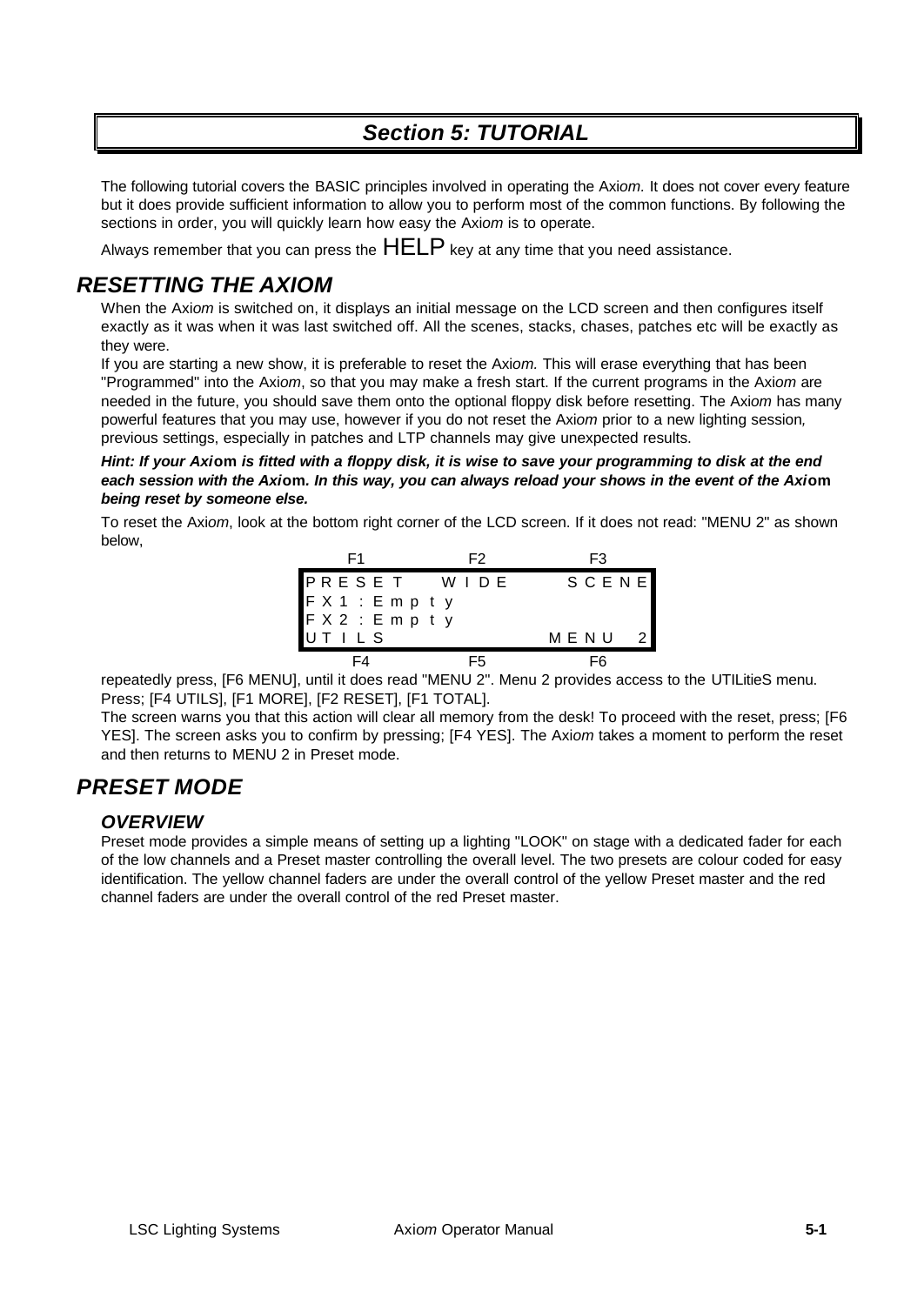# Section 5: TUTORIAL

The following tutorial covers the BASIC principles involved in operating the Axi*om*. It does not cover every feature but it does provide sufficient information to allow you to perform most of the common functions. By following the sections in order, you will quickly learn how easy the Axi*om* is to operate.

Always remember that you can press the HELP key at any time that you need assistance.

## RESETTING THE AXIOM

When the Axi*om* is switched on, it displays an initial message on the LCD screen and then configures itself exactly as it was when it was last switched off. All the scenes, stacks, chases, patches etc will be exactly as they were.

If you are starting a new show, it is preferable to reset the Axi*om.* This will erase everything that has been "Programmed" into the Axi*om*, so that you may make a fresh start. If the current programs in the Axi*om* are needed in the future, you should save them onto the optional floppy disk before resetting. The Axi*om* has many powerful features that you may use, however if you do not reset the Axi*om* prior to a new lighting session*,* previous settings, especially in patches and LTP channels may give unexpected results.

***Hint: If your Axi*om *is fitted with a floppy disk, it is wise to save your programming to disk at the end each session with the Axi*om*. In this way, you can always reload your shows in the event of the Axi*om *being reset by someone else.***

To reset the Axi*om*, look at the bottom right corner of the LCD screen. If it does not read: "MENU 2" as shown below,

```
     F1            F2           F3
 P R E S E T    W I D E     S C E N E
 F X 1 : E m p t y
 F X 2 : E m p t y
 U T I L S                  M E N U   2
     F4            F5           F6
```

repeatedly press, [F6 MENU], until it does read "MENU 2". Menu 2 provides access to the UTILitieS menu.
Press; [F4 UTILS], [F1 MORE], [F2 RESET], [F1 TOTAL].

The screen warns you that this action will clear all memory from the desk! To proceed with the reset, press; [F6 YES]. The screen asks you to confirm by pressing; [F4 YES]. The Axi*om* takes a moment to perform the reset and then returns to MENU 2 in Preset mode.

## PRESET MODE

### OVERVIEW

Preset mode provides a simple means of setting up a lighting "LOOK" on stage with a dedicated fader for each of the low channels and a Preset master controlling the overall level. The two presets are colour coded for easy identification. The yellow channel faders are under the overall control of the yellow Preset master and the red channel faders are under the overall control of the red Preset master.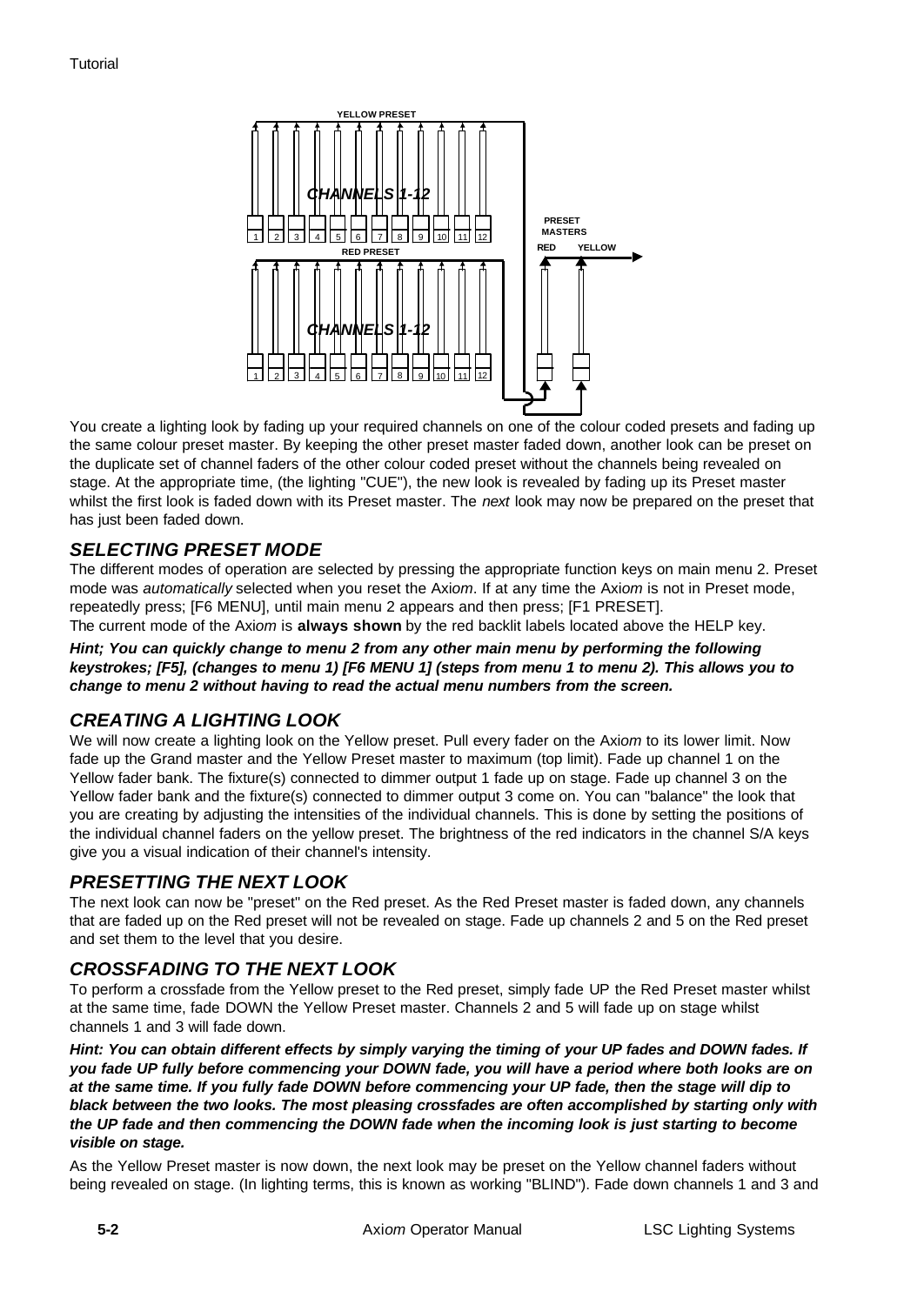YELLOW PRESET

CHANNELS 1-12

1 2 3 4 5 6 7 8 9 10 11 12

PRESET MASTERS

RED YELLOW

RED PRESET

CHANNELS 1-12

1 2 3 4 5 6 7 8 9 10 11 12

You create a lighting look by fading up your required channels on one of the colour coded presets and fading up the same colour preset master. By keeping the other preset master faded down, another look can be preset on the duplicate set of channel faders of the other colour coded preset without the channels being revealed on stage. At the appropriate time, (the lighting "CUE"), the new look is revealed by fading up its Preset master whilst the first look is faded down with its Preset master. The *next* look may now be prepared on the preset that has just been faded down.

## *SELECTING PRESET MODE*

The different modes of operation are selected by pressing the appropriate function keys on main menu 2. Preset mode was *automatically* selected when you reset the Axi*om*. If at any time the Axi*om* is not in Preset mode, repeatedly press; [F6 MENU], until main menu 2 appears and then press; [F1 PRESET].

The current mode of the Axi*om* is **always shown** by the red backlit labels located above the HELP key.

***Hint; You can quickly change to menu 2 from any other main menu by performing the following keystrokes; [F5], (changes to menu 1) [F6 MENU 1] (steps from menu 1 to menu 2). This allows you to change to menu 2 without having to read the actual menu numbers from the screen.***

## *CREATING A LIGHTING LOOK*

We will now create a lighting look on the Yellow preset. Pull every fader on the Axi*om* to its lower limit. Now fade up the Grand master and the Yellow Preset master to maximum (top limit). Fade up channel 1 on the Yellow fader bank. The fixture(s) connected to dimmer output 1 fade up on stage. Fade up channel 3 on the Yellow fader bank and the fixture(s) connected to dimmer output 3 come on. You can "balance" the look that you are creating by adjusting the intensities of the individual channels. This is done by setting the positions of the individual channel faders on the yellow preset. The brightness of the red indicators in the channel S/A keys give you a visual indication of their channel's intensity.

## *PRESETTING THE NEXT LOOK*

The next look can now be "preset" on the Red preset. As the Red Preset master is faded down, any channels that are faded up on the Red preset will not be revealed on stage. Fade up channels 2 and 5 on the Red preset and set them to the level that you desire.

## *CROSSFADING TO THE NEXT LOOK*

To perform a crossfade from the Yellow preset to the Red preset, simply fade UP the Red Preset master whilst at the same time, fade DOWN the Yellow Preset master. Channels 2 and 5 will fade up on stage whilst channels 1 and 3 will fade down.

***Hint: You can obtain different effects by simply varying the timing of your UP fades and DOWN fades. If you fade UP fully before commencing your DOWN fade, you will have a period where both looks are on at the same time. If you fully fade DOWN before commencing your UP fade, then the stage will dip to black between the two looks. The most pleasing crossfades are often accomplished by starting only with the UP fade and then commencing the DOWN fade when the incoming look is just starting to become visible on stage.***

As the Yellow Preset master is now down, the next look may be preset on the Yellow channel faders without being revealed on stage. (In lighting terms, this is known as working "BLIND"). Fade down channels 1 and 3 and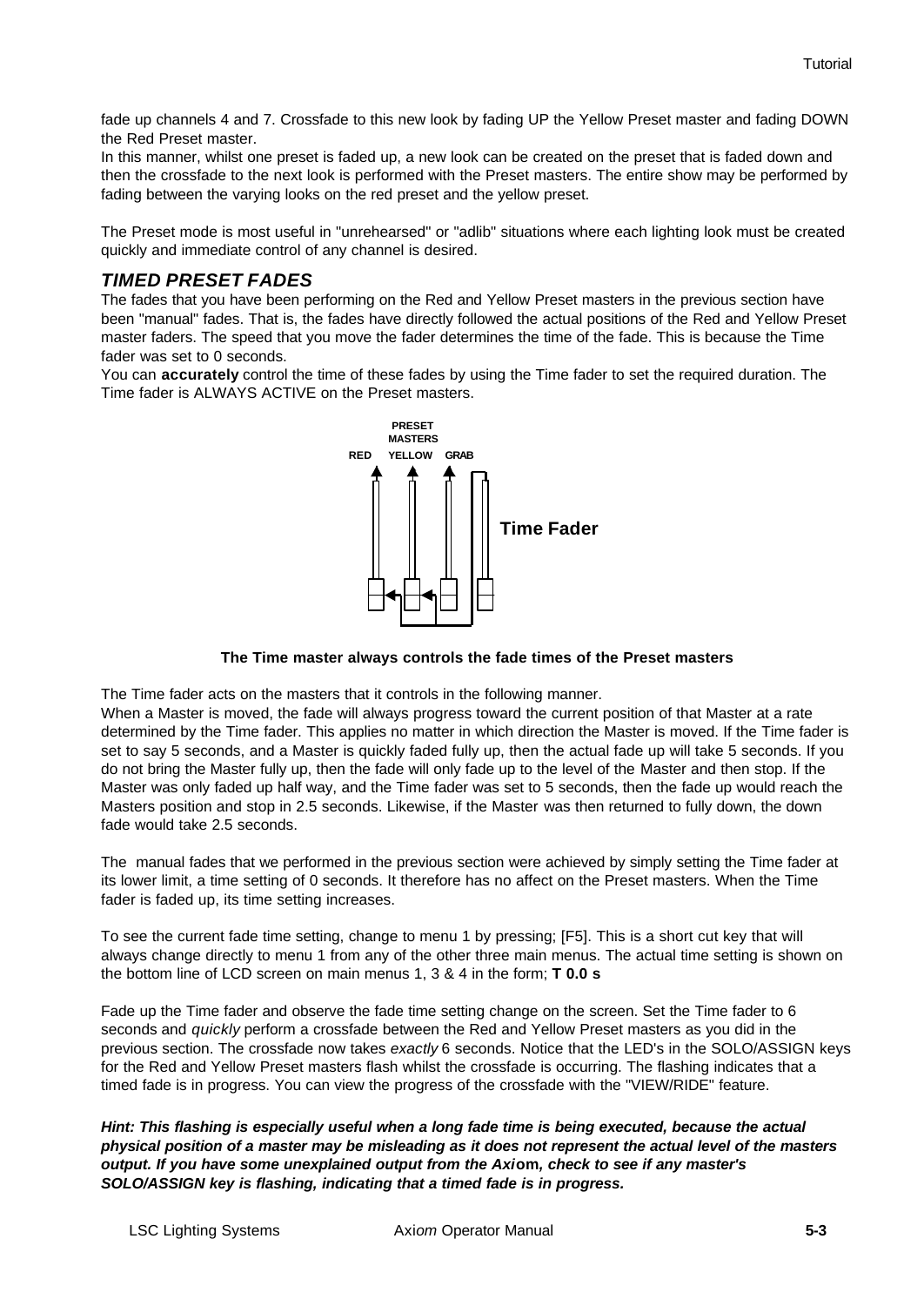fade up channels 4 and 7. Crossfade to this new look by fading UP the Yellow Preset master and fading DOWN the Red Preset master.

In this manner, whilst one preset is faded up, a new look can be created on the preset that is faded down and then the crossfade to the next look is performed with the Preset masters. The entire show may be performed by fading between the varying looks on the red preset and the yellow preset.

The Preset mode is most useful in "unrehearsed" or "adlib" situations where each lighting look must be created quickly and immediate control of any channel is desired.

## *TIMED PRESET FADES*

The fades that you have been performing on the Red and Yellow Preset masters in the previous section have been "manual" fades. That is, the fades have directly followed the actual positions of the Red and Yellow Preset master faders. The speed that you move the fader determines the time of the fade. This is because the Time fader was set to 0 seconds.

You can **accurately** control the time of these fades by using the Time fader to set the required duration. The Time fader is ALWAYS ACTIVE on the Preset masters.

PRESET MASTERS

RED YELLOW GRAB

Time Fader

**The Time master always controls the fade times of the Preset masters**

The Time fader acts on the masters that it controls in the following manner.

When a Master is moved, the fade will always progress toward the current position of that Master at a rate determined by the Time fader. This applies no matter in which direction the Master is moved. If the Time fader is set to say 5 seconds, and a Master is quickly faded fully up, then the actual fade up will take 5 seconds. If you do not bring the Master fully up, then the fade will only fade up to the level of the Master and then stop. If the Master was only faded up half way, and the Time fader was set to 5 seconds, then the fade up would reach the Masters position and stop in 2.5 seconds. Likewise, if the Master was then returned to fully down, the down fade would take 2.5 seconds.

The manual fades that we performed in the previous section were achieved by simply setting the Time fader at its lower limit, a time setting of 0 seconds. It therefore has no affect on the Preset masters. When the Time fader is faded up, its time setting increases.

To see the current fade time setting, change to menu 1 by pressing; [F5]. This is a short cut key that will always change directly to menu 1 from any of the other three main menus. The actual time setting is shown on the bottom line of LCD screen on main menus 1, 3 & 4 in the form; **T 0.0 s**

Fade up the Time fader and observe the fade time setting change on the screen. Set the Time fader to 6 seconds and *quickly* perform a crossfade between the Red and Yellow Preset masters as you did in the previous section. The crossfade now takes *exactly* 6 seconds. Notice that the LED's in the SOLO/ASSIGN keys for the Red and Yellow Preset masters flash whilst the crossfade is occurring. The flashing indicates that a timed fade is in progress. You can view the progress of the crossfade with the "VIEW/RIDE" feature.

***Hint: This flashing is especially useful when a long fade time is being executed, because the actual physical position of a master may be misleading as it does not represent the actual level of the masters output. If you have some unexplained output from the Axiom, check to see if any master's SOLO/ASSIGN key is flashing, indicating that a timed fade is in progress.***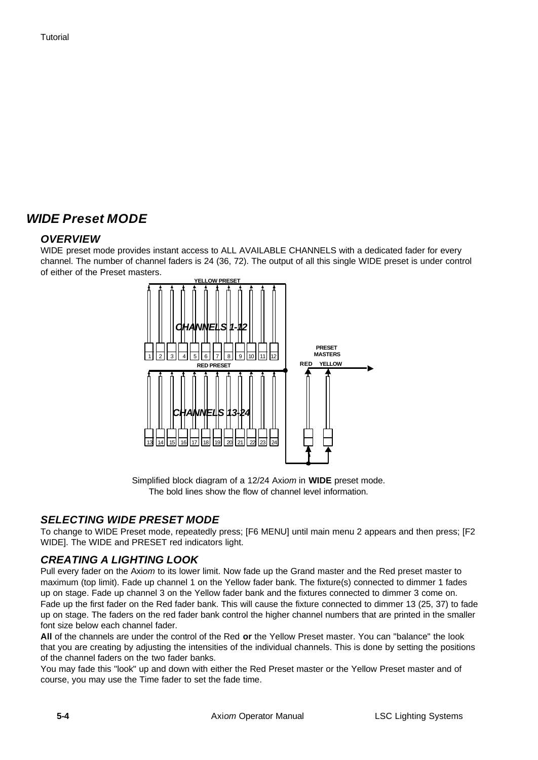## *WIDE Preset MODE*

### *OVERVIEW*

WIDE preset mode provides instant access to ALL AVAILABLE CHANNELS with a dedicated fader for every channel. The number of channel faders is 24 (36, 72). The output of all this single WIDE preset is under control of either of the Preset masters.

Simplified block diagram of a 12/24 Axi*om* in **WIDE** preset mode.
The bold lines show the flow of channel level information.

### *SELECTING WIDE PRESET MODE*

To change to WIDE Preset mode, repeatedly press; [F6 MENU] until main menu 2 appears and then press; [F2 WIDE]. The WIDE and PRESET red indicators light.

### *CREATING A LIGHTING LOOK*

Pull every fader on the Axi*om* to its lower limit. Now fade up the Grand master and the Red preset master to maximum (top limit). Fade up channel 1 on the Yellow fader bank. The fixture(s) connected to dimmer 1 fades up on stage. Fade up channel 3 on the Yellow fader bank and the fixtures connected to dimmer 3 come on. Fade up the first fader on the Red fader bank. This will cause the fixture connected to dimmer 13 (25, 37) to fade up on stage. The faders on the red fader bank control the higher channel numbers that are printed in the smaller font size below each channel fader.

**All** of the channels are under the control of the Red **or** the Yellow Preset master. You can "balance" the look that you are creating by adjusting the intensities of the individual channels. This is done by setting the positions of the channel faders on the two fader banks.

You may fade this "look" up and down with either the Red Preset master or the Yellow Preset master and of course, you may use the Time fader to set the fade time.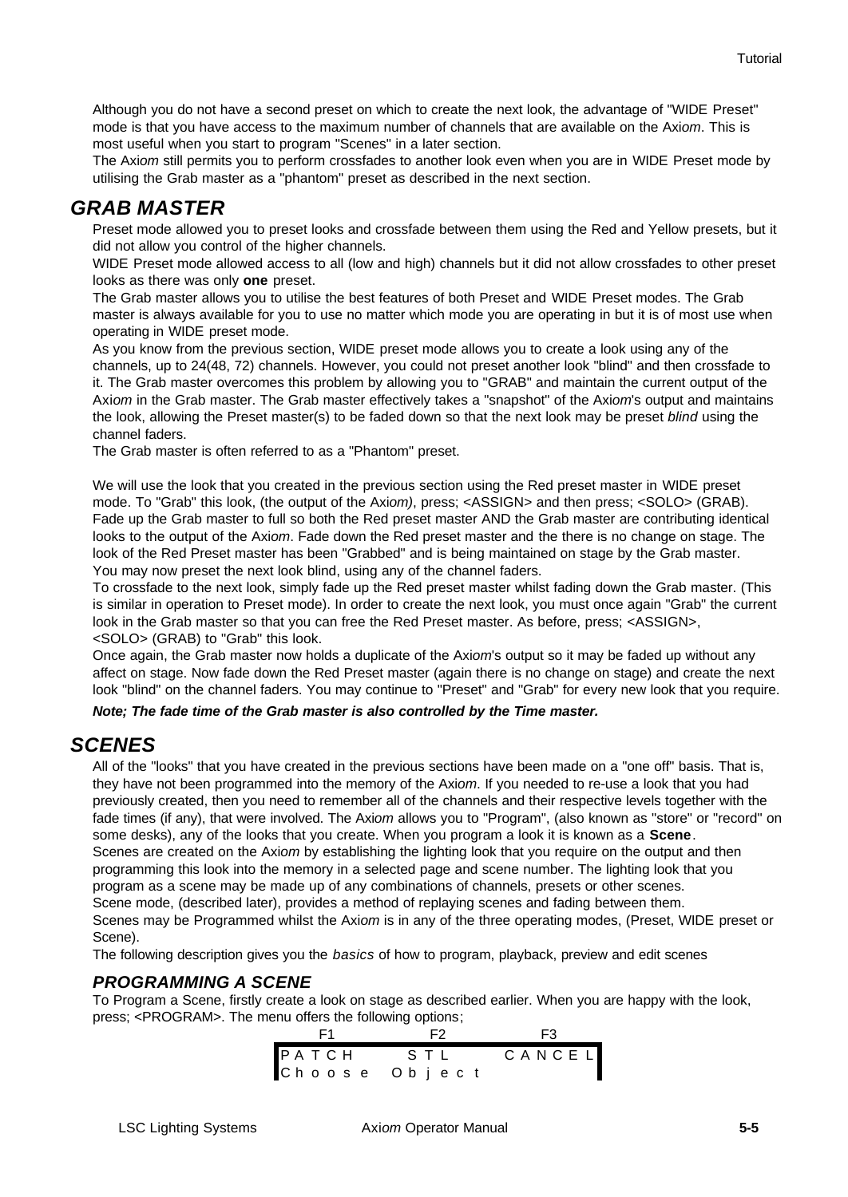Although you do not have a second preset on which to create the next look, the advantage of "WIDE Preset" mode is that you have access to the maximum number of channels that are available on the Axi*om*. This is most useful when you start to program "Scenes" in a later section.

The Axi*om* still permits you to perform crossfades to another look even when you are in WIDE Preset mode by utilising the Grab master as a "phantom" preset as described in the next section.

## *GRAB MASTER*

Preset mode allowed you to preset looks and crossfade between them using the Red and Yellow presets, but it did not allow you control of the higher channels.

WIDE Preset mode allowed access to all (low and high) channels but it did not allow crossfades to other preset looks as there was only **one** preset.

The Grab master allows you to utilise the best features of both Preset and WIDE Preset modes. The Grab master is always available for you to use no matter which mode you are operating in but it is of most use when operating in WIDE preset mode.

As you know from the previous section, WIDE preset mode allows you to create a look using any of the channels, up to 24(48, 72) channels. However, you could not preset another look "blind" and then crossfade to it. The Grab master overcomes this problem by allowing you to "GRAB" and maintain the current output of the Axi*om* in the Grab master. The Grab master effectively takes a "snapshot" of the Axi*om*'s output and maintains the look, allowing the Preset master(s) to be faded down so that the next look may be preset *blind* using the channel faders.

The Grab master is often referred to as a "Phantom" preset.

We will use the look that you created in the previous section using the Red preset master in WIDE preset mode. To "Grab" this look, (the output of the Axi*om)*, press; <ASSIGN> and then press; <SOLO> (GRAB). Fade up the Grab master to full so both the Red preset master AND the Grab master are contributing identical looks to the output of the Axi*om*. Fade down the Red preset master and the there is no change on stage. The look of the Red Preset master has been "Grabbed" and is being maintained on stage by the Grab master.

You may now preset the next look blind, using any of the channel faders.

To crossfade to the next look, simply fade up the Red preset master whilst fading down the Grab master. (This is similar in operation to Preset mode). In order to create the next look, you must once again "Grab" the current look in the Grab master so that you can free the Red Preset master. As before, press; <ASSIGN>, <SOLO> (GRAB) to "Grab" this look.

Once again, the Grab master now holds a duplicate of the Axi*om*'s output so it may be faded up without any affect on stage. Now fade down the Red Preset master (again there is no change on stage) and create the next look "blind" on the channel faders. You may continue to "Preset" and "Grab" for every new look that you require.

***Note; The fade time of the Grab master is also controlled by the Time master.***

## *SCENES*

All of the "looks" that you have created in the previous sections have been made on a "one off" basis. That is, they have not been programmed into the memory of the Axi*om*. If you needed to re-use a look that you had previously created, then you need to remember all of the channels and their respective levels together with the fade times (if any), that were involved. The Axi*om* allows you to "Program", (also known as "store" or "record" on some desks), any of the looks that you create. When you program a look it is known as a **Scene**.

Scenes are created on the Axi*om* by establishing the lighting look that you require on the output and then programming this look into the memory in a selected page and scene number. The lighting look that you program as a scene may be made up of any combinations of channels, presets or other scenes.

Scene mode, (described later), provides a method of replaying scenes and fading between them.

Scenes may be Programmed whilst the Axi*om* is in any of the three operating modes, (Preset, WIDE preset or Scene).

The following description gives you the *basics* of how to program, playback, preview and edit scenes

### *PROGRAMMING A SCENE*

To Program a Scene, firstly create a look on stage as described earlier. When you are happy with the look, press; <PROGRAM>. The menu offers the following options;

```
F1              F2              F3
PATCH           STL             CANCEL
Choose Object
```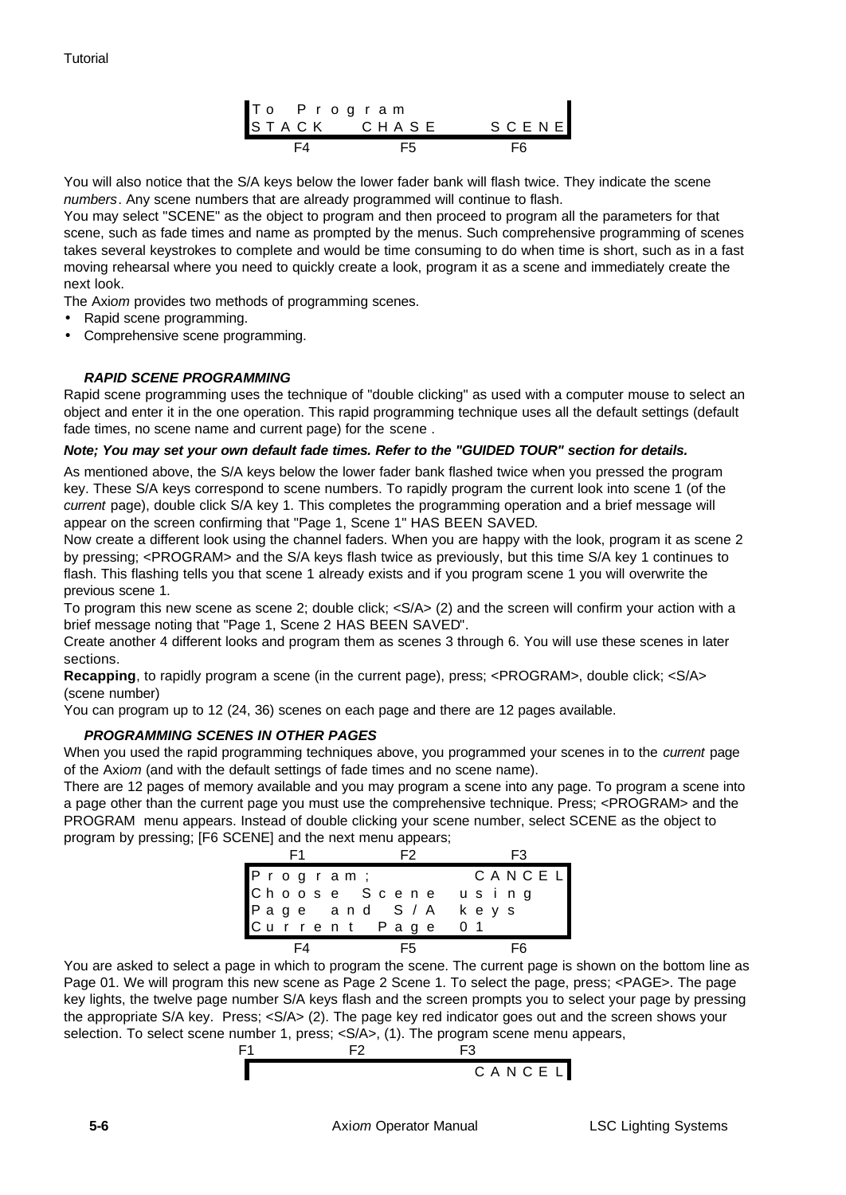```
To Program
STACK    CHASE    SCENE
  F4       F5       F6
```

You will also notice that the S/A keys below the lower fader bank will flash twice. They indicate the scene *numbers*. Any scene numbers that are already programmed will continue to flash.

You may select "SCENE" as the object to program and then proceed to program all the parameters for that scene, such as fade times and name as prompted by the menus. Such comprehensive programming of scenes takes several keystrokes to complete and would be time consuming to do when time is short, such as in a fast moving rehearsal where you need to quickly create a look, program it as a scene and immediately create the next look.

The Axi*om* provides two methods of programming scenes.

- Rapid scene programming.
- Comprehensive scene programming.

### *RAPID SCENE PROGRAMMING*

Rapid scene programming uses the technique of "double clicking" as used with a computer mouse to select an object and enter it in the one operation. This rapid programming technique uses all the default settings (default fade times, no scene name and current page) for the scene .

***Note; You may set your own default fade times. Refer to the "GUIDED TOUR" section for details.***

As mentioned above, the S/A keys below the lower fader bank flashed twice when you pressed the program key. These S/A keys correspond to scene numbers. To rapidly program the current look into scene 1 (of the *current* page), double click S/A key 1. This completes the programming operation and a brief message will appear on the screen confirming that "Page 1, Scene 1" HAS BEEN SAVED.

Now create a different look using the channel faders. When you are happy with the look, program it as scene 2 by pressing; <PROGRAM> and the S/A keys flash twice as previously, but this time S/A key 1 continues to flash. This flashing tells you that scene 1 already exists and if you program scene 1 you will overwrite the previous scene 1.

To program this new scene as scene 2; double click; <S/A> (2) and the screen will confirm your action with a brief message noting that "Page 1, Scene 2 HAS BEEN SAVED".

Create another 4 different looks and program them as scenes 3 through 6. You will use these scenes in later sections.

**Recapping**, to rapidly program a scene (in the current page), press; <PROGRAM>, double click; <S/A> (scene number)

You can program up to 12 (24, 36) scenes on each page and there are 12 pages available.

### *PROGRAMMING SCENES IN OTHER PAGES*

When you used the rapid programming techniques above, you programmed your scenes in to the *current* page of the Axi*om* (and with the default settings of fade times and no scene name).

There are 12 pages of memory available and you may program a scene into any page. To program a scene into a page other than the current page you must use the comprehensive technique. Press; <PROGRAM> and the PROGRAM menu appears. Instead of double clicking your scene number, select SCENE as the object to program by pressing; [F6 SCENE] and the next menu appears;

```
  F1        F2        F3
Program;           CANCEL
Choose Scene using
Page and S/A keys
Current Page 01
  F4        F5        F6
```

You are asked to select a page in which to program the scene. The current page is shown on the bottom line as Page 01. We will program this new scene as Page 2 Scene 1. To select the page, press; <PAGE>. The page key lights, the twelve page number S/A keys flash and the screen prompts you to select your page by pressing the appropriate S/A key. Press; <S/A> (2). The page key red indicator goes out and the screen shows your selection. To select scene number 1, press; <S/A>, (1). The program scene menu appears,

```
F1          F2          F3
                     CANCEL
```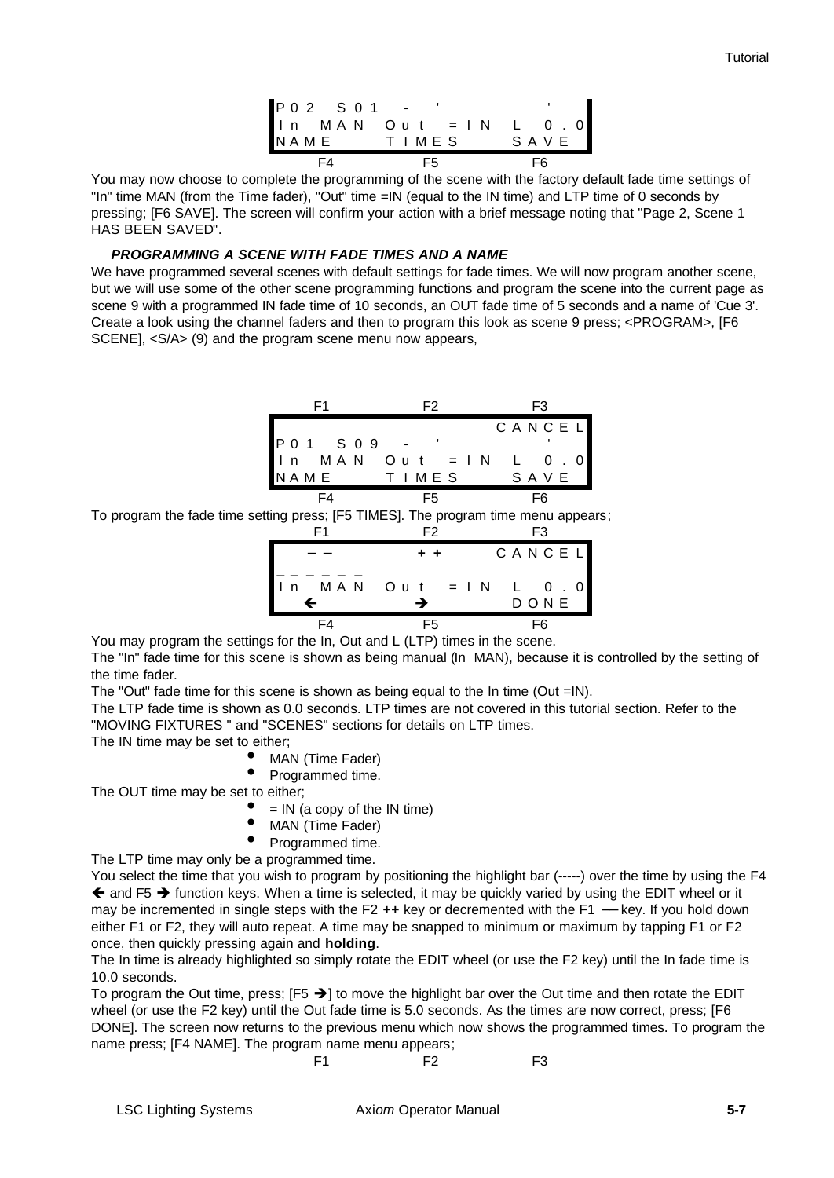```
P02  S01   -   '            '
In  MAN  Out  =IN   L  0.0
NAME      TIMES      SAVE
     F4         F5         F6
```

You may now choose to complete the programming of the scene with the factory default fade time settings of "In" time MAN (from the Time fader), "Out" time =IN (equal to the IN time) and LTP time of 0 seconds by pressing; [F6 SAVE]. The screen will confirm your action with a brief message noting that "Page 2, Scene 1 HAS BEEN SAVED".

### *PROGRAMMING A SCENE WITH FADE TIMES AND A NAME*

We have programmed several scenes with default settings for fade times. We will now program another scene, but we will use some of the other scene programming functions and program the scene into the current page as scene 9 with a programmed IN fade time of 10 seconds, an OUT fade time of 5 seconds and a name of 'Cue 3'. Create a look using the channel faders and then to program this look as scene 9 press; <PROGRAM>, [F6 SCENE], <S/A> (9) and the program scene menu now appears,

```
     F1         F2         F3
                        CANCEL
P01  S09   -   '            '
In  MAN  Out  =IN   L  0.0
NAME      TIMES      SAVE
     F4         F5         F6
```

To program the fade time setting press; [F5 TIMES]. The program time menu appears;

```
     F1         F2         F3
     ––         ++      CANCEL
______
In  MAN  Out  =IN   L  0.0
     ←          →       DONE
     F4         F5         F6
```

You may program the settings for the In, Out and L (LTP) times in the scene.

The "In" fade time for this scene is shown as being manual (In MAN), because it is controlled by the setting of the time fader.

The "Out" fade time for this scene is shown as being equal to the In time (Out =IN).

The LTP fade time is shown as 0.0 seconds. LTP times are not covered in this tutorial section. Refer to the "MOVING FIXTURES " and "SCENES" sections for details on LTP times.

The IN time may be set to either;

- MAN (Time Fader)
- Programmed time.

The OUT time may be set to either;

- = IN (a copy of the IN time)
- MAN (Time Fader)
- Programmed time.

The LTP time may only be a programmed time.

You select the time that you wish to program by positioning the highlight bar (-----) over the time by using the F4 ← and F5 → function keys. When a time is selected, it may be quickly varied by using the EDIT wheel or it may be incremented in single steps with the F2 **++** key or decremented with the F1 **––** key. If you hold down either F1 or F2, they will auto repeat. A time may be snapped to minimum or maximum by tapping F1 or F2 once, then quickly pressing again and **holding**.

The In time is already highlighted so simply rotate the EDIT wheel (or use the F2 key) until the In fade time is 10.0 seconds.

To program the Out time, press; [F5 →] to move the highlight bar over the Out time and then rotate the EDIT wheel (or use the F2 key) until the Out fade time is 5.0 seconds. As the times are now correct, press; [F6 DONE]. The screen now returns to the previous menu which now shows the programmed times. To program the name press; [F4 NAME]. The program name menu appears;

```
     F1         F2         F3
```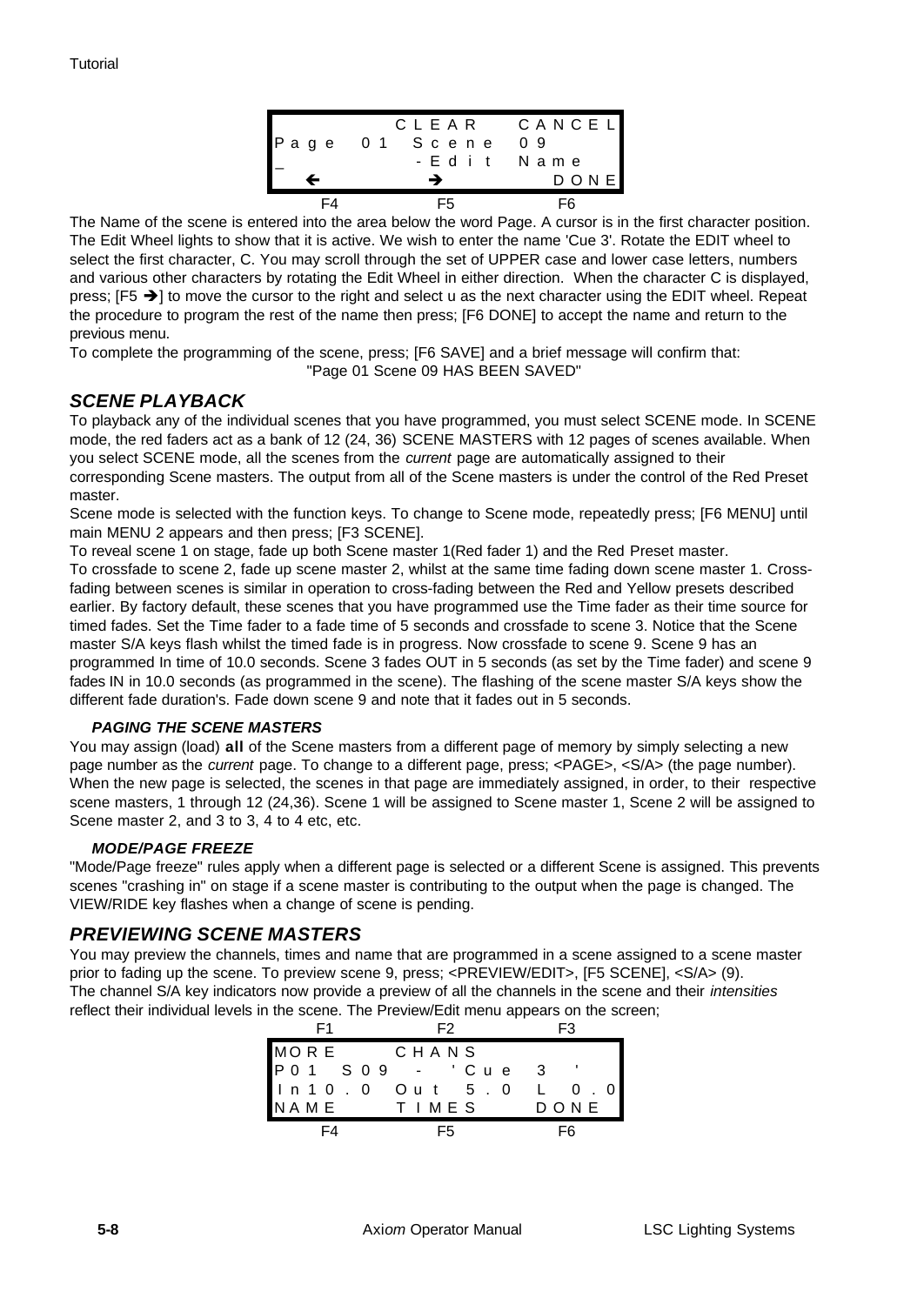```
           CLEAR   CANCEL
Page 01 Scene 09
_          -Edit Name
   ←          →      DONE
   F4         F5       F6
```

The Name of the scene is entered into the area below the word Page. A cursor is in the first character position. The Edit Wheel lights to show that it is active. We wish to enter the name 'Cue 3'. Rotate the EDIT wheel to select the first character, C. You may scroll through the set of UPPER case and lower case letters, numbers and various other characters by rotating the Edit Wheel in either direction. When the character C is displayed, press; [F5 →] to move the cursor to the right and select u as the next character using the EDIT wheel. Repeat the procedure to program the rest of the name then press; [F6 DONE] to accept the name and return to the previous menu.

To complete the programming of the scene, press; [F6 SAVE] and a brief message will confirm that:

"Page 01 Scene 09 HAS BEEN SAVED"

## SCENE PLAYBACK

To playback any of the individual scenes that you have programmed, you must select SCENE mode. In SCENE mode, the red faders act as a bank of 12 (24, 36) SCENE MASTERS with 12 pages of scenes available. When you select SCENE mode, all the scenes from the *current* page are automatically assigned to their corresponding Scene masters. The output from all of the Scene masters is under the control of the Red Preset master.

Scene mode is selected with the function keys. To change to Scene mode, repeatedly press; [F6 MENU] until main MENU 2 appears and then press; [F3 SCENE].

To reveal scene 1 on stage, fade up both Scene master 1(Red fader 1) and the Red Preset master.

To crossfade to scene 2, fade up scene master 2, whilst at the same time fading down scene master 1. Cross-fading between scenes is similar in operation to cross-fading between the Red and Yellow presets described earlier. By factory default, these scenes that you have programmed use the Time fader as their time source for timed fades. Set the Time fader to a fade time of 5 seconds and crossfade to scene 3. Notice that the Scene master S/A keys flash whilst the timed fade is in progress. Now crossfade to scene 9. Scene 9 has an programmed In time of 10.0 seconds. Scene 3 fades OUT in 5 seconds (as set by the Time fader) and scene 9 fades IN in 10.0 seconds (as programmed in the scene). The flashing of the scene master S/A keys show the different fade duration's. Fade down scene 9 and note that it fades out in 5 seconds.

### PAGING THE SCENE MASTERS

You may assign (load) **all** of the Scene masters from a different page of memory by simply selecting a new page number as the *current* page. To change to a different page, press; <PAGE>, <S/A> (the page number). When the new page is selected, the scenes in that page are immediately assigned, in order, to their respective scene masters, 1 through 12 (24,36). Scene 1 will be assigned to Scene master 1, Scene 2 will be assigned to Scene master 2, and 3 to 3, 4 to 4 etc, etc.

### MODE/PAGE FREEZE

"Mode/Page freeze" rules apply when a different page is selected or a different Scene is assigned. This prevents scenes "crashing in" on stage if a scene master is contributing to the output when the page is changed. The VIEW/RIDE key flashes when a change of scene is pending.

## PREVIEWING SCENE MASTERS

You may preview the channels, times and name that are programmed in a scene assigned to a scene master prior to fading up the scene. To preview scene 9, press; <PREVIEW/EDIT>, [F5 SCENE], <S/A> (9).

The channel S/A key indicators now provide a preview of all the channels in the scene and their *intensities* reflect their individual levels in the scene. The Preview/Edit menu appears on the screen;

```
   F1         F2         F3
MORE       CHANS
P01 S09  -  'Cue 3  '
In10.0  Out 5.0  L 0.0
NAME      TIMES      DONE
   F4         F5         F6
```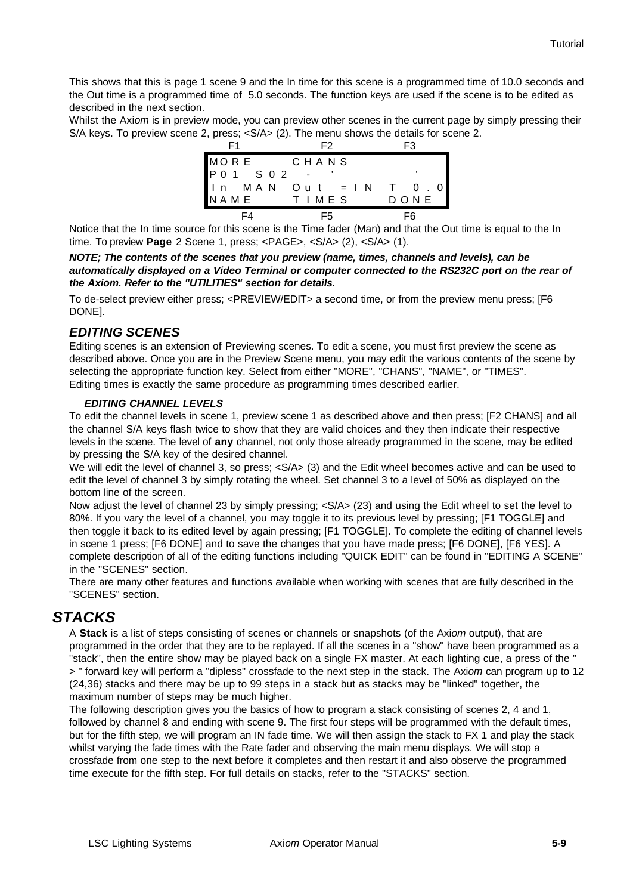This shows that this is page 1 scene 9 and the In time for this scene is a programmed time of 10.0 seconds and the Out time is a programmed time of 5.0 seconds. The function keys are used if the scene is to be edited as described in the next section.

Whilst the Axi*om* is in preview mode, you can preview other scenes in the current page by simply pressing their S/A keys. To preview scene 2, press; <S/A> (2). The menu shows the details for scene 2.

```
 F1            F2            F3
MORE        CHANS
P01  S02   -  '               '
In  MAN  Out  = IN   T  0.0
NAME        TIMES        DONE
 F4            F5            F6
```

Notice that the In time source for this scene is the Time fader (Man) and that the Out time is equal to the In time. To preview **Page** 2 Scene 1, press; <PAGE>, <S/A> (2), <S/A> (1).

***NOTE; The contents of the scenes that you preview (name, times, channels and levels), can be automatically displayed on a Video Terminal or computer connected to the RS232C port on the rear of the Axiom. Refer to the "UTILITIES" section for details.***

To de-select preview either press; <PREVIEW/EDIT> a second time, or from the preview menu press; [F6 DONE].

## *EDITING SCENES*

Editing scenes is an extension of Previewing scenes. To edit a scene, you must first preview the scene as described above. Once you are in the Preview Scene menu, you may edit the various contents of the scene by selecting the appropriate function key. Select from either "MORE", "CHANS", "NAME", or "TIMES".
Editing times is exactly the same procedure as programming times described earlier.

### *EDITING CHANNEL LEVELS*

To edit the channel levels in scene 1, preview scene 1 as described above and then press; [F2 CHANS] and all the channel S/A keys flash twice to show that they are valid choices and they then indicate their respective levels in the scene. The level of **any** channel, not only those already programmed in the scene, may be edited by pressing the S/A key of the desired channel.

We will edit the level of channel 3, so press; <S/A> (3) and the Edit wheel becomes active and can be used to edit the level of channel 3 by simply rotating the wheel. Set channel 3 to a level of 50% as displayed on the bottom line of the screen.

Now adjust the level of channel 23 by simply pressing; <S/A> (23) and using the Edit wheel to set the level to 80%. If you vary the level of a channel, you may toggle it to its previous level by pressing; [F1 TOGGLE] and then toggle it back to its edited level by again pressing; [F1 TOGGLE]. To complete the editing of channel levels in scene 1 press; [F6 DONE] and to save the changes that you have made press; [F6 DONE], [F6 YES]. A complete description of all of the editing functions including "QUICK EDIT" can be found in "EDITING A SCENE" in the "SCENES" section.

There are many other features and functions available when working with scenes that are fully described in the "SCENES" section.

# *STACKS*

A **Stack** is a list of steps consisting of scenes or channels or snapshots (of the Axi*om* output), that are programmed in the order that they are to be replayed. If all the scenes in a "show" have been programmed as a "stack", then the entire show may be played back on a single FX master. At each lighting cue, a press of the " > " forward key will perform a "dipless" crossfade to the next step in the stack. The Axi*om* can program up to 12 (24,36) stacks and there may be up to 99 steps in a stack but as stacks may be "linked" together, the maximum number of steps may be much higher.

The following description gives you the basics of how to program a stack consisting of scenes 2, 4 and 1, followed by channel 8 and ending with scene 9. The first four steps will be programmed with the default times, but for the fifth step, we will program an IN fade time. We will then assign the stack to FX 1 and play the stack whilst varying the fade times with the Rate fader and observing the main menu displays. We will stop a crossfade from one step to the next before it completes and then restart it and also observe the programmed time execute for the fifth step. For full details on stacks, refer to the "STACKS" section.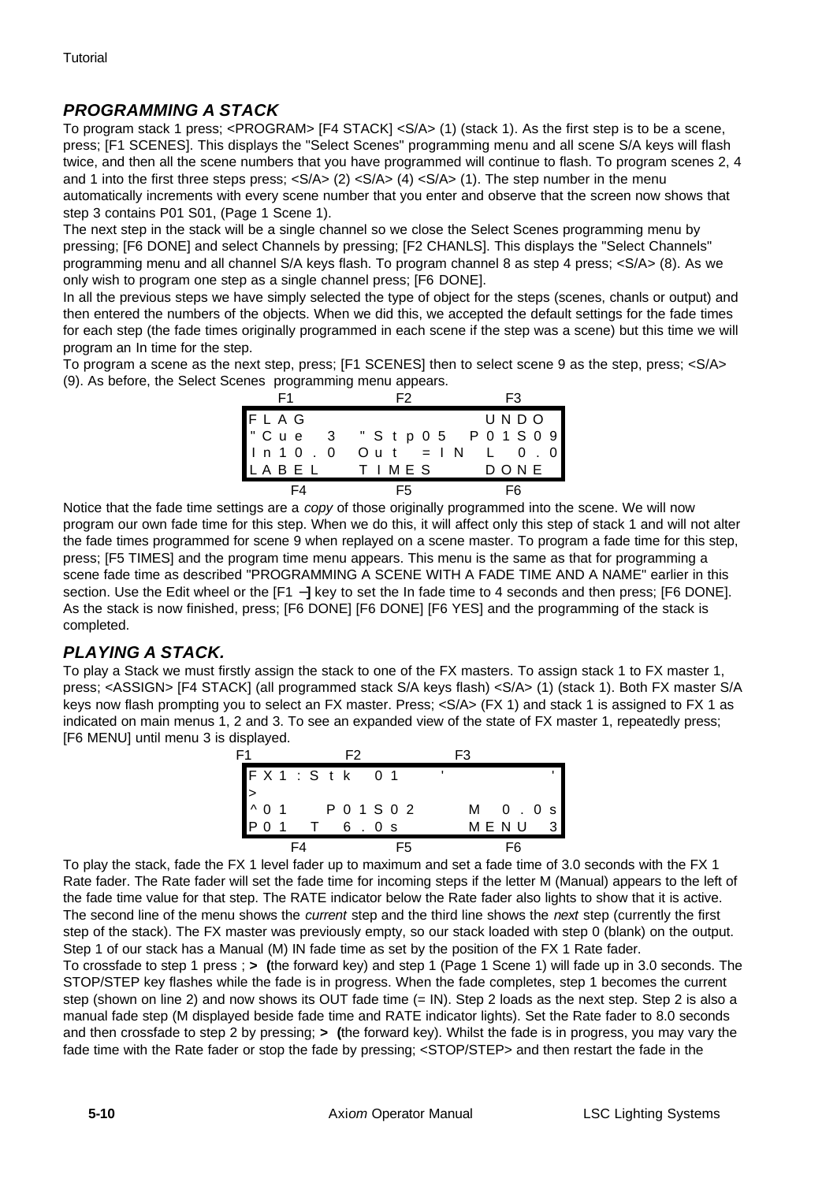## PROGRAMMING A STACK

To program stack 1 press; <PROGRAM> [F4 STACK] <S/A> (1) (stack 1). As the first step is to be a scene, press; [F1 SCENES]. This displays the "Select Scenes" programming menu and all scene S/A keys will flash twice, and then all the scene numbers that you have programmed will continue to flash. To program scenes 2, 4 and 1 into the first three steps press; <S/A> (2) <S/A> (4) <S/A> (1). The step number in the menu automatically increments with every scene number that you enter and observe that the screen now shows that step 3 contains P01 S01, (Page 1 Scene 1).

The next step in the stack will be a single channel so we close the Select Scenes programming menu by pressing; [F6 DONE] and select Channels by pressing; [F2 CHANLS]. This displays the "Select Channels" programming menu and all channel S/A keys flash. To program channel 8 as step 4 press; <S/A> (8). As we only wish to program one step as a single channel press; [F6 DONE].

In all the previous steps we have simply selected the type of object for the steps (scenes, chanls or output) and then entered the numbers of the objects. When we did this, we accepted the default settings for the fade times for each step (the fade times originally programmed in each scene if the step was a scene) but this time we will program an In time for the step.

To program a scene as the next step, press; [F1 SCENES] then to select scene 9 as the step, press; <S/A> (9). As before, the Select Scenes programming menu appears.

```
  F1              F2               F3
FLAG                           UNDO
"Cue  3    "Stp05   P01S09
In10.0   Out =IN   L  0.0
LABEL      TIMES      DONE
  F4              F5               F6
```

Notice that the fade time settings are a *copy* of those originally programmed into the scene. We will now program our own fade time for this step. When we do this, it will affect only this step of stack 1 and will not alter the fade times programmed for scene 9 when replayed on a scene master. To program a fade time for this step, press; [F5 TIMES] and the program time menu appears. This menu is the same as that for programming a scene fade time as described "PROGRAMMING A SCENE WITH A FADE TIME AND A NAME" earlier in this section. Use the Edit wheel or the [F1 ⇥] key to set the In fade time to 4 seconds and then press; [F6 DONE]. As the stack is now finished, press; [F6 DONE] [F6 DONE] [F6 YES] and the programming of the stack is completed.

## PLAYING A STACK.

To play a Stack we must firstly assign the stack to one of the FX masters. To assign stack 1 to FX master 1, press; <ASSIGN> [F4 STACK] (all programmed stack S/A keys flash) <S/A> (1) (stack 1). Both FX master S/A keys now flash prompting you to select an FX master. Press; <S/A> (FX 1) and stack 1 is assigned to FX 1 as indicated on main menus 1, 2 and 3. To see an expanded view of the state of FX master 1, repeatedly press; [F6 MENU] until menu 3 is displayed.

```
F1              F2               F3
FX1:Stk  01         '          '
>
^01    P01S02      M  0.0s
P01  T  6.0s       MENU  3
     F4              F5               F6
```

To play the stack, fade the FX 1 level fader up to maximum and set a fade time of 3.0 seconds with the FX 1 Rate fader. The Rate fader will set the fade time for incoming steps if the letter M (Manual) appears to the left of the fade time value for that step. The RATE indicator below the Rate fader also lights to show that it is active. The second line of the menu shows the *current* step and the third line shows the *next* step (currently the first step of the stack). The FX master was previously empty, so our stack loaded with step 0 (blank) on the output. Step 1 of our stack has a Manual (M) IN fade time as set by the position of the FX 1 Rate fader.

To crossfade to step 1 press ; **> (**the forward key) and step 1 (Page 1 Scene 1) will fade up in 3.0 seconds. The STOP/STEP key flashes while the fade is in progress. When the fade completes, step 1 becomes the current step (shown on line 2) and now shows its OUT fade time (= IN). Step 2 loads as the next step. Step 2 is also a manual fade step (M displayed beside fade time and RATE indicator lights). Set the Rate fader to 8.0 seconds and then crossfade to step 2 by pressing; **> (**the forward key). Whilst the fade is in progress, you may vary the fade time with the Rate fader or stop the fade by pressing; <STOP/STEP> and then restart the fade in the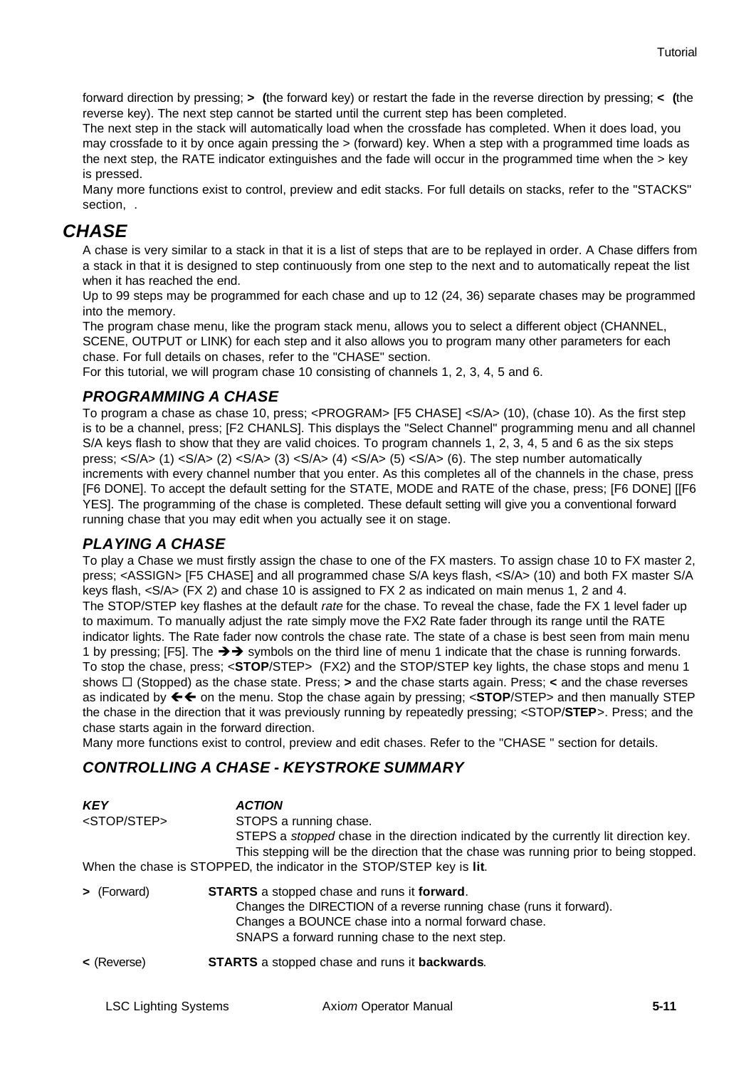forward direction by pressing; **>** **(**the forward key) or restart the fade in the reverse direction by pressing; **<** **(**the reverse key). The next step cannot be started until the current step has been completed.

The next step in the stack will automatically load when the crossfade has completed. When it does load, you may crossfade to it by once again pressing the > (forward) key. When a step with a programmed time loads as the next step, the RATE indicator extinguishes and the fade will occur in the programmed time when the > key is pressed.

Many more functions exist to control, preview and edit stacks. For full details on stacks, refer to the "STACKS" section, .

## *CHASE*

A chase is very similar to a stack in that it is a list of steps that are to be replayed in order. A Chase differs from a stack in that it is designed to step continuously from one step to the next and to automatically repeat the list when it has reached the end.

Up to 99 steps may be programmed for each chase and up to 12 (24, 36) separate chases may be programmed into the memory.

The program chase menu, like the program stack menu, allows you to select a different object (CHANNEL, SCENE, OUTPUT or LINK) for each step and it also allows you to program many other parameters for each chase. For full details on chases, refer to the "CHASE" section.

For this tutorial, we will program chase 10 consisting of channels 1, 2, 3, 4, 5 and 6.

### *PROGRAMMING A CHASE*

To program a chase as chase 10, press; <PROGRAM> [F5 CHASE] <S/A> (10), (chase 10). As the first step is to be a channel, press; [F2 CHANLS]. This displays the "Select Channel" programming menu and all channel S/A keys flash to show that they are valid choices. To program channels 1, 2, 3, 4, 5 and 6 as the six steps press; <S/A> (1) <S/A> (2) <S/A> (3) <S/A> (4) <S/A> (5) <S/A> (6). The step number automatically increments with every channel number that you enter. As this completes all of the channels in the chase, press [F6 DONE]. To accept the default setting for the STATE, MODE and RATE of the chase, press; [F6 DONE] [[F6 YES]. The programming of the chase is completed. These default setting will give you a conventional forward running chase that you may edit when you actually see it on stage.

### *PLAYING A CHASE*

To play a Chase we must firstly assign the chase to one of the FX masters. To assign chase 10 to FX master 2, press; <ASSIGN> [F5 CHASE] and all programmed chase S/A keys flash, <S/A> (10) and both FX master S/A keys flash, <S/A> (FX 2) and chase 10 is assigned to FX 2 as indicated on main menus 1, 2 and 4.

The STOP/STEP key flashes at the default *rate* for the chase. To reveal the chase, fade the FX 1 level fader up to maximum. To manually adjust the rate simply move the FX2 Rate fader through its range until the RATE indicator lights. The Rate fader now controls the chase rate. The state of a chase is best seen from main menu 1 by pressing; [F5]. The ➔➔ symbols on the third line of menu 1 indicate that the chase is running forwards. To stop the chase, press; <**STOP**/STEP> (FX2) and the STOP/STEP key lights, the chase stops and menu 1 shows ☐ (Stopped) as the chase state. Press; **>** and the chase starts again. Press; **<** and the chase reverses as indicated by 🡐🡐 on the menu. Stop the chase again by pressing; <**STOP**/STEP> and then manually STEP the chase in the direction that it was previously running by repeatedly pressing; <STOP/**STEP**>. Press; and the chase starts again in the forward direction.

Many more functions exist to control, preview and edit chases. Refer to the "CHASE " section for details.

### *CONTROLLING A CHASE - KEYSTROKE SUMMARY*

| ***KEY*** | ***ACTION*** |
|---|---|
| <STOP/STEP> | STOPS a running chase.<br>STEPS a *stopped* chase in the direction indicated by the currently lit direction key. This stepping will be the direction that the chase was running prior to being stopped. |

When the chase is STOPPED, the indicator in the STOP/STEP key is **lit**.

| | |
|---|---|
| **>** (Forward) | **STARTS** a stopped chase and runs it **forward**.<br>Changes the DIRECTION of a reverse running chase (runs it forward).<br>Changes a BOUNCE chase into a normal forward chase.<br>SNAPS a forward running chase to the next step. |
| **<** (Reverse) | **STARTS** a stopped chase and runs it **backwards**. |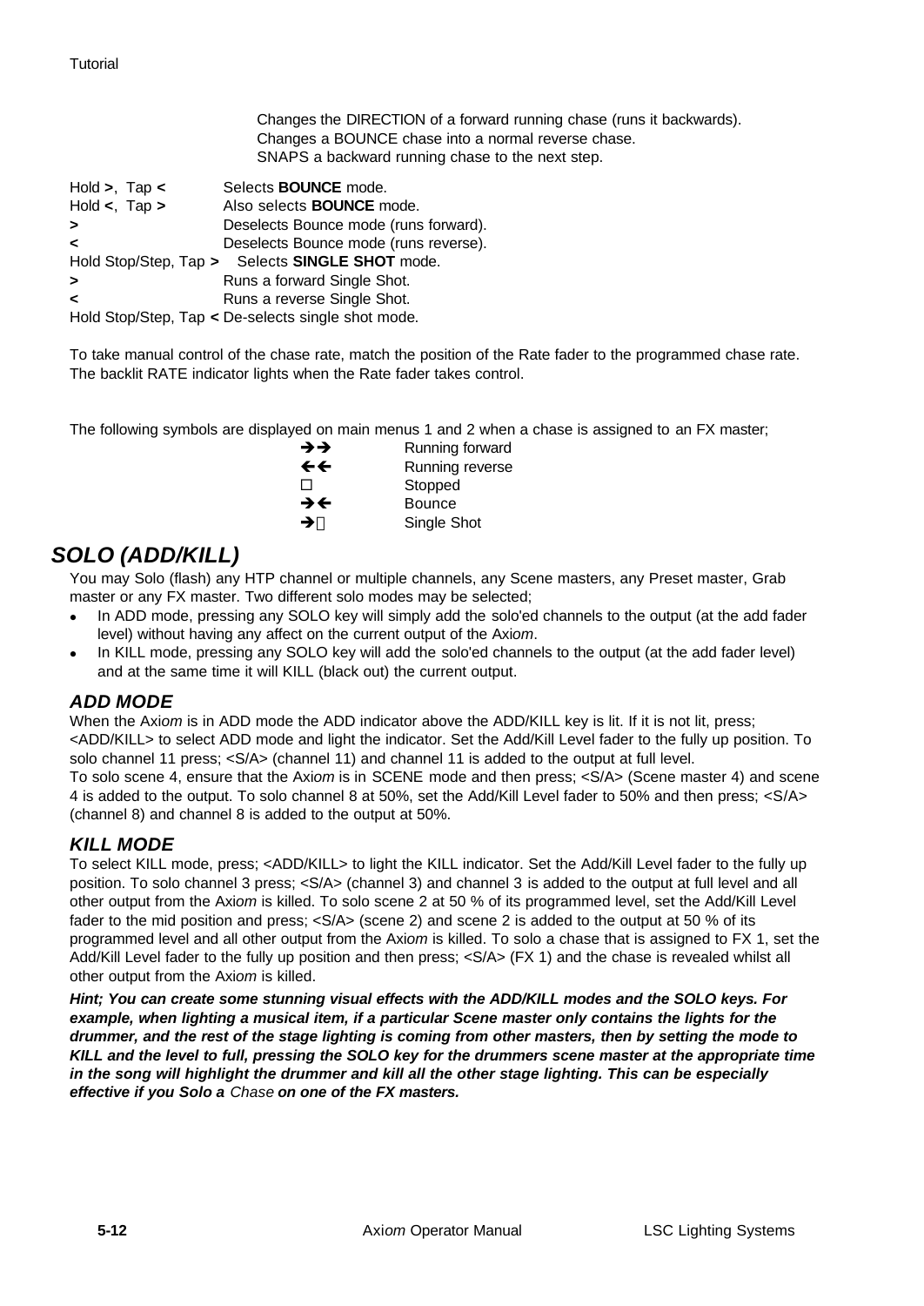Changes the DIRECTION of a forward running chase (runs it backwards).
Changes a BOUNCE chase into a normal reverse chase.
SNAPS a backward running chase to the next step.

| | |
|---|---|
| Hold **>**, Tap **<** | Selects **BOUNCE** mode. |
| Hold **<**, Tap **>** | Also selects **BOUNCE** mode. |
| **>** | Deselects Bounce mode (runs forward). |
| **<** | Deselects Bounce mode (runs reverse). |
| Hold Stop/Step, Tap **>** | Selects **SINGLE SHOT** mode. |
| **>** | Runs a forward Single Shot. |
| **<** | Runs a reverse Single Shot. |
| Hold Stop/Step, Tap **<** | De-selects single shot mode. |

To take manual control of the chase rate, match the position of the Rate fader to the programmed chase rate. The backlit RATE indicator lights when the Rate fader takes control.

The following symbols are displayed on main menus 1 and 2 when a chase is assigned to an FX master;

| | |
|---|---|
| →→ | Running forward |
| ←← | Running reverse |
| □ | Stopped |
| →← | Bounce |
| →▯ | Single Shot |

## SOLO (ADD/KILL)

You may Solo (flash) any HTP channel or multiple channels, any Scene masters, any Preset master, Grab master or any FX master. Two different solo modes may be selected;

- In ADD mode, pressing any SOLO key will simply add the solo'ed channels to the output (at the add fader level) without having any affect on the current output of the Axi*om*.
- In KILL mode, pressing any SOLO key will add the solo'ed channels to the output (at the add fader level) and at the same time it will KILL (black out) the current output.

### ADD MODE

When the Axi*om* is in ADD mode the ADD indicator above the ADD/KILL key is lit. If it is not lit, press; <ADD/KILL> to select ADD mode and light the indicator. Set the Add/Kill Level fader to the fully up position. To solo channel 11 press; <S/A> (channel 11) and channel 11 is added to the output at full level.
To solo scene 4, ensure that the Axi*om* is in SCENE mode and then press; <S/A> (Scene master 4) and scene 4 is added to the output. To solo channel 8 at 50%, set the Add/Kill Level fader to 50% and then press; <S/A> (channel 8) and channel 8 is added to the output at 50%.

### KILL MODE

To select KILL mode, press; <ADD/KILL> to light the KILL indicator. Set the Add/Kill Level fader to the fully up position. To solo channel 3 press; <S/A> (channel 3) and channel 3 is added to the output at full level and all other output from the Axi*om* is killed. To solo scene 2 at 50 % of its programmed level, set the Add/Kill Level fader to the mid position and press; <S/A> (scene 2) and scene 2 is added to the output at 50 % of its programmed level and all other output from the Axi*om* is killed. To solo a chase that is assigned to FX 1, set the Add/Kill Level fader to the fully up position and then press; <S/A> (FX 1) and the chase is revealed whilst all other output from the Axi*om* is killed.

***Hint; You can create some stunning visual effects with the ADD/KILL modes and the SOLO keys. For example, when lighting a musical item, if a particular Scene master only contains the lights for the drummer, and the rest of the stage lighting is coming from other masters, then by setting the mode to KILL and the level to full, pressing the SOLO key for the drummers scene master at the appropriate time in the song will highlight the drummer and kill all the other stage lighting. This can be especially effective if you Solo a** *Chase* **on one of the FX masters.***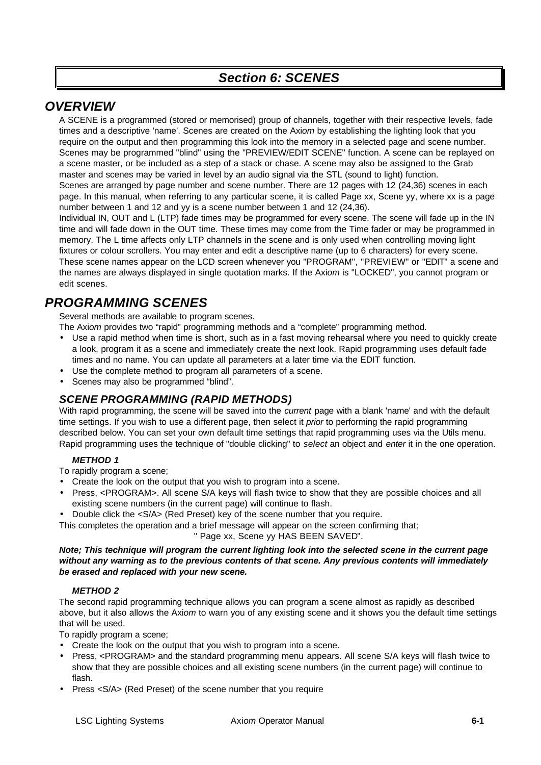# *Section 6: SCENES*

## *OVERVIEW*

A SCENE is a programmed (stored or memorised) group of channels, together with their respective levels, fade times and a descriptive 'name'. Scenes are created on the Axi*om* by establishing the lighting look that you require on the output and then programming this look into the memory in a selected page and scene number. Scenes may be programmed "blind" using the "PREVIEW/EDIT SCENE" function. A scene can be replayed on a scene master, or be included as a step of a stack or chase. A scene may also be assigned to the Grab master and scenes may be varied in level by an audio signal via the STL (sound to light) function.
Scenes are arranged by page number and scene number. There are 12 pages with 12 (24,36) scenes in each page. In this manual, when referring to any particular scene, it is called Page xx, Scene yy, where xx is a page number between 1 and 12 and yy is a scene number between 1 and 12 (24,36).
Individual IN, OUT and L (LTP) fade times may be programmed for every scene. The scene will fade up in the IN time and will fade down in the OUT time. These times may come from the Time fader or may be programmed in memory. The L time affects only LTP channels in the scene and is only used when controlling moving light fixtures or colour scrollers. You may enter and edit a descriptive name (up to 6 characters) for every scene. These scene names appear on the LCD screen whenever you "PROGRAM", "PREVIEW" or "EDIT" a scene and the names are always displayed in single quotation marks. If the Axi*om* is "LOCKED", you cannot program or edit scenes.

## *PROGRAMMING SCENES*

Several methods are available to program scenes.
The Axi*om* provides two “rapid” programming methods and a “complete” programming method.

- Use a rapid method when time is short, such as in a fast moving rehearsal where you need to quickly create a look, program it as a scene and immediately create the next look. Rapid programming uses default fade times and no name. You can update all parameters at a later time via the EDIT function.
- Use the complete method to program all parameters of a scene.
- Scenes may also be programmed “blind”.

### *SCENE PROGRAMMING (RAPID METHODS)*

With rapid programming, the scene will be saved into the *current* page with a blank 'name' and with the default time settings. If you wish to use a different page, then select it *prior* to performing the rapid programming described below. You can set your own default time settings that rapid programming uses via the Utils menu. Rapid programming uses the technique of "double clicking" to *select* an object and *enter* it in the one operation.

#### *METHOD 1*

To rapidly program a scene;

- Create the look on the output that you wish to program into a scene.
- Press, <PROGRAM>. All scene S/A keys will flash twice to show that they are possible choices and all existing scene numbers (in the current page) will continue to flash.
- Double click the <S/A> (Red Preset) key of the scene number that you require.

This completes the operation and a brief message will appear on the screen confirming that;

" Page xx, Scene yy HAS BEEN SAVED".

***Note; This technique will program the current lighting look into the selected scene in the current page without any warning as to the previous contents of that scene. Any previous contents will immediately be erased and replaced with your new scene.***

#### *METHOD 2*

The second rapid programming technique allows you can program a scene almost as rapidly as described above, but it also allows the Axi*om* to warn you of any existing scene and it shows you the default time settings that will be used.

To rapidly program a scene;

- Create the look on the output that you wish to program into a scene.
- Press, <PROGRAM> and the standard programming menu appears. All scene S/A keys will flash twice to show that they are possible choices and all existing scene numbers (in the current page) will continue to flash.
- Press <S/A> (Red Preset) of the scene number that you require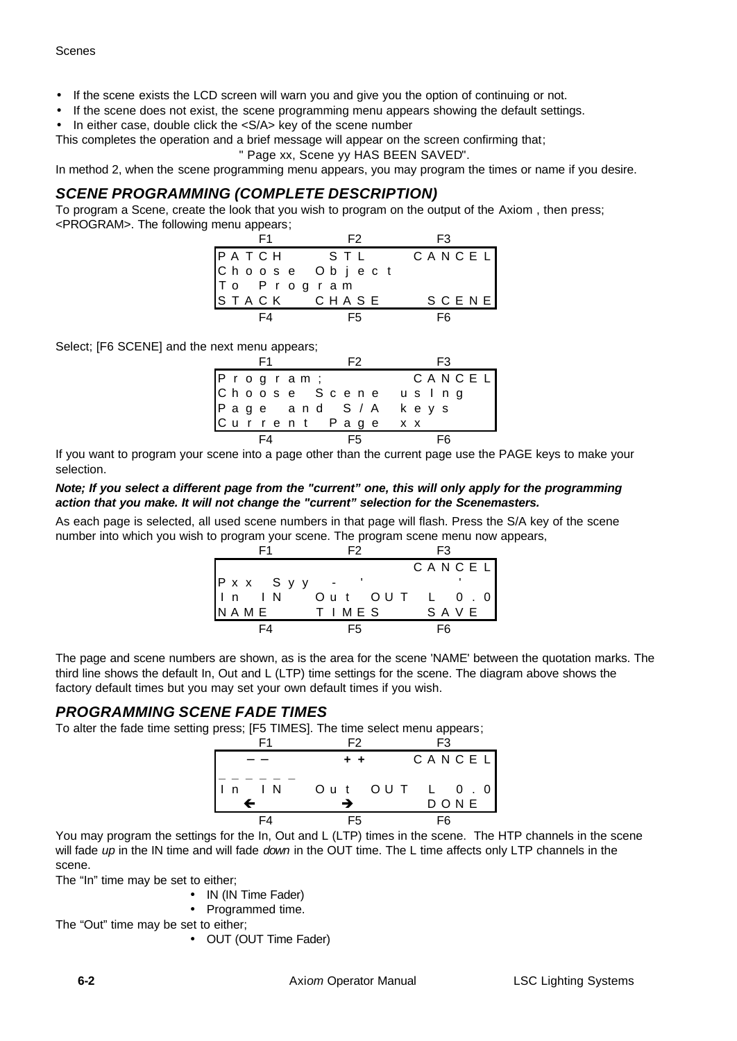- If the scene exists the LCD screen will warn you and give you the option of continuing or not.
- If the scene does not exist, the scene programming menu appears showing the default settings.
- In either case, double click the <S/A> key of the scene number

This completes the operation and a brief message will appear on the screen confirming that;

" Page xx, Scene yy HAS BEEN SAVED".

In method 2, when the scene programming menu appears, you may program the times or name if you desire.

## *SCENE PROGRAMMING (COMPLETE DESCRIPTION)*

To program a Scene, create the look that you wish to program on the output of the Axiom , then press; <PROGRAM>. The following menu appears;

```
    F1          F2          F3
PATCH        STL        CANCEL
Choose Object
To Program
STACK      CHASE        SCENE
    F4          F5          F6
```

Select; [F6 SCENE] and the next menu appears;

```
    F1          F2          F3
Program;                CANCEL
Choose Scene using
Page and S/A keys
Current Page xx
    F4          F5          F6
```

If you want to program your scene into a page other than the current page use the PAGE keys to make your selection.

***Note; If you select a different page from the "current" one, this will only apply for the programming action that you make. It will not change the "current" selection for the Scenemasters.***

As each page is selected, all used scene numbers in that page will flash. Press the S/A key of the scene number into which you wish to program your scene. The program scene menu now appears,

```
    F1          F2          F3
                        CANCEL
Pxx Syy  -  '              '
In IN    Out OUT   L  0.0
NAME       TIMES       SAVE
    F4          F5          F6
```

The page and scene numbers are shown, as is the area for the scene 'NAME' between the quotation marks. The third line shows the default In, Out and L (LTP) time settings for the scene. The diagram above shows the factory default times but you may set your own default times if you wish.

## *PROGRAMMING SCENE FADE TIMES*

To alter the fade time setting press; [F5 TIMES]. The time select menu appears;

```
    F1          F2          F3
    ––          ++      CANCEL
______
In IN    Out OUT   L  0.0
    ←           →       DONE
    F4          F5          F6
```

You may program the settings for the In, Out and L (LTP) times in the scene. The HTP channels in the scene will fade *up* in the IN time and will fade *down* in the OUT time. The L time affects only LTP channels in the scene.

The "In" time may be set to either;

- IN (IN Time Fader)
- Programmed time.

The "Out" time may be set to either;

- OUT (OUT Time Fader)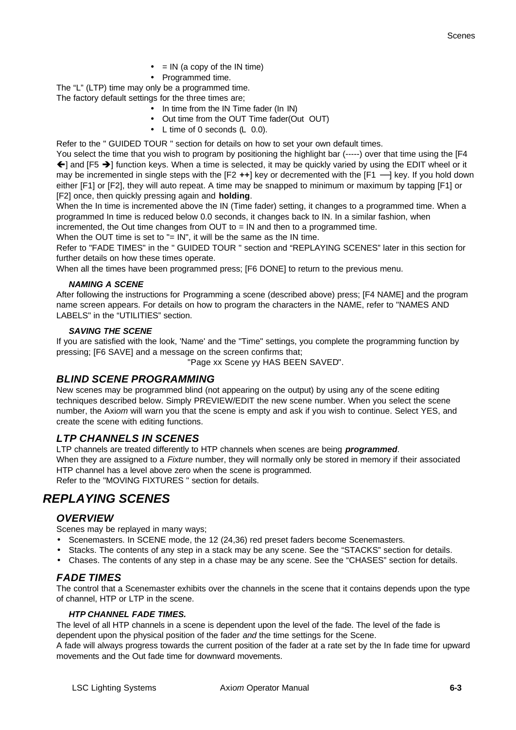- = IN (a copy of the IN time)
- Programmed time.

The “L” (LTP) time may only be a programmed time.

The factory default settings for the three times are;

- In time from the IN Time fader (In IN)
- Out time from the OUT Time fader(Out OUT)
- L time of 0 seconds (L 0.0).

Refer to the " GUIDED TOUR " section for details on how to set your own default times.

You select the time that you wish to program by positioning the highlight bar (-----) over that time using the [F4 ←] and [F5 →] function keys. When a time is selected, it may be quickly varied by using the EDIT wheel or it may be incremented in single steps with the [F2 **++**] key or decremented with the [F1 —] key. If you hold down either [F1] or [F2], they will auto repeat. A time may be snapped to minimum or maximum by tapping [F1] or [F2] once, then quickly pressing again and **holding**.

When the In time is incremented above the IN (Time fader) setting, it changes to a programmed time. When a programmed In time is reduced below 0.0 seconds, it changes back to IN. In a similar fashion, when incremented, the Out time changes from OUT to = IN and then to a programmed time.

When the OUT time is set to "= IN", it will be the same as the IN time.

Refer to "FADE TIMES" in the " GUIDED TOUR " section and “REPLAYING SCENES” later in this section for further details on how these times operate.

When all the times have been programmed press; [F6 DONE] to return to the previous menu.

#### *NAMING A SCENE*

After following the instructions for Programming a scene (described above) press; [F4 NAME] and the program name screen appears. For details on how to program the characters in the NAME, refer to "NAMES AND LABELS" in the “UTILITIES” section.

#### *SAVING THE SCENE*

If you are satisfied with the look, 'Name' and the "Time" settings, you complete the programming function by pressing; [F6 SAVE] and a message on the screen confirms that;

"Page xx Scene yy HAS BEEN SAVED".

### *BLIND SCENE PROGRAMMING*

New scenes may be programmed blind (not appearing on the output) by using any of the scene editing techniques described below. Simply PREVIEW/EDIT the new scene number. When you select the scene number, the Axi*om* will warn you that the scene is empty and ask if you wish to continue. Select YES, and create the scene with editing functions.

### *LTP CHANNELS IN SCENES*

LTP channels are treated differently to HTP channels when scenes are being ***programmed***.

When they are assigned to a *Fixture* number, they will normally only be stored in memory if their associated HTP channel has a level above zero when the scene is programmed.

Refer to the "MOVING FIXTURES " section for details.

## *REPLAYING SCENES*

### *OVERVIEW*

Scenes may be replayed in many ways;

- Scenemasters. In SCENE mode, the 12 (24,36) red preset faders become Scenemasters.
- Stacks. The contents of any step in a stack may be any scene. See the “STACKS” section for details.
- Chases. The contents of any step in a chase may be any scene. See the “CHASES” section for details.

### *FADE TIMES*

The control that a Scenemaster exhibits over the channels in the scene that it contains depends upon the type of channel, HTP or LTP in the scene.

#### *HTP CHANNEL FADE TIMES.*

The level of all HTP channels in a scene is dependent upon the level of the fade. The level of the fade is dependent upon the physical position of the fader *and* the time settings for the Scene.

A fade will always progress towards the current position of the fader at a rate set by the In fade time for upward movements and the Out fade time for downward movements.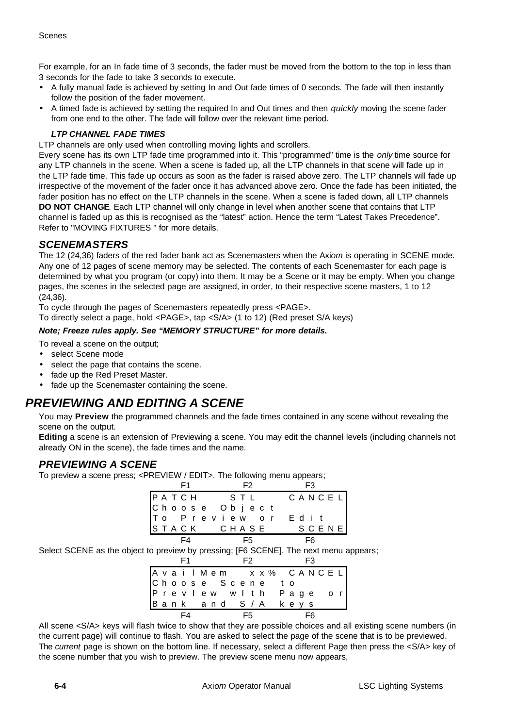For example, for an In fade time of 3 seconds, the fader must be moved from the bottom to the top in less than 3 seconds for the fade to take 3 seconds to execute.

- A fully manual fade is achieved by setting In and Out fade times of 0 seconds. The fade will then instantly follow the position of the fader movement.
- A timed fade is achieved by setting the required In and Out times and then *quickly* moving the scene fader from one end to the other. The fade will follow over the relevant time period.

#### *LTP CHANNEL FADE TIMES*

LTP channels are only used when controlling moving lights and scrollers.

Every scene has its own LTP fade time programmed into it. This "programmed" time is the *only* time source for any LTP channels in the scene. When a scene is faded up, all the LTP channels in that scene will fade up in the LTP fade time. This fade up occurs as soon as the fader is raised above zero. The LTP channels will fade up irrespective of the movement of the fader once it has advanced above zero. Once the fade has been initiated, the fader position has no effect on the LTP channels in the scene. When a scene is faded down, all LTP channels **DO NOT CHANGE**. Each LTP channel will only change in level when another scene that contains that LTP channel is faded up as this is recognised as the "latest" action. Hence the term "Latest Takes Precedence". Refer to "MOVING FIXTURES " for more details.

### *SCENEMASTERS*

The 12 (24,36) faders of the red fader bank act as Scenemasters when the Ax*iom* is operating in SCENE mode. Any one of 12 pages of scene memory may be selected. The contents of each Scenemaster for each page is determined by what you program (or copy) into them. It may be a Scene or it may be empty. When you change pages, the scenes in the selected page are assigned, in order, to their respective scene masters, 1 to 12 (24,36).

To cycle through the pages of Scenemasters repeatedly press <PAGE>.

To directly select a page, hold <PAGE>, tap <S/A> (1 to 12) (Red preset S/A keys)

***Note; Freeze rules apply. See "MEMORY STRUCTURE" for more details.***

To reveal a scene on the output;

- select Scene mode
- select the page that contains the scene.
- fade up the Red Preset Master.
- fade up the Scenemaster containing the scene.

## *PREVIEWING AND EDITING A SCENE*

You may **Preview** the programmed channels and the fade times contained in any scene without revealing the scene on the output.

**Editing** a scene is an extension of Previewing a scene. You may edit the channel levels (including channels not already ON in the scene), the fade times and the name.

### *PREVIEWING A SCENE*

To preview a scene press; <PREVIEW / EDIT>. The following menu appears;

```
      F1            F2            F3
PATCH       STL         CANCEL
Choose Object
To Preview or Edit
STACK     CHASE       SCENE
      F4            F5            F6
```

Select SCENE as the object to preview by pressing; [F6 SCENE]. The next menu appears;

```
      F1            F2            F3
AvailMem    xx%  CANCEL
Choose Scene to
PrevIew wIth Page or
Bank and S/A keys
      F4            F5            F6
```

All scene <S/A> keys will flash twice to show that they are possible choices and all existing scene numbers (in the current page) will continue to flash. You are asked to select the page of the scene that is to be previewed. The *current* page is shown on the bottom line. If necessary, select a different Page then press the <S/A> key of the scene number that you wish to preview. The preview scene menu now appears,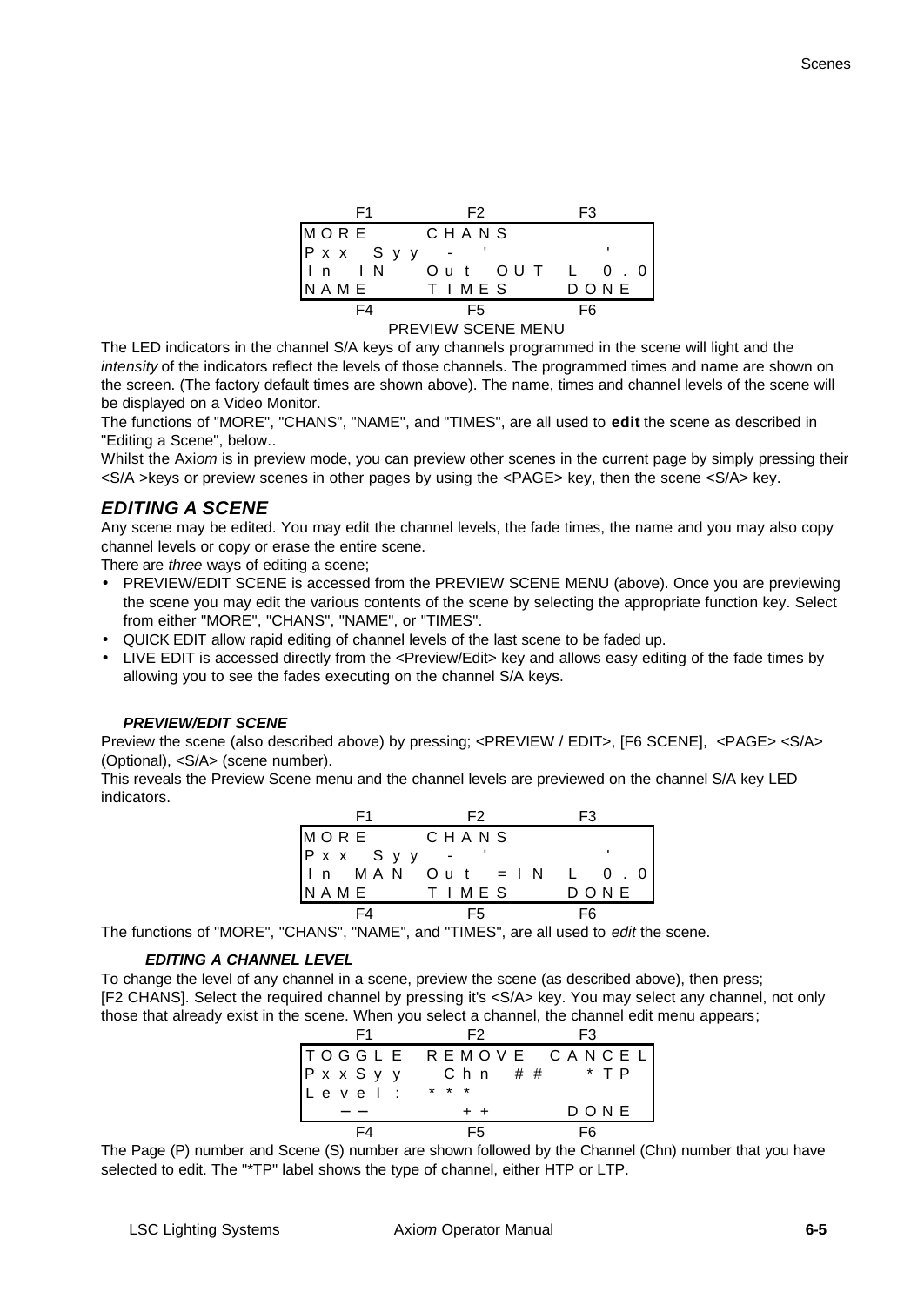```
     F1              F2              F3
MORE            CHANS
Pxx  Syy    -   '                    '
In   IN     Out  OUT     L   0.0
NAME            TIMES           DONE
     F4              F5              F6
```

PREVIEW SCENE MENU

The LED indicators in the channel S/A keys of any channels programmed in the scene will light and the *intensity* of the indicators reflect the levels of those channels. The programmed times and name are shown on the screen. (The factory default times are shown above). The name, times and channel levels of the scene will be displayed on a Video Monitor.

The functions of "MORE", "CHANS", "NAME", and "TIMES", are all used to **edit** the scene as described in "Editing a Scene", below..

Whilst the Axi*om* is in preview mode, you can preview other scenes in the current page by simply pressing their <S/A >keys or preview scenes in other pages by using the <PAGE> key, then the scene <S/A> key.

## *EDITING A SCENE*

Any scene may be edited. You may edit the channel levels, the fade times, the name and you may also copy channel levels or copy or erase the entire scene.

There are *three* ways of editing a scene;

- PREVIEW/EDIT SCENE is accessed from the PREVIEW SCENE MENU (above). Once you are previewing the scene you may edit the various contents of the scene by selecting the appropriate function key. Select from either "MORE", "CHANS", "NAME", or "TIMES".
- QUICK EDIT allow rapid editing of channel levels of the last scene to be faded up.
- LIVE EDIT is accessed directly from the <Preview/Edit> key and allows easy editing of the fade times by allowing you to see the fades executing on the channel S/A keys.

#### *PREVIEW/EDIT SCENE*

Preview the scene (also described above) by pressing; <PREVIEW / EDIT>, [F6 SCENE], <PAGE> <S/A> (Optional), <S/A> (scene number).

This reveals the Preview Scene menu and the channel levels are previewed on the channel S/A key LED indicators.

```
     F1              F2              F3
MORE            CHANS
Pxx  Syy    -   '                    '
In   MAN    Out  =IN     L   0.0
NAME            TIMES           DONE
     F4              F5              F6
```

The functions of "MORE", "CHANS", "NAME", and "TIMES", are all used to *edit* the scene.

#### *EDITING A CHANNEL LEVEL*

To change the level of any channel in a scene, preview the scene (as described above), then press; [F2 CHANS]. Select the required channel by pressing it's <S/A> key. You may select any channel, not only those that already exist in the scene. When you select a channel, the channel edit menu appears;

```
     F1              F2              F3
TOGGLE      REMOVE      CANCEL
PxxSyy       Chn  ##       *TP
Level:    ***
  --              ++            DONE
     F4              F5              F6
```

The Page (P) number and Scene (S) number are shown followed by the Channel (Chn) number that you have selected to edit. The "*TP" label shows the type of channel, either HTP or LTP.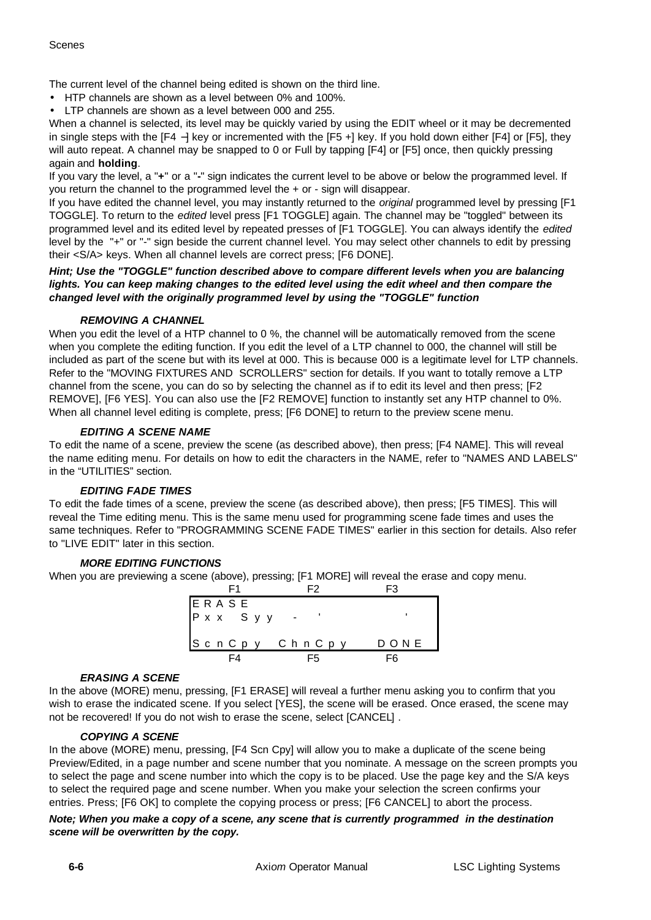The current level of the channel being edited is shown on the third line.

- HTP channels are shown as a level between 0% and 100%.
- LTP channels are shown as a level between 000 and 255.

When a channel is selected, its level may be quickly varied by using the EDIT wheel or it may be decremented in single steps with the [F4 –] key or incremented with the [F5 +] key. If you hold down either [F4] or [F5], they will auto repeat. A channel may be snapped to 0 or Full by tapping [F4] or [F5] once, then quickly pressing again and **holding**.

If you vary the level, a "**+**" or a "**-**" sign indicates the current level to be above or below the programmed level. If you return the channel to the programmed level the + or - sign will disappear.

If you have edited the channel level, you may instantly returned to the *original* programmed level by pressing [F1 TOGGLE]. To return to the *edited* level press [F1 TOGGLE] again. The channel may be "toggled" between its programmed level and its edited level by repeated presses of [F1 TOGGLE]. You can always identify the *edited* level by the "+" or "-" sign beside the current channel level. You may select other channels to edit by pressing their <S/A> keys. When all channel levels are correct press; [F6 DONE].

***Hint; Use the "TOGGLE" function described above to compare different levels when you are balancing lights. You can keep making changes to the edited level using the edit wheel and then compare the changed level with the originally programmed level by using the "TOGGLE" function***

#### *REMOVING A CHANNEL*

When you edit the level of a HTP channel to 0 %, the channel will be automatically removed from the scene when you complete the editing function. If you edit the level of a LTP channel to 000, the channel will still be included as part of the scene but with its level at 000. This is because 000 is a legitimate level for LTP channels. Refer to the "MOVING FIXTURES AND SCROLLERS" section for details. If you want to totally remove a LTP channel from the scene, you can do so by selecting the channel as if to edit its level and then press; [F2 REMOVE], [F6 YES]. You can also use the [F2 REMOVE] function to instantly set any HTP channel to 0%. When all channel level editing is complete, press; [F6 DONE] to return to the preview scene menu.

#### *EDITING A SCENE NAME*

To edit the name of a scene, preview the scene (as described above), then press; [F4 NAME]. This will reveal the name editing menu. For details on how to edit the characters in the NAME, refer to "NAMES AND LABELS" in the "UTILITIES" section.

#### *EDITING FADE TIMES*

To edit the fade times of a scene, preview the scene (as described above), then press; [F5 TIMES]. This will reveal the Time editing menu. This is the same menu used for programming scene fade times and uses the same techniques. Refer to "PROGRAMMING SCENE FADE TIMES" earlier in this section for details. Also refer to "LIVE EDIT" later in this section.

#### *MORE EDITING FUNCTIONS*

When you are previewing a scene (above), pressing; [F1 MORE] will reveal the erase and copy menu.

```
     F1             F2              F3
 ERASE
 Pxx  Syy   -   '                  '

 ScnCpy  ChnCpy              DONE
     F4             F5              F6
```

#### *ERASING A SCENE*

In the above (MORE) menu, pressing, [F1 ERASE] will reveal a further menu asking you to confirm that you wish to erase the indicated scene. If you select [YES], the scene will be erased. Once erased, the scene may not be recovered! If you do not wish to erase the scene, select [CANCEL] .

#### *COPYING A SCENE*

In the above (MORE) menu, pressing, [F4 Scn Cpy] will allow you to make a duplicate of the scene being Preview/Edited, in a page number and scene number that you nominate. A message on the screen prompts you to select the page and scene number into which the copy is to be placed. Use the page key and the S/A keys to select the required page and scene number. When you make your selection the screen confirms your entries. Press; [F6 OK] to complete the copying process or press; [F6 CANCEL] to abort the process.

***Note; When you make a copy of a scene, any scene that is currently programmed in the destination scene will be overwritten by the copy.***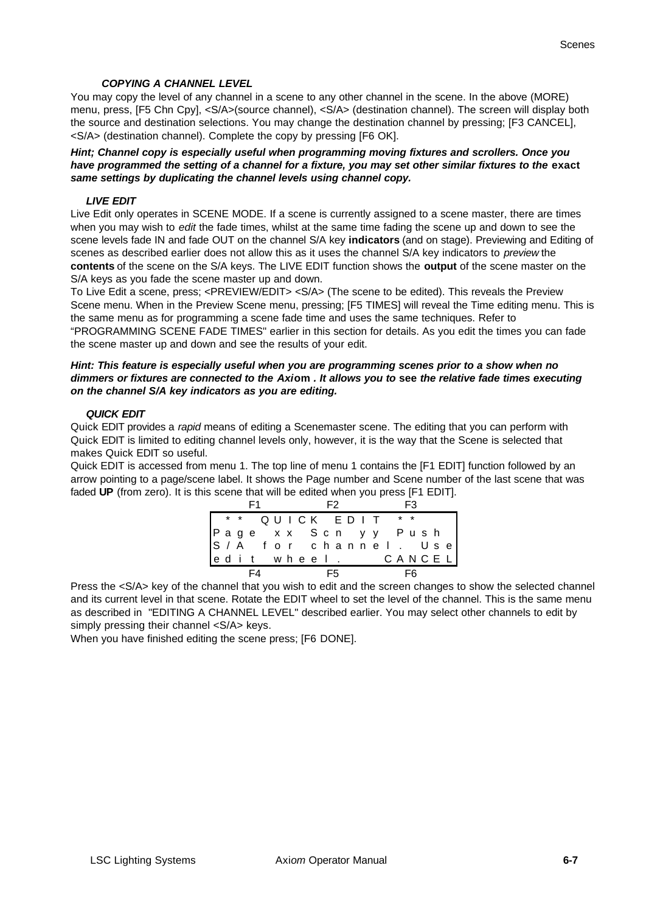### *COPYING A CHANNEL LEVEL*

You may copy the level of any channel in a scene to any other channel in the scene. In the above (MORE) menu, press, [F5 Chn Cpy], <S/A>(source channel), <S/A> (destination channel). The screen will display both the source and destination selections. You may change the destination channel by pressing; [F3 CANCEL], <S/A> (destination channel). Complete the copy by pressing [F6 OK].

***Hint; Channel copy is especially useful when programming moving fixtures and scrollers. Once you have programmed the setting of a channel for a fixture, you may set other similar fixtures to the* exact *same settings by duplicating the channel levels using channel copy.***

### *LIVE EDIT*

Live Edit only operates in SCENE MODE. If a scene is currently assigned to a scene master, there are times when you may wish to *edit* the fade times, whilst at the same time fading the scene up and down to see the scene levels fade IN and fade OUT on the channel S/A key **indicators** (and on stage). Previewing and Editing of scenes as described earlier does not allow this as it uses the channel S/A key indicators to *preview* the **contents** of the scene on the S/A keys. The LIVE EDIT function shows the **output** of the scene master on the S/A keys as you fade the scene master up and down.

To Live Edit a scene, press; <PREVIEW/EDIT> <S/A> (The scene to be edited). This reveals the Preview Scene menu. When in the Preview Scene menu, pressing; [F5 TIMES] will reveal the Time editing menu. This is the same menu as for programming a scene fade time and uses the same techniques. Refer to "PROGRAMMING SCENE FADE TIMES" earlier in this section for details. As you edit the times you can fade the scene master up and down and see the results of your edit.

***Hint: This feature is especially useful when you are programming scenes prior to a show when no dimmers or fixtures are connected to the Axiom. It allows you to* see *the relative fade times executing on the channel S/A key indicators as you are editing.***

### *QUICK EDIT*

Quick EDIT provides a *rapid* means of editing a Scenemaster scene. The editing that you can perform with Quick EDIT is limited to editing channel levels only, however, it is the way that the Scene is selected that makes Quick EDIT so useful.

Quick EDIT is accessed from menu 1. The top line of menu 1 contains the [F1 EDIT] function followed by an arrow pointing to a page/scene label. It shows the Page number and Scene number of the last scene that was faded **UP** (from zero). It is this scene that will be edited when you press [F1 EDIT].

```
        F1              F2              F3
  * *  Q U I C K   E D I T   * *
  P a g e   x x   S c n   y y   P u s h
  S / A   f o r   c h a n n e l .   U s e
  e d i t   w h e e l .       C A N C E L
        F4              F5              F6
```

Press the <S/A> key of the channel that you wish to edit and the screen changes to show the selected channel and its current level in that scene. Rotate the EDIT wheel to set the level of the channel. This is the same menu as described in "EDITING A CHANNEL LEVEL" described earlier. You may select other channels to edit by simply pressing their channel <S/A> keys.

When you have finished editing the scene press; [F6 DONE].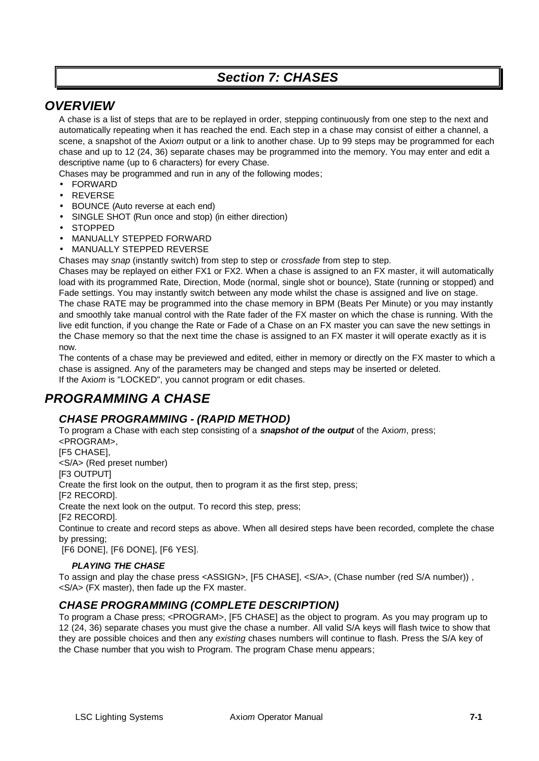# Section 7: CHASES

## OVERVIEW

A chase is a list of steps that are to be replayed in order, stepping continuously from one step to the next and automatically repeating when it has reached the end. Each step in a chase may consist of either a channel, a scene, a snapshot of the Axi*om* output or a link to another chase. Up to 99 steps may be programmed for each chase and up to 12 (24, 36) separate chases may be programmed into the memory. You may enter and edit a descriptive name (up to 6 characters) for every Chase.

Chases may be programmed and run in any of the following modes;

- FORWARD
- REVERSE
- BOUNCE (Auto reverse at each end)
- SINGLE SHOT (Run once and stop) (in either direction)
- STOPPED
- MANUALLY STEPPED FORWARD
- MANUALLY STEPPED REVERSE

Chases may *snap* (instantly switch) from step to step or *crossfade* from step to step.

Chases may be replayed on either FX1 or FX2. When a chase is assigned to an FX master, it will automatically load with its programmed Rate, Direction, Mode (normal, single shot or bounce), State (running or stopped) and Fade settings. You may instantly switch between any mode whilst the chase is assigned and live on stage.

The chase RATE may be programmed into the chase memory in BPM (Beats Per Minute) or you may instantly and smoothly take manual control with the Rate fader of the FX master on which the chase is running. With the live edit function, if you change the Rate or Fade of a Chase on an FX master you can save the new settings in the Chase memory so that the next time the chase is assigned to an FX master it will operate exactly as it is now.

The contents of a chase may be previewed and edited, either in memory or directly on the FX master to which a chase is assigned. Any of the parameters may be changed and steps may be inserted or deleted.

If the Axi*om* is "LOCKED", you cannot program or edit chases.

## PROGRAMMING A CHASE

### CHASE PROGRAMMING - (RAPID METHOD)

To program a Chase with each step consisting of a ***snapshot of the output*** of the Axi*om*, press;

<PROGRAM>,

[F5 CHASE],

<S/A> (Red preset number)

[F3 OUTPUT]

Create the first look on the output, then to program it as the first step, press;

[F2 RECORD].

Create the next look on the output. To record this step, press;

[F2 RECORD].

Continue to create and record steps as above. When all desired steps have been recorded, complete the chase by pressing;

[F6 DONE], [F6 DONE], [F6 YES].

#### PLAYING THE CHASE

To assign and play the chase press <ASSIGN>, [F5 CHASE], <S/A>, (Chase number (red S/A number)) , <S/A> (FX master), then fade up the FX master.

### CHASE PROGRAMMING (COMPLETE DESCRIPTION)

To program a Chase press; <PROGRAM>, [F5 CHASE] as the object to program. As you may program up to 12 (24, 36) separate chases you must give the chase a number. All valid S/A keys will flash twice to show that they are possible choices and then any *existing* chases numbers will continue to flash. Press the S/A key of the Chase number that you wish to Program. The program Chase menu appears;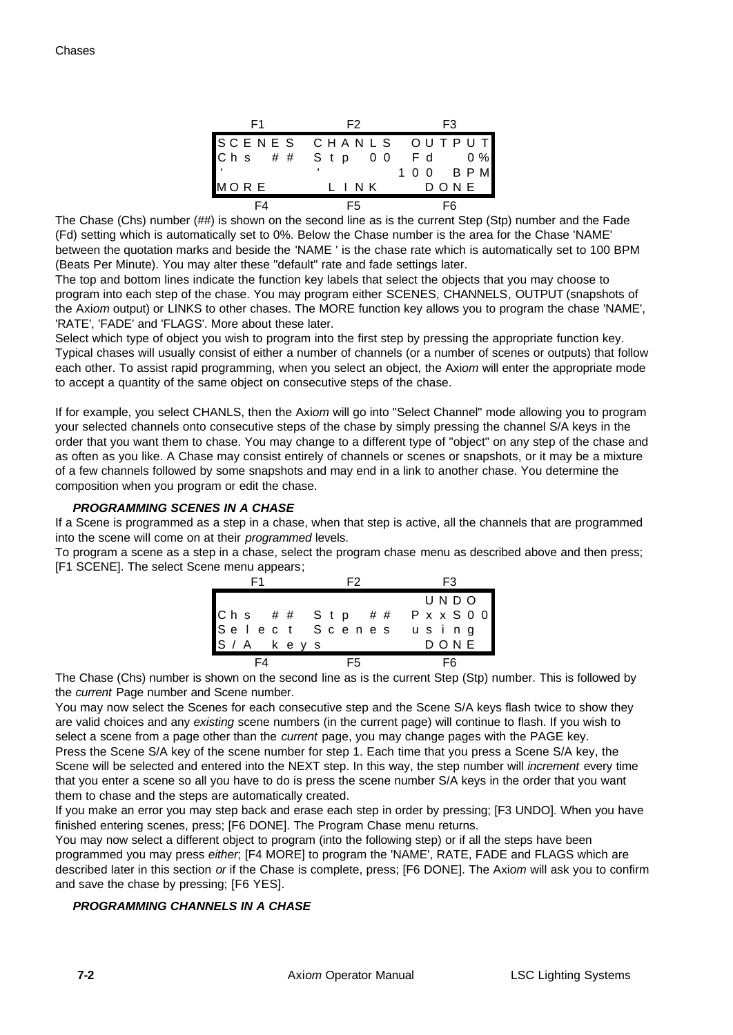```
 F1        F2        F3
SCENES  CHANLS  OUTPUT
Chs ##  Stp 00  Fd   0%
'        '       100 BPM
MORE     LINK    DONE
 F4        F5        F6
```

The Chase (Chs) number (##) is shown on the second line as is the current Step (Stp) number and the Fade (Fd) setting which is automatically set to 0%. Below the Chase number is the area for the Chase 'NAME' between the quotation marks and beside the 'NAME ' is the chase rate which is automatically set to 100 BPM (Beats Per Minute). You may alter these "default" rate and fade settings later.

The top and bottom lines indicate the function key labels that select the objects that you may choose to program into each step of the chase. You may program either SCENES, CHANNELS, OUTPUT (snapshots of the Axi*om* output) or LINKS to other chases. The MORE function key allows you to program the chase 'NAME', 'RATE', 'FADE' and 'FLAGS'. More about these later.

Select which type of object you wish to program into the first step by pressing the appropriate function key. Typical chases will usually consist of either a number of channels (or a number of scenes or outputs) that follow each other. To assist rapid programming, when you select an object, the Axi*om* will enter the appropriate mode to accept a quantity of the same object on consecutive steps of the chase.

If for example, you select CHANLS, then the Axi*om* will go into "Select Channel" mode allowing you to program your selected channels onto consecutive steps of the chase by simply pressing the channel S/A keys in the order that you want them to chase. You may change to a different type of "object" on any step of the chase and as often as you like. A Chase may consist entirely of channels or scenes or snapshots, or it may be a mixture of a few channels followed by some snapshots and may end in a link to another chase. You determine the composition when you program or edit the chase.

### *PROGRAMMING SCENES IN A CHASE*

If a Scene is programmed as a step in a chase, when that step is active, all the channels that are programmed into the scene will come on at their *programmed* levels.

To program a scene as a step in a chase, select the program chase menu as described above and then press; [F1 SCENE]. The select Scene menu appears;

```
 F1        F2        F3
                 UNDO
Chs ##  Stp ##  PxxS00
Select Scenes  using
S/A keys         DONE
 F4        F5        F6
```

The Chase (Chs) number is shown on the second line as is the current Step (Stp) number. This is followed by the *current* Page number and Scene number.

You may now select the Scenes for each consecutive step and the Scene S/A keys flash twice to show they are valid choices and any *existing* scene numbers (in the current page) will continue to flash. If you wish to select a scene from a page other than the *current* page, you may change pages with the PAGE key.

Press the Scene S/A key of the scene number for step 1. Each time that you press a Scene S/A key, the Scene will be selected and entered into the NEXT step. In this way, the step number will *increment* every time that you enter a scene so all you have to do is press the scene number S/A keys in the order that you want them to chase and the steps are automatically created.

If you make an error you may step back and erase each step in order by pressing; [F3 UNDO]. When you have finished entering scenes, press; [F6 DONE]. The Program Chase menu returns.

You may now select a different object to program (into the following step) or if all the steps have been programmed you may press *either*; [F4 MORE] to program the 'NAME', RATE, FADE and FLAGS which are described later in this section *or* if the Chase is complete, press; [F6 DONE]. The Axi*om* will ask you to confirm and save the chase by pressing; [F6 YES].

### *PROGRAMMING CHANNELS IN A CHASE*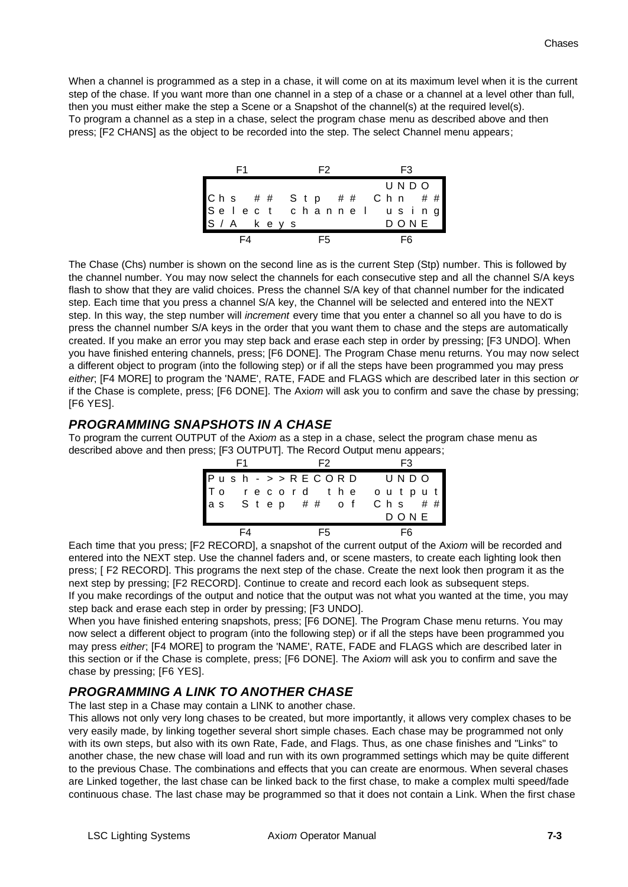When a channel is programmed as a step in a chase, it will come on at its maximum level when it is the current step of the chase. If you want more than one channel in a step of a chase or a channel at a level other than full, then you must either make the step a Scene or a Snapshot of the channel(s) at the required level(s).
To program a channel as a step in a chase, select the program chase menu as described above and then press; [F2 CHANS] as the object to be recorded into the step. The select Channel menu appears;

```
 F1          F2          F3
                    UNDO
Chs ##  Stp ##  Chn ##
Select channel using
S/A keys            DONE
 F4          F5          F6
```

The Chase (Chs) number is shown on the second line as is the current Step (Stp) number. This is followed by the channel number. You may now select the channels for each consecutive step and all the channel S/A keys flash to show that they are valid choices. Press the channel S/A key of that channel number for the indicated step. Each time that you press a channel S/A key, the Channel will be selected and entered into the NEXT step. In this way, the step number will *increment* every time that you enter a channel so all you have to do is press the channel number S/A keys in the order that you want them to chase and the steps are automatically created. If you make an error you may step back and erase each step in order by pressing; [F3 UNDO]. When you have finished entering channels, press; [F6 DONE]. The Program Chase menu returns. You may now select a different object to program (into the following step) or if all the steps have been programmed you may press *either*; [F4 MORE] to program the 'NAME', RATE, FADE and FLAGS which are described later in this section *or* if the Chase is complete, press; [F6 DONE]. The Axi*om* will ask you to confirm and save the chase by pressing; [F6 YES].

## PROGRAMMING SNAPSHOTS IN A CHASE

To program the current OUTPUT of the Axi*om* as a step in a chase, select the program chase menu as described above and then press; [F3 OUTPUT]. The Record Output menu appears;

```
 F1          F2          F3
Push->>RECORD   UNDO
To record the output
as Step ## of Chs ##
                    DONE
 F4          F5          F6
```

Each time that you press; [F2 RECORD], a snapshot of the current output of the Axi*om* will be recorded and entered into the NEXT step. Use the channel faders and, or scene masters, to create each lighting look then press; [ F2 RECORD]. This programs the next step of the chase. Create the next look then program it as the next step by pressing; [F2 RECORD]. Continue to create and record each look as subsequent steps.
If you make recordings of the output and notice that the output was not what you wanted at the time, you may step back and erase each step in order by pressing; [F3 UNDO].
When you have finished entering snapshots, press; [F6 DONE]. The Program Chase menu returns. You may now select a different object to program (into the following step) or if all the steps have been programmed you may press *either*; [F4 MORE] to program the 'NAME', RATE, FADE and FLAGS which are described later in this section or if the Chase is complete, press; [F6 DONE]. The Axi*om* will ask you to confirm and save the chase by pressing; [F6 YES].

## PROGRAMMING A LINK TO ANOTHER CHASE

The last step in a Chase may contain a LINK to another chase.
This allows not only very long chases to be created, but more importantly, it allows very complex chases to be very easily made, by linking together several short simple chases. Each chase may be programmed not only with its own steps, but also with its own Rate, Fade, and Flags. Thus, as one chase finishes and "Links" to another chase, the new chase will load and run with its own programmed settings which may be quite different to the previous Chase. The combinations and effects that you can create are enormous. When several chases are Linked together, the last chase can be linked back to the first chase, to make a complex multi speed/fade continuous chase. The last chase may be programmed so that it does not contain a Link. When the first chase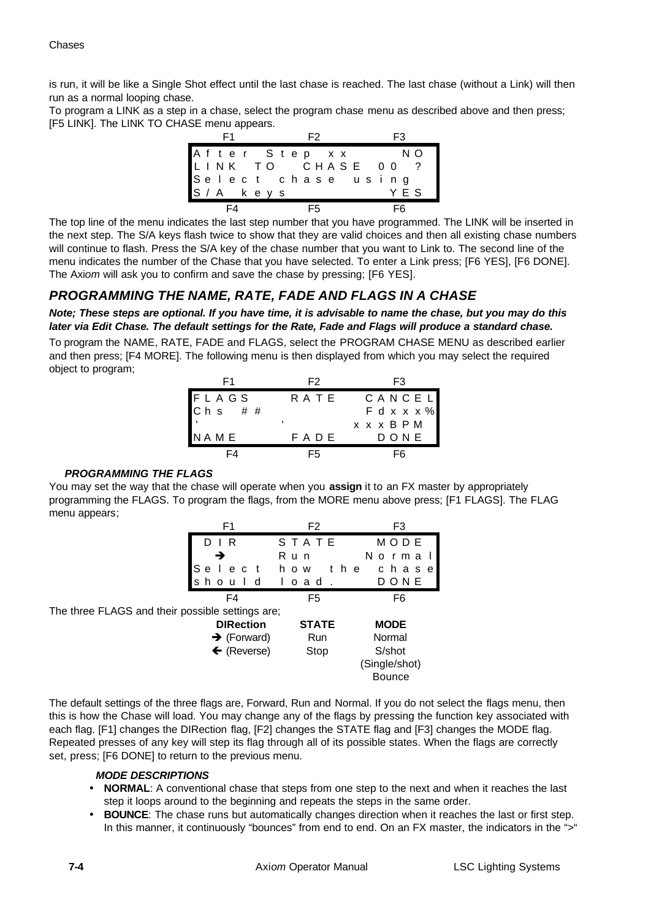is run, it will be like a Single Shot effect until the last chase is reached. The last chase (without a Link) will then run as a normal looping chase.

To program a LINK as a step in a chase, select the program chase menu as described above and then press; [F5 LINK]. The LINK TO CHASE menu appears.

```
     F1            F2            F3
 After Step xx              NO
 LINK TO    CHASE 00  ?
 Select chase using
 S/A keys                   YES
     F4            F5            F6
```

The top line of the menu indicates the last step number that you have programmed. The LINK will be inserted in the next step. The S/A keys flash twice to show that they are valid choices and then all existing chase numbers will continue to flash. Press the S/A key of the chase number that you want to Link to. The second line of the menu indicates the number of the Chase that you have selected. To enter a Link press; [F6 YES], [F6 DONE]. The Axi*om* will ask you to confirm and save the chase by pressing; [F6 YES].

## PROGRAMMING THE NAME, RATE, FADE AND FLAGS IN A CHASE

***Note; These steps are optional. If you have time, it is advisable to name the chase, but you may do this later via Edit Chase. The default settings for the Rate, Fade and Flags will produce a standard chase.***

To program the NAME, RATE, FADE and FLAGS, select the PROGRAM CHASE MENU as described earlier and then press; [F4 MORE]. The following menu is then displayed from which you may select the required object to program;

```
     F1            F2            F3
 FLAGS        RATE        CANCEL
 Chs  ##                  Fdxxx%
 '            '          xxxBPM
 NAME         FADE          DONE
     F4            F5            F6
```

### *PROGRAMMING THE FLAGS*

You may set the way that the chase will operate when you **assign** it to an FX master by appropriately programming the FLAGS. To program the flags, from the MORE menu above press; [F1 FLAGS]. The FLAG menu appears;

```
     F1            F2            F3
  DIR         STATE         MODE
   →          Run          Normal
 Select   how   the   chase
 should   load.             DONE
     F4            F5            F6
```

The three FLAGS and their possible settings are;

| DIRection | STATE | MODE |
|---|---|---|
| → (Forward) | Run | Normal |
| ← (Reverse) | Stop | S/shot (Single/shot) |
| | | Bounce |

The default settings of the three flags are, Forward, Run and Normal. If you do not select the flags menu, then this is how the Chase will load. You may change any of the flags by pressing the function key associated with each flag. [F1] changes the DIRection flag, [F2] changes the STATE flag and [F3] changes the MODE flag. Repeated presses of any key will step its flag through all of its possible states. When the flags are correctly set, press; [F6 DONE] to return to the previous menu.

#### *MODE DESCRIPTIONS*

- **NORMAL**: A conventional chase that steps from one step to the next and when it reaches the last step it loops around to the beginning and repeats the steps in the same order.
- **BOUNCE**: The chase runs but automatically changes direction when it reaches the last or first step. In this manner, it continuously "bounces" from end to end. On an FX master, the indicators in the ">"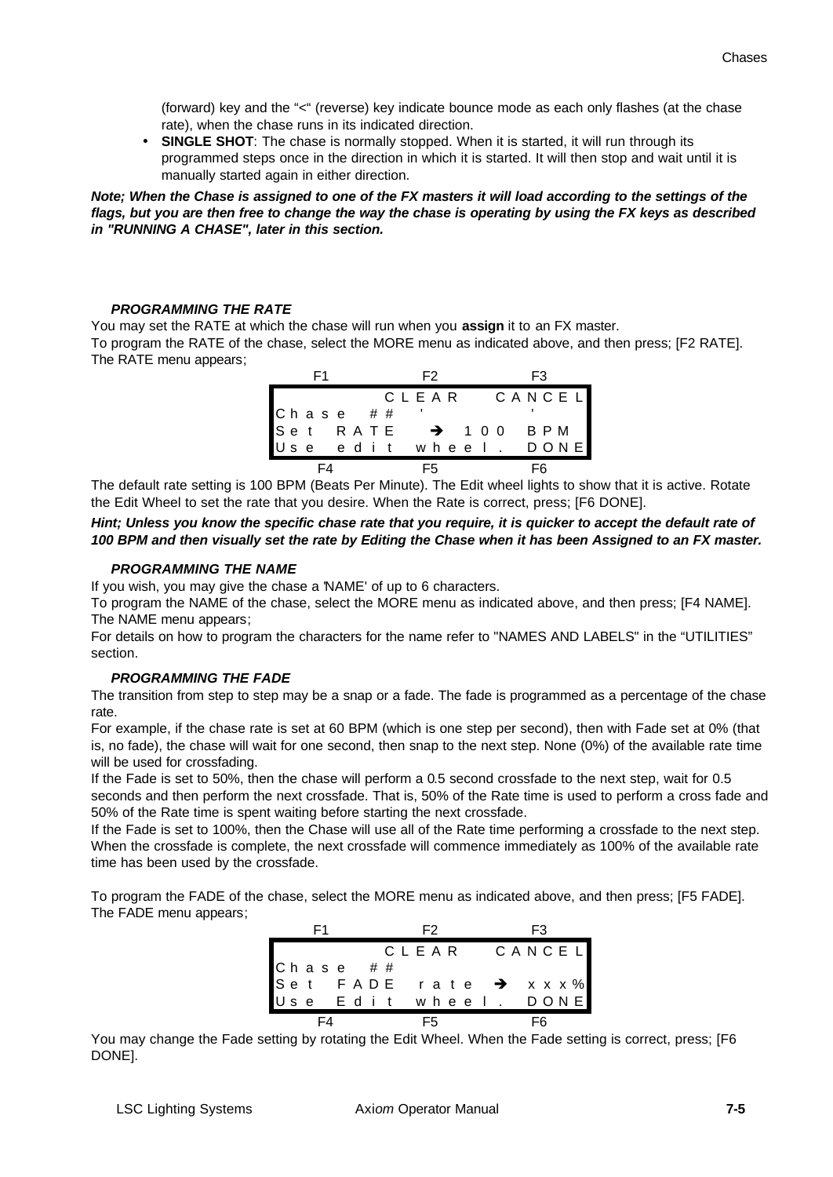(forward) key and the "<" (reverse) key indicate bounce mode as each only flashes (at the chase rate), when the chase runs in its indicated direction.

- **SINGLE SHOT**: The chase is normally stopped. When it is started, it will run through its programmed steps once in the direction in which it is started. It will then stop and wait until it is manually started again in either direction.

***Note; When the Chase is assigned to one of the FX masters it will load according to the settings of the flags, but you are then free to change the way the chase is operating by using the FX keys as described in "RUNNING A CHASE", later in this section.***

#### *PROGRAMMING THE RATE*

You may set the RATE at which the chase will run when you **assign** it to an FX master.

To program the RATE of the chase, select the MORE menu as indicated above, and then press; [F2 RATE]. The RATE menu appears;

```
   F1            F2            F3
              CLEAR       CANCEL
Chase  ##
Set  RATE    → 100  BPM
Use  edit  wheel.     DONE
   F4            F5            F6
```

The default rate setting is 100 BPM (Beats Per Minute). The Edit wheel lights to show that it is active. Rotate the Edit Wheel to set the rate that you desire. When the Rate is correct, press; [F6 DONE].

***Hint; Unless you know the specific chase rate that you require, it is quicker to accept the default rate of 100 BPM and then visually set the rate by Editing the Chase when it has been Assigned to an FX master.***

#### *PROGRAMMING THE NAME*

If you wish, you may give the chase a 'NAME' of up to 6 characters.

To program the NAME of the chase, select the MORE menu as indicated above, and then press; [F4 NAME]. The NAME menu appears;

For details on how to program the characters for the name refer to "NAMES AND LABELS" in the "UTILITIES" section.

#### *PROGRAMMING THE FADE*

The transition from step to step may be a snap or a fade. The fade is programmed as a percentage of the chase rate.

For example, if the chase rate is set at 60 BPM (which is one step per second), then with Fade set at 0% (that is, no fade), the chase will wait for one second, then snap to the next step. None (0%) of the available rate time will be used for crossfading.

If the Fade is set to 50%, then the chase will perform a 0.5 second crossfade to the next step, wait for 0.5 seconds and then perform the next crossfade. That is, 50% of the Rate time is used to perform a cross fade and 50% of the Rate time is spent waiting before starting the next crossfade.

If the Fade is set to 100%, then the Chase will use all of the Rate time performing a crossfade to the next step. When the crossfade is complete, the next crossfade will commence immediately as 100% of the available rate time has been used by the crossfade.

To program the FADE of the chase, select the MORE menu as indicated above, and then press; [F5 FADE]. The FADE menu appears;

```
   F1            F2            F3
              CLEAR       CANCEL
Chase  ##
Set  FADE  rate  →  xxx%
Use  Edit  wheel.     DONE
   F4            F5            F6
```

You may change the Fade setting by rotating the Edit Wheel. When the Fade setting is correct, press; [F6 DONE].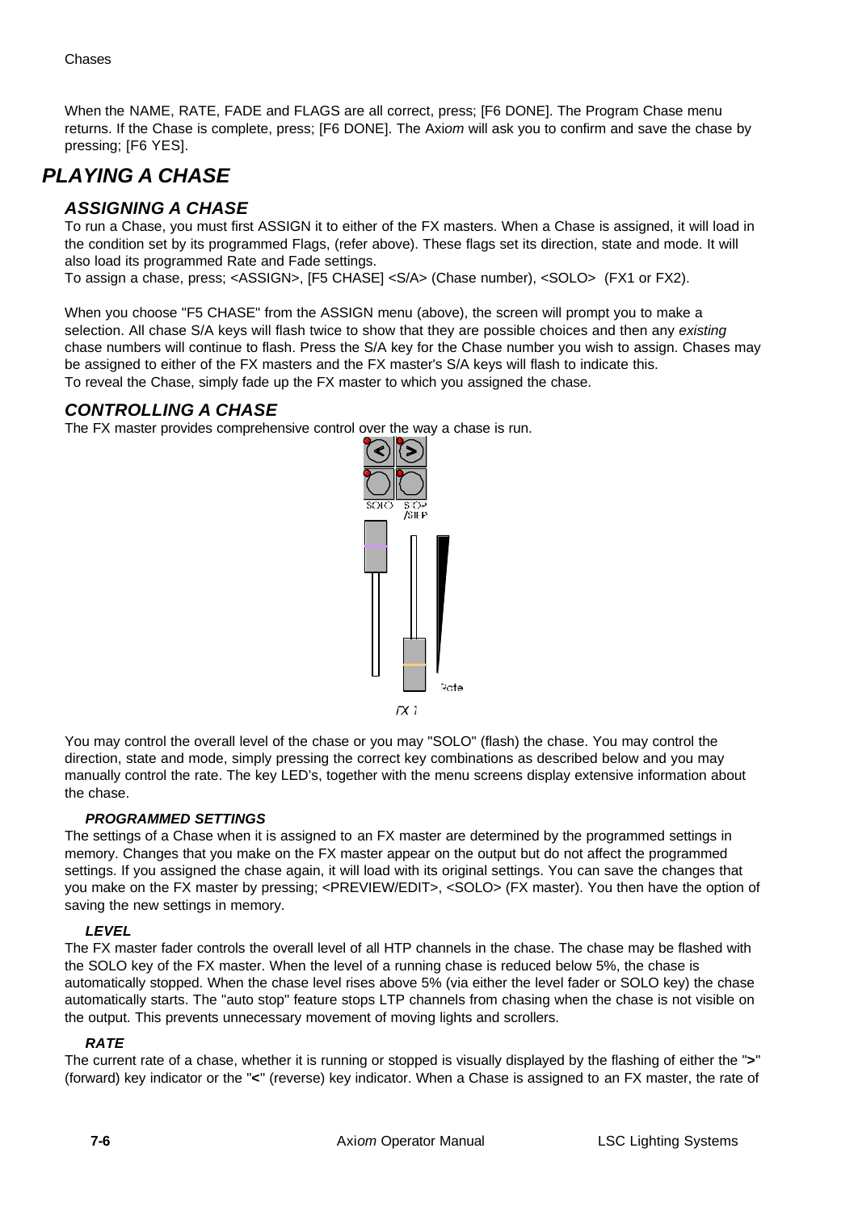When the NAME, RATE, FADE and FLAGS are all correct, press; [F6 DONE]. The Program Chase menu returns. If the Chase is complete, press; [F6 DONE]. The Axi*om* will ask you to confirm and save the chase by pressing; [F6 YES].

# PLAYING A CHASE

## ASSIGNING A CHASE

To run a Chase, you must first ASSIGN it to either of the FX masters. When a Chase is assigned, it will load in the condition set by its programmed Flags, (refer above). These flags set its direction, state and mode. It will also load its programmed Rate and Fade settings.
To assign a chase, press; <ASSIGN>, [F5 CHASE] <S/A> (Chase number), <SOLO> (FX1 or FX2).

When you choose "F5 CHASE" from the ASSIGN menu (above), the screen will prompt you to make a selection. All chase S/A keys will flash twice to show that they are possible choices and then any *existing* chase numbers will continue to flash. Press the S/A key for the Chase number you wish to assign. Chases may be assigned to either of the FX masters and the FX master's S/A keys will flash to indicate this.
To reveal the Chase, simply fade up the FX master to which you assigned the chase.

## CONTROLLING A CHASE

The FX master provides comprehensive control over the way a chase is run.

SOLO STOP /STEP

Rate

FX 1

You may control the overall level of the chase or you may "SOLO" (flash) the chase. You may control the direction, state and mode, simply pressing the correct key combinations as described below and you may manually control the rate. The key LED's, together with the menu screens display extensive information about the chase.

### PROGRAMMED SETTINGS

The settings of a Chase when it is assigned to an FX master are determined by the programmed settings in memory. Changes that you make on the FX master appear on the output but do not affect the programmed settings. If you assigned the chase again, it will load with its original settings. You can save the changes that you make on the FX master by pressing; <PREVIEW/EDIT>, <SOLO> (FX master). You then have the option of saving the new settings in memory.

### LEVEL

The FX master fader controls the overall level of all HTP channels in the chase. The chase may be flashed with the SOLO key of the FX master. When the level of a running chase is reduced below 5%, the chase is automatically stopped. When the chase level rises above 5% (via either the level fader or SOLO key) the chase automatically starts. The "auto stop" feature stops LTP channels from chasing when the chase is not visible on the output. This prevents unnecessary movement of moving lights and scrollers.

### RATE

The current rate of a chase, whether it is running or stopped is visually displayed by the flashing of either the "**>**" (forward) key indicator or the "**<**" (reverse) key indicator. When a Chase is assigned to an FX master, the rate of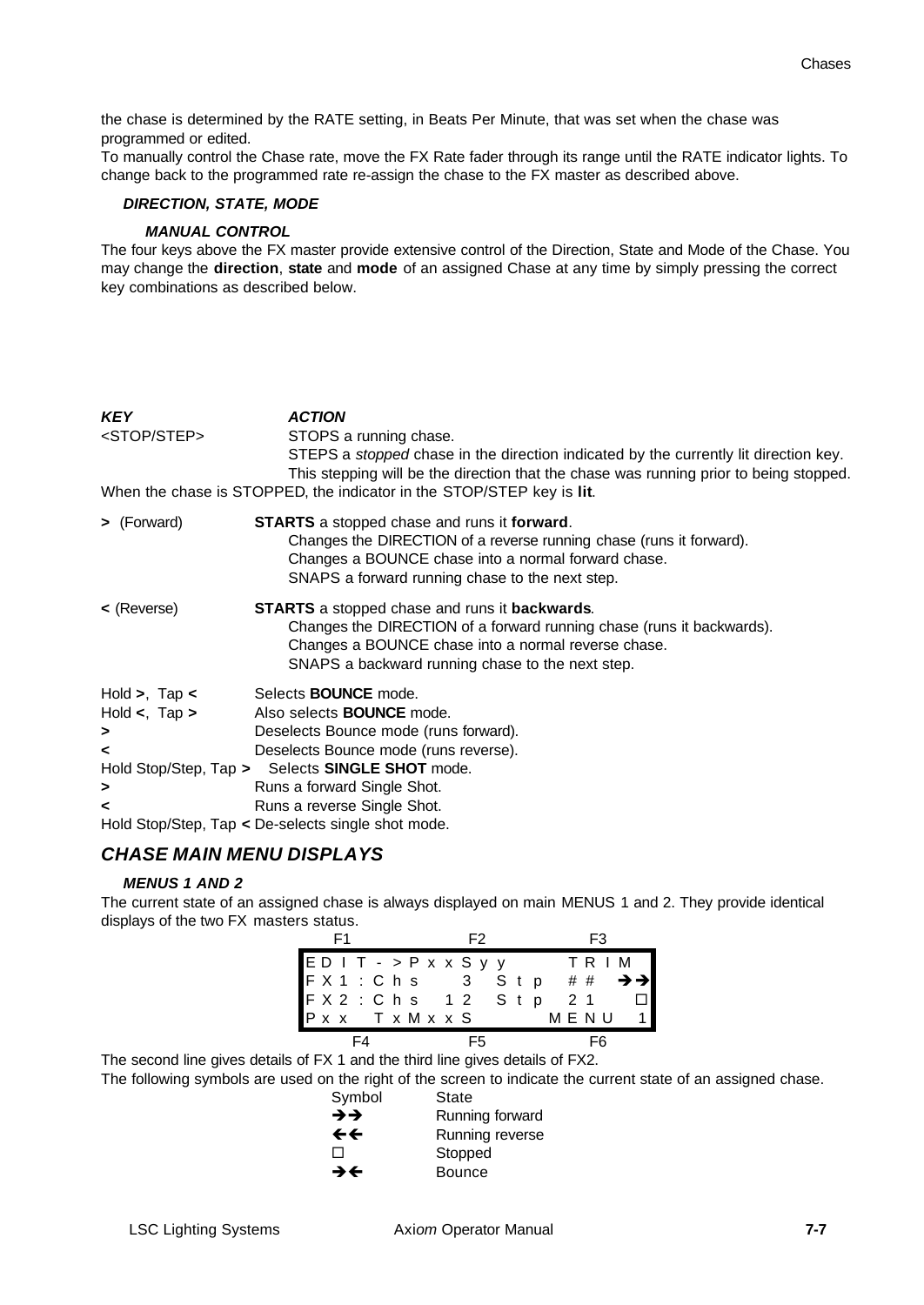the chase is determined by the RATE setting, in Beats Per Minute, that was set when the chase was programmed or edited.
To manually control the Chase rate, move the FX Rate fader through its range until the RATE indicator lights. To change back to the programmed rate re-assign the chase to the FX master as described above.

#### *DIRECTION, STATE, MODE*

##### *MANUAL CONTROL*

The four keys above the FX master provide extensive control of the Direction, State and Mode of the Chase. You may change the **direction**, **state** and **mode** of an assigned Chase at any time by simply pressing the correct key combinations as described below.

| ***KEY*** | ***ACTION*** |
|---|---|
| <STOP/STEP> | STOPS a running chase.<br>STEPS a *stopped* chase in the direction indicated by the currently lit direction key. This stepping will be the direction that the chase was running prior to being stopped. |

When the chase is STOPPED, the indicator in the STOP/STEP key is **lit**.

| | |
|---|---|
| **>** (Forward) | **STARTS** a stopped chase and runs it **forward**.<br>Changes the DIRECTION of a reverse running chase (runs it forward).<br>Changes a BOUNCE chase into a normal forward chase.<br>SNAPS a forward running chase to the next step. |
| **<** (Reverse) | **STARTS** a stopped chase and runs it **backwards**.<br>Changes the DIRECTION of a forward running chase (runs it backwards).<br>Changes a BOUNCE chase into a normal reverse chase.<br>SNAPS a backward running chase to the next step. |
| Hold **>**, Tap **<** | Selects **BOUNCE** mode. |
| Hold **<**, Tap **>** | Also selects **BOUNCE** mode. |
| **>** | Deselects Bounce mode (runs forward). |
| **<** | Deselects Bounce mode (runs reverse). |
| Hold Stop/Step, Tap **>** | Selects **SINGLE SHOT** mode. |
| **>** | Runs a forward Single Shot. |
| **<** | Runs a reverse Single Shot. |
| Hold Stop/Step, Tap **<** | De-selects single shot mode. |

## *CHASE MAIN MENU DISPLAYS*

#### *MENUS 1 AND 2*

The current state of an assigned chase is always displayed on main MENUS 1 and 2. They provide identical displays of the two FX masters status.

```
F1              F2              F3
EDIT->PxxSyy            TRIM
FX1:Chs   3  Stp  ##    →→
FX2:Chs  12  Stp  21    □
Pxx  TxMxxS         MENU  1
F4              F5              F6
```

The second line gives details of FX 1 and the third line gives details of FX2.
The following symbols are used on the right of the screen to indicate the current state of an assigned chase.

| Symbol | State |
|---|---|
| →→ | Running forward |
| ←← | Running reverse |
| □ | Stopped |
| →← | Bounce |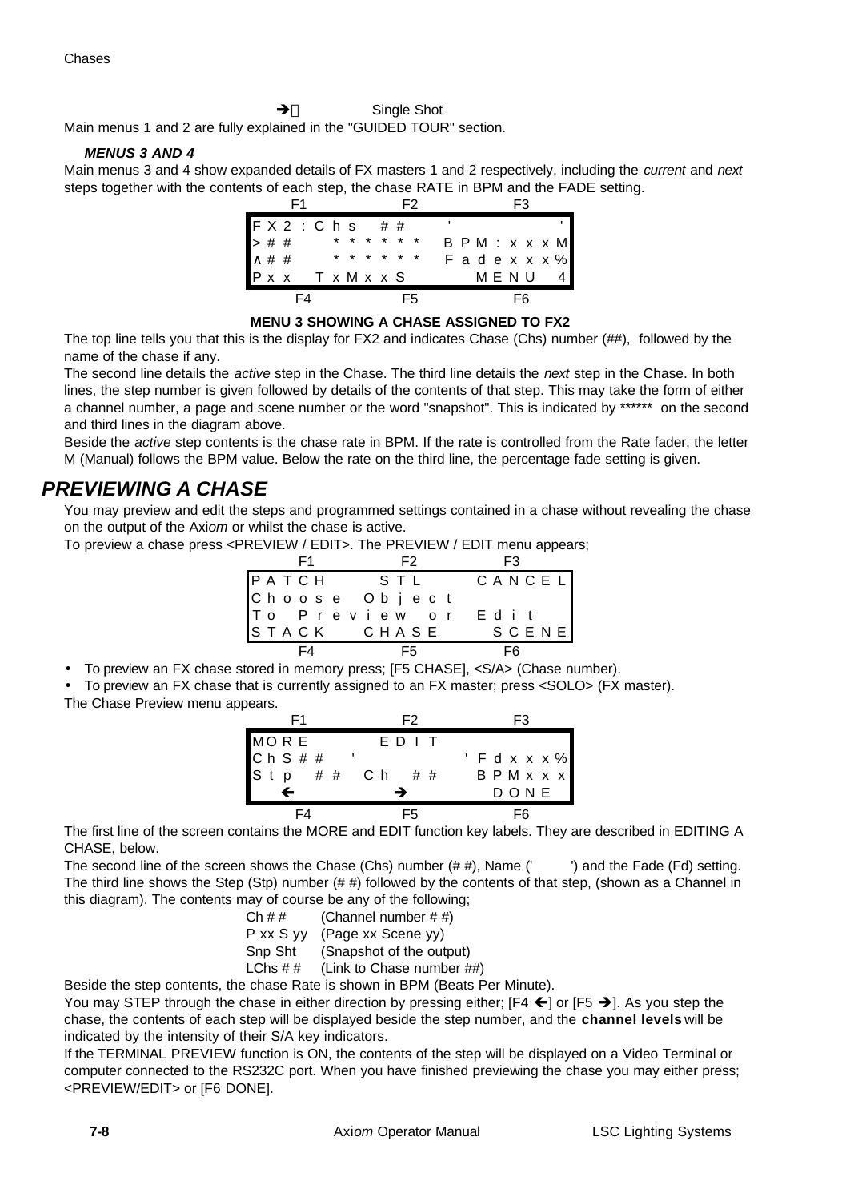➔ Single Shot

Main menus 1 and 2 are fully explained in the "GUIDED TOUR" section.

***MENUS 3 AND 4***

Main menus 3 and 4 show expanded details of FX masters 1 and 2 respectively, including the *current* and *next* steps together with the contents of each step, the chase RATE in BPM and the FADE setting.

```
      F1              F2              F3
FX2:Chs ##     '                 '
>##      ******  BPM:xxxM
^##      ******  Fadexxx%
Pxx  TxMxxS          MENU  4
      F4              F5              F6
```

**MENU 3 SHOWING A CHASE ASSIGNED TO FX2**

The top line tells you that this is the display for FX2 and indicates Chase (Chs) number (##), followed by the name of the chase if any.

The second line details the *active* step in the Chase. The third line details the *next* step in the Chase. In both lines, the step number is given followed by details of the contents of that step. This may take the form of either a channel number, a page and scene number or the word "snapshot". This is indicated by ****** on the second and third lines in the diagram above.

Beside the *active* step contents is the chase rate in BPM. If the rate is controlled from the Rate fader, the letter M (Manual) follows the BPM value. Below the rate on the third line, the percentage fade setting is given.

## PREVIEWING A CHASE

You may preview and edit the steps and programmed settings contained in a chase without revealing the chase on the output of the Axi*om* or whilst the chase is active.

To preview a chase press <PREVIEW / EDIT>. The PREVIEW / EDIT menu appears;

```
      F1              F2              F3
PATCH        STL          CANCEL
Choose Object
To Preview or Edit
STACK     CHASE          SCENE
      F4              F5              F6
```

- To preview an FX chase stored in memory press; [F5 CHASE], <S/A> (Chase number).
- To preview an FX chase that is currently assigned to an FX master; press <SOLO> (FX master).

The Chase Preview menu appears.

```
      F1              F2              F3
MORE          EDIT
ChS##  '                  'Fdxxx%
Stp ## Ch ##         BPMxxx
   ←              →          DONE
      F4              F5              F6
```

The first line of the screen contains the MORE and EDIT function key labels. They are described in EDITING A CHASE, below.

The second line of the screen shows the Chase (Chs) number (# #), Name (' ') and the Fade (Fd) setting. The third line shows the Step (Stp) number (# #) followed by the contents of that step, (shown as a Channel in this diagram). The contents may of course be any of the following;

| | |
|---|---|
| Ch # # | (Channel number # #) |
| P xx S yy | (Page xx Scene yy) |
| Snp Sht | (Snapshot of the output) |
| LChs # # | (Link to Chase number ##) |

Beside the step contents, the chase Rate is shown in BPM (Beats Per Minute).

You may STEP through the chase in either direction by pressing either; [F4 ←] or [F5 ➔]. As you step the chase, the contents of each step will be displayed beside the step number, and the **channel levels** will be indicated by the intensity of their S/A key indicators.

If the TERMINAL PREVIEW function is ON, the contents of the step will be displayed on a Video Terminal or computer connected to the RS232C port. When you have finished previewing the chase you may either press; <PREVIEW/EDIT> or [F6 DONE].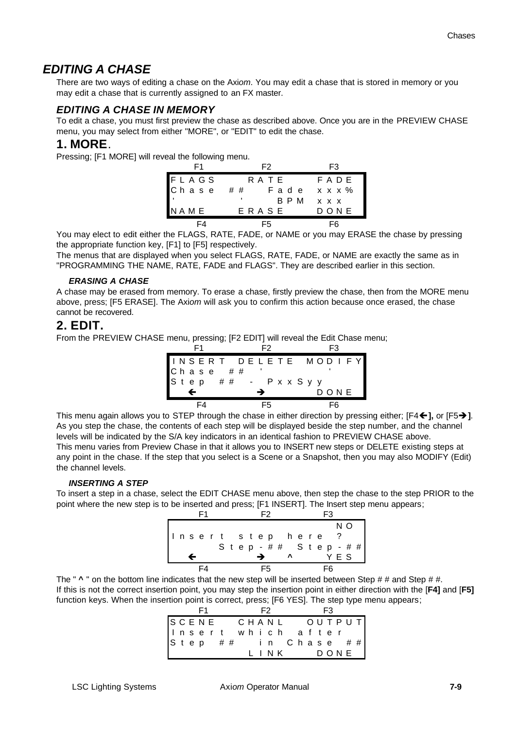## *EDITING A CHASE*

There are two ways of editing a chase on the Axi*om*. You may edit a chase that is stored in memory or you may edit a chase that is currently assigned to an FX master.

### *EDITING A CHASE IN MEMORY*

To edit a chase, you must first preview the chase as described above. Once you are in the PREVIEW CHASE menu, you may select from either "MORE", or "EDIT" to edit the chase.

### 1. MORE.

Pressing; [F1 MORE] will reveal the following menu.

```
     F1              F2              F3
FLAGS           RATE          FADE
Chase  ##         Fade  xxx%
'          '         BPM  xxx
NAME            ERASE         DONE
     F4              F5              F6
```

You may elect to edit either the FLAGS, RATE, FADE, or NAME or you may ERASE the chase by pressing the appropriate function key, [F1] to [F5] respectively.

The menus that are displayed when you select FLAGS, RATE, FADE, or NAME are exactly the same as in "PROGRAMMING THE NAME, RATE, FADE and FLAGS". They are described earlier in this section.

#### *ERASING A CHASE*

A chase may be erased from memory. To erase a chase, firstly preview the chase, then from the MORE menu above, press; [F5 ERASE]. The Axi*om* will ask you to confirm this action because once erased, the chase cannot be recovered.

### 2. EDIT.

From the PREVIEW CHASE menu, pressing; [F2 EDIT] will reveal the Edit Chase menu;

```
     F1              F2              F3
INSERT  DELETE  MODIFY
Chase  ##   '              '
Step  ##  -  PxxSyy
   ←              →          DONE
     F4              F5              F6
```

This menu again allows you to STEP through the chase in either direction by pressing either; [F4←], or [F5→]. As you step the chase, the contents of each step will be displayed beside the step number, and the channel levels will be indicated by the S/A key indicators in an identical fashion to PREVIEW CHASE above.

This menu varies from Preview Chase in that it allows you to INSERT new steps or DELETE existing steps at any point in the chase. If the step that you select is a Scene or a Snapshot, then you may also MODIFY (Edit) the channel levels.

#### *INSERTING A STEP*

To insert a step in a chase, select the EDIT CHASE menu above, then step the chase to the step PRIOR to the point where the new step is to be inserted and press; [F1 INSERT]. The Insert step menu appears;

```
     F1              F2              F3
                                 NO
Insert  step  here  ?
        Step-##  Step-##
   ←              →   ^        YES
     F4              F5              F6
```

The " ^ " on the bottom line indicates that the new step will be inserted between Step # # and Step # #. If this is not the correct insertion point, you may step the insertion point in either direction with the [**F4]** and [**F5]** function keys. When the insertion point is correct, press; [F6 YES]. The step type menu appears;

```
     F1              F2              F3
SCENE   CHANL   OUTPUT
Insert  which  after
Step  ##    in  Chase  ##
             LINK      DONE
```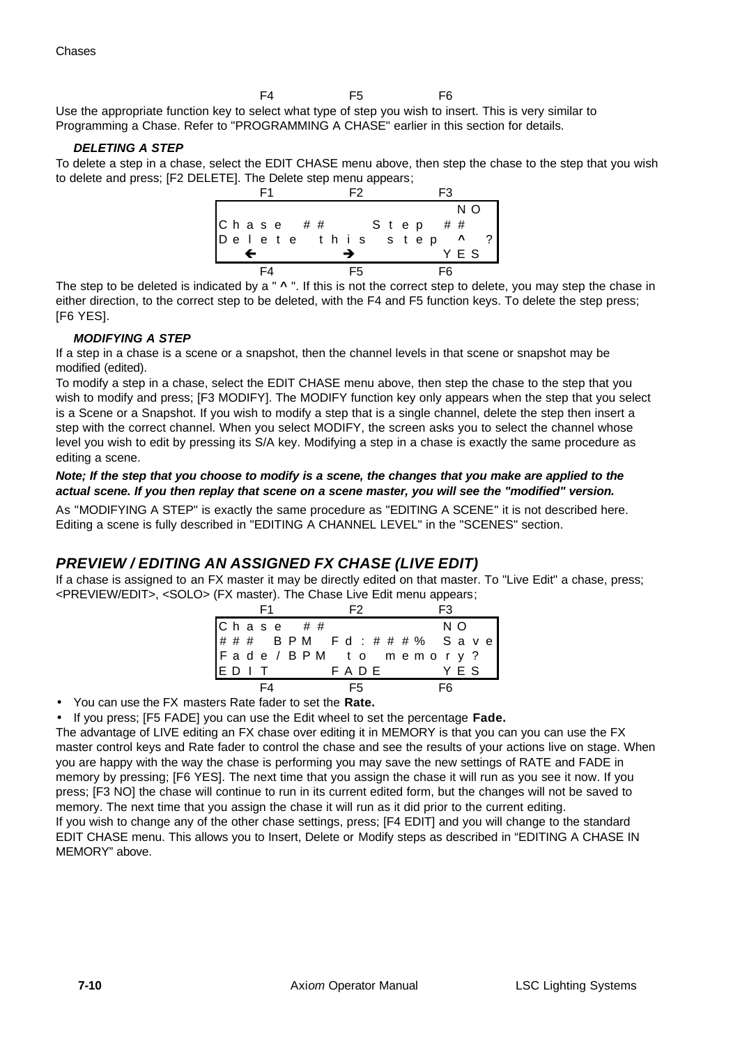F4 F5 F6

Use the appropriate function key to select what type of step you wish to insert. This is very similar to Programming a Chase. Refer to "PROGRAMMING A CHASE" earlier in this section for details.

#### *DELETING A STEP*

To delete a step in a chase, select the EDIT CHASE menu above, then step the chase to the step that you wish to delete and press; [F2 DELETE]. The Delete step menu appears;

```
      F1            F2            F3
                                  NO
Chase ##       Step ##
Delete this step ^ ?
  ←             →                 YES
      F4            F5            F6
```

The step to be deleted is indicated by a " **^** ". If this is not the correct step to delete, you may step the chase in either direction, to the correct step to be deleted, with the F4 and F5 function keys. To delete the step press; [F6 YES].

#### *MODIFYING A STEP*

If a step in a chase is a scene or a snapshot, then the channel levels in that scene or snapshot may be modified (edited).

To modify a step in a chase, select the EDIT CHASE menu above, then step the chase to the step that you wish to modify and press; [F3 MODIFY]. The MODIFY function key only appears when the step that you select is a Scene or a Snapshot. If you wish to modify a step that is a single channel, delete the step then insert a step with the correct channel. When you select MODIFY, the screen asks you to select the channel whose level you wish to edit by pressing its S/A key. Modifying a step in a chase is exactly the same procedure as editing a scene.

***Note; If the step that you choose to modify is a scene, the changes that you make are applied to the actual scene. If you then replay that scene on a scene master, you will see the "modified" version.***

As "MODIFYING A STEP" is exactly the same procedure as "EDITING A SCENE" it is not described here. Editing a scene is fully described in "EDITING A CHANNEL LEVEL" in the "SCENES" section.

## *PREVIEW / EDITING AN ASSIGNED FX CHASE (LIVE EDIT)*

If a chase is assigned to an FX master it may be directly edited on that master. To "Live Edit" a chase, press; <PREVIEW/EDIT>, <SOLO> (FX master). The Chase Live Edit menu appears;

```
      F1            F2            F3
Chase ##                          NO
### BPM Fd:###% Save
Fade/BPM to memory?
EDIT          FADE                YES
      F4            F5            F6
```

- You can use the FX masters Rate fader to set the **Rate.**
- If you press; [F5 FADE] you can use the Edit wheel to set the percentage **Fade.**

The advantage of LIVE editing an FX chase over editing it in MEMORY is that you can you can use the FX master control keys and Rate fader to control the chase and see the results of your actions live on stage. When you are happy with the way the chase is performing you may save the new settings of RATE and FADE in memory by pressing; [F6 YES]. The next time that you assign the chase it will run as you see it now. If you press; [F3 NO] the chase will continue to run in its current edited form, but the changes will not be saved to memory. The next time that you assign the chase it will run as it did prior to the current editing.

If you wish to change any of the other chase settings, press; [F4 EDIT] and you will change to the standard EDIT CHASE menu. This allows you to Insert, Delete or Modify steps as described in “EDITING A CHASE IN MEMORY” above.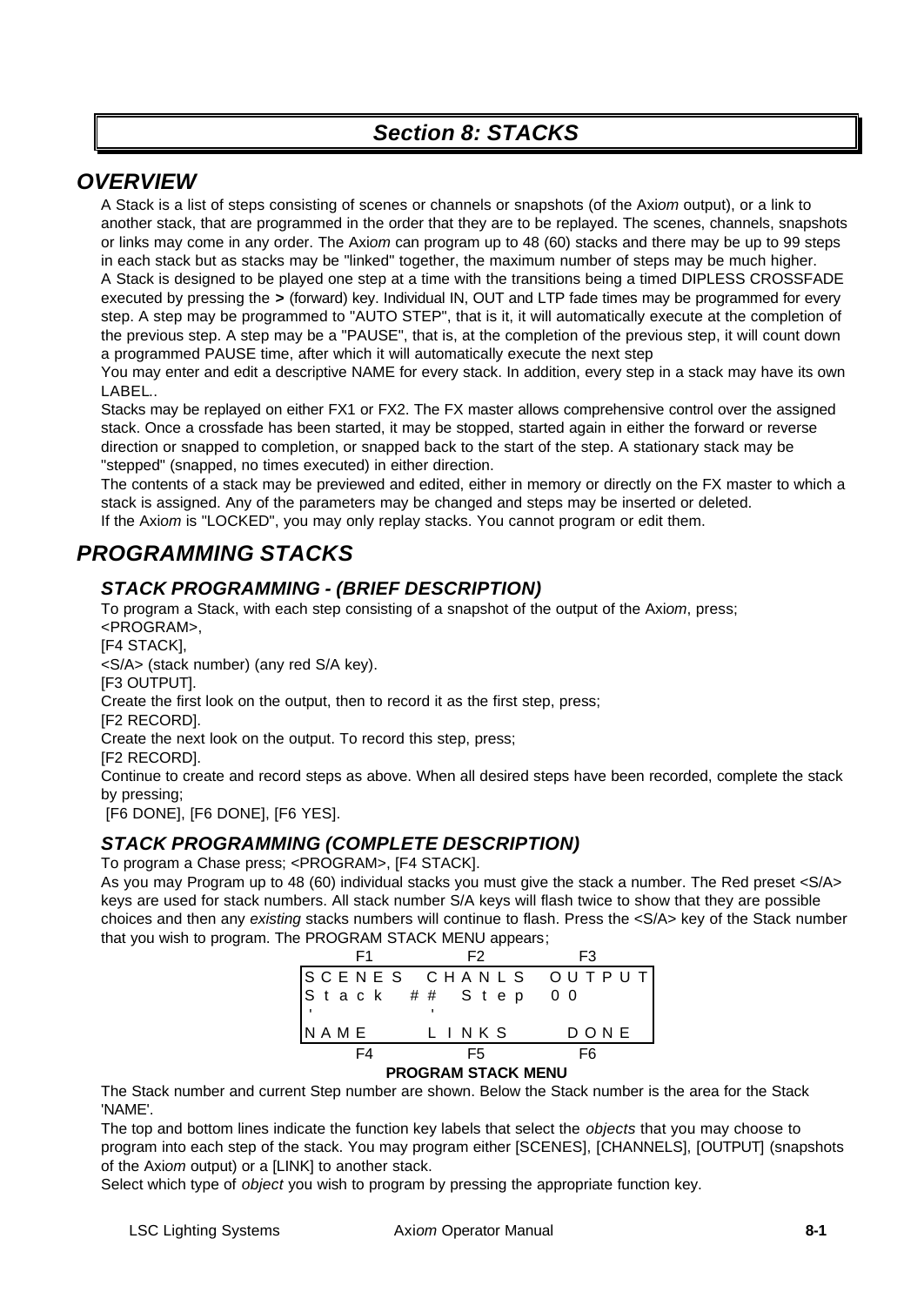# *Section 8: STACKS*

## *OVERVIEW*

A Stack is a list of steps consisting of scenes or channels or snapshots (of the Axi*om* output), or a link to another stack, that are programmed in the order that they are to be replayed. The scenes, channels, snapshots or links may come in any order. The Axi*om* can program up to 48 (60) stacks and there may be up to 99 steps in each stack but as stacks may be "linked" together, the maximum number of steps may be much higher.

A Stack is designed to be played one step at a time with the transitions being a timed DIPLESS CROSSFADE executed by pressing the **>** (forward) key. Individual IN, OUT and LTP fade times may be programmed for every step. A step may be programmed to "AUTO STEP", that is it, it will automatically execute at the completion of the previous step. A step may be a "PAUSE", that is, at the completion of the previous step, it will count down a programmed PAUSE time, after which it will automatically execute the next step

You may enter and edit a descriptive NAME for every stack. In addition, every step in a stack may have its own LABEL..

Stacks may be replayed on either FX1 or FX2. The FX master allows comprehensive control over the assigned stack. Once a crossfade has been started, it may be stopped, started again in either the forward or reverse direction or snapped to completion, or snapped back to the start of the step. A stationary stack may be "stepped" (snapped, no times executed) in either direction.

The contents of a stack may be previewed and edited, either in memory or directly on the FX master to which a stack is assigned. Any of the parameters may be changed and steps may be inserted or deleted.

If the Axi*om* is "LOCKED", you may only replay stacks. You cannot program or edit them.

## *PROGRAMMING STACKS*

### *STACK PROGRAMMING - (BRIEF DESCRIPTION)*

To program a Stack, with each step consisting of a snapshot of the output of the Axi*om*, press;

<PROGRAM>,

[F4 STACK],

<S/A> (stack number) (any red S/A key).

[F3 OUTPUT].

Create the first look on the output, then to record it as the first step, press;

[F2 RECORD].

Create the next look on the output. To record this step, press;

[F2 RECORD].

Continue to create and record steps as above. When all desired steps have been recorded, complete the stack by pressing;

[F6 DONE], [F6 DONE], [F6 YES].

### *STACK PROGRAMMING (COMPLETE DESCRIPTION)*

To program a Chase press; <PROGRAM>, [F4 STACK].

As you may Program up to 48 (60) individual stacks you must give the stack a number. The Red preset <S/A> keys are used for stack numbers. All stack number S/A keys will flash twice to show that they are possible choices and then any *existing* stacks numbers will continue to flash. Press the <S/A> key of the Stack number that you wish to program. The PROGRAM STACK MENU appears;

```
     F1            F2            F3
S C E N E S   C H A N L S   O U T P U T
S t a c k   # #   S t e p   0 0
'              '
N A M E        L I N K S       D O N E
     F4            F5            F6
```

**PROGRAM STACK MENU**

The Stack number and current Step number are shown. Below the Stack number is the area for the Stack 'NAME'.

The top and bottom lines indicate the function key labels that select the *objects* that you may choose to program into each step of the stack. You may program either [SCENES], [CHANNELS], [OUTPUT] (snapshots of the Axi*om* output) or a [LINK] to another stack.

Select which type of *object* you wish to program by pressing the appropriate function key.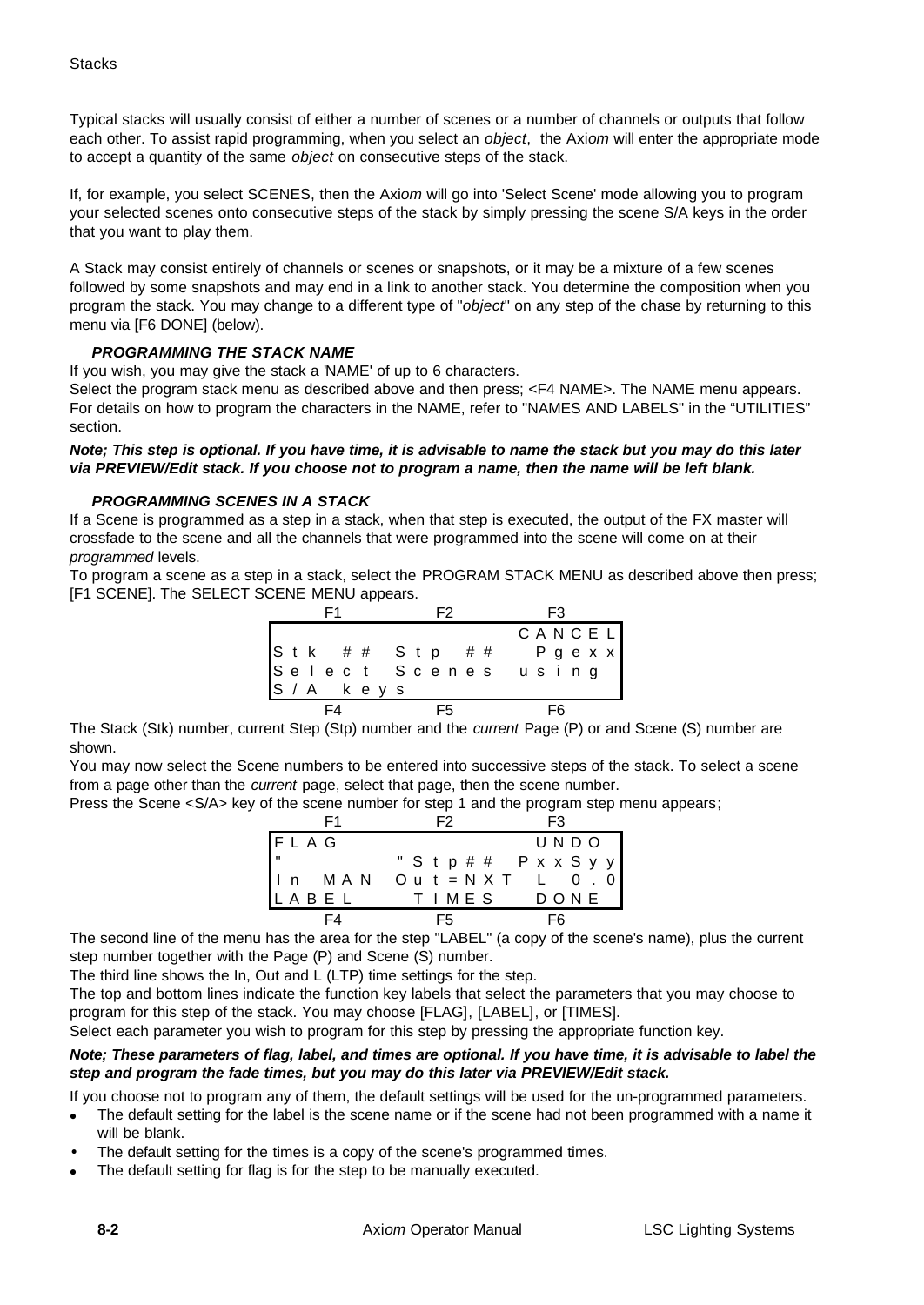Typical stacks will usually consist of either a number of scenes or a number of channels or outputs that follow each other. To assist rapid programming, when you select an *object*, the Axi*om* will enter the appropriate mode to accept a quantity of the same *object* on consecutive steps of the stack.

If, for example, you select SCENES, then the Axi*om* will go into 'Select Scene' mode allowing you to program your selected scenes onto consecutive steps of the stack by simply pressing the scene S/A keys in the order that you want to play them.

A Stack may consist entirely of channels or scenes or snapshots, or it may be a mixture of a few scenes followed by some snapshots and may end in a link to another stack. You determine the composition when you program the stack. You may change to a different type of "*object*" on any step of the chase by returning to this menu via [F6 DONE] (below).

#### *PROGRAMMING THE STACK NAME*

If you wish, you may give the stack a 'NAME' of up to 6 characters.
Select the program stack menu as described above and then press; <F4 NAME>. The NAME menu appears. For details on how to program the characters in the NAME, refer to "NAMES AND LABELS" in the "UTILITIES" section.

***Note; This step is optional. If you have time, it is advisable to name the stack but you may do this later via PREVIEW/Edit stack. If you choose not to program a name, then the name will be left blank.***

#### *PROGRAMMING SCENES IN A STACK*

If a Scene is programmed as a step in a stack, when that step is executed, the output of the FX master will crossfade to the scene and all the channels that were programmed into the scene will come on at their *programmed* levels.
To program a scene as a step in a stack, select the PROGRAM STACK MENU as described above then press; [F1 SCENE]. The SELECT SCENE MENU appears.

```
       F1            F2           F3
                                CANCEL
Stk ##  Stp ##                  Pgexx
Select Scenes using
S/A keys
       F4            F5           F6
```

The Stack (Stk) number, current Step (Stp) number and the *current* Page (P) or and Scene (S) number are shown.
You may now select the Scene numbers to be entered into successive steps of the stack. To select a scene from a page other than the *current* page, select that page, then the scene number.
Press the Scene <S/A> key of the scene number for step 1 and the program step menu appears;

```
       F1            F2           F3
FLAG                            UNDO
"             "Stp##  PxxSyy
In  MAN   Out=NXT   L  0.0
LABEL       TIMES       DONE
       F4            F5           F6
```

The second line of the menu has the area for the step "LABEL" (a copy of the scene's name), plus the current step number together with the Page (P) and Scene (S) number.
The third line shows the In, Out and L (LTP) time settings for the step.
The top and bottom lines indicate the function key labels that select the parameters that you may choose to program for this step of the stack. You may choose [FLAG], [LABEL], or [TIMES].
Select each parameter you wish to program for this step by pressing the appropriate function key.

***Note; These parameters of flag, label, and times are optional. If you have time, it is advisable to label the step and program the fade times, but you may do this later via PREVIEW/Edit stack.***

If you choose not to program any of them, the default settings will be used for the un-programmed parameters.

- The default setting for the label is the scene name or if the scene had not been programmed with a name it will be blank.
- The default setting for the times is a copy of the scene's programmed times.
- The default setting for flag is for the step to be manually executed.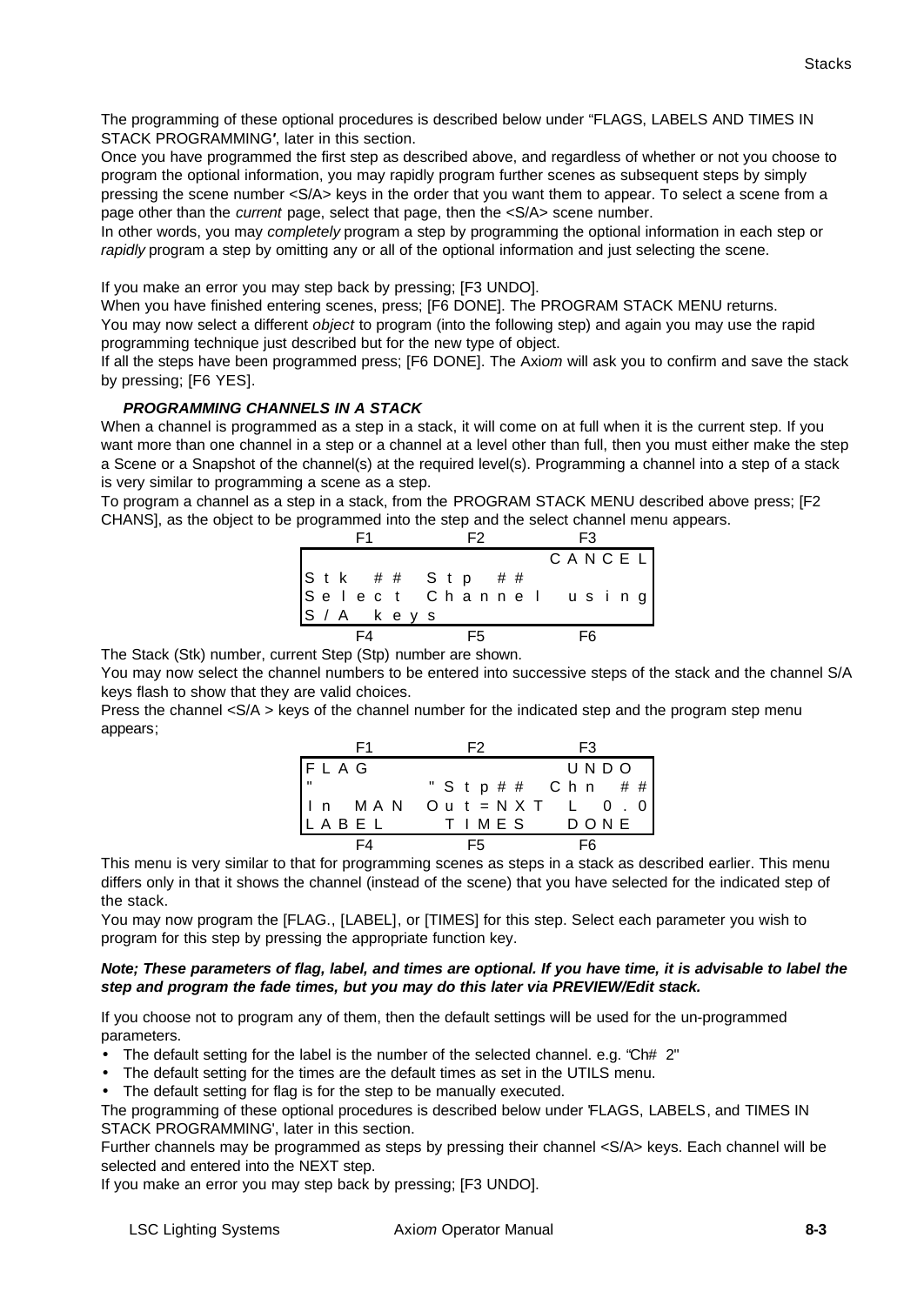The programming of these optional procedures is described below under "FLAGS, LABELS AND TIMES IN STACK PROGRAMMING', later in this section.

Once you have programmed the first step as described above, and regardless of whether or not you choose to program the optional information, you may rapidly program further scenes as subsequent steps by simply pressing the scene number <S/A> keys in the order that you want them to appear. To select a scene from a page other than the *current* page, select that page, then the <S/A> scene number.

In other words, you may *completely* program a step by programming the optional information in each step or *rapidly* program a step by omitting any or all of the optional information and just selecting the scene.

If you make an error you may step back by pressing; [F3 UNDO].

When you have finished entering scenes, press; [F6 DONE]. The PROGRAM STACK MENU returns.

You may now select a different *object* to program (into the following step) and again you may use the rapid programming technique just described but for the new type of object.

If all the steps have been programmed press; [F6 DONE]. The Axi*om* will ask you to confirm and save the stack by pressing; [F6 YES].

### *PROGRAMMING CHANNELS IN A STACK*

When a channel is programmed as a step in a stack, it will come on at full when it is the current step. If you want more than one channel in a step or a channel at a level other than full, then you must either make the step a Scene or a Snapshot of the channel(s) at the required level(s). Programming a channel into a step of a stack is very similar to programming a scene as a step.

To program a channel as a step in a stack, from the PROGRAM STACK MENU described above press; [F2 CHANS], as the object to be programmed into the step and the select channel menu appears.

```
       F1              F2              F3
                                   CANCEL
Stk ## Stp ##
Select Channel using
S/A keys
       F4              F5              F6
```

The Stack (Stk) number, current Step (Stp) number are shown.

You may now select the channel numbers to be entered into successive steps of the stack and the channel S/A keys flash to show that they are valid choices.

Press the channel <S/A > keys of the channel number for the indicated step and the program step menu appears;

```
       F1              F2              F3
FLAG                           UNDO
"              "Stp## Chn ##
In MAN    Out=NXT  L  0.0
LABEL          TIMES       DONE
       F4              F5              F6
```

This menu is very similar to that for programming scenes as steps in a stack as described earlier. This menu differs only in that it shows the channel (instead of the scene) that you have selected for the indicated step of the stack.

You may now program the [FLAG., [LABEL], or [TIMES] for this step. Select each parameter you wish to program for this step by pressing the appropriate function key.

***Note; These parameters of flag, label, and times are optional. If you have time, it is advisable to label the step and program the fade times, but you may do this later via PREVIEW/Edit stack.***

If you choose not to program any of them, then the default settings will be used for the un-programmed parameters.

- The default setting for the label is the number of the selected channel. e.g. "Ch# 2"
- The default setting for the times are the default times as set in the UTILS menu.
- The default setting for flag is for the step to be manually executed.

The programming of these optional procedures is described below under 'FLAGS, LABELS, and TIMES IN STACK PROGRAMMING', later in this section.

Further channels may be programmed as steps by pressing their channel <S/A> keys. Each channel will be selected and entered into the NEXT step.

If you make an error you may step back by pressing; [F3 UNDO].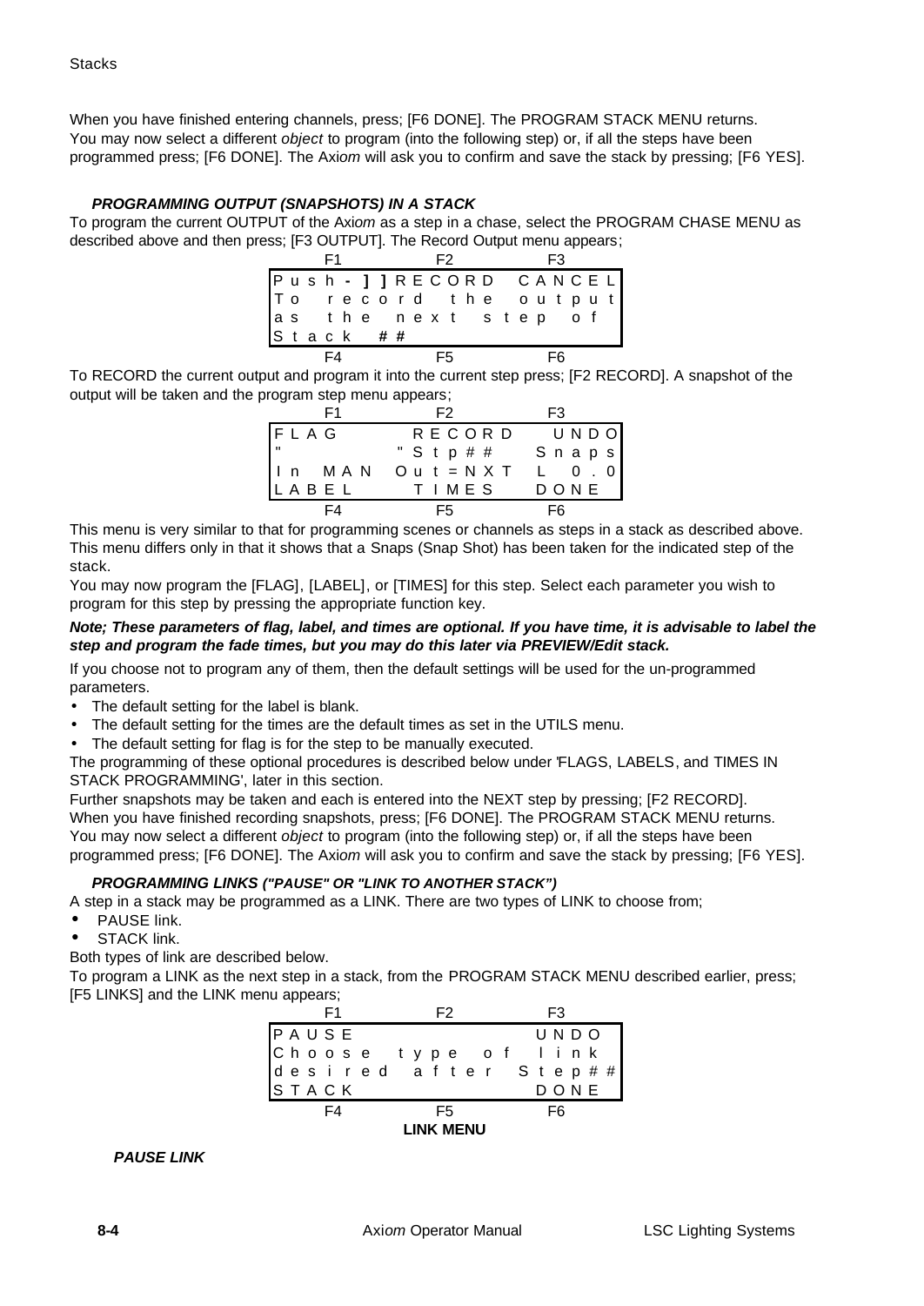When you have finished entering channels, press; [F6 DONE]. The PROGRAM STACK MENU returns. You may now select a different *object* to program (into the following step) or, if all the steps have been programmed press; [F6 DONE]. The Axi*om* will ask you to confirm and save the stack by pressing; [F6 YES].

### *PROGRAMMING OUTPUT (SNAPSHOTS) IN A STACK*

To program the current OUTPUT of the Axi*om* as a step in a chase, select the PROGRAM CHASE MENU as described above and then press; [F3 OUTPUT]. The Record Output menu appears;

```
     F1            F2             F3
Push-]]RECORD  CANCEL
To  record  the  output
as  the  next  step  of
Stack  ##
     F4            F5             F6
```

To RECORD the current output and program it into the current step press; [F2 RECORD]. A snapshot of the output will be taken and the program step menu appears;

```
     F1            F2             F3
FLAG       RECORD    UNDO
"          "Stp##    Snaps
In  MAN  Out=NXT   L  0.0
LABEL      TIMES     DONE
     F4            F5             F6
```

This menu is very similar to that for programming scenes or channels as steps in a stack as described above. This menu differs only in that it shows that a Snaps (Snap Shot) has been taken for the indicated step of the stack.

You may now program the [FLAG], [LABEL], or [TIMES] for this step. Select each parameter you wish to program for this step by pressing the appropriate function key.

***Note; These parameters of flag, label, and times are optional. If you have time, it is advisable to label the step and program the fade times, but you may do this later via PREVIEW/Edit stack.***

If you choose not to program any of them, then the default settings will be used for the un-programmed parameters.

- The default setting for the label is blank.
- The default setting for the times are the default times as set in the UTILS menu.
- The default setting for flag is for the step to be manually executed.

The programming of these optional procedures is described below under 'FLAGS, LABELS, and TIMES IN STACK PROGRAMMING', later in this section.

Further snapshots may be taken and each is entered into the NEXT step by pressing; [F2 RECORD].

When you have finished recording snapshots, press; [F6 DONE]. The PROGRAM STACK MENU returns. You may now select a different *object* to program (into the following step) or, if all the steps have been programmed press; [F6 DONE]. The Axi*om* will ask you to confirm and save the stack by pressing; [F6 YES].

### *PROGRAMMING LINKS ("PAUSE" OR "LINK TO ANOTHER STACK")*

A step in a stack may be programmed as a LINK. There are two types of LINK to choose from;

- PAUSE link.
- STACK link.

Both types of link are described below.

To program a LINK as the next step in a stack, from the PROGRAM STACK MENU described earlier, press; [F5 LINKS] and the LINK menu appears;

```
     F1            F2             F3
PAUSE                UNDO
Choose  type  of  link
desired  after  Step##
STACK                DONE
     F4            F5             F6
```

**LINK MENU**

#### *PAUSE LINK*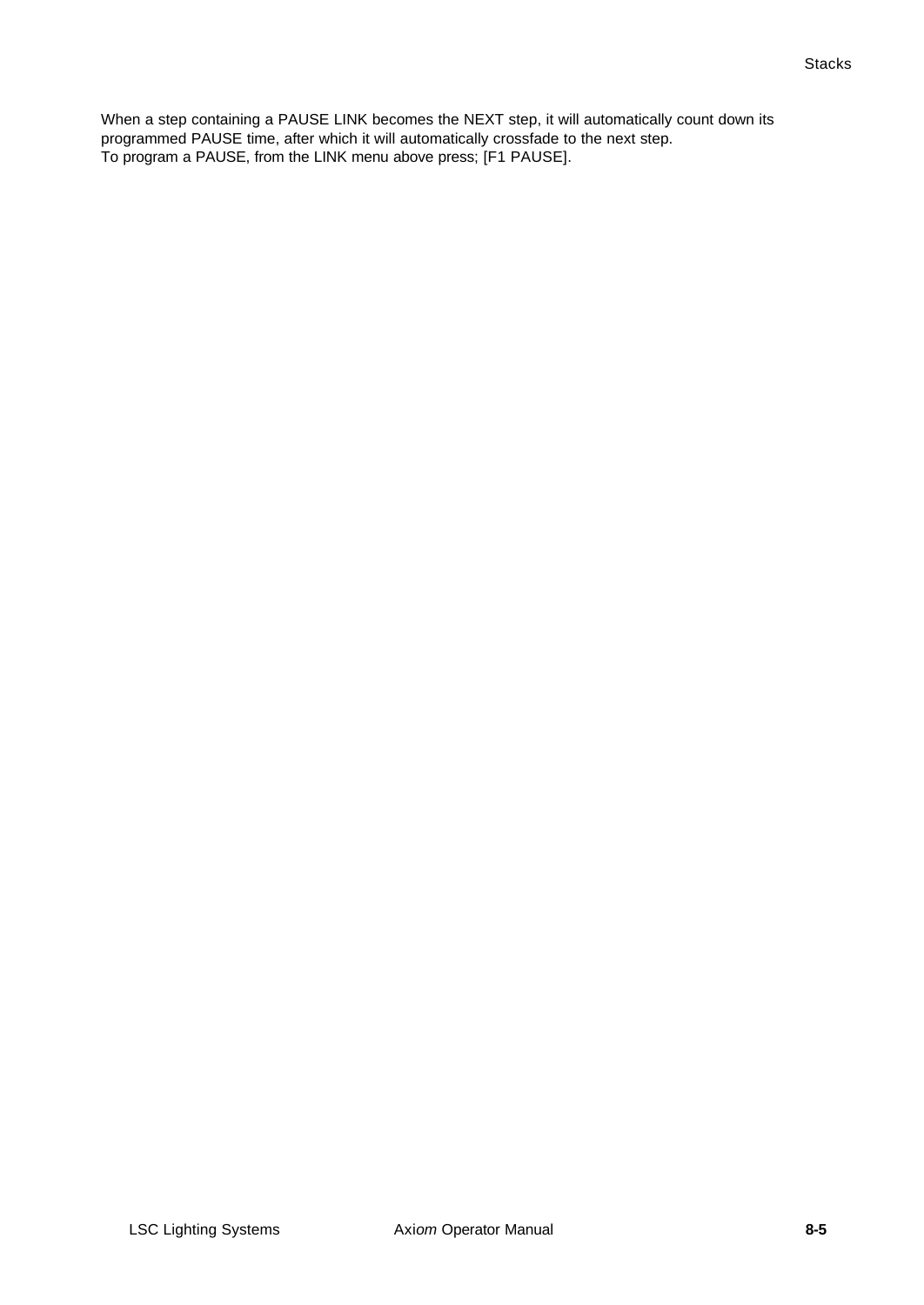When a step containing a PAUSE LINK becomes the NEXT step, it will automatically count down its programmed PAUSE time, after which it will automatically crossfade to the next step.
To program a PAUSE, from the LINK menu above press; [F1 PAUSE].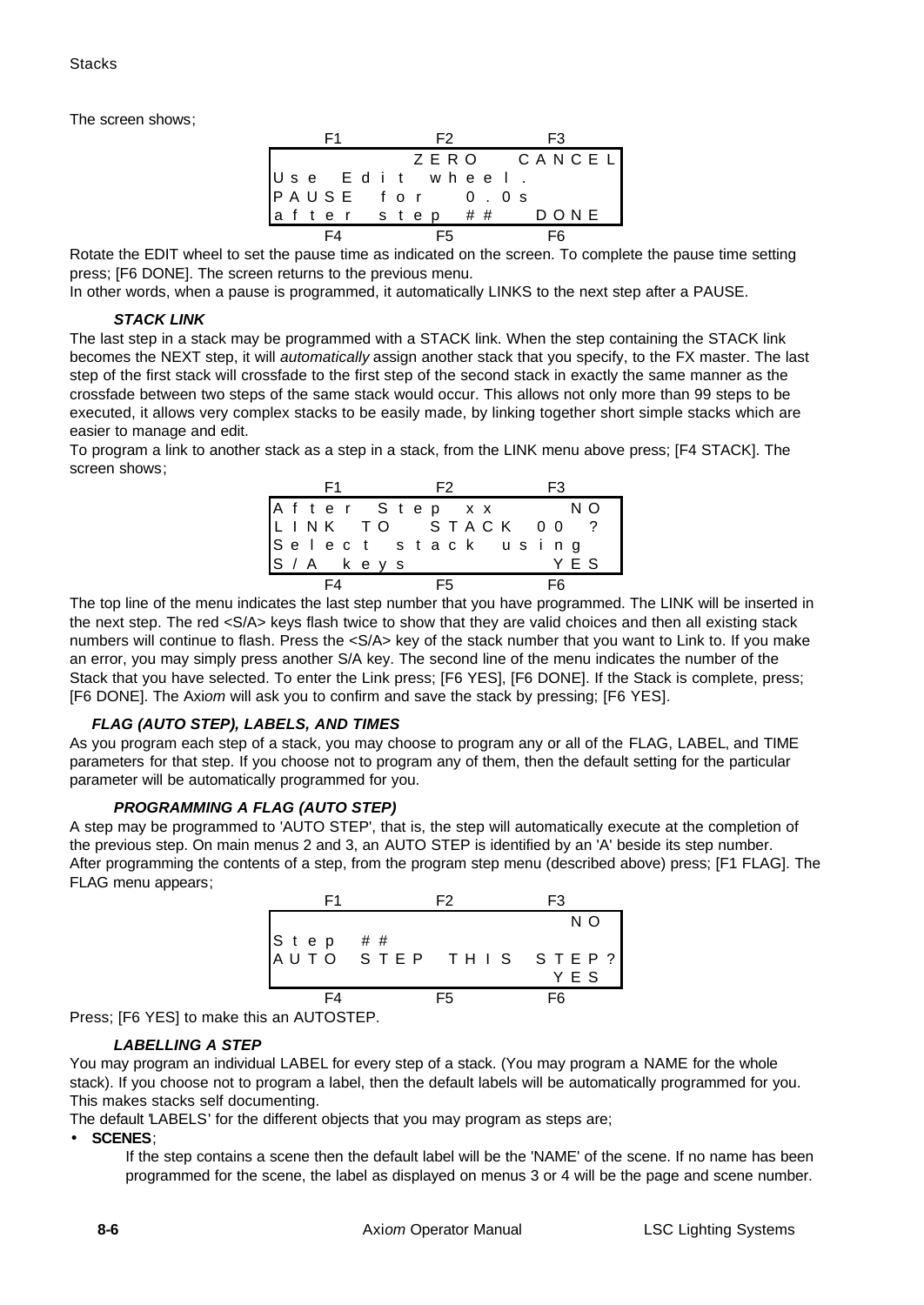The screen shows;

```
     F1              F2              F3
                   ZERO        CANCEL
Use Edit wheel.
PAUSE for    0.0s
after step ##         DONE
     F4              F5              F6
```

Rotate the EDIT wheel to set the pause time as indicated on the screen. To complete the pause time setting press; [F6 DONE]. The screen returns to the previous menu.

In other words, when a pause is programmed, it automatically LINKS to the next step after a PAUSE.

#### *STACK LINK*

The last step in a stack may be programmed with a STACK link. When the step containing the STACK link becomes the NEXT step, it will *automatically* assign another stack that you specify, to the FX master. The last step of the first stack will crossfade to the first step of the second stack in exactly the same manner as the crossfade between two steps of the same stack would occur. This allows not only more than 99 steps to be executed, it allows very complex stacks to be easily made, by linking together short simple stacks which are easier to manage and edit.

To program a link to another stack as a step in a stack, from the LINK menu above press; [F4 STACK]. The screen shows;

```
     F1              F2              F3
After Step xx            NO
LINK TO   STACK 00  ?
Select stack using
S/A keys                YES
     F4              F5              F6
```

The top line of the menu indicates the last step number that you have programmed. The LINK will be inserted in the next step. The red <S/A> keys flash twice to show that they are valid choices and then all existing stack numbers will continue to flash. Press the <S/A> key of the stack number that you want to Link to. If you make an error, you may simply press another S/A key. The second line of the menu indicates the number of the Stack that you have selected. To enter the Link press; [F6 YES], [F6 DONE]. If the Stack is complete, press; [F6 DONE]. The Axi*om* will ask you to confirm and save the stack by pressing; [F6 YES].

### *FLAG (AUTO STEP), LABELS, AND TIMES*

As you program each step of a stack, you may choose to program any or all of the FLAG, LABEL, and TIME parameters for that step. If you choose not to program any of them, then the default setting for the particular parameter will be automatically programmed for you.

#### *PROGRAMMING A FLAG (AUTO STEP)*

A step may be programmed to 'AUTO STEP', that is, the step will automatically execute at the completion of the previous step. On main menus 2 and 3, an AUTO STEP is identified by an 'A' beside its step number. After programming the contents of a step, from the program step menu (described above) press; [F1 FLAG]. The FLAG menu appears;

```
     F1              F2              F3
                         NO
Step ##
AUTO STEP THIS STEP?
                        YES
     F4              F5              F6
```

Press; [F6 YES] to make this an AUTOSTEP.

#### *LABELLING A STEP*

You may program an individual LABEL for every step of a stack. (You may program a NAME for the whole stack). If you choose not to program a label, then the default labels will be automatically programmed for you. This makes stacks self documenting.

The default 'LABELS' for the different objects that you may program as steps are;

- **SCENES**;

  If the step contains a scene then the default label will be the 'NAME' of the scene. If no name has been programmed for the scene, the label as displayed on menus 3 or 4 will be the page and scene number.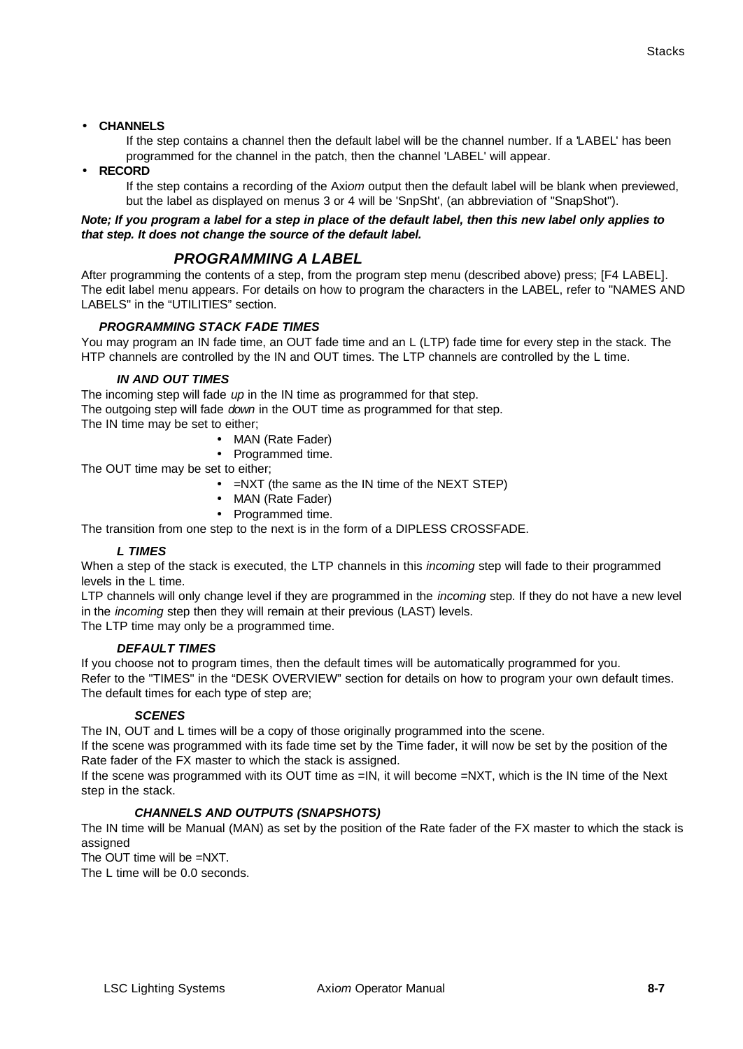- **CHANNELS**

  If the step contains a channel then the default label will be the channel number. If a 'LABEL' has been programmed for the channel in the patch, then the channel 'LABEL' will appear.

- **RECORD**

  If the step contains a recording of the Axi*om* output then the default label will be blank when previewed, but the label as displayed on menus 3 or 4 will be 'SnpSht', (an abbreviation of "SnapShot").

***Note; If you program a label for a step in place of the default label, then this new label only applies to that step. It does not change the source of the default label.***

## *PROGRAMMING A LABEL*

After programming the contents of a step, from the program step menu (described above) press; [F4 LABEL]. The edit label menu appears. For details on how to program the characters in the LABEL, refer to "NAMES AND LABELS" in the "UTILITIES" section.

### *PROGRAMMING STACK FADE TIMES*

You may program an IN fade time, an OUT fade time and an L (LTP) fade time for every step in the stack. The HTP channels are controlled by the IN and OUT times. The LTP channels are controlled by the L time.

#### *IN AND OUT TIMES*

The incoming step will fade *up* in the IN time as programmed for that step.
The outgoing step will fade *down* in the OUT time as programmed for that step.
The IN time may be set to either;

- MAN (Rate Fader)
- Programmed time.

The OUT time may be set to either;

- =NXT (the same as the IN time of the NEXT STEP)
- MAN (Rate Fader)
- Programmed time.

The transition from one step to the next is in the form of a DIPLESS CROSSFADE.

#### *L TIMES*

When a step of the stack is executed, the LTP channels in this *incoming* step will fade to their programmed levels in the L time.

LTP channels will only change level if they are programmed in the *incoming* step. If they do not have a new level in the *incoming* step then they will remain at their previous (LAST) levels.

The LTP time may only be a programmed time.

#### *DEFAULT TIMES*

If you choose not to program times, then the default times will be automatically programmed for you.
Refer to the "TIMES" in the "DESK OVERVIEW" section for details on how to program your own default times.
The default times for each type of step are;

##### *SCENES*

The IN, OUT and L times will be a copy of those originally programmed into the scene.

If the scene was programmed with its fade time set by the Time fader, it will now be set by the position of the Rate fader of the FX master to which the stack is assigned.

If the scene was programmed with its OUT time as =IN, it will become =NXT, which is the IN time of the Next step in the stack.

##### *CHANNELS AND OUTPUTS (SNAPSHOTS)*

The IN time will be Manual (MAN) as set by the position of the Rate fader of the FX master to which the stack is assigned

The OUT time will be =NXT.

The L time will be 0.0 seconds.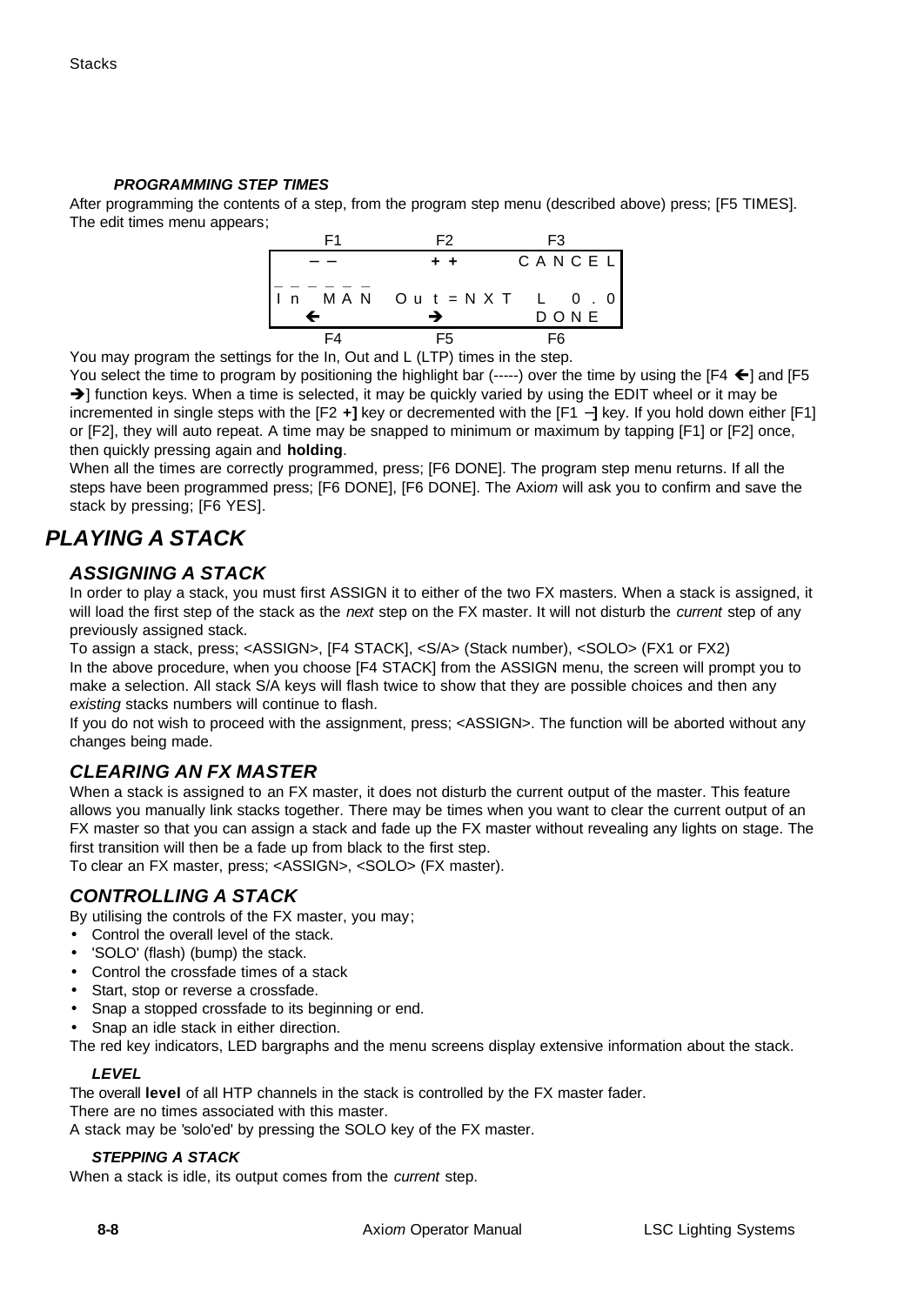#### PROGRAMMING STEP TIMES

After programming the contents of a step, from the program step menu (described above) press; [F5 TIMES]. The edit times menu appears;

| F1 | F2 | F3 |
|---|---|---|
| – – | + + | CANCEL |
| In MAN | Out=NXT | L 0.0 |
| ← | → | DONE |
| F4 | F5 | F6 |

You may program the settings for the In, Out and L (LTP) times in the step.

You select the time to program by positioning the highlight bar (-----) over the time by using the [F4 ←] and [F5 →] function keys. When a time is selected, it may be quickly varied by using the EDIT wheel or it may be incremented in single steps with the [F2 **+]** key or decremented with the [F1 **–]** key. If you hold down either [F1] or [F2], they will auto repeat. A time may be snapped to minimum or maximum by tapping [F1] or [F2] once, then quickly pressing again and **holding**.

When all the times are correctly programmed, press; [F6 DONE]. The program step menu returns. If all the steps have been programmed press; [F6 DONE], [F6 DONE]. The Axi*om* will ask you to confirm and save the stack by pressing; [F6 YES].

# PLAYING A STACK

## ASSIGNING A STACK

In order to play a stack, you must first ASSIGN it to either of the two FX masters. When a stack is assigned, it will load the first step of the stack as the *next* step on the FX master. It will not disturb the *current* step of any previously assigned stack.

To assign a stack, press; <ASSIGN>, [F4 STACK], <S/A> (Stack number), <SOLO> (FX1 or FX2)

In the above procedure, when you choose [F4 STACK] from the ASSIGN menu, the screen will prompt you to make a selection. All stack S/A keys will flash twice to show that they are possible choices and then any *existing* stacks numbers will continue to flash.

If you do not wish to proceed with the assignment, press; <ASSIGN>. The function will be aborted without any changes being made.

## CLEARING AN FX MASTER

When a stack is assigned to an FX master, it does not disturb the current output of the master. This feature allows you manually link stacks together. There may be times when you want to clear the current output of an FX master so that you can assign a stack and fade up the FX master without revealing any lights on stage. The first transition will then be a fade up from black to the first step.

To clear an FX master, press; <ASSIGN>, <SOLO> (FX master).

## CONTROLLING A STACK

By utilising the controls of the FX master, you may;

- Control the overall level of the stack.
- 'SOLO' (flash) (bump) the stack.
- Control the crossfade times of a stack
- Start, stop or reverse a crossfade.
- Snap a stopped crossfade to its beginning or end.
- Snap an idle stack in either direction.

The red key indicators, LED bargraphs and the menu screens display extensive information about the stack.

#### LEVEL

The overall **level** of all HTP channels in the stack is controlled by the FX master fader.

There are no times associated with this master.

A stack may be 'solo'ed' by pressing the SOLO key of the FX master.

#### STEPPING A STACK

When a stack is idle, its output comes from the *current* step.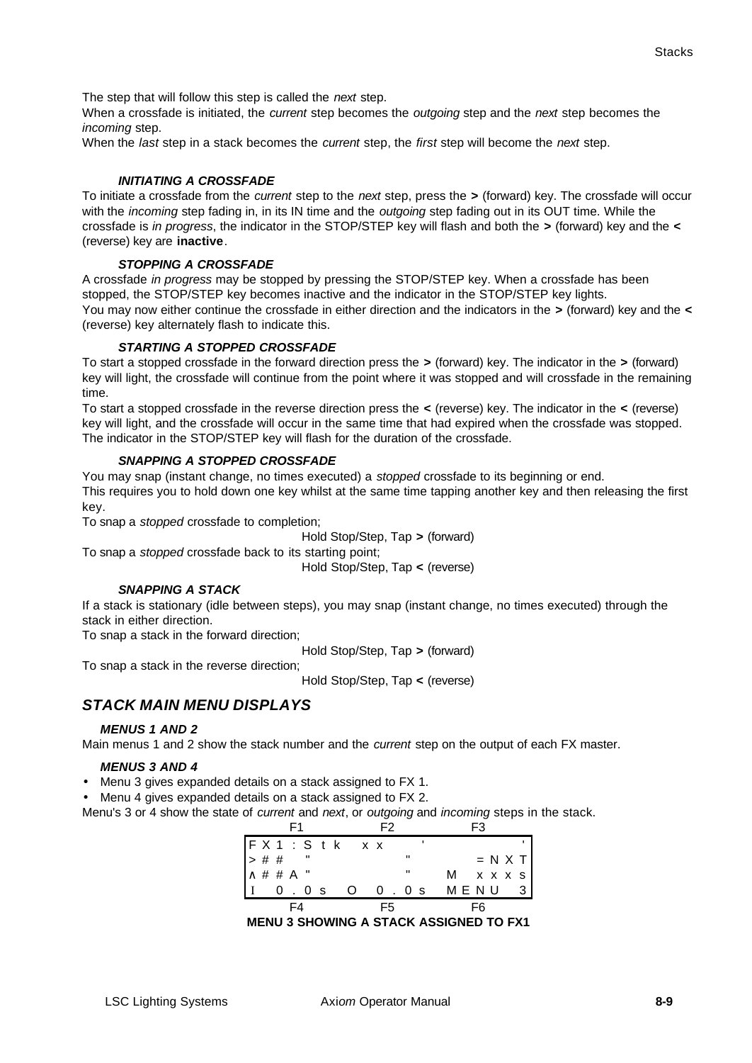The step that will follow this step is called the *next* step.

When a crossfade is initiated, the *current* step becomes the *outgoing* step and the *next* step becomes the *incoming* step.

When the *last* step in a stack becomes the *current* step, the *first* step will become the *next* step.

#### *INITIATING A CROSSFADE*

To initiate a crossfade from the *current* step to the *next* step, press the **>** (forward) key. The crossfade will occur with the *incoming* step fading in, in its IN time and the *outgoing* step fading out in its OUT time. While the crossfade is *in progress*, the indicator in the STOP/STEP key will flash and both the **>** (forward) key and the **<** (reverse) key are **inactive**.

#### *STOPPING A CROSSFADE*

A crossfade *in progress* may be stopped by pressing the STOP/STEP key. When a crossfade has been stopped, the STOP/STEP key becomes inactive and the indicator in the STOP/STEP key lights.

You may now either continue the crossfade in either direction and the indicators in the **>** (forward) key and the **<** (reverse) key alternately flash to indicate this.

#### *STARTING A STOPPED CROSSFADE*

To start a stopped crossfade in the forward direction press the **>** (forward) key. The indicator in the **>** (forward) key will light, the crossfade will continue from the point where it was stopped and will crossfade in the remaining time.

To start a stopped crossfade in the reverse direction press the **<** (reverse) key. The indicator in the **<** (reverse) key will light, and the crossfade will occur in the same time that had expired when the crossfade was stopped. The indicator in the STOP/STEP key will flash for the duration of the crossfade.

#### *SNAPPING A STOPPED CROSSFADE*

You may snap (instant change, no times executed) a *stopped* crossfade to its beginning or end.

This requires you to hold down one key whilst at the same time tapping another key and then releasing the first key.

To snap a *stopped* crossfade to completion;

Hold Stop/Step, Tap **>** (forward)

To snap a *stopped* crossfade back to its starting point;

Hold Stop/Step, Tap **<** (reverse)

#### *SNAPPING A STACK*

If a stack is stationary (idle between steps), you may snap (instant change, no times executed) through the stack in either direction.

To snap a stack in the forward direction;

Hold Stop/Step, Tap **>** (forward)

To snap a stack in the reverse direction;

Hold Stop/Step, Tap **<** (reverse)

## *STACK MAIN MENU DISPLAYS*

### *MENUS 1 AND 2*

Main menus 1 and 2 show the stack number and the *current* step on the output of each FX master.

### *MENUS 3 AND 4*

- Menu 3 gives expanded details on a stack assigned to FX 1.
- Menu 4 gives expanded details on a stack assigned to FX 2.

Menu's 3 or 4 show the state of *current* and *next*, or *outgoing* and *incoming* steps in the stack.

```
       F1              F2            F3
FX1:Stk  xx        '                  '
>##   "            "             =NXT
^##A "             "          M  xxxs
I  0.0s   O  0.0s   MENU  3
       F4              F5            F6
```

**MENU 3 SHOWING A STACK ASSIGNED TO FX1**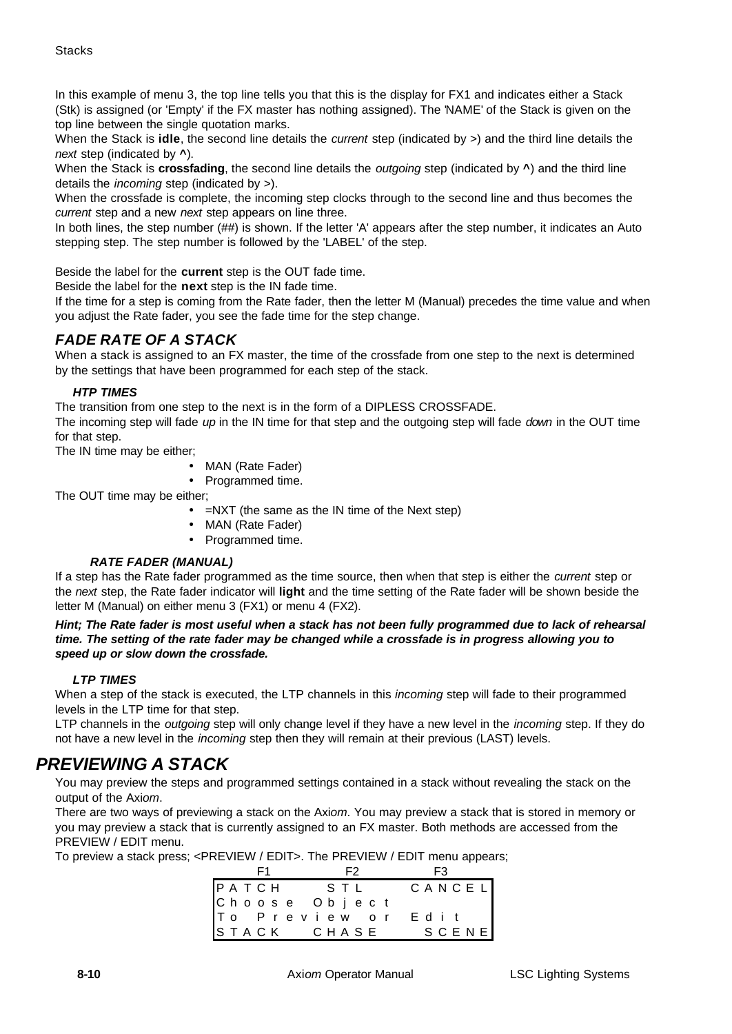In this example of menu 3, the top line tells you that this is the display for FX1 and indicates either a Stack (Stk) is assigned (or 'Empty' if the FX master has nothing assigned). The 'NAME' of the Stack is given on the top line between the single quotation marks.

When the Stack is **idle**, the second line details the *current* step (indicated by >) and the third line details the *next* step (indicated by **^**).

When the Stack is **crossfading**, the second line details the *outgoing* step (indicated by **^**) and the third line details the *incoming* step (indicated by >).

When the crossfade is complete, the incoming step clocks through to the second line and thus becomes the *current* step and a new *next* step appears on line three.

In both lines, the step number (##) is shown. If the letter 'A' appears after the step number, it indicates an Auto stepping step. The step number is followed by the 'LABEL' of the step.

Beside the label for the **current** step is the OUT fade time.

Beside the label for the **next** step is the IN fade time.

If the time for a step is coming from the Rate fader, then the letter M (Manual) precedes the time value and when you adjust the Rate fader, you see the fade time for the step change.

## *FADE RATE OF A STACK*

When a stack is assigned to an FX master, the time of the crossfade from one step to the next is determined by the settings that have been programmed for each step of the stack.

### *HTP TIMES*

The transition from one step to the next is in the form of a DIPLESS CROSSFADE.

The incoming step will fade *up* in the IN time for that step and the outgoing step will fade *down* in the OUT time for that step.

The IN time may be either;

- MAN (Rate Fader)
- Programmed time.

The OUT time may be either;

- =NXT (the same as the IN time of the Next step)
- MAN (Rate Fader)
- Programmed time.

#### *RATE FADER (MANUAL)*

If a step has the Rate fader programmed as the time source, then when that step is either the *current* step or the *next* step, the Rate fader indicator will **light** and the time setting of the Rate fader will be shown beside the letter M (Manual) on either menu 3 (FX1) or menu 4 (FX2).

***Hint; The Rate fader is most useful when a stack has not been fully programmed due to lack of rehearsal time. The setting of the rate fader may be changed while a crossfade is in progress allowing you to speed up or slow down the crossfade.***

### *LTP TIMES*

When a step of the stack is executed, the LTP channels in this *incoming* step will fade to their programmed levels in the LTP time for that step.

LTP channels in the *outgoing* step will only change level if they have a new level in the *incoming* step. If they do not have a new level in the *incoming* step then they will remain at their previous (LAST) levels.

# *PREVIEWING A STACK*

You may preview the steps and programmed settings contained in a stack without revealing the stack on the output of the Axi*om*.

There are two ways of previewing a stack on the Axi*om*. You may preview a stack that is stored in memory or you may preview a stack that is currently assigned to an FX master. Both methods are accessed from the PREVIEW / EDIT menu.

To preview a stack press; <PREVIEW / EDIT>. The PREVIEW / EDIT menu appears;

```
   F1          F2          F3
PATCH       STL       CANCEL
Choose Object
To Preview or Edit
STACK     CHASE        SCENE
```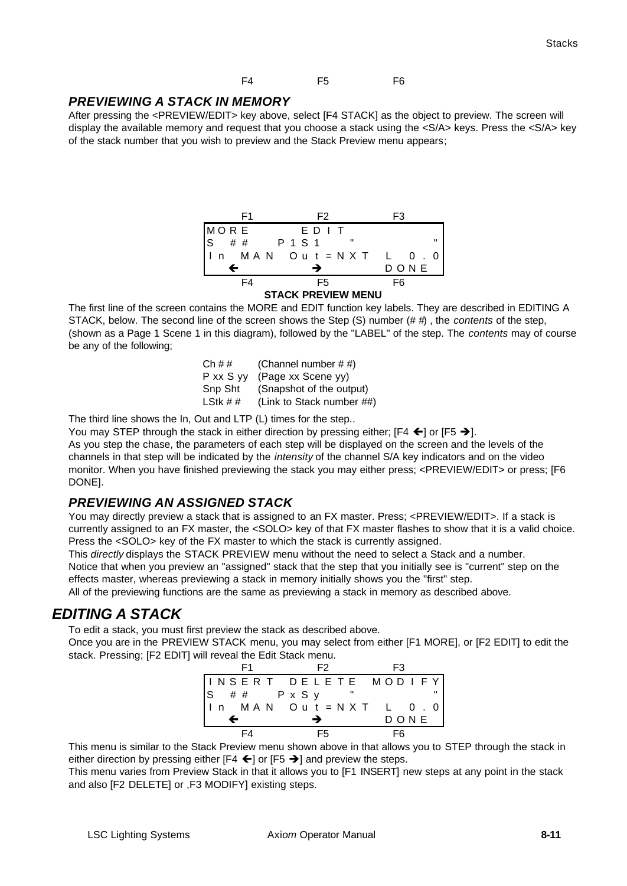F4 F5 F6

### *PREVIEWING A STACK IN MEMORY*

After pressing the <PREVIEW/EDIT> key above, select [F4 STACK] as the object to preview. The screen will display the available memory and request that you choose a stack using the <S/A> keys. Press the <S/A> key of the stack number that you wish to preview and the Stack Preview menu appears;

```
      F1            F2            F3
 MORE          EDIT
 S   ##     P1S1      "              "
 In  MAN  Out=NXT   L   0.0
    ←              →            DONE
      F4            F5            F6
```

**STACK PREVIEW MENU**

The first line of the screen contains the MORE and EDIT function key labels. They are described in EDITING A STACK, below. The second line of the screen shows the Step (S) number (# #) , the *contents* of the step, (shown as a Page 1 Scene 1 in this diagram), followed by the "LABEL" of the step. The *contents* may of course be any of the following;

| | |
|---|---|
| Ch # # | (Channel number # #) |
| P xx S yy | (Page xx Scene yy) |
| Snp Sht | (Snapshot of the output) |
| LStk # # | (Link to Stack number ##) |

The third line shows the In, Out and LTP (L) times for the step..

You may STEP through the stack in either direction by pressing either; [F4 ←] or [F5 →].

As you step the chase, the parameters of each step will be displayed on the screen and the levels of the channels in that step will be indicated by the *intensity* of the channel S/A key indicators and on the video monitor. When you have finished previewing the stack you may either press; <PREVIEW/EDIT> or press; [F6 DONE].

### *PREVIEWING AN ASSIGNED STACK*

You may directly preview a stack that is assigned to an FX master. Press; <PREVIEW/EDIT>. If a stack is currently assigned to an FX master, the <SOLO> key of that FX master flashes to show that it is a valid choice. Press the <SOLO> key of the FX master to which the stack is currently assigned.

This *directly* displays the STACK PREVIEW menu without the need to select a Stack and a number.

Notice that when you preview an "assigned" stack that the step that you initially see is "current" step on the effects master, whereas previewing a stack in memory initially shows you the "first" step.

All of the previewing functions are the same as previewing a stack in memory as described above.

## *EDITING A STACK*

To edit a stack, you must first preview the stack as described above.

Once you are in the PREVIEW STACK menu, you may select from either [F1 MORE], or [F2 EDIT] to edit the stack. Pressing; [F2 EDIT] will reveal the Edit Stack menu.

```
      F1            F2            F3
 INSERT  DELETE  MODIFY
 S   ##     PxSy      "              "
 In  MAN  Out=NXT   L   0.0
    ←              →            DONE
      F4            F5            F6
```

This menu is similar to the Stack Preview menu shown above in that allows you to STEP through the stack in either direction by pressing either [F4 ←] or [F5 →] and preview the steps.

This menu varies from Preview Stack in that it allows you to [F1 INSERT] new steps at any point in the stack and also [F2 DELETE] or ,F3 MODIFY] existing steps.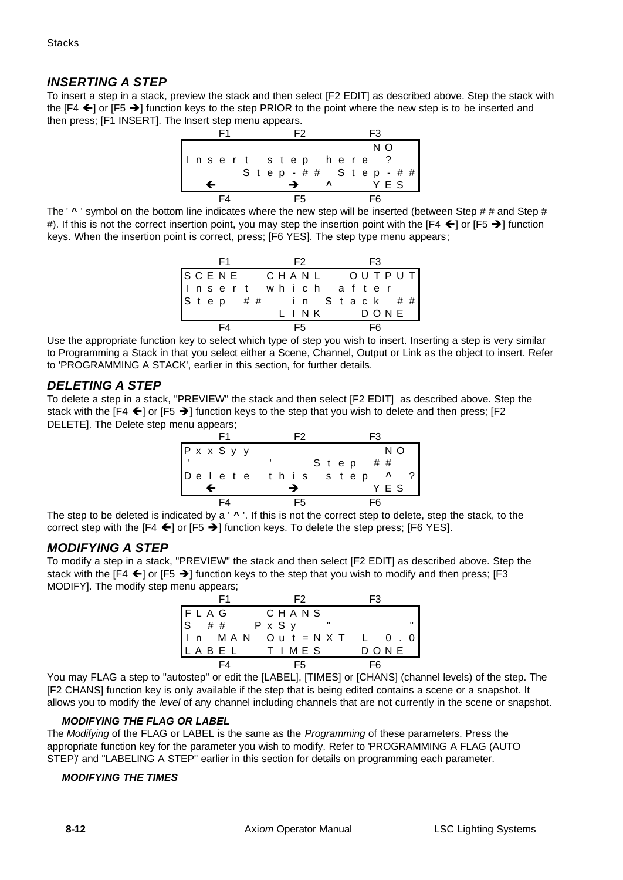## *INSERTING A STEP*

To insert a step in a stack, preview the stack and then select [F2 EDIT] as described above. Step the stack with the [F4 ←] or [F5 →] function keys to the step PRIOR to the point where the new step is to be inserted and then press; [F1 INSERT]. The Insert step menu appears.

```
      F1              F2              F3
                                      NO
  Insert step here ?
         Step-## Step-##
   ←          →     ^      YES
      F4              F5              F6
```

The ' ^ ' symbol on the bottom line indicates where the new step will be inserted (between Step # # and Step # #). If this is not the correct insertion point, you may step the insertion point with the [F4 ←] or [F5 →] function keys. When the insertion point is correct, press; [F6 YES]. The step type menu appears;

```
      F1              F2              F3
  SCENE     CHANL     OUTPUT
  Insert which after
  Step ##    in Stack ##
                LINK      DONE
      F4              F5              F6
```

Use the appropriate function key to select which type of step you wish to insert. Inserting a step is very similar to Programming a Stack in that you select either a Scene, Channel, Output or Link as the object to insert. Refer to 'PROGRAMMING A STACK', earlier in this section, for further details.

## *DELETING A STEP*

To delete a step in a stack, "PREVIEW" the stack and then select [F2 EDIT] as described above. Step the stack with the [F4 ←] or [F5 →] function keys to the step that you wish to delete and then press; [F2 DELETE]. The Delete step menu appears;

```
      F1              F2              F3
  PxxSyy                          NO
  '           '     Step ##
  Delete this step  ^   ?
   ←          →            YES
      F4              F5              F6
```

The step to be deleted is indicated by a ' ^ '. If this is not the correct step to delete, step the stack, to the correct step with the [F4 ←] or [F5 →] function keys. To delete the step press; [F6 YES].

## *MODIFYING A STEP*

To modify a step in a stack, "PREVIEW" the stack and then select [F2 EDIT] as described above. Step the stack with the [F4 ←] or [F5 →] function keys to the step that you wish to modify and then press; [F3 MODIFY]. The modify step menu appears;

```
      F1              F2              F3
  FLAG      CHANS
  S ##   PxSy   "               "
  In MAN  Out=NXT  L  0.0
  LABEL    TIMES     DONE
      F4              F5              F6
```

You may FLAG a step to "autostep" or edit the [LABEL], [TIMES] or [CHANS] (channel levels) of the step. The [F2 CHANS] function key is only available if the step that is being edited contains a scene or a snapshot. It allows you to modify the *level* of any channel including channels that are not currently in the scene or snapshot.

### *MODIFYING THE FLAG OR LABEL*

The *Modifying* of the FLAG or LABEL is the same as the *Programming* of these parameters. Press the appropriate function key for the parameter you wish to modify. Refer to 'PROGRAMMING A FLAG (AUTO STEP)' and "LABELING A STEP" earlier in this section for details on programming each parameter.

### *MODIFYING THE TIMES*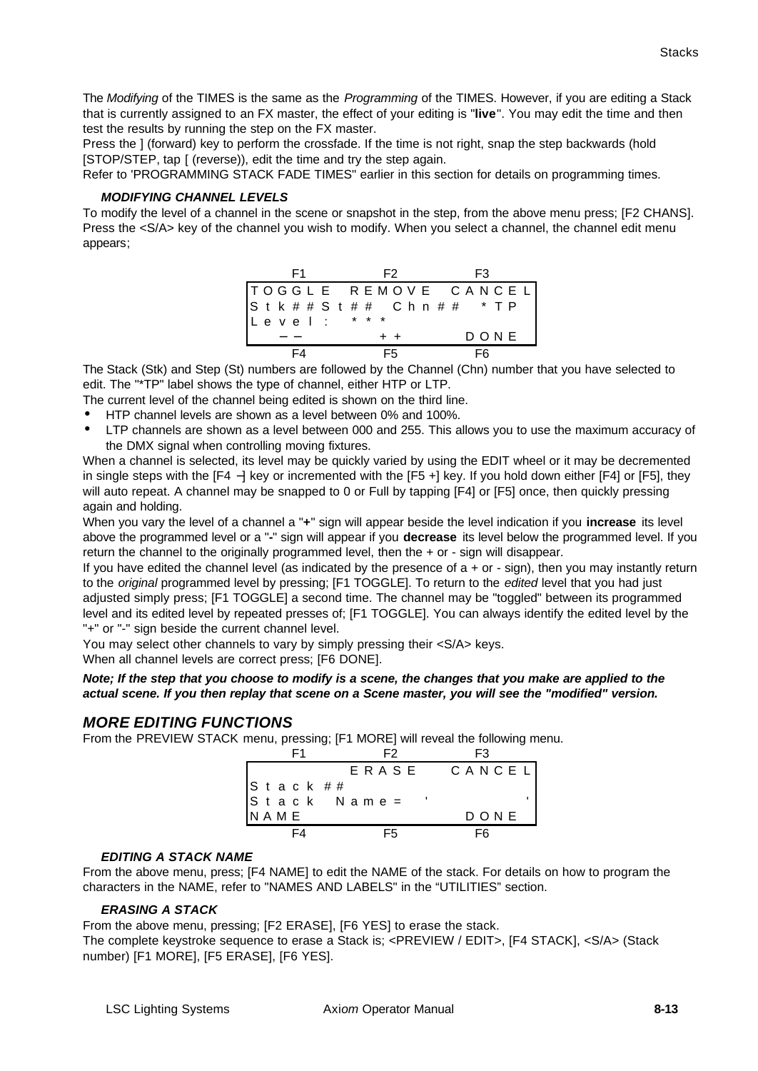The *Modifying* of the TIMES is the same as the *Programming* of the TIMES. However, if you are editing a Stack that is currently assigned to an FX master, the effect of your editing is "**live**". You may edit the time and then test the results by running the step on the FX master.

Press the ] (forward) key to perform the crossfade. If the time is not right, snap the step backwards (hold [STOP/STEP, tap [ (reverse)), edit the time and try the step again.

Refer to 'PROGRAMMING STACK FADE TIMES" earlier in this section for details on programming times.

#### *MODIFYING CHANNEL LEVELS*

To modify the level of a channel in the scene or snapshot in the step, from the above menu press; [F2 CHANS]. Press the <S/A> key of the channel you wish to modify. When you select a channel, the channel edit menu appears;

```
    F1          F2          F3
TOGGLE    REMOVE    CANCEL
Stk##St##  Chn##    *TP
Level:  ***
  --          ++        DONE
    F4          F5          F6
```

The Stack (Stk) and Step (St) numbers are followed by the Channel (Chn) number that you have selected to edit. The "*TP" label shows the type of channel, either HTP or LTP.

The current level of the channel being edited is shown on the third line.

- HTP channel levels are shown as a level between 0% and 100%.
- LTP channels are shown as a level between 000 and 255. This allows you to use the maximum accuracy of the DMX signal when controlling moving fixtures.

When a channel is selected, its level may be quickly varied by using the EDIT wheel or it may be decremented in single steps with the [F4 −] key or incremented with the [F5 +] key. If you hold down either [F4] or [F5], they will auto repeat. A channel may be snapped to 0 or Full by tapping [F4] or [F5] once, then quickly pressing again and holding.

When you vary the level of a channel a "**+**" sign will appear beside the level indication if you **increase** its level above the programmed level or a "**-**" sign will appear if you **decrease** its level below the programmed level. If you return the channel to the originally programmed level, then the + or - sign will disappear.

If you have edited the channel level (as indicated by the presence of a + or - sign), then you may instantly return to the *original* programmed level by pressing; [F1 TOGGLE]. To return to the *edited* level that you had just adjusted simply press; [F1 TOGGLE] a second time. The channel may be "toggled" between its programmed level and its edited level by repeated presses of; [F1 TOGGLE]. You can always identify the edited level by the "+" or "-" sign beside the current channel level.

You may select other channels to vary by simply pressing their <S/A> keys.

When all channel levels are correct press; [F6 DONE].

***Note; If the step that you choose to modify is a scene, the changes that you make are applied to the actual scene. If you then replay that scene on a Scene master, you will see the "modified" version.***

## *MORE EDITING FUNCTIONS*

From the PREVIEW STACK menu, pressing; [F1 MORE] will reveal the following menu.

```
    F1          F2          F3
            ERASE     CANCEL
Stack ##
Stack Name= '               '
NAME                    DONE
    F4          F5          F6
```

#### *EDITING A STACK NAME*

From the above menu, press; [F4 NAME] to edit the NAME of the stack. For details on how to program the characters in the NAME, refer to "NAMES AND LABELS" in the "UTILITIES" section.

#### *ERASING A STACK*

From the above menu, pressing; [F2 ERASE], [F6 YES] to erase the stack.

The complete keystroke sequence to erase a Stack is; <PREVIEW / EDIT>, [F4 STACK], <S/A> (Stack number) [F1 MORE], [F5 ERASE], [F6 YES].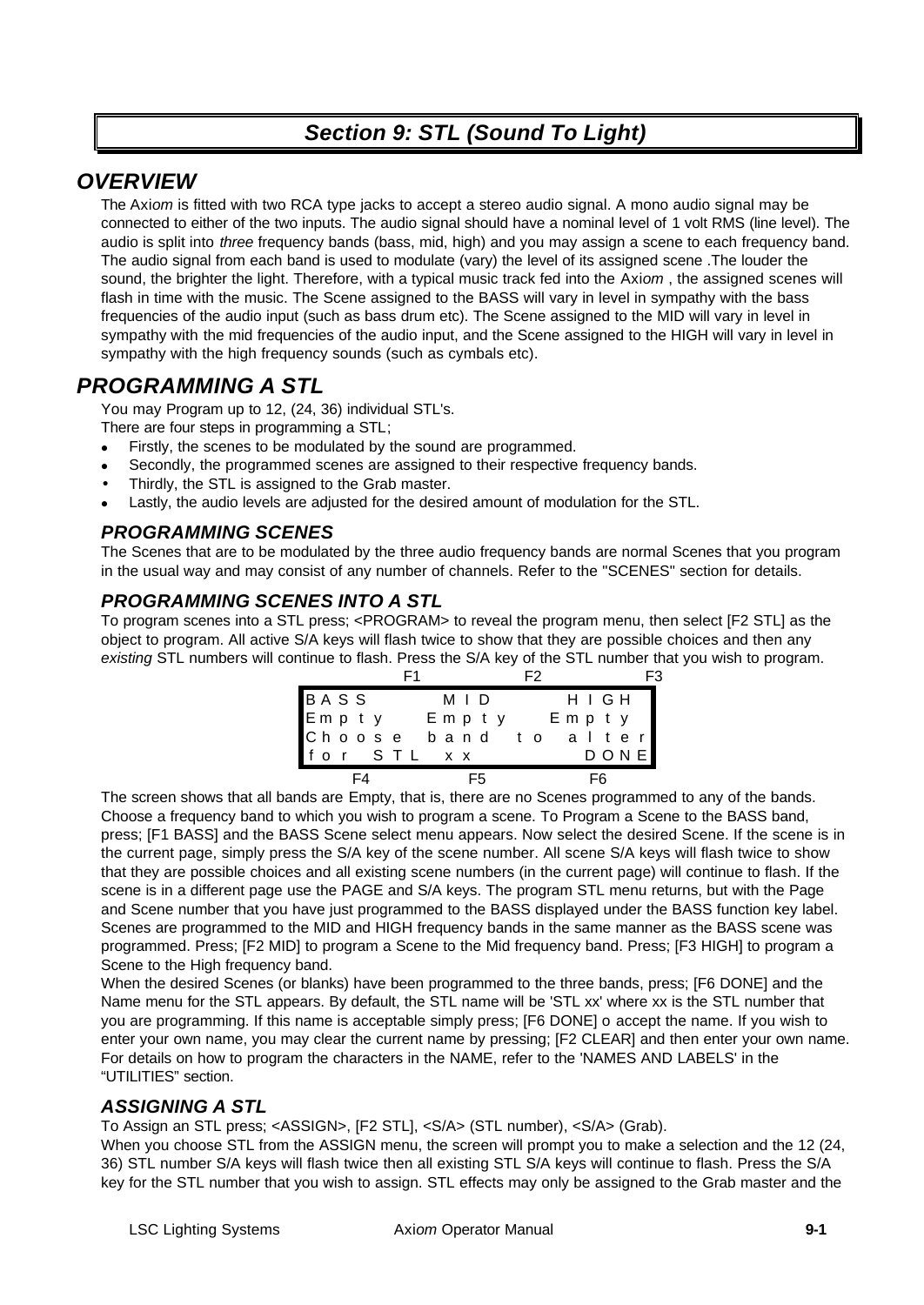# *Section 9: STL (Sound To Light)*

## *OVERVIEW*

The Axi*om* is fitted with two RCA type jacks to accept a stereo audio signal. A mono audio signal may be connected to either of the two inputs. The audio signal should have a nominal level of 1 volt RMS (line level). The audio is split into *three* frequency bands (bass, mid, high) and you may assign a scene to each frequency band. The audio signal from each band is used to modulate (vary) the level of its assigned scene .The louder the sound, the brighter the light. Therefore, with a typical music track fed into the Axi*om* , the assigned scenes will flash in time with the music. The Scene assigned to the BASS will vary in level in sympathy with the bass frequencies of the audio input (such as bass drum etc). The Scene assigned to the MID will vary in level in sympathy with the mid frequencies of the audio input, and the Scene assigned to the HIGH will vary in level in sympathy with the high frequency sounds (such as cymbals etc).

## *PROGRAMMING A STL*

You may Program up to 12, (24, 36) individual STL's.
There are four steps in programming a STL;

- Firstly, the scenes to be modulated by the sound are programmed.
- Secondly, the programmed scenes are assigned to their respective frequency bands.
- Thirdly, the STL is assigned to the Grab master.
- Lastly, the audio levels are adjusted for the desired amount of modulation for the STL.

### *PROGRAMMING SCENES*

The Scenes that are to be modulated by the three audio frequency bands are normal Scenes that you program in the usual way and may consist of any number of channels. Refer to the "SCENES" section for details.

### *PROGRAMMING SCENES INTO A STL*

To program scenes into a STL press; <PROGRAM> to reveal the program menu, then select [F2 STL] as the object to program. All active S/A keys will flash twice to show that they are possible choices and then any *existing* STL numbers will continue to flash. Press the S/A key of the STL number that you wish to program.

```
       F1            F2            F3
BASS        MID          HIGH
Empty     Empty      Empty
Choose  band  to  alter
for  STL  xx          DONE
     F4            F5            F6
```

The screen shows that all bands are Empty, that is, there are no Scenes programmed to any of the bands. Choose a frequency band to which you wish to program a scene. To Program a Scene to the BASS band, press; [F1 BASS] and the BASS Scene select menu appears. Now select the desired Scene. If the scene is in the current page, simply press the S/A key of the scene number. All scene S/A keys will flash twice to show that they are possible choices and all existing scene numbers (in the current page) will continue to flash. If the scene is in a different page use the PAGE and S/A keys. The program STL menu returns, but with the Page and Scene number that you have just programmed to the BASS displayed under the BASS function key label. Scenes are programmed to the MID and HIGH frequency bands in the same manner as the BASS scene was programmed. Press; [F2 MID] to program a Scene to the Mid frequency band. Press; [F3 HIGH] to program a Scene to the High frequency band.

When the desired Scenes (or blanks) have been programmed to the three bands, press; [F6 DONE] and the Name menu for the STL appears. By default, the STL name will be 'STL xx' where xx is the STL number that you are programming. If this name is acceptable simply press; [F6 DONE] o accept the name. If you wish to enter your own name, you may clear the current name by pressing; [F2 CLEAR] and then enter your own name. For details on how to program the characters in the NAME, refer to the 'NAMES AND LABELS' in the "UTILITIES" section.

### *ASSIGNING A STL*

To Assign an STL press; <ASSIGN>, [F2 STL], <S/A> (STL number), <S/A> (Grab).
When you choose STL from the ASSIGN menu, the screen will prompt you to make a selection and the 12 (24, 36) STL number S/A keys will flash twice then all existing STL S/A keys will continue to flash. Press the S/A key for the STL number that you wish to assign. STL effects may only be assigned to the Grab master and the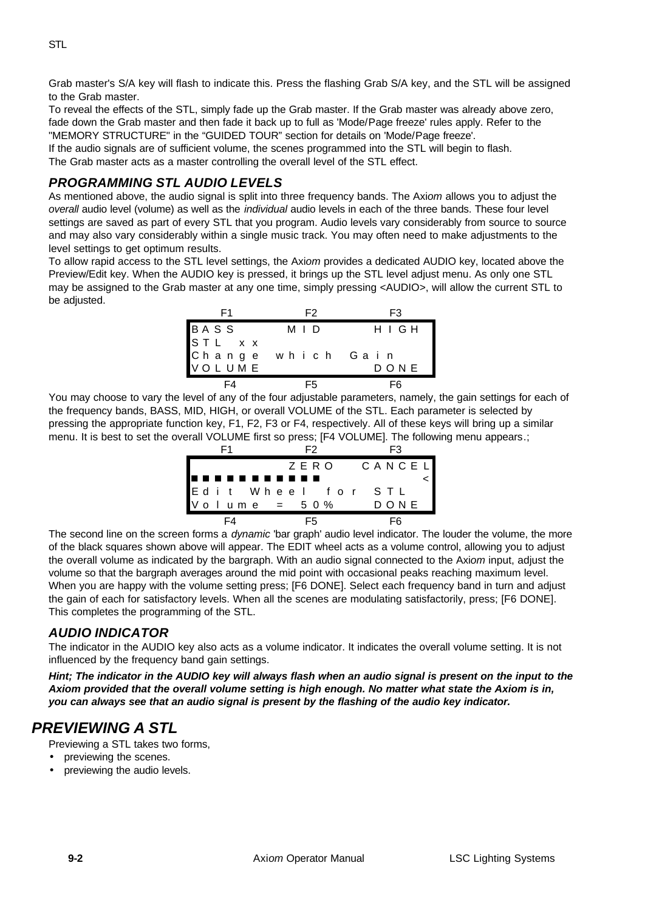Grab master's S/A key will flash to indicate this. Press the flashing Grab S/A key, and the STL will be assigned to the Grab master.

To reveal the effects of the STL, simply fade up the Grab master. If the Grab master was already above zero, fade down the Grab master and then fade it back up to full as 'Mode/Page freeze' rules apply. Refer to the "MEMORY STRUCTURE" in the "GUIDED TOUR" section for details on 'Mode/Page freeze'.

If the audio signals are of sufficient volume, the scenes programmed into the STL will begin to flash.

The Grab master acts as a master controlling the overall level of the STL effect.

### *PROGRAMMING STL AUDIO LEVELS*

As mentioned above, the audio signal is split into three frequency bands. The Axi*om* allows you to adjust the *overall* audio level (volume) as well as the *individual* audio levels in each of the three bands. These four level settings are saved as part of every STL that you program. Audio levels vary considerably from source to source and may also vary considerably within a single music track. You may often need to make adjustments to the level settings to get optimum results.

To allow rapid access to the STL level settings, the Axi*om* provides a dedicated AUDIO key, located above the Preview/Edit key. When the AUDIO key is pressed, it brings up the STL level adjust menu. As only one STL may be assigned to the Grab master at any one time, simply pressing <AUDIO>, will allow the current STL to be adjusted.

```
     F1             F2            F3
BASS           MID           HIGH
STL xx
Change which Gain
VOLUME                       DONE
     F4             F5            F6
```

You may choose to vary the level of any of the four adjustable parameters, namely, the gain settings for each of the frequency bands, BASS, MID, HIGH, or overall VOLUME of the STL. Each parameter is selected by pressing the appropriate function key, F1, F2, F3 or F4, respectively. All of these keys will bring up a similar menu. It is best to set the overall VOLUME first so press; [F4 VOLUME]. The following menu appears.;

```
     F1             F2            F3
               ZERO          CANCEL
■■■■■■■■■■■                       <
Edit Wheel for STL
Volume = 50%                 DONE
     F4             F5            F6
```

The second line on the screen forms a *dynamic* 'bar graph' audio level indicator. The louder the volume, the more of the black squares shown above will appear. The EDIT wheel acts as a volume control, allowing you to adjust the overall volume as indicated by the bargraph. With an audio signal connected to the Axi*om* input, adjust the volume so that the bargraph averages around the mid point with occasional peaks reaching maximum level. When you are happy with the volume setting press; [F6 DONE]. Select each frequency band in turn and adjust the gain of each for satisfactory levels. When all the scenes are modulating satisfactorily, press; [F6 DONE]. This completes the programming of the STL.

### *AUDIO INDICATOR*

The indicator in the AUDIO key also acts as a volume indicator. It indicates the overall volume setting. It is not influenced by the frequency band gain settings.

***Hint; The indicator in the AUDIO key will always flash when an audio signal is present on the input to the Axiom provided that the overall volume setting is high enough. No matter what state the Axiom is in, you can always see that an audio signal is present by the flashing of the audio key indicator.***

## *PREVIEWING A STL*

Previewing a STL takes two forms,

- previewing the scenes.
- previewing the audio levels.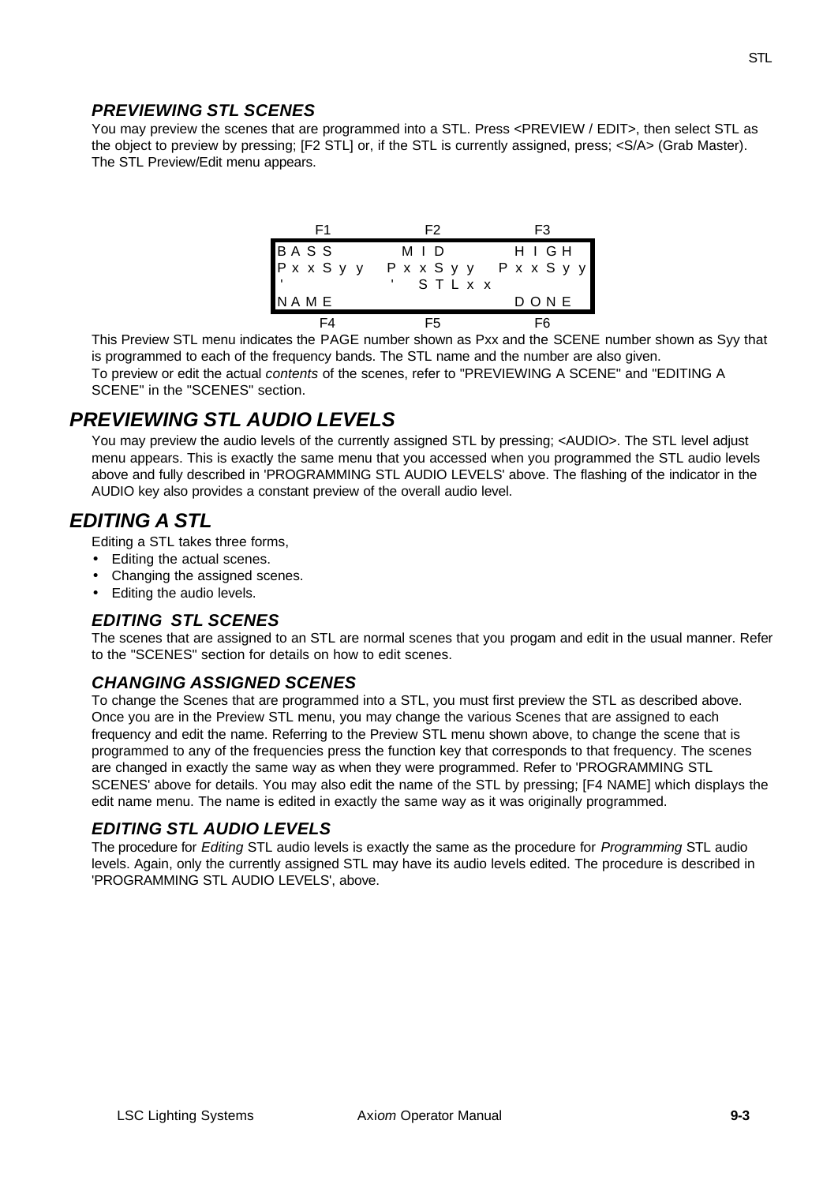### *PREVIEWING STL SCENES*

You may preview the scenes that are programmed into a STL. Press <PREVIEW / EDIT>, then select STL as the object to preview by pressing; [F2 STL] or, if the STL is currently assigned, press; <S/A> (Grab Master). The STL Preview/Edit menu appears.

```
     F1              F2              F3
BASS            MID             HIGH
PxxSyy          PxxSyy          PxxSyy
'               '  STLxx
NAME                            DONE
     F4              F5              F6
```

This Preview STL menu indicates the PAGE number shown as Pxx and the SCENE number shown as Syy that is programmed to each of the frequency bands. The STL name and the number are also given.

To preview or edit the actual *contents* of the scenes, refer to "PREVIEWING A SCENE" and "EDITING A SCENE" in the "SCENES" section.

## *PREVIEWING STL AUDIO LEVELS*

You may preview the audio levels of the currently assigned STL by pressing; <AUDIO>. The STL level adjust menu appears. This is exactly the same menu that you accessed when you programmed the STL audio levels above and fully described in 'PROGRAMMING STL AUDIO LEVELS' above. The flashing of the indicator in the AUDIO key also provides a constant preview of the overall audio level.

## *EDITING A STL*

Editing a STL takes three forms,

- Editing the actual scenes.
- Changing the assigned scenes.
- Editing the audio levels.

### *EDITING STL SCENES*

The scenes that are assigned to an STL are normal scenes that you progam and edit in the usual manner. Refer to the "SCENES" section for details on how to edit scenes.

### *CHANGING ASSIGNED SCENES*

To change the Scenes that are programmed into a STL, you must first preview the STL as described above. Once you are in the Preview STL menu, you may change the various Scenes that are assigned to each frequency and edit the name. Referring to the Preview STL menu shown above, to change the scene that is programmed to any of the frequencies press the function key that corresponds to that frequency. The scenes are changed in exactly the same way as when they were programmed. Refer to 'PROGRAMMING STL SCENES' above for details. You may also edit the name of the STL by pressing; [F4 NAME] which displays the edit name menu. The name is edited in exactly the same way as it was originally programmed.

### *EDITING STL AUDIO LEVELS*

The procedure for *Editing* STL audio levels is exactly the same as the procedure for *Programming* STL audio levels. Again, only the currently assigned STL may have its audio levels edited. The procedure is described in 'PROGRAMMING STL AUDIO LEVELS', above.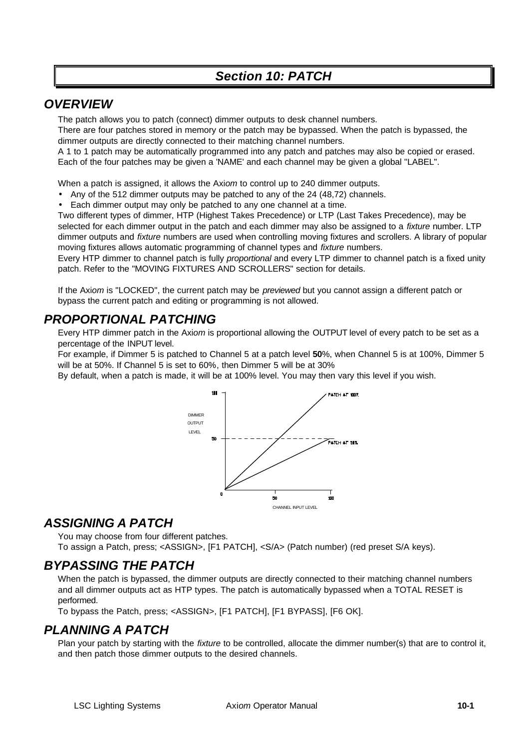# Section 10: PATCH

## OVERVIEW

The patch allows you to patch (connect) dimmer outputs to desk channel numbers.
There are four patches stored in memory or the patch may be bypassed. When the patch is bypassed, the dimmer outputs are directly connected to their matching channel numbers.
A 1 to 1 patch may be automatically programmed into any patch and patches may also be copied or erased.
Each of the four patches may be given a 'NAME' and each channel may be given a global "LABEL".

When a patch is assigned, it allows the Axi*om* to control up to 240 dimmer outputs.

- Any of the 512 dimmer outputs may be patched to any of the 24 (48,72) channels.
- Each dimmer output may only be patched to any one channel at a time.

Two different types of dimmer, HTP (Highest Takes Precedence) or LTP (Last Takes Precedence), may be selected for each dimmer output in the patch and each dimmer may also be assigned to a *fixture* number. LTP dimmer outputs and *fixture* numbers are used when controlling moving fixtures and scrollers. A library of popular moving fixtures allows automatic programming of channel types and *fixture* numbers.
Every HTP dimmer to channel patch is fully *proportional* and every LTP dimmer to channel patch is a fixed unity patch. Refer to the "MOVING FIXTURES AND SCROLLERS" section for details.

If the Axi*om* is "LOCKED", the current patch may be *previewed* but you cannot assign a different patch or bypass the current patch and editing or programming is not allowed.

## PROPORTIONAL PATCHING

Every HTP dimmer patch in the Axi*om* is proportional allowing the OUTPUT level of every patch to be set as a percentage of the INPUT level.
For example, if Dimmer 5 is patched to Channel 5 at a patch level **50**%, when Channel 5 is at 100%, Dimmer 5 will be at 50%. If Channel 5 is set to 60%, then Dimmer 5 will be at 30%
By default, when a patch is made, it will be at 100% level. You may then vary this level if you wish.

## ASSIGNING A PATCH

You may choose from four different patches.
To assign a Patch, press; <ASSIGN>, [F1 PATCH], <S/A> (Patch number) (red preset S/A keys).

## BYPASSING THE PATCH

When the patch is bypassed, the dimmer outputs are directly connected to their matching channel numbers and all dimmer outputs act as HTP types. The patch is automatically bypassed when a TOTAL RESET is performed.
To bypass the Patch, press; <ASSIGN>, [F1 PATCH], [F1 BYPASS], [F6 OK].

## PLANNING A PATCH

Plan your patch by starting with the *fixture* to be controlled, allocate the dimmer number(s) that are to control it, and then patch those dimmer outputs to the desired channels.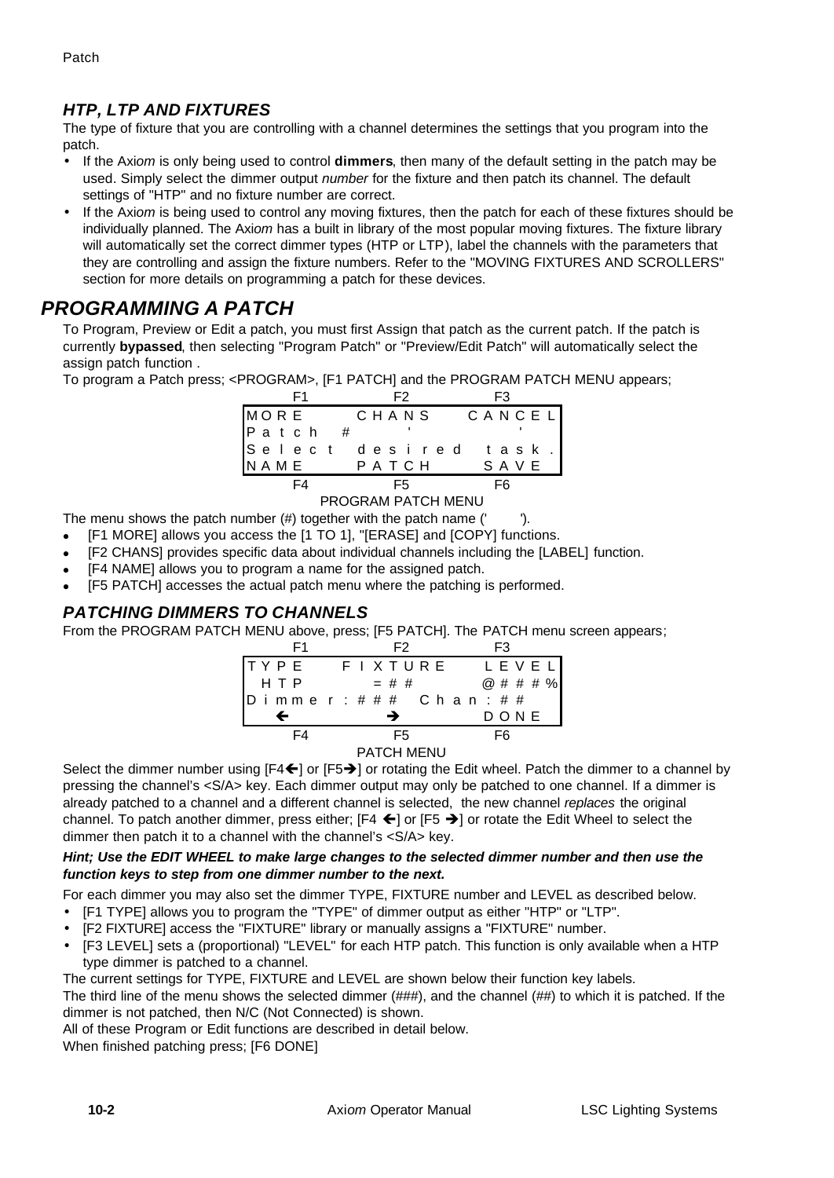### *HTP, LTP AND FIXTURES*

The type of fixture that you are controlling with a channel determines the settings that you program into the patch.

- If the Axi*om* is only being used to control **dimmers**, then many of the default setting in the patch may be used. Simply select the dimmer output *number* for the fixture and then patch its channel. The default settings of "HTP" and no fixture number are correct.
- If the Axi*om* is being used to control any moving fixtures, then the patch for each of these fixtures should be individually planned. The Axi*om* has a built in library of the most popular moving fixtures. The fixture library will automatically set the correct dimmer types (HTP or LTP), label the channels with the parameters that they are controlling and assign the fixture numbers. Refer to the "MOVING FIXTURES AND SCROLLERS" section for more details on programming a patch for these devices.

## *PROGRAMMING A PATCH*

To Program, Preview or Edit a patch, you must first Assign that patch as the current patch. If the patch is currently **bypassed**, then selecting "Program Patch" or "Preview/Edit Patch" will automatically select the assign patch function .

To program a Patch press; <PROGRAM>, [F1 PATCH] and the PROGRAM PATCH MENU appears;

```
      F1            F2            F3
 MORE        CHANS        CANCEL
 Patch  #        '            '
 Select  desired  task.
 NAME        PATCH        SAVE
      F4            F5            F6
```

PROGRAM PATCH MENU

The menu shows the patch number (#) together with the patch name ('       ').

- [F1 MORE] allows you access the [1 TO 1], "[ERASE] and [COPY] functions.
- [F2 CHANS] provides specific data about individual channels including the [LABEL] function.
- [F4 NAME] allows you to program a name for the assigned patch.
- [F5 PATCH] accesses the actual patch menu where the patching is performed.

### *PATCHING DIMMERS TO CHANNELS*

From the PROGRAM PATCH MENU above, press; [F5 PATCH]. The PATCH menu screen appears;

```
      F1            F2            F3
 TYPE     FIXTURE     LEVEL
  HTP        =##        @###%
 Dimmer:###  Chan:##
   ←            →         DONE
      F4            F5            F6
```

PATCH MENU

Select the dimmer number using [F4←] or [F5→] or rotating the Edit wheel. Patch the dimmer to a channel by pressing the channel's <S/A> key. Each dimmer output may only be patched to one channel. If a dimmer is already patched to a channel and a different channel is selected, the new channel *replaces* the original channel. To patch another dimmer, press either; [F4 ←] or [F5 →] or rotate the Edit Wheel to select the dimmer then patch it to a channel with the channel's <S/A> key.

***Hint; Use the EDIT WHEEL to make large changes to the selected dimmer number and then use the function keys to step from one dimmer number to the next.***

For each dimmer you may also set the dimmer TYPE, FIXTURE number and LEVEL as described below.

- [F1 TYPE] allows you to program the "TYPE" of dimmer output as either "HTP" or "LTP".
- [F2 FIXTURE] access the "FIXTURE" library or manually assigns a "FIXTURE" number.
- [F3 LEVEL] sets a (proportional) "LEVEL" for each HTP patch. This function is only available when a HTP type dimmer is patched to a channel.

The current settings for TYPE, FIXTURE and LEVEL are shown below their function key labels.

The third line of the menu shows the selected dimmer (###), and the channel (##) to which it is patched. If the dimmer is not patched, then N/C (Not Connected) is shown.

All of these Program or Edit functions are described in detail below.

When finished patching press; [F6 DONE]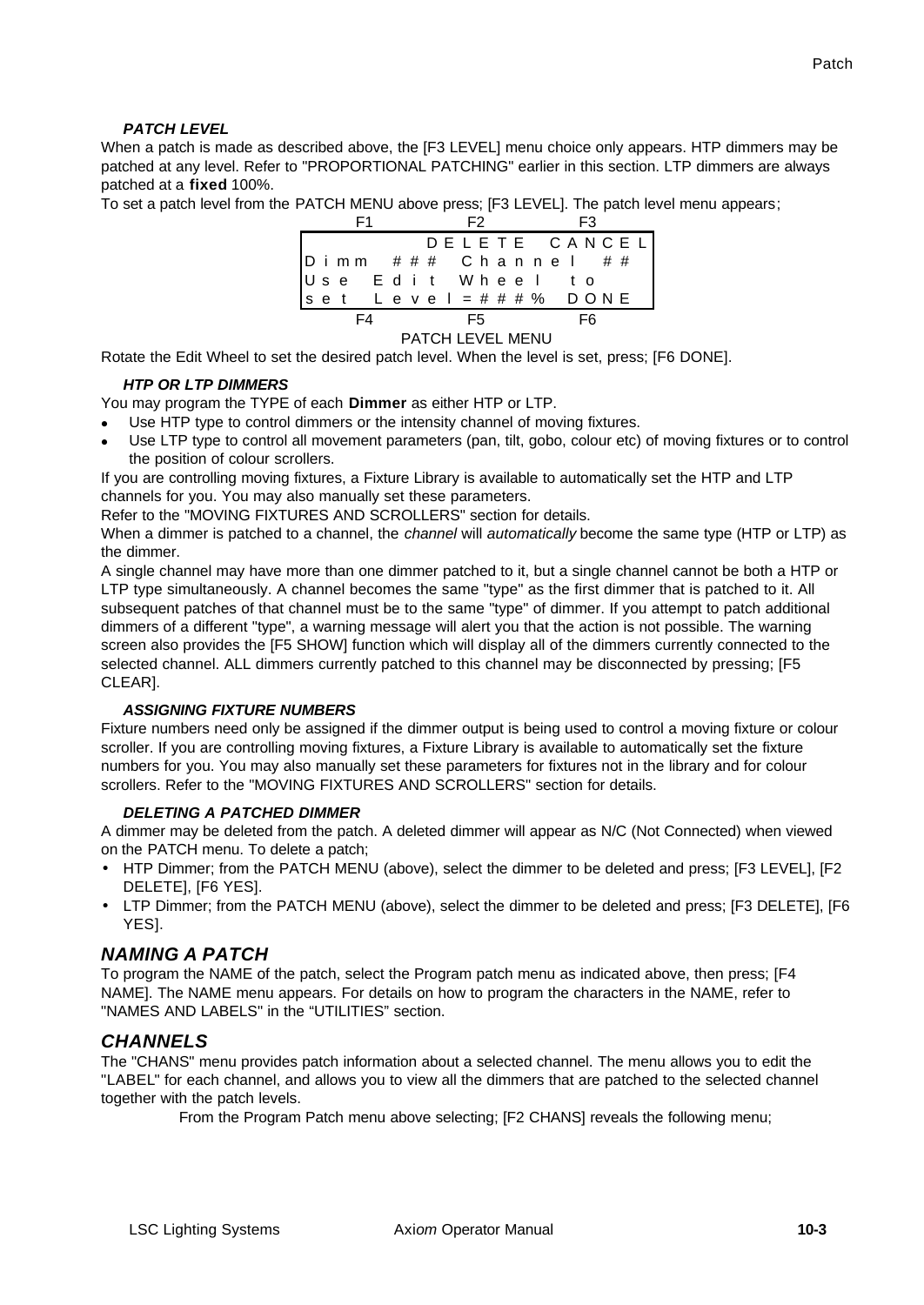### *PATCH LEVEL*

When a patch is made as described above, the [F3 LEVEL] menu choice only appears. HTP dimmers may be patched at any level. Refer to "PROPORTIONAL PATCHING" earlier in this section. LTP dimmers are always patched at a **fixed** 100%.

To set a patch level from the PATCH MENU above press; [F3 LEVEL]. The patch level menu appears;

```
      F1          F2          F3
             DELETE  CANCEL
Dimm  ###  Channel  ##
Use Edit Wheel  to
set Level=###%  DONE
      F4          F5          F6
```

PATCH LEVEL MENU

Rotate the Edit Wheel to set the desired patch level. When the level is set, press; [F6 DONE].

### *HTP OR LTP DIMMERS*

You may program the TYPE of each **Dimmer** as either HTP or LTP.

- Use HTP type to control dimmers or the intensity channel of moving fixtures.
- Use LTP type to control all movement parameters (pan, tilt, gobo, colour etc) of moving fixtures or to control the position of colour scrollers.

If you are controlling moving fixtures, a Fixture Library is available to automatically set the HTP and LTP channels for you. You may also manually set these parameters.

Refer to the "MOVING FIXTURES AND SCROLLERS" section for details.

When a dimmer is patched to a channel, the *channel* will *automatically* become the same type (HTP or LTP) as the dimmer.

A single channel may have more than one dimmer patched to it, but a single channel cannot be both a HTP or LTP type simultaneously. A channel becomes the same "type" as the first dimmer that is patched to it. All subsequent patches of that channel must be to the same "type" of dimmer. If you attempt to patch additional dimmers of a different "type", a warning message will alert you that the action is not possible. The warning screen also provides the [F5 SHOW] function which will display all of the dimmers currently connected to the selected channel. ALL dimmers currently patched to this channel may be disconnected by pressing; [F5 CLEAR].

### *ASSIGNING FIXTURE NUMBERS*

Fixture numbers need only be assigned if the dimmer output is being used to control a moving fixture or colour scroller. If you are controlling moving fixtures, a Fixture Library is available to automatically set the fixture numbers for you. You may also manually set these parameters for fixtures not in the library and for colour scrollers. Refer to the "MOVING FIXTURES AND SCROLLERS" section for details.

### *DELETING A PATCHED DIMMER*

A dimmer may be deleted from the patch. A deleted dimmer will appear as N/C (Not Connected) when viewed on the PATCH menu. To delete a patch;

- HTP Dimmer; from the PATCH MENU (above), select the dimmer to be deleted and press; [F3 LEVEL], [F2 DELETE], [F6 YES].
- LTP Dimmer; from the PATCH MENU (above), select the dimmer to be deleted and press; [F3 DELETE], [F6 YES].

## *NAMING A PATCH*

To program the NAME of the patch, select the Program patch menu as indicated above, then press; [F4 NAME]. The NAME menu appears. For details on how to program the characters in the NAME, refer to "NAMES AND LABELS" in the “UTILITIES” section.

## *CHANNELS*

The "CHANS" menu provides patch information about a selected channel. The menu allows you to edit the "LABEL" for each channel, and allows you to view all the dimmers that are patched to the selected channel together with the patch levels.

From the Program Patch menu above selecting; [F2 CHANS] reveals the following menu;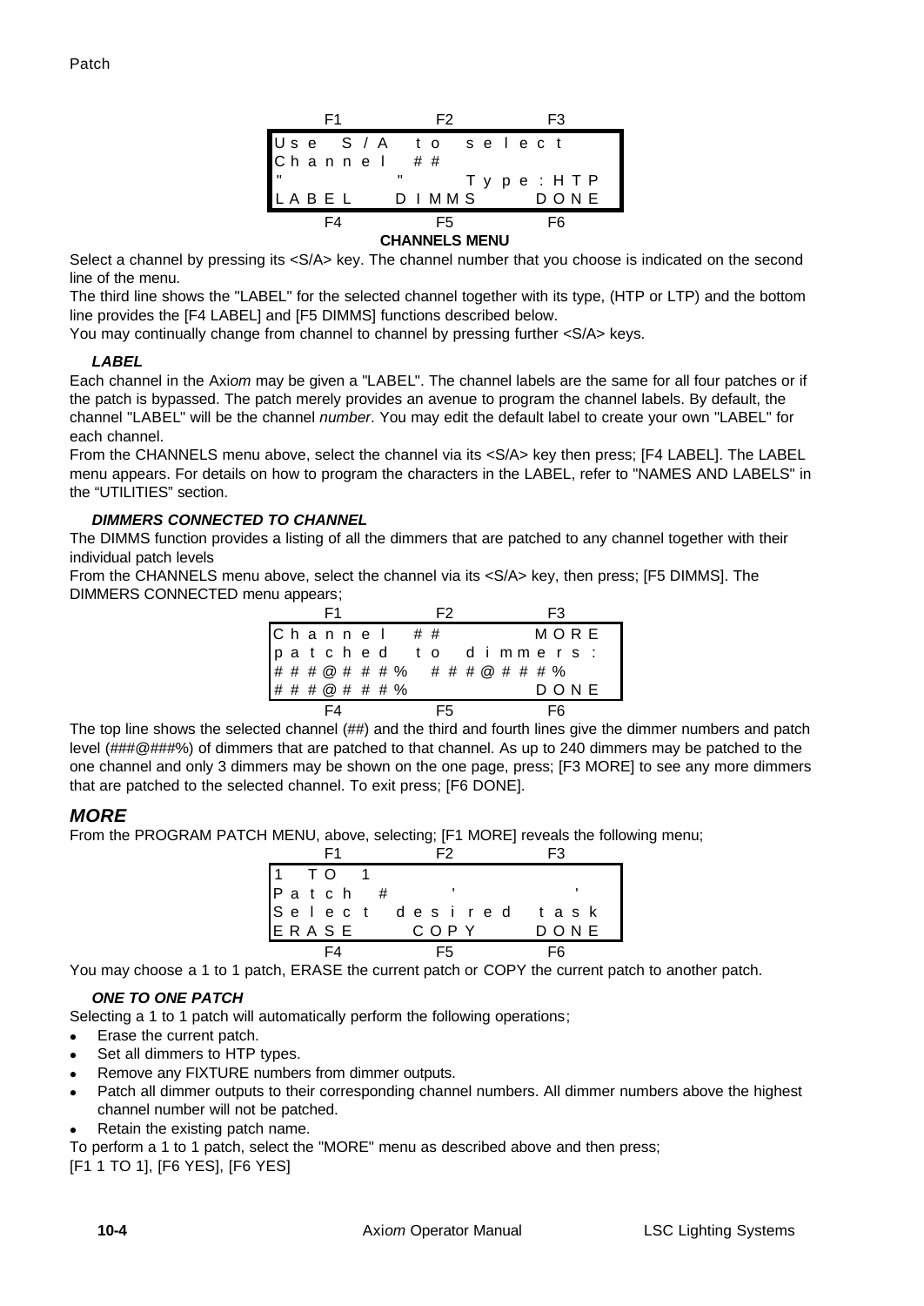```
     F1            F2            F3
Use S/A to select
Channel ##
"        "       Type:HTP
LABEL     DIMMS        DONE
     F4            F5            F6
```

**CHANNELS MENU**

Select a channel by pressing its <S/A> key. The channel number that you choose is indicated on the second line of the menu.

The third line shows the "LABEL" for the selected channel together with its type, (HTP or LTP) and the bottom line provides the [F4 LABEL] and [F5 DIMMS] functions described below.

You may continually change from channel to channel by pressing further <S/A> keys.

### *LABEL*

Each channel in the Ax*iom* may be given a "LABEL". The channel labels are the same for all four patches or if the patch is bypassed. The patch merely provides an avenue to program the channel labels. By default, the channel "LABEL" will be the channel *number*. You may edit the default label to create your own "LABEL" for each channel.

From the CHANNELS menu above, select the channel via its <S/A> key then press; [F4 LABEL]. The LABEL menu appears. For details on how to program the characters in the LABEL, refer to "NAMES AND LABELS" in the "UTILITIES" section.

### *DIMMERS CONNECTED TO CHANNEL*

The DIMMS function provides a listing of all the dimmers that are patched to any channel together with their individual patch levels

From the CHANNELS menu above, select the channel via its <S/A> key, then press; [F5 DIMMS]. The DIMMERS CONNECTED menu appears;

```
     F1            F2            F3
Channel ##              MORE
patched to dimmers:
###@###%  ###@###%
###@###%                DONE
     F4            F5            F6
```

The top line shows the selected channel (##) and the third and fourth lines give the dimmer numbers and patch level (###@###%) of dimmers that are patched to that channel. As up to 240 dimmers may be patched to the one channel and only 3 dimmers may be shown on the one page, press; [F3 MORE] to see any more dimmers that are patched to the selected channel. To exit press; [F6 DONE].

## *MORE*

From the PROGRAM PATCH MENU, above, selecting; [F1 MORE] reveals the following menu;

```
     F1            F2            F3
1 TO 1
Patch #     '           '
Select desired task
ERASE      COPY         DONE
     F4            F5            F6
```

You may choose a 1 to 1 patch, ERASE the current patch or COPY the current patch to another patch.

### *ONE TO ONE PATCH*

Selecting a 1 to 1 patch will automatically perform the following operations;

- Erase the current patch.
- Set all dimmers to HTP types.
- Remove any FIXTURE numbers from dimmer outputs.
- Patch all dimmer outputs to their corresponding channel numbers. All dimmer numbers above the highest channel number will not be patched.
- Retain the existing patch name.

To perform a 1 to 1 patch, select the "MORE" menu as described above and then press;
[F1 1 TO 1], [F6 YES], [F6 YES]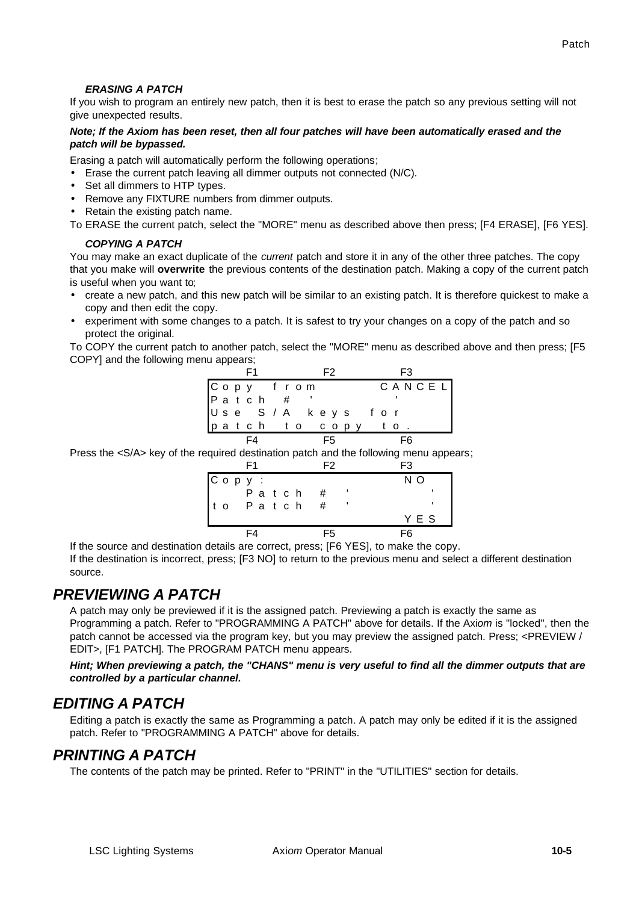### *ERASING A PATCH*

If you wish to program an entirely new patch, then it is best to erase the patch so any previous setting will not give unexpected results.

***Note; If the Axiom has been reset, then all four patches will have been automatically erased and the patch will be bypassed.***

Erasing a patch will automatically perform the following operations;

- Erase the current patch leaving all dimmer outputs not connected (N/C).
- Set all dimmers to HTP types.
- Remove any FIXTURE numbers from dimmer outputs.
- Retain the existing patch name.

To ERASE the current patch, select the "MORE" menu as described above then press; [F4 ERASE], [F6 YES].

### *COPYING A PATCH*

You may make an exact duplicate of the *current* patch and store it in any of the other three patches. The copy that you make will **overwrite** the previous contents of the destination patch. Making a copy of the current patch is useful when you want to;

- create a new patch, and this new patch will be similar to an existing patch. It is therefore quickest to make a copy and then edit the copy.
- experiment with some changes to a patch. It is safest to try your changes on a copy of the patch and so protect the original.

To COPY the current patch to another patch, select the "MORE" menu as described above and then press; [F5 COPY] and the following menu appears;

```
     F1            F2           F3
Copy from                  CANCEL
Patch # '                  '
Use S/A keys for
patch to copy to.
     F4            F5           F6
```

Press the <S/A> key of the required destination patch and the following menu appears;

```
     F1            F2           F3
Copy:                        NO
     Patch # '                 '
to   Patch # '                 '
                             YES
     F4            F5           F6
```

If the source and destination details are correct, press; [F6 YES], to make the copy.

If the destination is incorrect, press; [F3 NO] to return to the previous menu and select a different destination source.

## *PREVIEWING A PATCH*

A patch may only be previewed if it is the assigned patch. Previewing a patch is exactly the same as Programming a patch. Refer to "PROGRAMMING A PATCH" above for details. If the Axi*om* is "locked", then the patch cannot be accessed via the program key, but you may preview the assigned patch. Press; <PREVIEW / EDIT>, [F1 PATCH]. The PROGRAM PATCH menu appears.

***Hint; When previewing a patch, the "CHANS" menu is very useful to find all the dimmer outputs that are controlled by a particular channel.***

## *EDITING A PATCH*

Editing a patch is exactly the same as Programming a patch. A patch may only be edited if it is the assigned patch. Refer to "PROGRAMMING A PATCH" above for details.

## *PRINTING A PATCH*

The contents of the patch may be printed. Refer to "PRINT" in the "UTILITIES" section for details.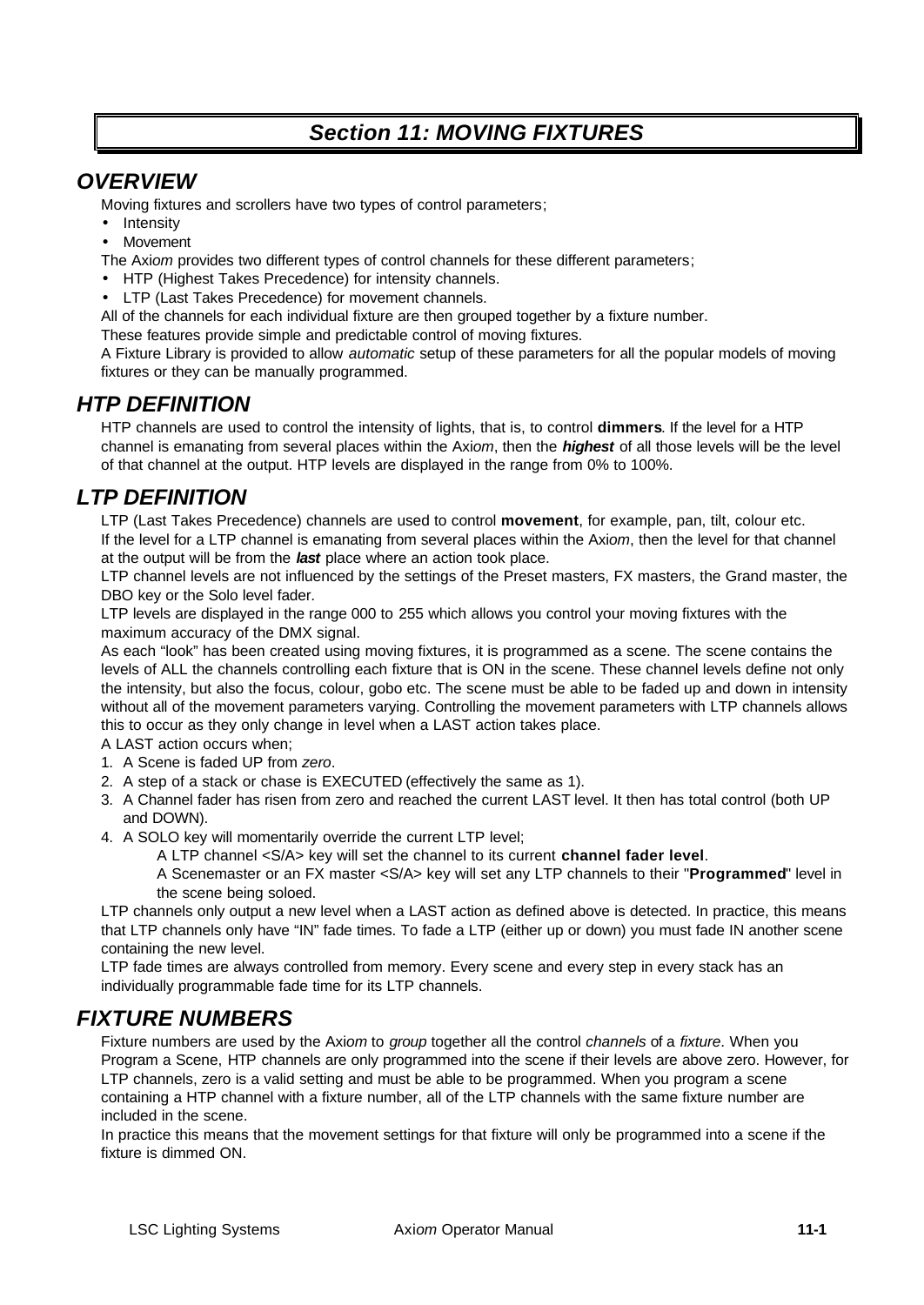# *Section 11: MOVING FIXTURES*

## *OVERVIEW*

Moving fixtures and scrollers have two types of control parameters;

- Intensity
- Movement

The Axi*om* provides two different types of control channels for these different parameters;

- HTP (Highest Takes Precedence) for intensity channels.
- LTP (Last Takes Precedence) for movement channels.

All of the channels for each individual fixture are then grouped together by a fixture number.

These features provide simple and predictable control of moving fixtures.

A Fixture Library is provided to allow *automatic* setup of these parameters for all the popular models of moving fixtures or they can be manually programmed.

## *HTP DEFINITION*

HTP channels are used to control the intensity of lights, that is, to control **dimmers**. If the level for a HTP channel is emanating from several places within the Axi*om*, then the ***highest*** of all those levels will be the level of that channel at the output. HTP levels are displayed in the range from 0% to 100%.

## *LTP DEFINITION*

LTP (Last Takes Precedence) channels are used to control **movement**, for example, pan, tilt, colour etc.

If the level for a LTP channel is emanating from several places within the Axi*om*, then the level for that channel at the output will be from the ***last*** place where an action took place.

LTP channel levels are not influenced by the settings of the Preset masters, FX masters, the Grand master, the DBO key or the Solo level fader.

LTP levels are displayed in the range 000 to 255 which allows you control your moving fixtures with the maximum accuracy of the DMX signal.

As each "look" has been created using moving fixtures, it is programmed as a scene. The scene contains the levels of ALL the channels controlling each fixture that is ON in the scene. These channel levels define not only the intensity, but also the focus, colour, gobo etc. The scene must be able to be faded up and down in intensity without all of the movement parameters varying. Controlling the movement parameters with LTP channels allows this to occur as they only change in level when a LAST action takes place.

A LAST action occurs when;

1. A Scene is faded UP from *zero*.
2. A step of a stack or chase is EXECUTED (effectively the same as 1).
3. A Channel fader has risen from zero and reached the current LAST level. It then has total control (both UP and DOWN).
4. A SOLO key will momentarily override the current LTP level;

   A LTP channel <S/A> key will set the channel to its current **channel fader level**.

   A Scenemaster or an FX master <S/A> key will set any LTP channels to their "**Programmed**" level in the scene being soloed.

LTP channels only output a new level when a LAST action as defined above is detected. In practice, this means that LTP channels only have "IN" fade times. To fade a LTP (either up or down) you must fade IN another scene containing the new level.

LTP fade times are always controlled from memory. Every scene and every step in every stack has an individually programmable fade time for its LTP channels.

## *FIXTURE NUMBERS*

Fixture numbers are used by the Axi*om* to *group* together all the control *channels* of a *fixture*. When you Program a Scene, HTP channels are only programmed into the scene if their levels are above zero. However, for LTP channels, zero is a valid setting and must be able to be programmed. When you program a scene containing a HTP channel with a fixture number, all of the LTP channels with the same fixture number are included in the scene.

In practice this means that the movement settings for that fixture will only be programmed into a scene if the fixture is dimmed ON.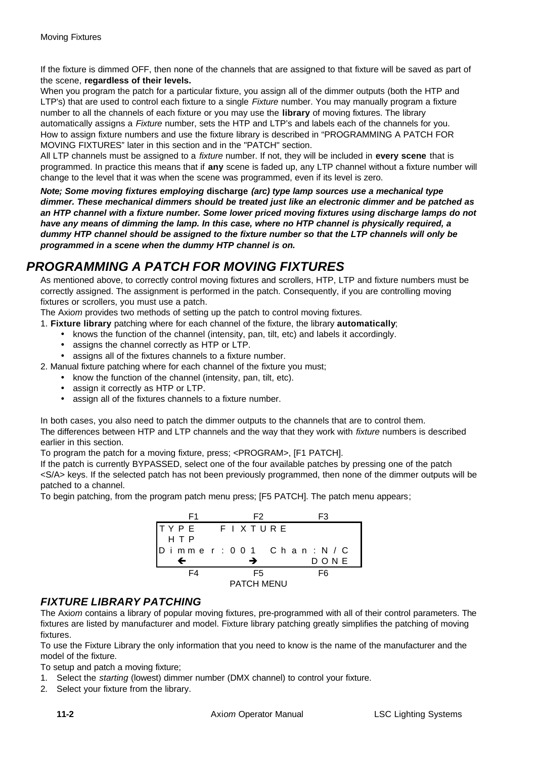If the fixture is dimmed OFF, then none of the channels that are assigned to that fixture will be saved as part of the scene, **regardless of their levels.**

When you program the patch for a particular fixture, you assign all of the dimmer outputs (both the HTP and LTP's) that are used to control each fixture to a single *Fixture* number. You may manually program a fixture number to all the channels of each fixture or you may use the **library** of moving fixtures. The library automatically assigns a *Fixture* number, sets the HTP and LTP's and labels each of the channels for you.

How to assign fixture numbers and use the fixture library is described in "PROGRAMMING A PATCH FOR MOVING FIXTURES" later in this section and in the "PATCH" section.

All LTP channels must be assigned to a *fixture* number. If not, they will be included in **every scene** that is programmed. In practice this means that if **any** scene is faded up, any LTP channel without a fixture number will change to the level that it was when the scene was programmed, even if its level is zero.

***Note; Some moving fixtures employing discharge (arc) type lamp sources use a mechanical type dimmer. These mechanical dimmers should be treated just like an electronic dimmer and be patched as an HTP channel with a fixture number. Some lower priced moving fixtures using discharge lamps do not have any means of dimming the lamp. In this case, where no HTP channel is physically required, a dummy HTP channel should be assigned to the fixture number so that the LTP channels will only be programmed in a scene when the dummy HTP channel is on.***

## *PROGRAMMING A PATCH FOR MOVING FIXTURES*

As mentioned above, to correctly control moving fixtures and scrollers, HTP, LTP and fixture numbers must be correctly assigned. The assignment is performed in the patch. Consequently, if you are controlling moving fixtures or scrollers, you must use a patch.

The Axi*om* provides two methods of setting up the patch to control moving fixtures.

1. **Fixture library** patching where for each channel of the fixture, the library **automatically**;
   - knows the function of the channel (intensity, pan, tilt, etc) and labels it accordingly.
   - assigns the channel correctly as HTP or LTP.
   - assigns all of the fixtures channels to a fixture number.
2. Manual fixture patching where for each channel of the fixture you must;
   - know the function of the channel (intensity, pan, tilt, etc).
   - assign it correctly as HTP or LTP.
   - assign all of the fixtures channels to a fixture number.

In both cases, you also need to patch the dimmer outputs to the channels that are to control them.

The differences between HTP and LTP channels and the way that they work with *fixture* numbers is described earlier in this section.

To program the patch for a moving fixture, press; <PROGRAM>, [F1 PATCH].

If the patch is currently BYPASSED, select one of the four available patches by pressing one of the patch <S/A> keys. If the selected patch has not been previously programmed, then none of the dimmer outputs will be patched to a channel.

To begin patching, from the program patch menu press; [F5 PATCH]. The patch menu appears;

```
     F1            F2             F3
 TYPE     FIXTURE
  HTP
 Dimmer:001  Chan:N/C
     ←             →           DONE
     F4            F5             F6
               PATCH MENU
```

### *FIXTURE LIBRARY PATCHING*

The Axi*om* contains a library of popular moving fixtures, pre-programmed with all of their control parameters. The fixtures are listed by manufacturer and model. Fixture library patching greatly simplifies the patching of moving fixtures.

To use the Fixture Library the only information that you need to know is the name of the manufacturer and the model of the fixture.

To setup and patch a moving fixture;

1. Select the *starting* (lowest) dimmer number (DMX channel) to control your fixture.
2. Select your fixture from the library.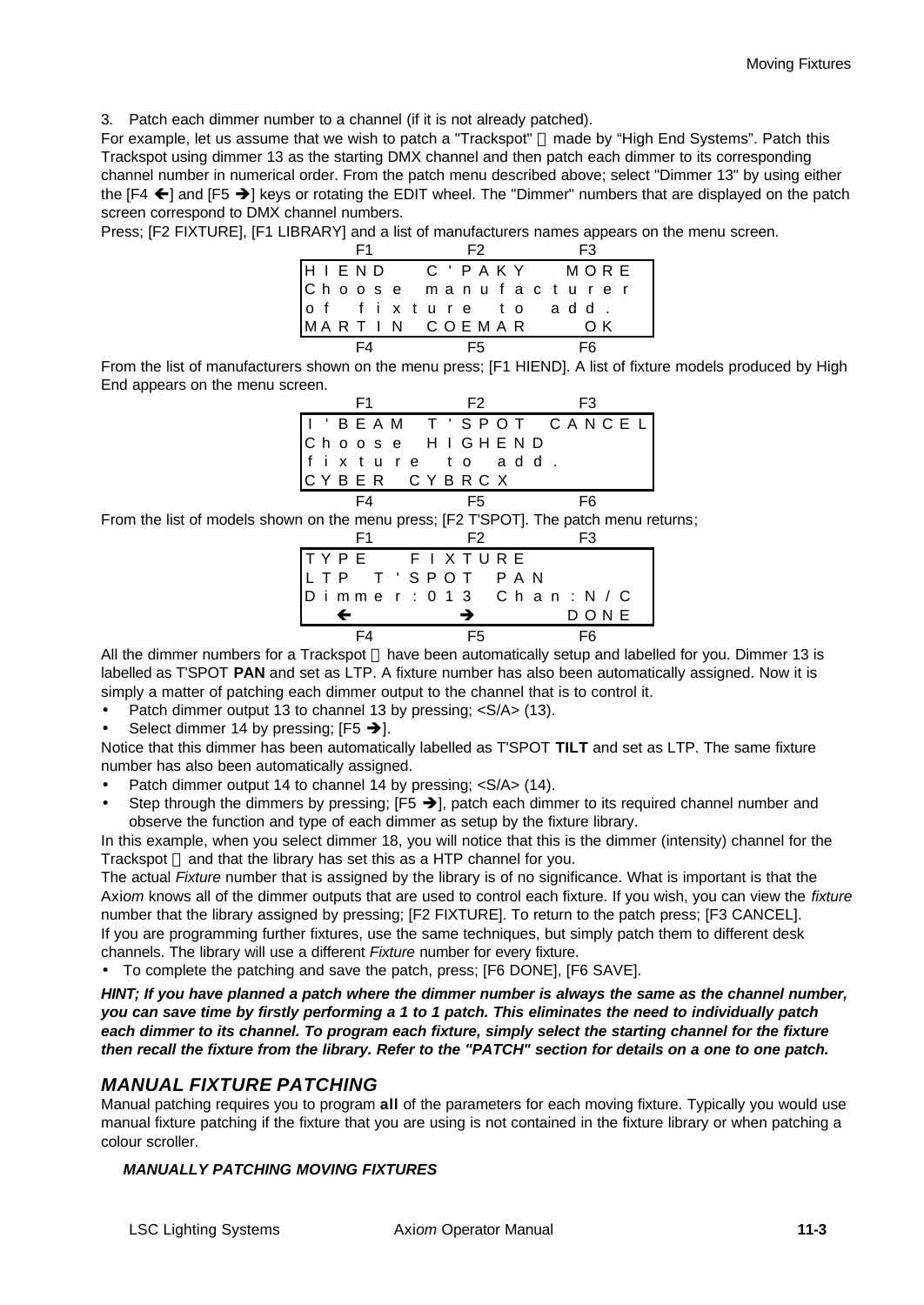3. Patch each dimmer number to a channel (if it is not already patched).

For example, let us assume that we wish to patch a "Trackspot"  made by "High End Systems". Patch this Trackspot using dimmer 13 as the starting DMX channel and then patch each dimmer to its corresponding channel number in numerical order. From the patch menu described above; select "Dimmer 13" by using either the [F4 ←] and [F5 →] keys or rotating the EDIT wheel. The "Dimmer" numbers that are displayed on the patch screen correspond to DMX channel numbers.

Press; [F2 FIXTURE], [F1 LIBRARY] and a list of manufacturers names appears on the menu screen.

```
     F1           F2            F3
 HIEND      C'PAKY        MORE
 Choose manufacturer
 of fixture to add.
 MARTIN  COEMAR           OK
     F4           F5            F6
```

From the list of manufacturers shown on the menu press; [F1 HIEND]. A list of fixture models produced by High End appears on the menu screen.

```
     F1           F2            F3
 I'BEAM     T'SPOT      CANCEL
 Choose HIGHEND
 fixture to add.
 CYBER   CYBRCX
     F4           F5            F6
```

From the list of models shown on the menu press; [F2 T'SPOT]. The patch menu returns;

```
     F1           F2            F3
 TYPE      FIXTURE
 LTP   T'SPOT  PAN
 Dimmer:013   Chan:N/C
     ←            →           DONE
     F4           F5            F6
```

All the dimmer numbers for a Trackspot  have been automatically setup and labelled for you. Dimmer 13 is labelled as T'SPOT **PAN** and set as LTP. A fixture number has also been automatically assigned. Now it is simply a matter of patching each dimmer output to the channel that is to control it.

- Patch dimmer output 13 to channel 13 by pressing; <S/A> (13).
- Select dimmer 14 by pressing; [F5 →].

Notice that this dimmer has been automatically labelled as T'SPOT **TILT** and set as LTP. The same fixture number has also been automatically assigned.

- Patch dimmer output 14 to channel 14 by pressing; <S/A> (14).
- Step through the dimmers by pressing; [F5 →], patch each dimmer to its required channel number and observe the function and type of each dimmer as setup by the fixture library.

In this example, when you select dimmer 18, you will notice that this is the dimmer (intensity) channel for the Trackspot  and that the library has set this as a HTP channel for you.

The actual *Fixture* number that is assigned by the library is of no significance. What is important is that the Axi*om* knows all of the dimmer outputs that are used to control each fixture. If you wish, you can view the *fixture* number that the library assigned by pressing; [F2 FIXTURE]. To return to the patch press; [F3 CANCEL].

If you are programming further fixtures, use the same techniques, but simply patch them to different desk channels. The library will use a different *Fixture* number for every fixture.

- To complete the patching and save the patch, press; [F6 DONE], [F6 SAVE].

***HINT; If you have planned a patch where the dimmer number is always the same as the channel number, you can save time by firstly performing a 1 to 1 patch. This eliminates the need to individually patch each dimmer to its channel. To program each fixture, simply select the starting channel for the fixture then recall the fixture from the library. Refer to the "PATCH" section for details on a one to one patch.***

## *MANUAL FIXTURE PATCHING*

Manual patching requires you to program **all** of the parameters for each moving fixture. Typically you would use manual fixture patching if the fixture that you are using is not contained in the fixture library or when patching a colour scroller.

### *MANUALLY PATCHING MOVING FIXTURES*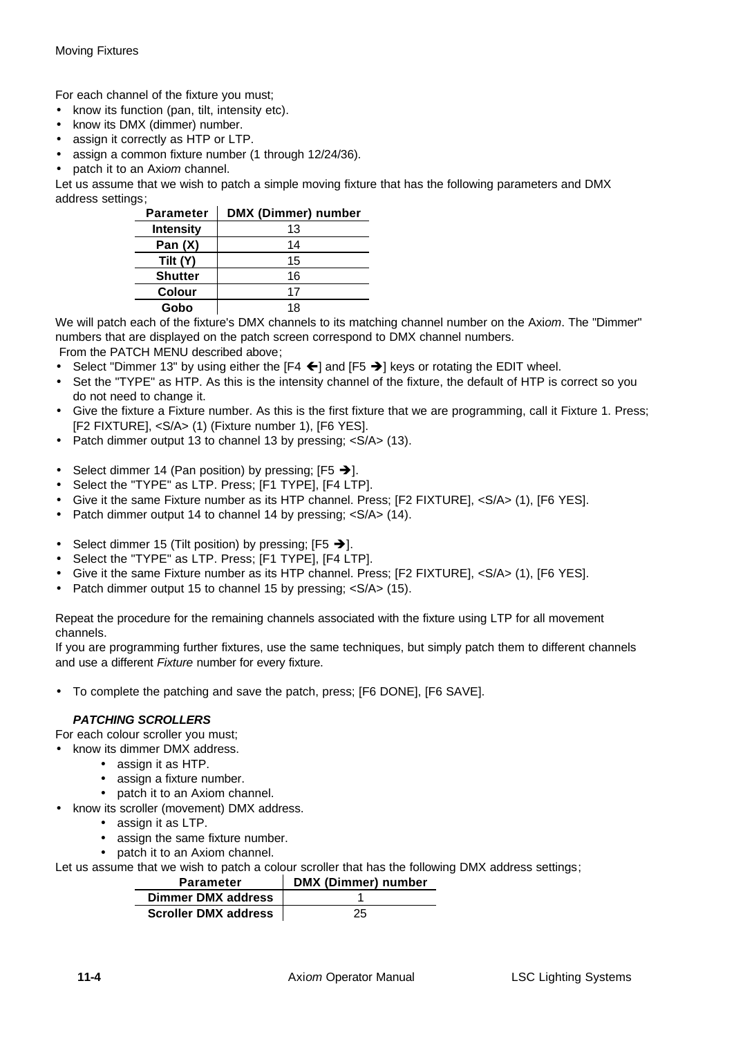For each channel of the fixture you must;

- know its function (pan, tilt, intensity etc).
- know its DMX (dimmer) number.
- assign it correctly as HTP or LTP.
- assign a common fixture number (1 through 12/24/36).
- patch it to an Axi*om* channel.

Let us assume that we wish to patch a simple moving fixture that has the following parameters and DMX address settings;

| Parameter | DMX (Dimmer) number |
|---|---|
| **Intensity** | 13 |
| **Pan (X)** | 14 |
| **Tilt (Y)** | 15 |
| **Shutter** | 16 |
| **Colour** | 17 |
| **Gobo** | 18 |

We will patch each of the fixture's DMX channels to its matching channel number on the Axi*om*. The "Dimmer" numbers that are displayed on the patch screen correspond to DMX channel numbers.

From the PATCH MENU described above;

- Select "Dimmer 13" by using either the [F4 ←] and [F5 →] keys or rotating the EDIT wheel.
- Set the "TYPE" as HTP. As this is the intensity channel of the fixture, the default of HTP is correct so you do not need to change it.
- Give the fixture a Fixture number. As this is the first fixture that we are programming, call it Fixture 1. Press; [F2 FIXTURE], <S/A> (1) (Fixture number 1), [F6 YES].
- Patch dimmer output 13 to channel 13 by pressing; <S/A> (13).

- Select dimmer 14 (Pan position) by pressing; [F5 →].
- Select the "TYPE" as LTP. Press; [F1 TYPE], [F4 LTP].
- Give it the same Fixture number as its HTP channel. Press; [F2 FIXTURE], <S/A> (1), [F6 YES].
- Patch dimmer output 14 to channel 14 by pressing; <S/A> (14).

- Select dimmer 15 (Tilt position) by pressing; [F5 →].
- Select the "TYPE" as LTP. Press; [F1 TYPE], [F4 LTP].
- Give it the same Fixture number as its HTP channel. Press; [F2 FIXTURE], <S/A> (1), [F6 YES].
- Patch dimmer output 15 to channel 15 by pressing; <S/A> (15).

Repeat the procedure for the remaining channels associated with the fixture using LTP for all movement channels.

If you are programming further fixtures, use the same techniques, but simply patch them to different channels and use a different *Fixture* number for every fixture.

- To complete the patching and save the patch, press; [F6 DONE], [F6 SAVE].

### *PATCHING SCROLLERS*

For each colour scroller you must;

- know its dimmer DMX address.
  - assign it as HTP.
  - assign a fixture number.
  - patch it to an Axiom channel.
- know its scroller (movement) DMX address.
  - assign it as LTP.
  - assign the same fixture number.
  - patch it to an Axiom channel.

Let us assume that we wish to patch a colour scroller that has the following DMX address settings;

| Parameter | DMX (Dimmer) number |
|---|---|
| **Dimmer DMX address** | 1 |
| **Scroller DMX address** | 25 |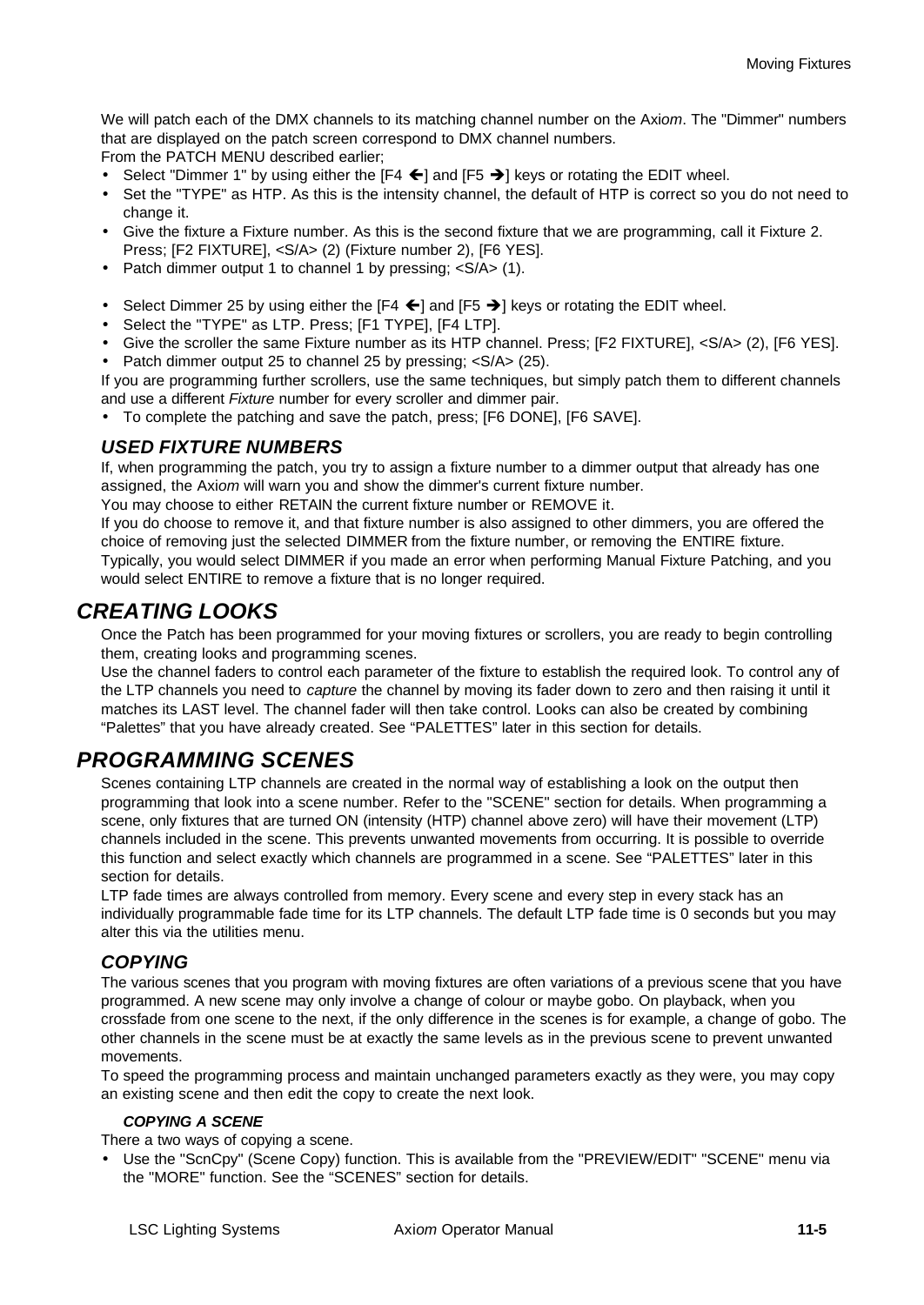We will patch each of the DMX channels to its matching channel number on the Axi*om*. The "Dimmer" numbers that are displayed on the patch screen correspond to DMX channel numbers.
From the PATCH MENU described earlier;

- Select "Dimmer 1" by using either the [F4 ←] and [F5 →] keys or rotating the EDIT wheel.
- Set the "TYPE" as HTP. As this is the intensity channel, the default of HTP is correct so you do not need to change it.
- Give the fixture a Fixture number. As this is the second fixture that we are programming, call it Fixture 2. Press; [F2 FIXTURE], <S/A> (2) (Fixture number 2), [F6 YES].
- Patch dimmer output 1 to channel 1 by pressing; <S/A> (1).

- Select Dimmer 25 by using either the [F4 ←] and [F5 →] keys or rotating the EDIT wheel.
- Select the "TYPE" as LTP. Press; [F1 TYPE], [F4 LTP].
- Give the scroller the same Fixture number as its HTP channel. Press; [F2 FIXTURE], <S/A> (2), [F6 YES].
- Patch dimmer output 25 to channel 25 by pressing; <S/A> (25).

If you are programming further scrollers, use the same techniques, but simply patch them to different channels and use a different *Fixture* number for every scroller and dimmer pair.

- To complete the patching and save the patch, press; [F6 DONE], [F6 SAVE].

### USED FIXTURE NUMBERS

If, when programming the patch, you try to assign a fixture number to a dimmer output that already has one assigned, the Axi*om* will warn you and show the dimmer's current fixture number.
You may choose to either RETAIN the current fixture number or REMOVE it.
If you do choose to remove it, and that fixture number is also assigned to other dimmers, you are offered the choice of removing just the selected DIMMER from the fixture number, or removing the ENTIRE fixture.
Typically, you would select DIMMER if you made an error when performing Manual Fixture Patching, and you would select ENTIRE to remove a fixture that is no longer required.

## CREATING LOOKS

Once the Patch has been programmed for your moving fixtures or scrollers, you are ready to begin controlling them, creating looks and programming scenes.
Use the channel faders to control each parameter of the fixture to establish the required look. To control any of the LTP channels you need to *capture* the channel by moving its fader down to zero and then raising it until it matches its LAST level. The channel fader will then take control. Looks can also be created by combining "Palettes" that you have already created. See "PALETTES" later in this section for details.

## PROGRAMMING SCENES

Scenes containing LTP channels are created in the normal way of establishing a look on the output then programming that look into a scene number. Refer to the "SCENE" section for details. When programming a scene, only fixtures that are turned ON (intensity (HTP) channel above zero) will have their movement (LTP) channels included in the scene. This prevents unwanted movements from occurring. It is possible to override this function and select exactly which channels are programmed in a scene. See "PALETTES" later in this section for details.
LTP fade times are always controlled from memory. Every scene and every step in every stack has an individually programmable fade time for its LTP channels. The default LTP fade time is 0 seconds but you may alter this via the utilities menu.

### COPYING

The various scenes that you program with moving fixtures are often variations of a previous scene that you have programmed. A new scene may only involve a change of colour or maybe gobo. On playback, when you crossfade from one scene to the next, if the only difference in the scenes is for example, a change of gobo. The other channels in the scene must be at exactly the same levels as in the previous scene to prevent unwanted movements.
To speed the programming process and maintain unchanged parameters exactly as they were, you may copy an existing scene and then edit the copy to create the next look.

#### COPYING A SCENE

There a two ways of copying a scene.

- Use the "ScnCpy" (Scene Copy) function. This is available from the "PREVIEW/EDIT" "SCENE" menu via the "MORE" function. See the "SCENES" section for details.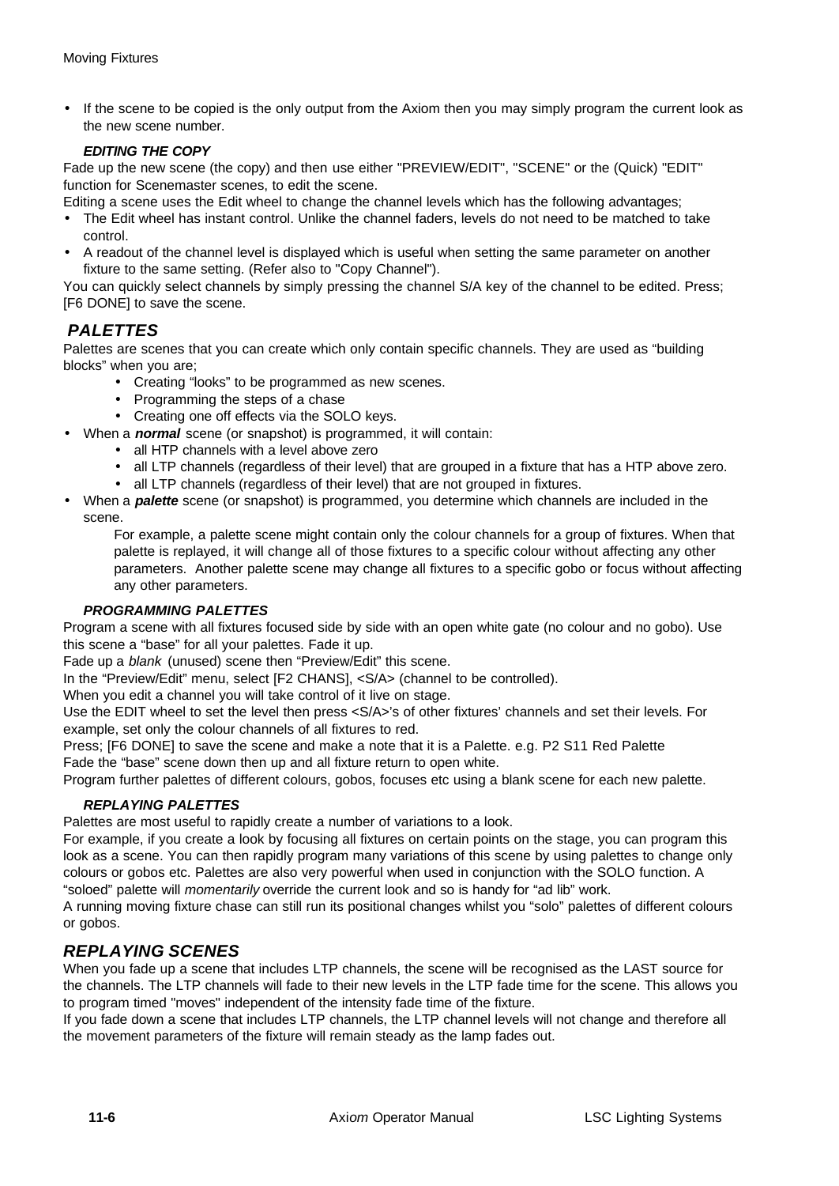- If the scene to be copied is the only output from the Axiom then you may simply program the current look as the new scene number.

#### *EDITING THE COPY*

Fade up the new scene (the copy) and then use either "PREVIEW/EDIT", "SCENE" or the (Quick) "EDIT" function for Scenemaster scenes, to edit the scene.

Editing a scene uses the Edit wheel to change the channel levels which has the following advantages;

- The Edit wheel has instant control. Unlike the channel faders, levels do not need to be matched to take control.
- A readout of the channel level is displayed which is useful when setting the same parameter on another fixture to the same setting. (Refer also to "Copy Channel").

You can quickly select channels by simply pressing the channel S/A key of the channel to be edited. Press; [F6 DONE] to save the scene.

## *PALETTES*

Palettes are scenes that you can create which only contain specific channels. They are used as "building blocks" when you are;

- Creating "looks" to be programmed as new scenes.
- Programming the steps of a chase
- Creating one off effects via the SOLO keys.

- When a ***normal*** scene (or snapshot) is programmed, it will contain:
  - all HTP channels with a level above zero
  - all LTP channels (regardless of their level) that are grouped in a fixture that has a HTP above zero.
  - all LTP channels (regardless of their level) that are not grouped in fixtures.
- When a ***palette*** scene (or snapshot) is programmed, you determine which channels are included in the scene.

  For example, a palette scene might contain only the colour channels for a group of fixtures. When that palette is replayed, it will change all of those fixtures to a specific colour without affecting any other parameters. Another palette scene may change all fixtures to a specific gobo or focus without affecting any other parameters.

#### *PROGRAMMING PALETTES*

Program a scene with all fixtures focused side by side with an open white gate (no colour and no gobo). Use this scene a "base" for all your palettes. Fade it up.

Fade up a *blank* (unused) scene then "Preview/Edit" this scene.

In the "Preview/Edit" menu, select [F2 CHANS], <S/A> (channel to be controlled).

When you edit a channel you will take control of it live on stage.

Use the EDIT wheel to set the level then press <S/A>'s of other fixtures' channels and set their levels. For example, set only the colour channels of all fixtures to red.

Press; [F6 DONE] to save the scene and make a note that it is a Palette. e.g. P2 S11 Red Palette

Fade the "base" scene down then up and all fixture return to open white.

Program further palettes of different colours, gobos, focuses etc using a blank scene for each new palette.

#### *REPLAYING PALETTES*

Palettes are most useful to rapidly create a number of variations to a look.

For example, if you create a look by focusing all fixtures on certain points on the stage, you can program this look as a scene. You can then rapidly program many variations of this scene by using palettes to change only colours or gobos etc. Palettes are also very powerful when used in conjunction with the SOLO function. A "soloed" palette will *momentarily* override the current look and so is handy for "ad lib" work.

A running moving fixture chase can still run its positional changes whilst you "solo" palettes of different colours or gobos.

## *REPLAYING SCENES*

When you fade up a scene that includes LTP channels, the scene will be recognised as the LAST source for the channels. The LTP channels will fade to their new levels in the LTP fade time for the scene. This allows you to program timed "moves" independent of the intensity fade time of the fixture.

If you fade down a scene that includes LTP channels, the LTP channel levels will not change and therefore all the movement parameters of the fixture will remain steady as the lamp fades out.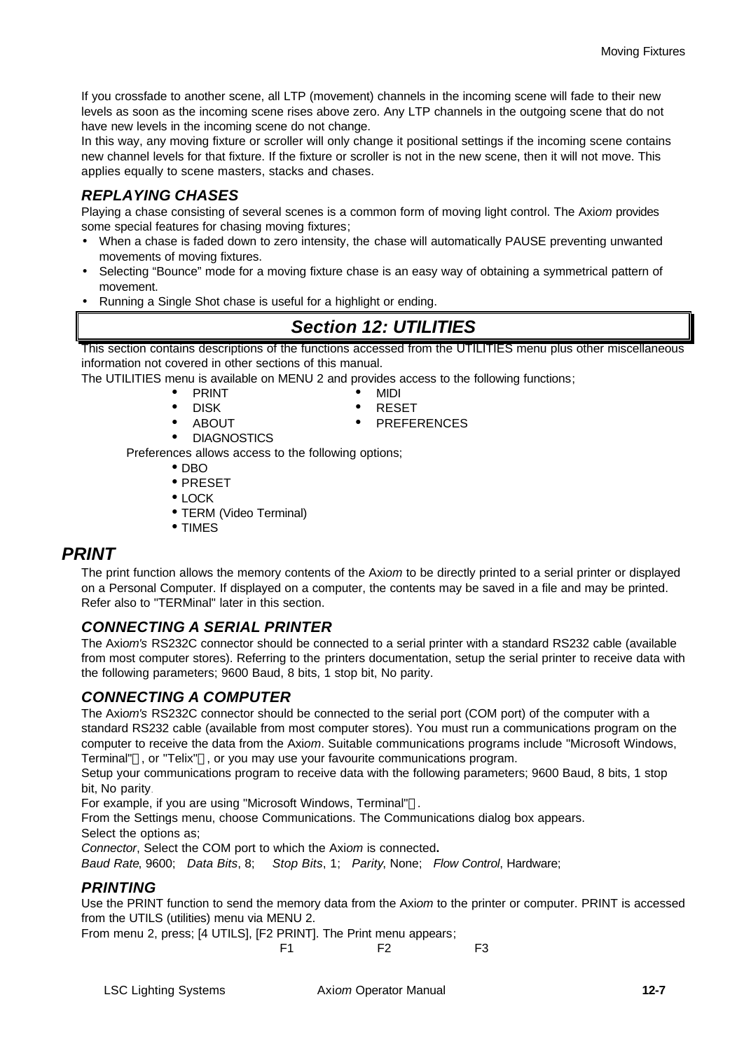If you crossfade to another scene, all LTP (movement) channels in the incoming scene will fade to their new levels as soon as the incoming scene rises above zero. Any LTP channels in the outgoing scene that do not have new levels in the incoming scene do not change.

In this way, any moving fixture or scroller will only change it positional settings if the incoming scene contains new channel levels for that fixture. If the fixture or scroller is not in the new scene, then it will not move. This applies equally to scene masters, stacks and chases.

### *REPLAYING CHASES*

Playing a chase consisting of several scenes is a common form of moving light control. The Axi*om* provides some special features for chasing moving fixtures;

- When a chase is faded down to zero intensity, the chase will automatically PAUSE preventing unwanted movements of moving fixtures.
- Selecting "Bounce" mode for a moving fixture chase is an easy way of obtaining a symmetrical pattern of movement.
- Running a Single Shot chase is useful for a highlight or ending.

# *Section 12: UTILITIES*

This section contains descriptions of the functions accessed from the UTILITIES menu plus other miscellaneous information not covered in other sections of this manual.

The UTILITIES menu is available on MENU 2 and provides access to the following functions;

- PRINT
- DISK
- ABOUT
- DIAGNOSTICS
- MIDI
- RESET
- PREFERENCES

Preferences allows access to the following options;

- DBO
- PRESET
- LOCK
- TERM (Video Terminal)
- TIMES

## *PRINT*

The print function allows the memory contents of the Axi*om* to be directly printed to a serial printer or displayed on a Personal Computer. If displayed on a computer, the contents may be saved in a file and may be printed. Refer also to "TERMinal" later in this section.

### *CONNECTING A SERIAL PRINTER*

The Axi*om's* RS232C connector should be connected to a serial printer with a standard RS232 cable (available from most computer stores). Referring to the printers documentation, setup the serial printer to receive data with the following parameters; 9600 Baud, 8 bits, 1 stop bit, No parity.

### *CONNECTING A COMPUTER*

The Axi*om's* RS232C connector should be connected to the serial port (COM port) of the computer with a standard RS232 cable (available from most computer stores). You must run a communications program on the computer to receive the data from the Axi*om*. Suitable communications programs include "Microsoft Windows, Terminal"™, or "Telix"™, or you may use your favourite communications program.

Setup your communications program to receive data with the following parameters; 9600 Baud, 8 bits, 1 stop bit, No parity.

For example, if you are using "Microsoft Windows, Terminal"™.

From the Settings menu, choose Communications. The Communications dialog box appears.

Select the options as;

*Connector*, Select the COM port to which the Axi*om* is connected**.**

*Baud Rate*, 9600; *Data Bits*, 8; *Stop Bits*, 1; *Parity*, None; *Flow Control*, Hardware;

### *PRINTING*

Use the PRINT function to send the memory data from the Axi*om* to the printer or computer. PRINT is accessed from the UTILS (utilities) menu via MENU 2.

From menu 2, press; [4 UTILS], [F2 PRINT]. The Print menu appears;

F1 F2 F3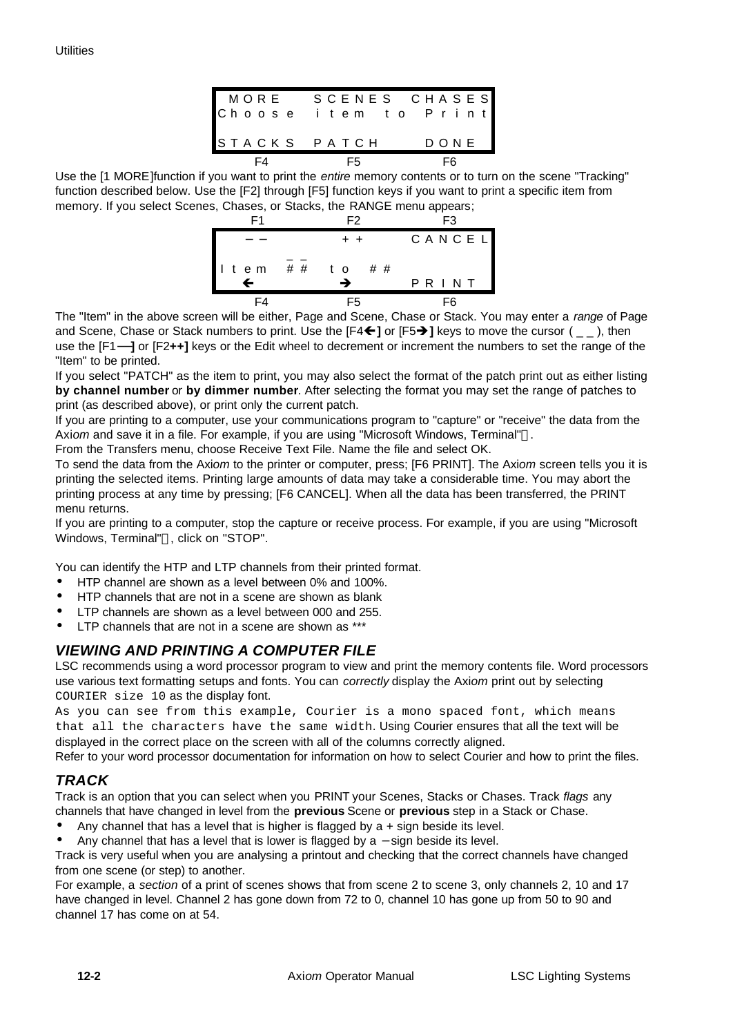```
 MORE     SCENES  CHASES
Choose  item  to  Print

STACKS  PATCH      DONE
   F4       F5        F6
```

Use the [1 MORE]function if you want to print the *entire* memory contents or to turn on the scene "Tracking" function described below. Use the [F2] through [F5] function keys if you want to print a specific item from memory. If you select Scenes, Chases, or Stacks, the RANGE menu appears;

```
   F1        F2        F3
   ––        ++      CANCEL
         __
Item     ##  to  ##
   ←         →        PRINT
   F4        F5        F6
```

The "Item" in the above screen will be either, Page and Scene, Chase or Stack. You may enter a *range* of Page and Scene, Chase or Stack numbers to print. Use the [F4**←]** or [F5**→]** keys to move the cursor ( _ _ ), then use the [F1**—]** or [F2**++]** keys or the Edit wheel to decrement or increment the numbers to set the range of the "Item" to be printed.

If you select "PATCH" as the item to print, you may also select the format of the patch print out as either listing **by channel number** or **by dimmer number**. After selecting the format you may set the range of patches to print (as described above), or print only the current patch.

If you are printing to a computer, use your communications program to "capture" or "receive" the data from the Axi*om* and save it in a file. For example, if you are using "Microsoft Windows, Terminal".

From the Transfers menu, choose Receive Text File. Name the file and select OK.

To send the data from the Axi*om* to the printer or computer, press; [F6 PRINT]. The Axi*om* screen tells you it is printing the selected items. Printing large amounts of data may take a considerable time. You may abort the printing process at any time by pressing; [F6 CANCEL]. When all the data has been transferred, the PRINT menu returns.

If you are printing to a computer, stop the capture or receive process. For example, if you are using "Microsoft Windows, Terminal", click on "STOP".

You can identify the HTP and LTP channels from their printed format.

- HTP channel are shown as a level between 0% and 100%.
- HTP channels that are not in a scene are shown as blank
- LTP channels are shown as a level between 000 and 255.
- LTP channels that are not in a scene are shown as ***

## *VIEWING AND PRINTING A COMPUTER FILE*

LSC recommends using a word processor program to view and print the memory contents file. Word processors use various text formatting setups and fonts. You can *correctly* display the Axi*om* print out by selecting `COURIER size 10` as the display font.

`As you can see from this example, Courier is a mono spaced font, which means that all the characters have the same width.` Using Courier ensures that all the text will be displayed in the correct place on the screen with all of the columns correctly aligned.

Refer to your word processor documentation for information on how to select Courier and how to print the files.

## *TRACK*

Track is an option that you can select when you PRINT your Scenes, Stacks or Chases. Track *flags* any channels that have changed in level from the **previous** Scene or **previous** step in a Stack or Chase.

- Any channel that has a level that is higher is flagged by a + sign beside its level.
- Any channel that has a level that is lower is flagged by a – sign beside its level.

Track is very useful when you are analysing a printout and checking that the correct channels have changed from one scene (or step) to another.

For example, a *section* of a print of scenes shows that from scene 2 to scene 3, only channels 2, 10 and 17 have changed in level. Channel 2 has gone down from 72 to 0, channel 10 has gone up from 50 to 90 and channel 17 has come on at 54.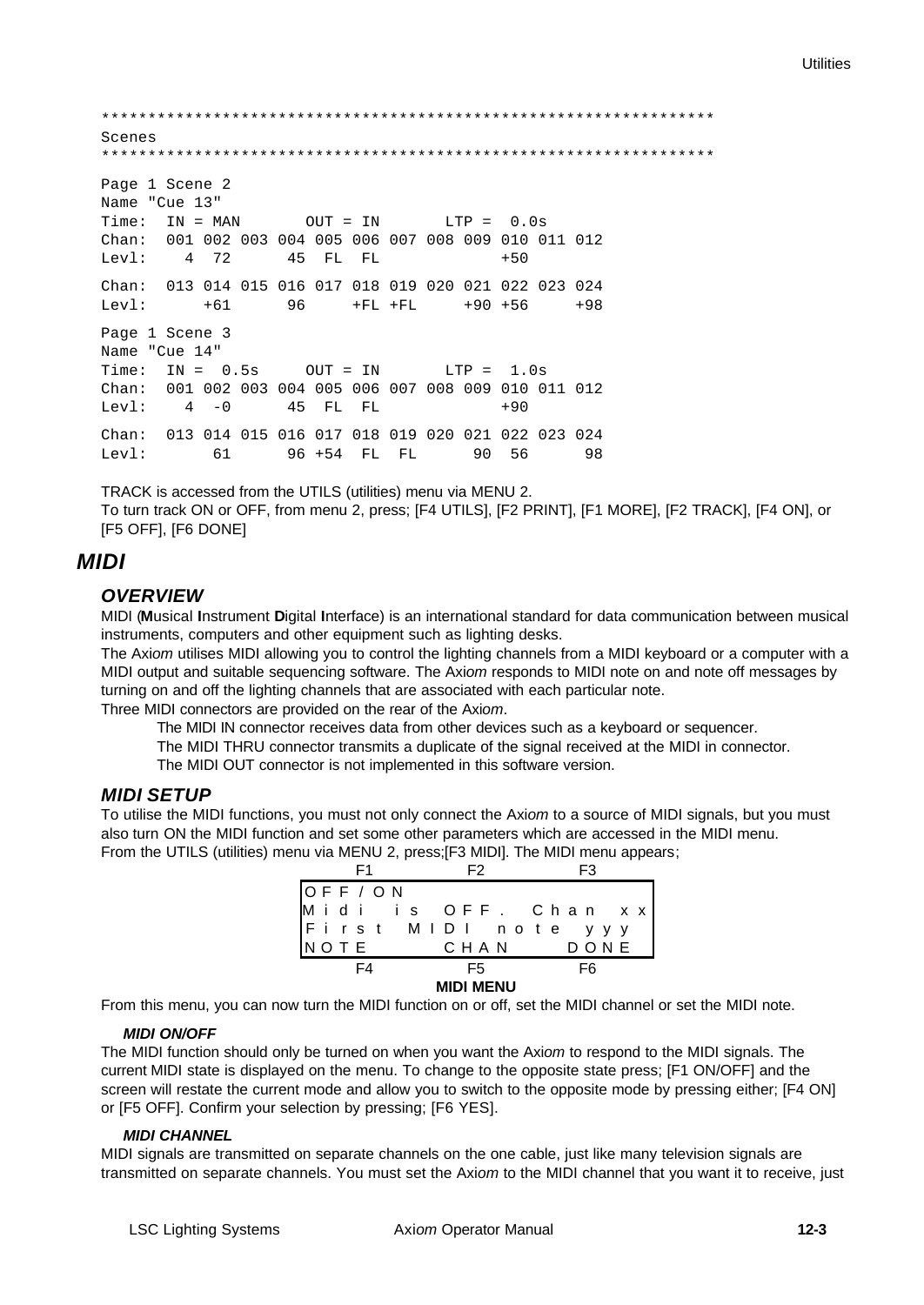```
*****************************************************************
Scenes
*****************************************************************

Page 1 Scene 2
Name "Cue 13"
Time:  IN = MAN       OUT = IN       LTP =  0.0s
Chan:  001 002 003 004 005 006 007 008 009 010 011 012
Levl:    4  72      45  FL  FL             +50

Chan:  013 014 015 016 017 018 019 020 021 022 023 024
Levl:      +61      96     +FL +FL     +90 +56     +98

Page 1 Scene 3
Name "Cue 14"
Time:  IN =  0.5s     OUT = IN       LTP =  1.0s
Chan:  001 002 003 004 005 006 007 008 009 010 011 012
Levl:    4  -0      45  FL  FL             +90

Chan:  013 014 015 016 017 018 019 020 021 022 023 024
Levl:       61      96 +54  FL  FL      90  56      98
```

TRACK is accessed from the UTILS (utilities) menu via MENU 2.
To turn track ON or OFF, from menu 2, press; [F4 UTILS], [F2 PRINT], [F1 MORE], [F2 TRACK], [F4 ON], or [F5 OFF], [F6 DONE]

## *MIDI*

### *OVERVIEW*

MIDI (**M**usical **I**nstrument **D**igital **I**nterface) is an international standard for data communication between musical instruments, computers and other equipment such as lighting desks.
The Axi*om* utilises MIDI allowing you to control the lighting channels from a MIDI keyboard or a computer with a MIDI output and suitable sequencing software. The Axi*om* responds to MIDI note on and note off messages by turning on and off the lighting channels that are associated with each particular note.
Three MIDI connectors are provided on the rear of the Axi*om*.

The MIDI IN connector receives data from other devices such as a keyboard or sequencer.
The MIDI THRU connector transmits a duplicate of the signal received at the MIDI in connector.
The MIDI OUT connector is not implemented in this software version.

### *MIDI SETUP*

To utilise the MIDI functions, you must not only connect the Axi*om* to a source of MIDI signals, but you must also turn ON the MIDI function and set some other parameters which are accessed in the MIDI menu.
From the UTILS (utilities) menu via MENU 2, press;[F3 MIDI]. The MIDI menu appears;

```
      F1              F2              F3
 OFF/ON
 Midi is OFF. Chan xx
 First MIDI note yyy
 NOTE           CHAN          DONE
      F4              F5              F6
```

**MIDI MENU**

From this menu, you can now turn the MIDI function on or off, set the MIDI channel or set the MIDI note.

#### *MIDI ON/OFF*

The MIDI function should only be turned on when you want the Axi*om* to respond to the MIDI signals. The current MIDI state is displayed on the menu. To change to the opposite state press; [F1 ON/OFF] and the screen will restate the current mode and allow you to switch to the opposite mode by pressing either; [F4 ON] or [F5 OFF]. Confirm your selection by pressing; [F6 YES].

#### *MIDI CHANNEL*

MIDI signals are transmitted on separate channels on the one cable, just like many television signals are transmitted on separate channels. You must set the Axi*om* to the MIDI channel that you want it to receive, just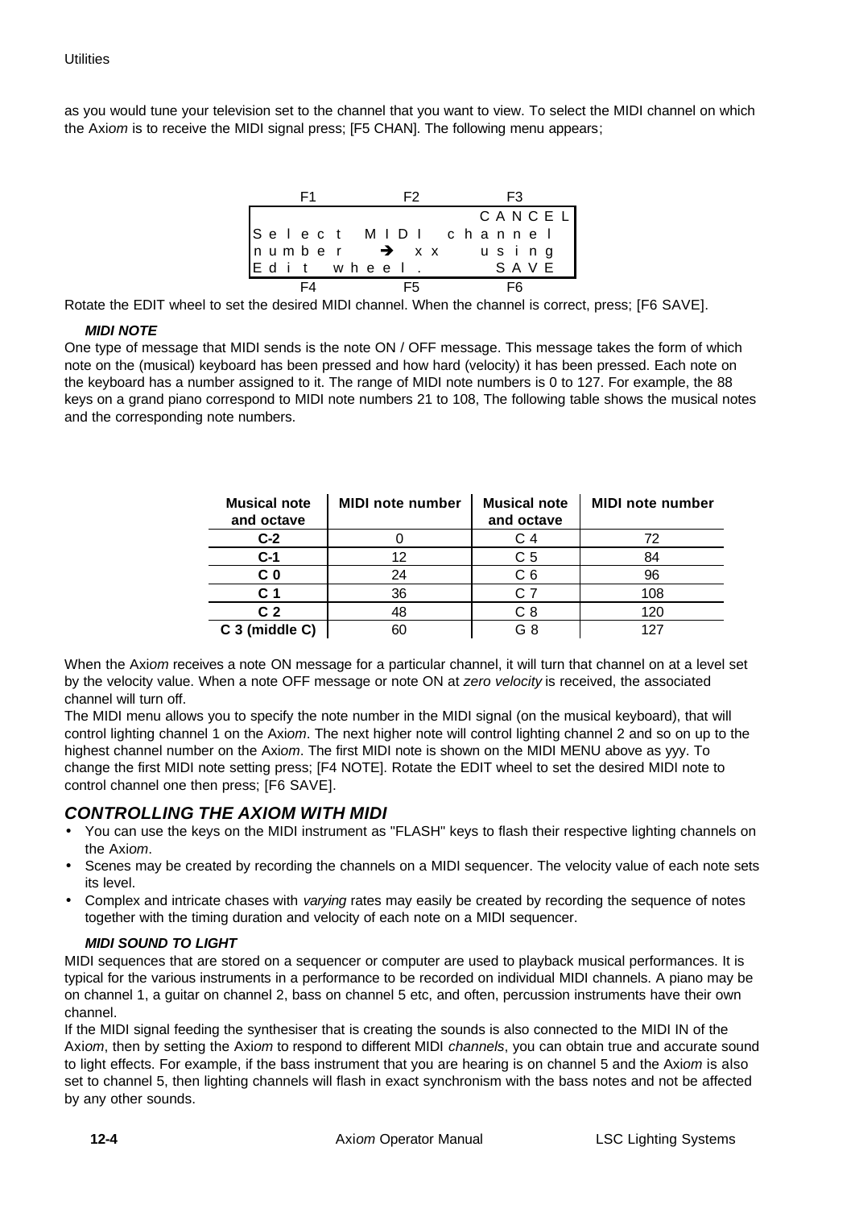as you would tune your television set to the channel that you want to view. To select the MIDI channel on which the Axi*om* is to receive the MIDI signal press; [F5 CHAN]. The following menu appears;

```
 F1          F2          F3
                       CANCEL
Select MIDI channel
number  → xx   using
Edit wheel.      SAVE
 F4          F5          F6
```

Rotate the EDIT wheel to set the desired MIDI channel. When the channel is correct, press; [F6 SAVE].

***MIDI NOTE***

One type of message that MIDI sends is the note ON / OFF message. This message takes the form of which note on the (musical) keyboard has been pressed and how hard (velocity) it has been pressed. Each note on the keyboard has a number assigned to it. The range of MIDI note numbers is 0 to 127. For example, the 88 keys on a grand piano correspond to MIDI note numbers 21 to 108, The following table shows the musical notes and the corresponding note numbers.

| Musical note and octave | MIDI note number | Musical note and octave | MIDI note number |
|---|---|---|---|
| **C-2** | 0 | C 4 | 72 |
| **C-1** | 12 | C 5 | 84 |
| **C 0** | 24 | C 6 | 96 |
| **C 1** | 36 | C 7 | 108 |
| **C 2** | 48 | C 8 | 120 |
| **C 3 (middle C)** | 60 | G 8 | 127 |

When the Axi*om* receives a note ON message for a particular channel, it will turn that channel on at a level set by the velocity value. When a note OFF message or note ON at *zero velocity* is received, the associated channel will turn off.

The MIDI menu allows you to specify the note number in the MIDI signal (on the musical keyboard), that will control lighting channel 1 on the Axi*om*. The next higher note will control lighting channel 2 and so on up to the highest channel number on the Axi*om*. The first MIDI note is shown on the MIDI MENU above as yyy. To change the first MIDI note setting press; [F4 NOTE]. Rotate the EDIT wheel to set the desired MIDI note to control channel one then press; [F6 SAVE].

## *CONTROLLING THE AXIOM WITH MIDI*

- You can use the keys on the MIDI instrument as "FLASH" keys to flash their respective lighting channels on the Axi*om*.
- Scenes may be created by recording the channels on a MIDI sequencer. The velocity value of each note sets its level.
- Complex and intricate chases with *varying* rates may easily be created by recording the sequence of notes together with the timing duration and velocity of each note on a MIDI sequencer.

***MIDI SOUND TO LIGHT***

MIDI sequences that are stored on a sequencer or computer are used to playback musical performances. It is typical for the various instruments in a performance to be recorded on individual MIDI channels. A piano may be on channel 1, a guitar on channel 2, bass on channel 5 etc, and often, percussion instruments have their own channel.

If the MIDI signal feeding the synthesiser that is creating the sounds is also connected to the MIDI IN of the Axi*om*, then by setting the Axi*om* to respond to different MIDI *channels*, you can obtain true and accurate sound to light effects. For example, if the bass instrument that you are hearing is on channel 5 and the Axi*om* is also set to channel 5, then lighting channels will flash in exact synchronism with the bass notes and not be affected by any other sounds.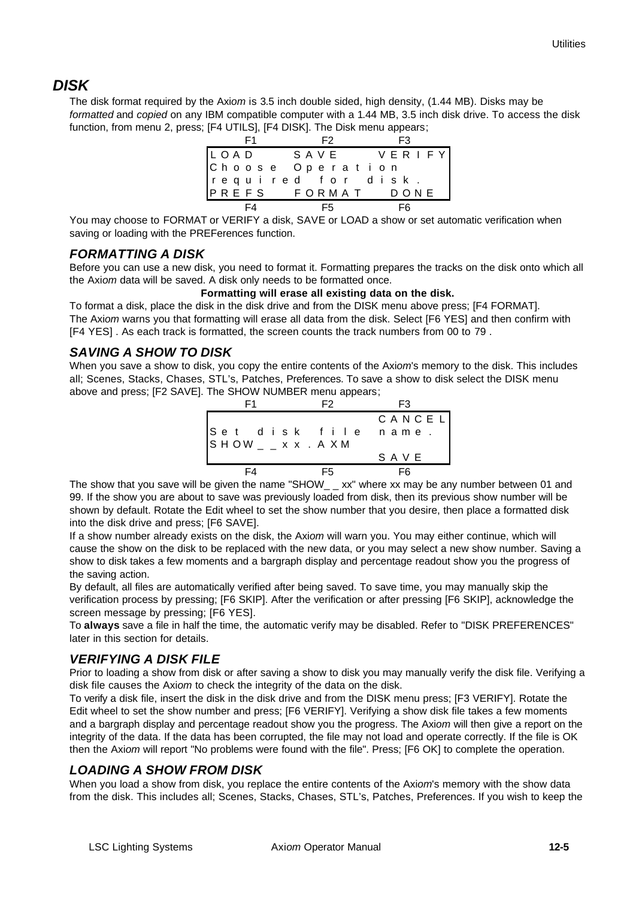## *DISK*

The disk format required by the Axi*om* is 3.5 inch double sided, high density, (1.44 MB). Disks may be *formatted* and *copied* on any IBM compatible computer with a 1.44 MB, 3.5 inch disk drive. To access the disk function, from menu 2, press; [F4 UTILS], [F4 DISK]. The Disk menu appears;

```
   F1         F2         F3
LOAD       SAVE       VERIFY
Choose Operation
required for disk.
PREFS      FORMAT     DONE
   F4         F5         F6
```

You may choose to FORMAT or VERIFY a disk, SAVE or LOAD a show or set automatic verification when saving or loading with the PREFerences function.

### *FORMATTING A DISK*

Before you can use a new disk, you need to format it. Formatting prepares the tracks on the disk onto which all the Axi*om* data will be saved. A disk only needs to be formatted once.

**Formatting will erase all existing data on the disk.**

To format a disk, place the disk in the disk drive and from the DISK menu above press; [F4 FORMAT].
The Axi*om* warns you that formatting will erase all data from the disk. Select [F6 YES] and then confirm with [F4 YES] . As each track is formatted, the screen counts the track numbers from 00 to 79 .

### *SAVING A SHOW TO DISK*

When you save a show to disk, you copy the entire contents of the Axi*om*'s memory to the disk. This includes all; Scenes, Stacks, Chases, STL's, Patches, Preferences. To save a show to disk select the DISK menu above and press; [F2 SAVE]. The SHOW NUMBER menu appears;

```
   F1         F2         F3
                      CANCEL
Set disk file name.
SHOW_ _xx.AXM
                      SAVE
   F4         F5         F6
```

The show that you save will be given the name "SHOW_ _ xx" where xx may be any number between 01 and 99. If the show you are about to save was previously loaded from disk, then its previous show number will be shown by default. Rotate the Edit wheel to set the show number that you desire, then place a formatted disk into the disk drive and press; [F6 SAVE].

If a show number already exists on the disk, the Axi*om* will warn you. You may either continue, which will cause the show on the disk to be replaced with the new data, or you may select a new show number. Saving a show to disk takes a few moments and a bargraph display and percentage readout show you the progress of the saving action.

By default, all files are automatically verified after being saved. To save time, you may manually skip the verification process by pressing; [F6 SKIP]. After the verification or after pressing [F6 SKIP], acknowledge the screen message by pressing; [F6 YES].

To **always** save a file in half the time, the automatic verify may be disabled. Refer to "DISK PREFERENCES" later in this section for details.

### *VERIFYING A DISK FILE*

Prior to loading a show from disk or after saving a show to disk you may manually verify the disk file. Verifying a disk file causes the Axi*om* to check the integrity of the data on the disk.

To verify a disk file, insert the disk in the disk drive and from the DISK menu press; [F3 VERIFY]. Rotate the Edit wheel to set the show number and press; [F6 VERIFY]. Verifying a show disk file takes a few moments and a bargraph display and percentage readout show you the progress. The Axi*om* will then give a report on the integrity of the data. If the data has been corrupted, the file may not load and operate correctly. If the file is OK then the Axi*om* will report "No problems were found with the file". Press; [F6 OK] to complete the operation.

### *LOADING A SHOW FROM DISK*

When you load a show from disk, you replace the entire contents of the Axi*om*'s memory with the show data from the disk. This includes all; Scenes, Stacks, Chases, STL's, Patches, Preferences. If you wish to keep the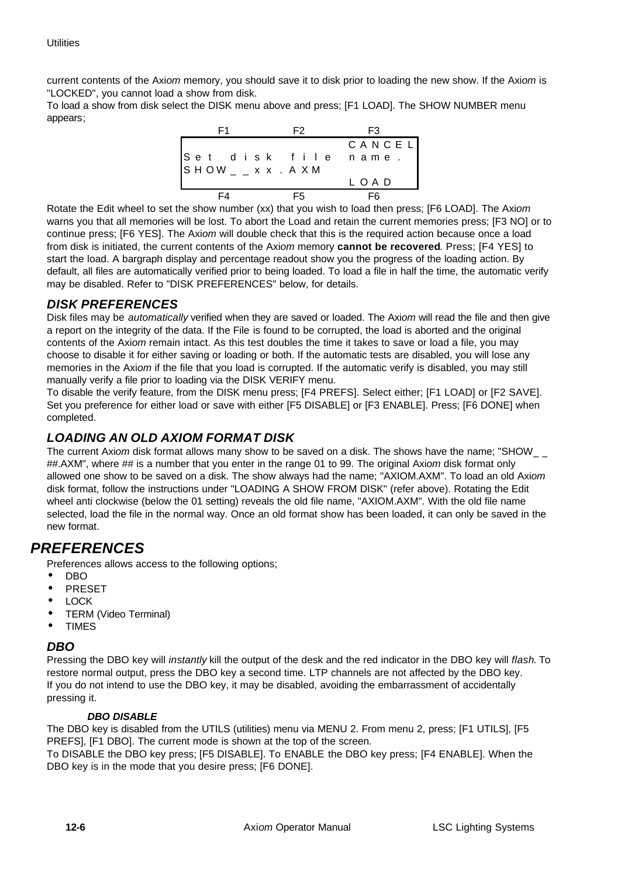current contents of the Axi*om* memory, you should save it to disk prior to loading the new show. If the Axi*om* is "LOCKED", you cannot load a show from disk.

To load a show from disk select the DISK menu above and press; [F1 LOAD]. The SHOW NUMBER menu appears;

| F1 | F2 | F3 |
|---|---|---|
| | | CANCEL |
| Set disk file name. | | |
| SHOW_ _xx.AXM | | |
| | | LOAD |
| F4 | F5 | F6 |

Rotate the Edit wheel to set the show number (xx) that you wish to load then press; [F6 LOAD]. The Axi*om* warns you that all memories will be lost. To abort the Load and retain the current memories press; [F3 NO] or to continue press; [F6 YES]. The Axi*om* will double check that this is the required action because once a load from disk is initiated, the current contents of the Axi*om* memory **cannot be recovered**. Press; [F4 YES] to start the load. A bargraph display and percentage readout show you the progress of the loading action. By default, all files are automatically verified prior to being loaded. To load a file in half the time, the automatic verify may be disabled. Refer to "DISK PREFERENCES" below, for details.

### *DISK PREFERENCES*

Disk files may be *automatically* verified when they are saved or loaded. The Axi*om* will read the file and then give a report on the integrity of the data. If the File is found to be corrupted, the load is aborted and the original contents of the Axi*om* remain intact. As this test doubles the time it takes to save or load a file, you may choose to disable it for either saving or loading or both. If the automatic tests are disabled, you will lose any memories in the Axi*om* if the file that you load is corrupted. If the automatic verify is disabled, you may still manually verify a file prior to loading via the DISK VERIFY menu.

To disable the verify feature, from the DISK menu press; [F4 PREFS]. Select either; [F1 LOAD] or [F2 SAVE]. Set you preference for either load or save with either [F5 DISABLE] or [F3 ENABLE]. Press; [F6 DONE] when completed.

### *LOADING AN OLD AXIOM FORMAT DISK*

The current Axi*om* disk format allows many show to be saved on a disk. The shows have the name; "SHOW_ _ ##.AXM", where ## is a number that you enter in the range 01 to 99. The original Axi*om* disk format only allowed one show to be saved on a disk. The show always had the name; "AXIOM.AXM". To load an old Axi*om* disk format, follow the instructions under "LOADING A SHOW FROM DISK" (refer above). Rotating the Edit wheel anti clockwise (below the 01 setting) reveals the old file name, "AXIOM.AXM". With the old file name selected, load the file in the normal way. Once an old format show has been loaded, it can only be saved in the new format.

## *PREFERENCES*

Preferences allows access to the following options;

- DBO
- PRESET
- LOCK
- TERM (Video Terminal)
- TIMES

### *DBO*

Pressing the DBO key will *instantly* kill the output of the desk and the red indicator in the DBO key will *flash*. To restore normal output, press the DBO key a second time. LTP channels are not affected by the DBO key.

If you do not intend to use the DBO key, it may be disabled, avoiding the embarrassment of accidentally pressing it.

#### *DBO DISABLE*

The DBO key is disabled from the UTILS (utilities) menu via MENU 2. From menu 2, press; [F1 UTILS], [F5 PREFS], [F1 DBO]. The current mode is shown at the top of the screen.

To DISABLE the DBO key press; [F5 DISABLE]. To ENABLE the DBO key press; [F4 ENABLE]. When the DBO key is in the mode that you desire press; [F6 DONE].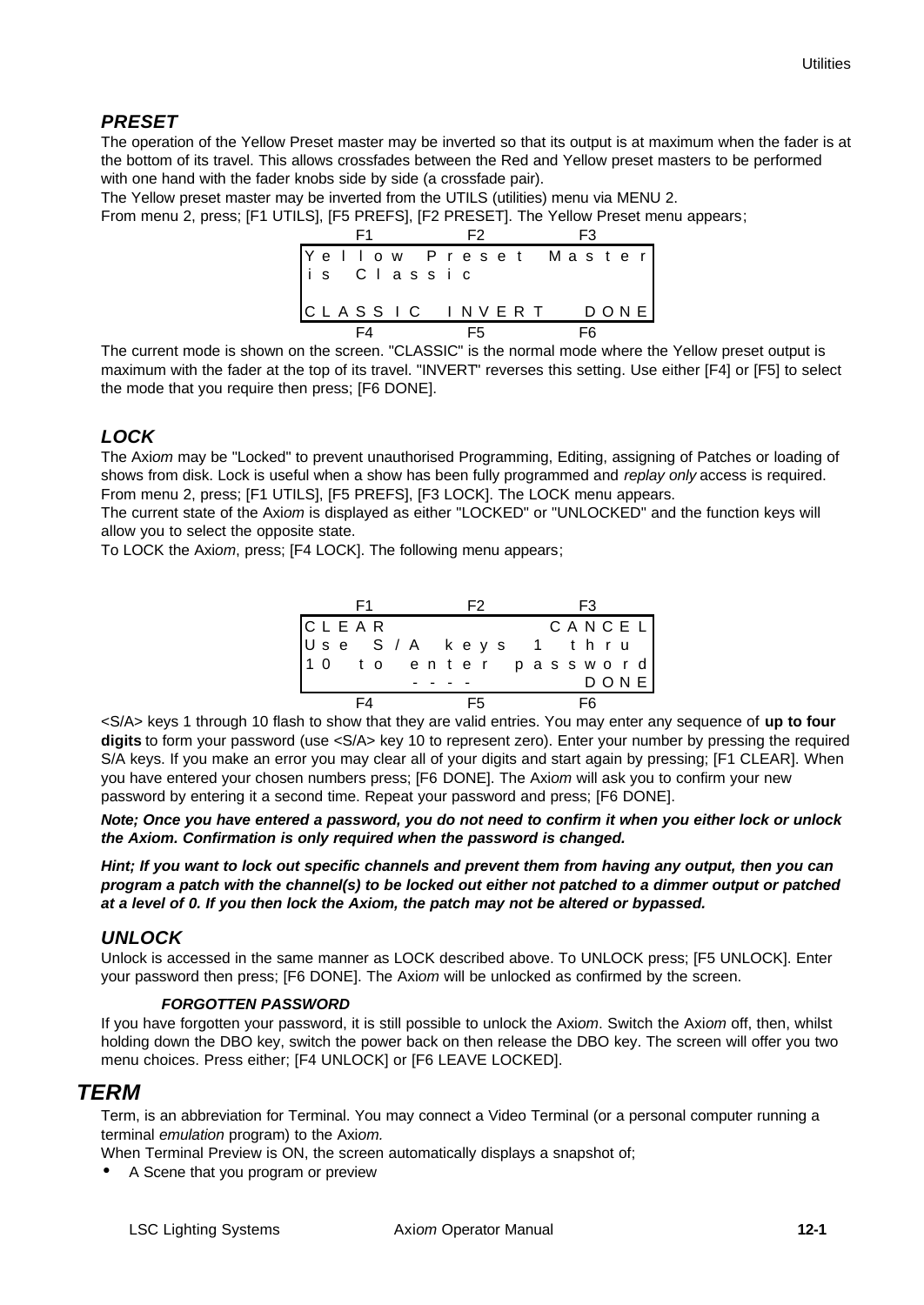### *PRESET*

The operation of the Yellow Preset master may be inverted so that its output is at maximum when the fader is at the bottom of its travel. This allows crossfades between the Red and Yellow preset masters to be performed with one hand with the fader knobs side by side (a crossfade pair).

The Yellow preset master may be inverted from the UTILS (utilities) menu via MENU 2.

From menu 2, press; [F1 UTILS], [F5 PREFS], [F2 PRESET]. The Yellow Preset menu appears;

```
     F1            F2            F3
Yellow Preset Master
is Classic

CLASSIC   INVERT    DONE
     F4            F5            F6
```

The current mode is shown on the screen. "CLASSIC" is the normal mode where the Yellow preset output is maximum with the fader at the top of its travel. "INVERT" reverses this setting. Use either [F4] or [F5] to select the mode that you require then press; [F6 DONE].

### *LOCK*

The Axi*om* may be "Locked" to prevent unauthorised Programming, Editing, assigning of Patches or loading of shows from disk. Lock is useful when a show has been fully programmed and *replay only* access is required.

From menu 2, press; [F1 UTILS], [F5 PREFS], [F3 LOCK]. The LOCK menu appears.

The current state of the Axi*om* is displayed as either "LOCKED" or "UNLOCKED" and the function keys will allow you to select the opposite state.

To LOCK the Axi*om*, press; [F4 LOCK]. The following menu appears;

```
     F1            F2            F3
CLEAR              CANCEL
Use S/A keys 1 thru
10 to enter password
           ----        DONE
     F4            F5            F6
```

<S/A> keys 1 through 10 flash to show that they are valid entries. You may enter any sequence of **up to four digits** to form your password (use <S/A> key 10 to represent zero). Enter your number by pressing the required S/A keys. If you make an error you may clear all of your digits and start again by pressing; [F1 CLEAR]. When you have entered your chosen numbers press; [F6 DONE]. The Axi*om* will ask you to confirm your new password by entering it a second time. Repeat your password and press; [F6 DONE].

***Note; Once you have entered a password, you do not need to confirm it when you either lock or unlock the Axiom. Confirmation is only required when the password is changed.***

***Hint; If you want to lock out specific channels and prevent them from having any output, then you can program a patch with the channel(s) to be locked out either not patched to a dimmer output or patched at a level of 0. If you then lock the Axiom, the patch may not be altered or bypassed.***

### *UNLOCK*

Unlock is accessed in the same manner as LOCK described above. To UNLOCK press; [F5 UNLOCK]. Enter your password then press; [F6 DONE]. The Axi*om* will be unlocked as confirmed by the screen.

#### *FORGOTTEN PASSWORD*

If you have forgotten your password, it is still possible to unlock the Axi*om*. Switch the Axi*om* off, then, whilst holding down the DBO key, switch the power back on then release the DBO key. The screen will offer you two menu choices. Press either; [F4 UNLOCK] or [F6 LEAVE LOCKED].

## *TERM*

Term, is an abbreviation for Terminal. You may connect a Video Terminal (or a personal computer running a terminal *emulation* program) to the Axi*om.*

When Terminal Preview is ON, the screen automatically displays a snapshot of;

- A Scene that you program or preview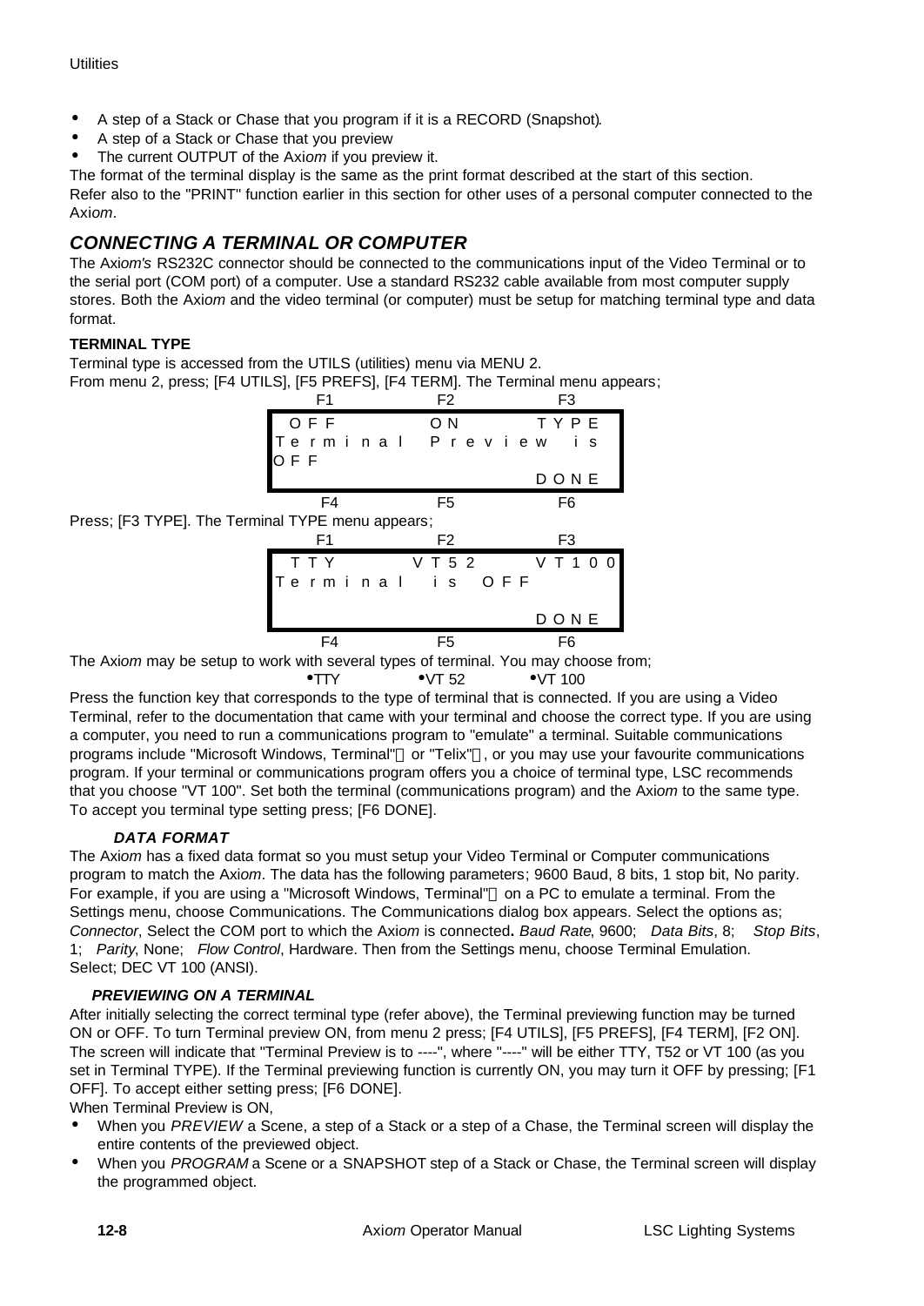- A step of a Stack or Chase that you program if it is a RECORD (Snapshot).
- A step of a Stack or Chase that you preview
- The current OUTPUT of the Axi*om* if you preview it.

The format of the terminal display is the same as the print format described at the start of this section.
Refer also to the "PRINT" function earlier in this section for other uses of a personal computer connected to the Axi*om*.

## *CONNECTING A TERMINAL OR COMPUTER*

The Axi*om's* RS232C connector should be connected to the communications input of the Video Terminal or to the serial port (COM port) of a computer. Use a standard RS232 cable available from most computer supply stores. Both the Axi*om* and the video terminal (or computer) must be setup for matching terminal type and data format.

### TERMINAL TYPE

Terminal type is accessed from the UTILS (utilities) menu via MENU 2.
From menu 2, press; [F4 UTILS], [F5 PREFS], [F4 TERM]. The Terminal menu appears;

```
     F1              F2              F3
   OFF             ON             TYPE
Terminal  Preview  is
OFF
                                  DONE
     F4              F5              F6
```

Press; [F3 TYPE]. The Terminal TYPE menu appears;

```
     F1              F2              F3
   TTY            VT52           VT100
Terminal  is  OFF

                                  DONE
     F4              F5              F6
```

The Axi*om* may be setup to work with several types of terminal. You may choose from;
•TTY •VT 52 •VT 100

Press the function key that corresponds to the type of terminal that is connected. If you are using a Video Terminal, refer to the documentation that came with your terminal and choose the correct type. If you are using a computer, you need to run a communications program to "emulate" a terminal. Suitable communications programs include "Microsoft Windows, Terminal" or "Telix", or you may use your favourite communications program. If your terminal or communications program offers you a choice of terminal type, LSC recommends that you choose "VT 100". Set both the terminal (communications program) and the Axi*om* to the same type.
To accept you terminal type setting press; [F6 DONE].

#### *DATA FORMAT*

The Axi*om* has a fixed data format so you must setup your Video Terminal or Computer communications program to match the Axi*om*. The data has the following parameters; 9600 Baud, 8 bits, 1 stop bit, No parity.
For example, if you are using a "Microsoft Windows, Terminal" on a PC to emulate a terminal. From the Settings menu, choose Communications. The Communications dialog box appears. Select the options as; *Connector*, Select the COM port to which the Axi*om* is connected**.** *Baud Rate*, 9600; *Data Bits*, 8; *Stop Bits*, 1; *Parity*, None; *Flow Control*, Hardware. Then from the Settings menu, choose Terminal Emulation.
Select; DEC VT 100 (ANSI).

#### *PREVIEWING ON A TERMINAL*

After initially selecting the correct terminal type (refer above), the Terminal previewing function may be turned ON or OFF. To turn Terminal preview ON, from menu 2 press; [F4 UTILS], [F5 PREFS], [F4 TERM], [F2 ON].
The screen will indicate that "Terminal Preview is to ----", where "----" will be either TTY, T52 or VT 100 (as you set in Terminal TYPE). If the Terminal previewing function is currently ON, you may turn it OFF by pressing; [F1 OFF]. To accept either setting press; [F6 DONE].
When Terminal Preview is ON,

- When you *PREVIEW* a Scene, a step of a Stack or a step of a Chase, the Terminal screen will display the entire contents of the previewed object.
- When you *PROGRAM* a Scene or a SNAPSHOT step of a Stack or Chase, the Terminal screen will display the programmed object.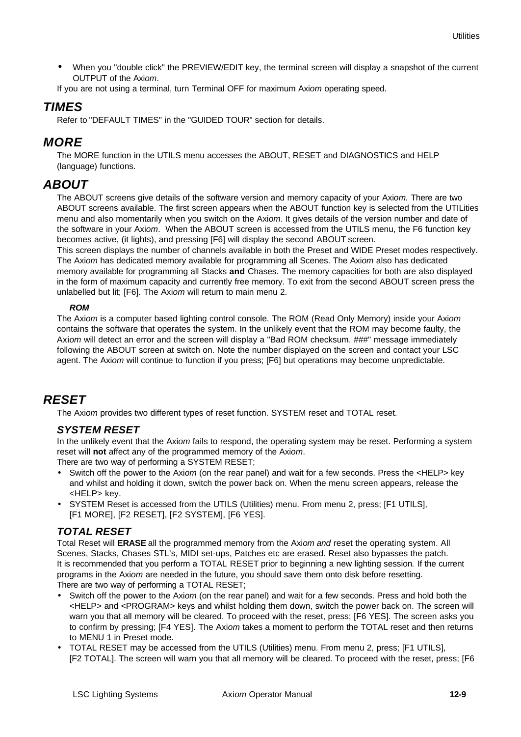- When you "double click" the PREVIEW/EDIT key, the terminal screen will display a snapshot of the current OUTPUT of the Axi*om*.

If you are not using a terminal, turn Terminal OFF for maximum Axi*om* operating speed.

## *TIMES*

Refer to "DEFAULT TIMES" in the "GUIDED TOUR" section for details.

## *MORE*

The MORE function in the UTILS menu accesses the ABOUT, RESET and DIAGNOSTICS and HELP (language) functions.

## *ABOUT*

The ABOUT screens give details of the software version and memory capacity of your Axi*om.* There are two ABOUT screens available. The first screen appears when the ABOUT function key is selected from the UTILities menu and also momentarily when you switch on the Axi*om*. It gives details of the version number and date of the software in your Axi*om*. When the ABOUT screen is accessed from the UTILS menu, the F6 function key becomes active, (it lights), and pressing [F6] will display the second ABOUT screen.

This screen displays the number of channels available in both the Preset and WIDE Preset modes respectively. The Axi*om* has dedicated memory available for programming all Scenes. The Axi*om* also has dedicated memory available for programming all Stacks **and** Chases. The memory capacities for both are also displayed in the form of maximum capacity and currently free memory. To exit from the second ABOUT screen press the unlabelled but lit; [F6]. The Axi*om* will return to main menu 2.

#### *ROM*

The Axi*om* is a computer based lighting control console. The ROM (Read Only Memory) inside your Axi*om* contains the software that operates the system. In the unlikely event that the ROM may become faulty, the Axi*om* will detect an error and the screen will display a "Bad ROM checksum. ###" message immediately following the ABOUT screen at switch on. Note the number displayed on the screen and contact your LSC agent. The Axi*om* will continue to function if you press; [F6] but operations may become unpredictable.

## *RESET*

The Axi*om* provides two different types of reset function. SYSTEM reset and TOTAL reset.

### *SYSTEM RESET*

In the unlikely event that the Axi*om* fails to respond, the operating system may be reset. Performing a system reset will **not** affect any of the programmed memory of the Axi*om*.

There are two way of performing a SYSTEM RESET;

- Switch off the power to the Axi*om* (on the rear panel) and wait for a few seconds. Press the <HELP> key and whilst and holding it down, switch the power back on. When the menu screen appears, release the <HELP> key.
- SYSTEM Reset is accessed from the UTILS (Utilities) menu. From menu 2, press; [F1 UTILS], [F1 MORE], [F2 RESET], [F2 SYSTEM], [F6 YES].

### *TOTAL RESET*

Total Reset will **ERASE** all the programmed memory from the Axi*om and* reset the operating system. All Scenes, Stacks, Chases STL's, MIDI set-ups, Patches etc are erased. Reset also bypasses the patch. It is recommended that you perform a TOTAL RESET prior to beginning a new lighting session*.* If the current programs in the Axi*om* are needed in the future, you should save them onto disk before resetting.

There are two way of performing a TOTAL RESET;

- Switch off the power to the Axi*om* (on the rear panel) and wait for a few seconds. Press and hold both the <HELP> and <PROGRAM> keys and whilst holding them down, switch the power back on. The screen will warn you that all memory will be cleared. To proceed with the reset, press; [F6 YES]. The screen asks you to confirm by pressing; [F4 YES]. The Axi*om* takes a moment to perform the TOTAL reset and then returns to MENU 1 in Preset mode.
- TOTAL RESET may be accessed from the UTILS (Utilities) menu. From menu 2, press; [F1 UTILS], [F2 TOTAL]. The screen will warn you that all memory will be cleared. To proceed with the reset, press; [F6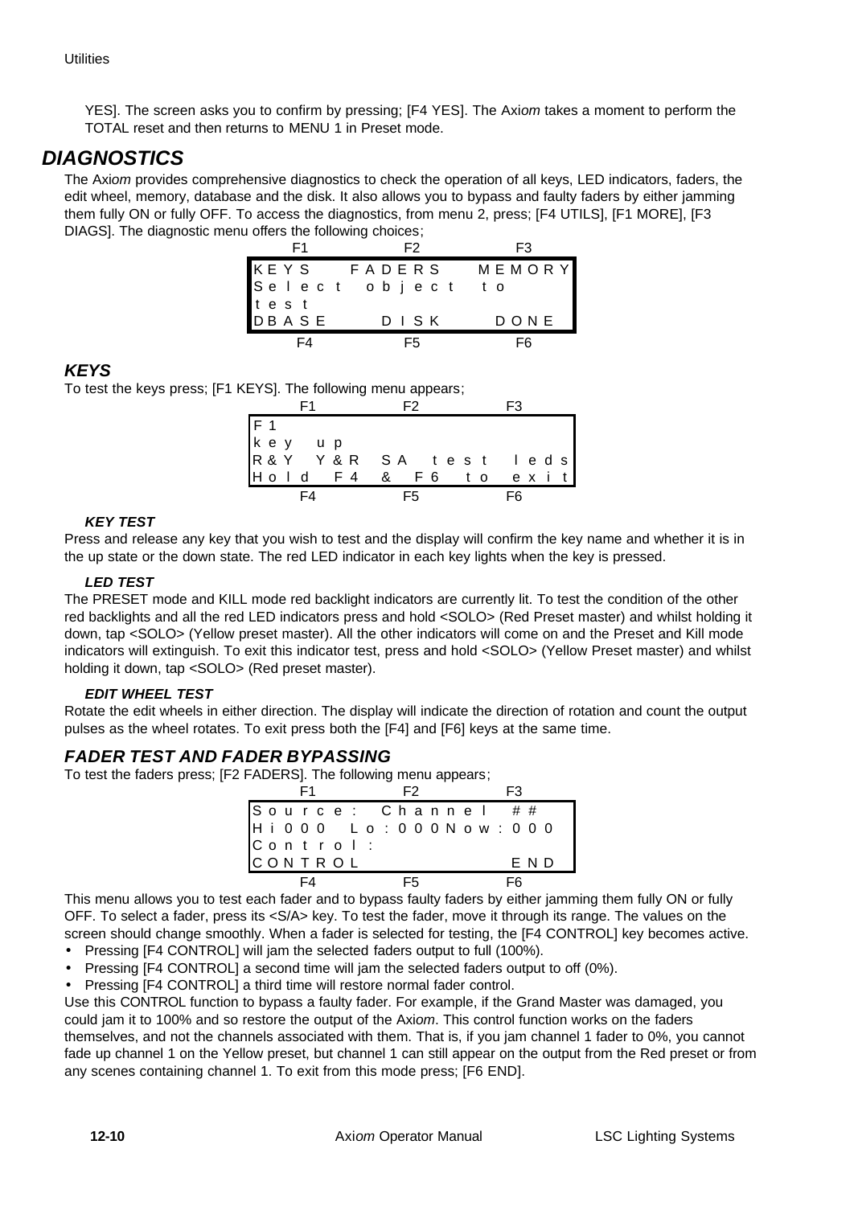YES]. The screen asks you to confirm by pressing; [F4 YES]. The Axi*om* takes a moment to perform the TOTAL reset and then returns to MENU 1 in Preset mode.

## DIAGNOSTICS

The Axi*om* provides comprehensive diagnostics to check the operation of all keys, LED indicators, faders, the edit wheel, memory, database and the disk. It also allows you to bypass and faulty faders by either jamming them fully ON or fully OFF. To access the diagnostics, from menu 2, press; [F4 UTILS], [F1 MORE], [F3 DIAGS]. The diagnostic menu offers the following choices;

```
   F1          F2          F3
KEYS     FADERS      MEMORY
Select  object  to
test
DBASE      DISK        DONE
   F4          F5          F6
```

### KEYS

To test the keys press; [F1 KEYS]. The following menu appears;

```
   F1          F2          F3
F1
key  up
R&Y  Y&R  SA  test  leds
Hold  F4  &  F6  to  exit
   F4          F5          F6
```

#### KEY TEST

Press and release any key that you wish to test and the display will confirm the key name and whether it is in the up state or the down state. The red LED indicator in each key lights when the key is pressed.

#### LED TEST

The PRESET mode and KILL mode red backlight indicators are currently lit. To test the condition of the other red backlights and all the red LED indicators press and hold <SOLO> (Red Preset master) and whilst holding it down, tap <SOLO> (Yellow preset master). All the other indicators will come on and the Preset and Kill mode indicators will extinguish. To exit this indicator test, press and hold <SOLO> (Yellow Preset master) and whilst holding it down, tap <SOLO> (Red preset master).

#### EDIT WHEEL TEST

Rotate the edit wheels in either direction. The display will indicate the direction of rotation and count the output pulses as the wheel rotates. To exit press both the [F4] and [F6] keys at the same time.

### FADER TEST AND FADER BYPASSING

To test the faders press; [F2 FADERS]. The following menu appears;

```
   F1          F2          F3
Source:  Channel  ##
Hi000  Lo:000Now:000
Control:
CONTROL                END
   F4          F5          F6
```

This menu allows you to test each fader and to bypass faulty faders by either jamming them fully ON or fully OFF. To select a fader, press its <S/A> key. To test the fader, move it through its range. The values on the screen should change smoothly. When a fader is selected for testing, the [F4 CONTROL] key becomes active.

- Pressing [F4 CONTROL] will jam the selected faders output to full (100%).
- Pressing [F4 CONTROL] a second time will jam the selected faders output to off (0%).
- Pressing [F4 CONTROL] a third time will restore normal fader control.

Use this CONTROL function to bypass a faulty fader. For example, if the Grand Master was damaged, you could jam it to 100% and so restore the output of the Axi*om*. This control function works on the faders themselves, and not the channels associated with them. That is, if you jam channel 1 fader to 0%, you cannot fade up channel 1 on the Yellow preset, but channel 1 can still appear on the output from the Red preset or from any scenes containing channel 1. To exit from this mode press; [F6 END].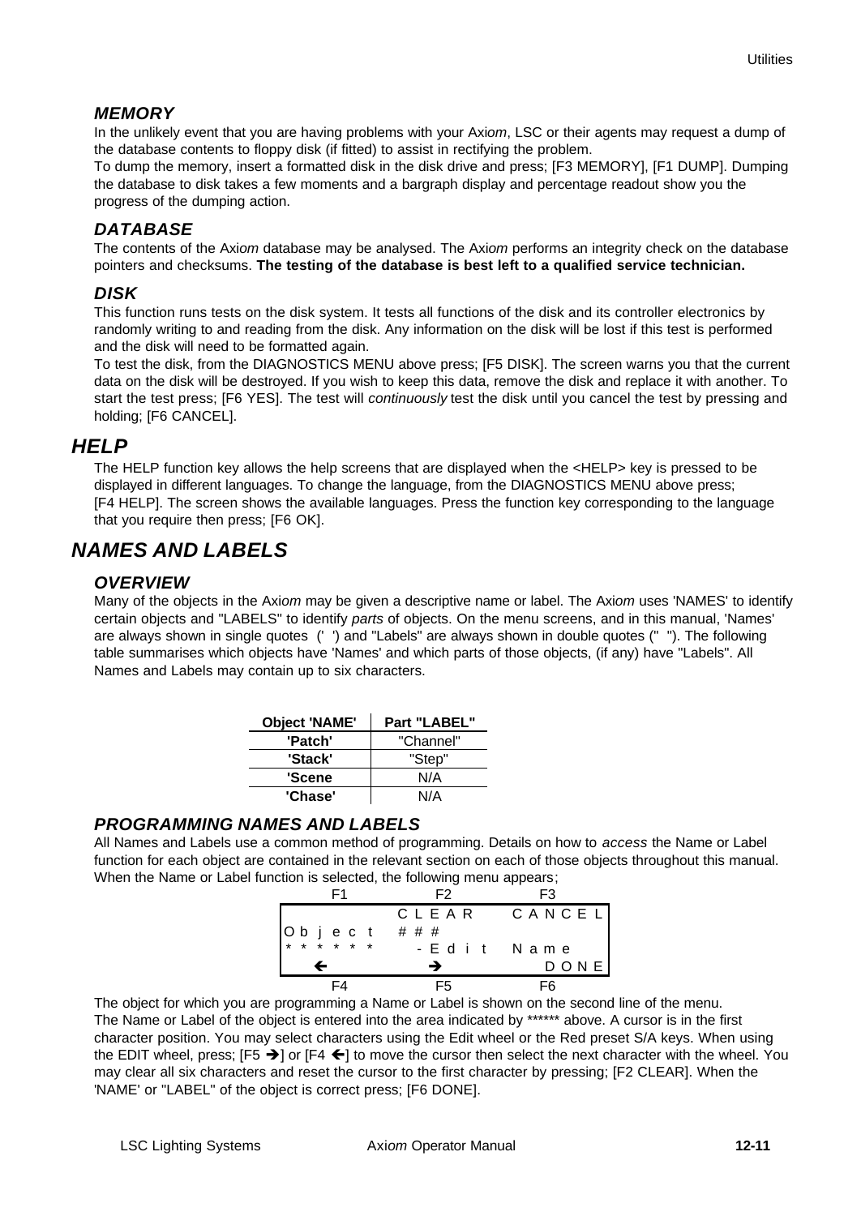### *MEMORY*

In the unlikely event that you are having problems with your Axi*om*, LSC or their agents may request a dump of the database contents to floppy disk (if fitted) to assist in rectifying the problem.

To dump the memory, insert a formatted disk in the disk drive and press; [F3 MEMORY], [F1 DUMP]. Dumping the database to disk takes a few moments and a bargraph display and percentage readout show you the progress of the dumping action.

### *DATABASE*

The contents of the Axi*om* database may be analysed. The Axi*om* performs an integrity check on the database pointers and checksums. **The testing of the database is best left to a qualified service technician.**

### *DISK*

This function runs tests on the disk system. It tests all functions of the disk and its controller electronics by randomly writing to and reading from the disk. Any information on the disk will be lost if this test is performed and the disk will need to be formatted again.

To test the disk, from the DIAGNOSTICS MENU above press; [F5 DISK]. The screen warns you that the current data on the disk will be destroyed. If you wish to keep this data, remove the disk and replace it with another. To start the test press; [F6 YES]. The test will *continuously* test the disk until you cancel the test by pressing and holding; [F6 CANCEL].

## *HELP*

The HELP function key allows the help screens that are displayed when the <HELP> key is pressed to be displayed in different languages. To change the language, from the DIAGNOSTICS MENU above press; [F4 HELP]. The screen shows the available languages. Press the function key corresponding to the language that you require then press; [F6 OK].

## *NAMES AND LABELS*

### *OVERVIEW*

Many of the objects in the Axi*om* may be given a descriptive name or label. The Axi*om* uses 'NAMES' to identify certain objects and "LABELS" to identify *parts* of objects. On the menu screens, and in this manual, 'Names' are always shown in single quotes (' ') and "Labels" are always shown in double quotes (" "). The following table summarises which objects have 'Names' and which parts of those objects, (if any) have "Labels". All Names and Labels may contain up to six characters.

| Object 'NAME' | Part "LABEL" |
|---|---|
| 'Patch' | "Channel" |
| 'Stack' | "Step" |
| 'Scene | N/A |
| 'Chase' | N/A |

### *PROGRAMMING NAMES AND LABELS*

All Names and Labels use a common method of programming. Details on how to *access* the Name or Label function for each object are contained in the relevant section on each of those objects throughout this manual. When the Name or Label function is selected, the following menu appears;

```
      F1              F2            F3
                   C L E A R     C A N C E L
O b j e c t   # # #
* * * * * *     - E d i t   N a m e
     ←                →             D O N E
      F4              F5            F6
```

The object for which you are programming a Name or Label is shown on the second line of the menu.

The Name or Label of the object is entered into the area indicated by ****** above. A cursor is in the first character position. You may select characters using the Edit wheel or the Red preset S/A keys. When using the EDIT wheel, press; [F5 →] or [F4 ←] to move the cursor then select the next character with the wheel. You may clear all six characters and reset the cursor to the first character by pressing; [F2 CLEAR]. When the 'NAME' or "LABEL" of the object is correct press; [F6 DONE].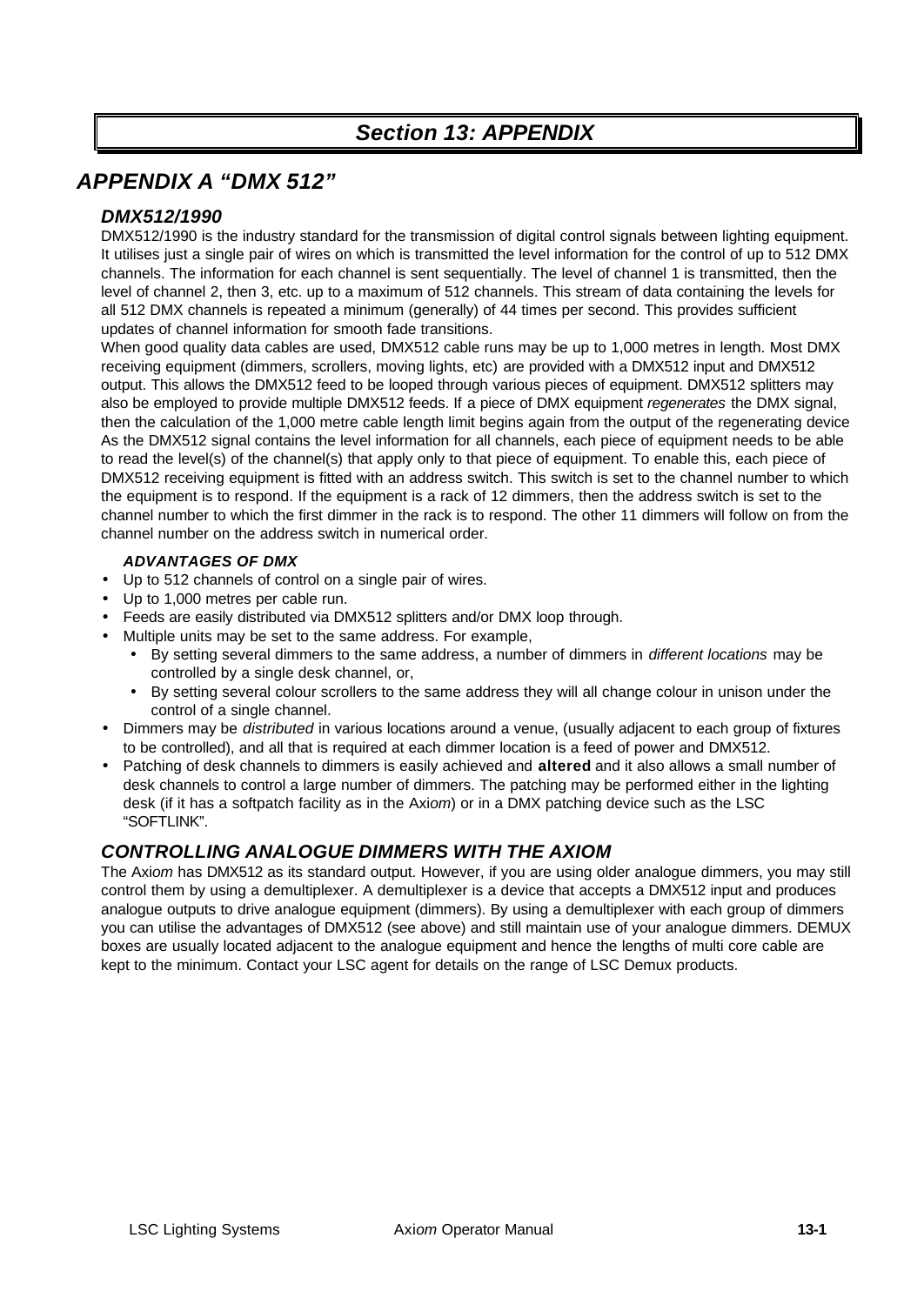# Section 13: APPENDIX

## APPENDIX A "DMX 512"

### DMX512/1990

DMX512/1990 is the industry standard for the transmission of digital control signals between lighting equipment. It utilises just a single pair of wires on which is transmitted the level information for the control of up to 512 DMX channels. The information for each channel is sent sequentially. The level of channel 1 is transmitted, then the level of channel 2, then 3, etc. up to a maximum of 512 channels. This stream of data containing the levels for all 512 DMX channels is repeated a minimum (generally) of 44 times per second. This provides sufficient updates of channel information for smooth fade transitions.

When good quality data cables are used, DMX512 cable runs may be up to 1,000 metres in length. Most DMX receiving equipment (dimmers, scrollers, moving lights, etc) are provided with a DMX512 input and DMX512 output. This allows the DMX512 feed to be looped through various pieces of equipment. DMX512 splitters may also be employed to provide multiple DMX512 feeds. If a piece of DMX equipment *regenerates* the DMX signal, then the calculation of the 1,000 metre cable length limit begins again from the output of the regenerating device

As the DMX512 signal contains the level information for all channels, each piece of equipment needs to be able to read the level(s) of the channel(s) that apply only to that piece of equipment. To enable this, each piece of DMX512 receiving equipment is fitted with an address switch. This switch is set to the channel number to which the equipment is to respond. If the equipment is a rack of 12 dimmers, then the address switch is set to the channel number to which the first dimmer in the rack is to respond. The other 11 dimmers will follow on from the channel number on the address switch in numerical order.

#### ADVANTAGES OF DMX

- Up to 512 channels of control on a single pair of wires.
- Up to 1,000 metres per cable run.
- Feeds are easily distributed via DMX512 splitters and/or DMX loop through.
- Multiple units may be set to the same address. For example,
  - By setting several dimmers to the same address, a number of dimmers in *different locations* may be controlled by a single desk channel, or,
  - By setting several colour scrollers to the same address they will all change colour in unison under the control of a single channel.
- Dimmers may be *distributed* in various locations around a venue, (usually adjacent to each group of fixtures to be controlled), and all that is required at each dimmer location is a feed of power and DMX512.
- Patching of desk channels to dimmers is easily achieved and **altered** and it also allows a small number of desk channels to control a large number of dimmers. The patching may be performed either in the lighting desk (if it has a softpatch facility as in the Axi*om*) or in a DMX patching device such as the LSC "SOFTLINK".

### CONTROLLING ANALOGUE DIMMERS WITH THE AXIOM

The Axi*om* has DMX512 as its standard output. However, if you are using older analogue dimmers, you may still control them by using a demultiplexer. A demultiplexer is a device that accepts a DMX512 input and produces analogue outputs to drive analogue equipment (dimmers). By using a demultiplexer with each group of dimmers you can utilise the advantages of DMX512 (see above) and still maintain use of your analogue dimmers. DEMUX boxes are usually located adjacent to the analogue equipment and hence the lengths of multi core cable are kept to the minimum. Contact your LSC agent for details on the range of LSC Demux products.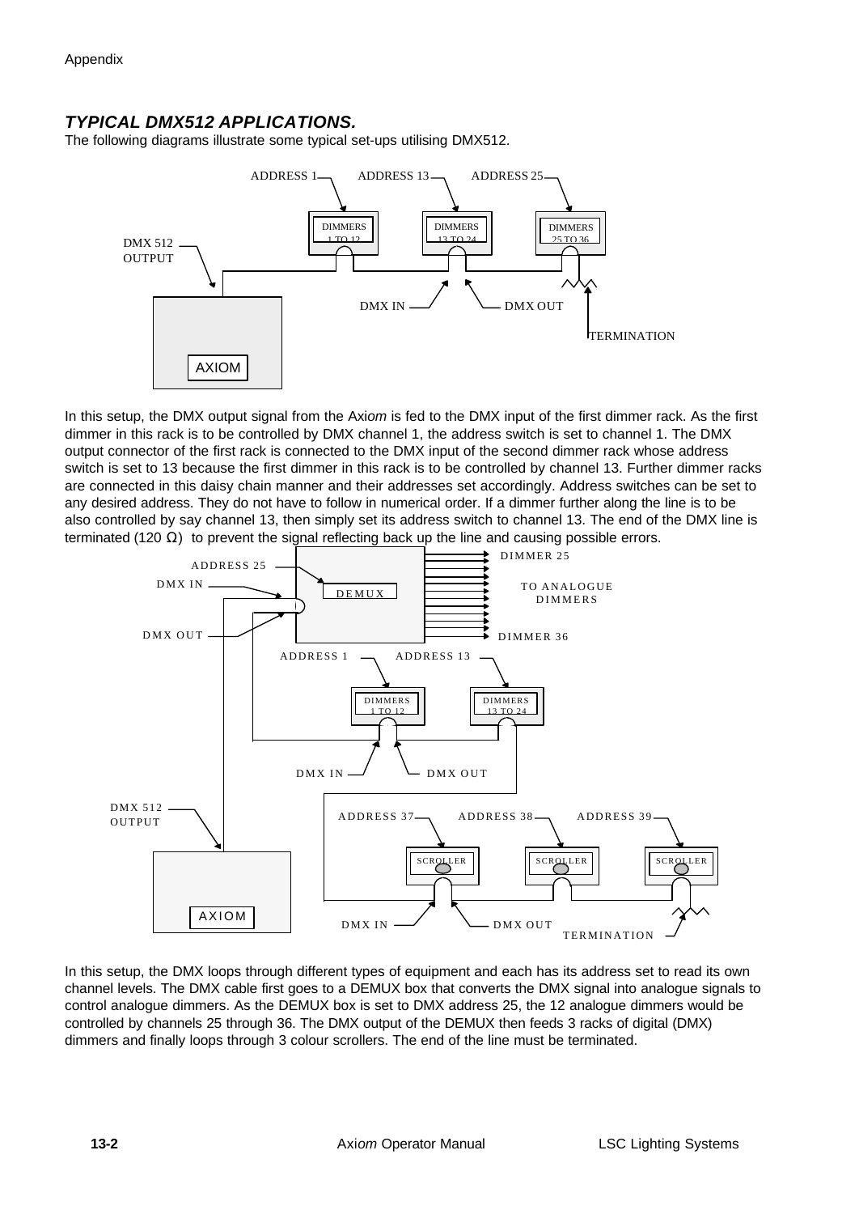### *TYPICAL DMX512 APPLICATIONS.*

The following diagrams illustrate some typical set-ups utilising DMX512.

In this setup, the DMX output signal from the Axi*om* is fed to the DMX input of the first dimmer rack. As the first dimmer in this rack is to be controlled by DMX channel 1, the address switch is set to channel 1. The DMX output connector of the first rack is connected to the DMX input of the second dimmer rack whose address switch is set to 13 because the first dimmer in this rack is to be controlled by channel 13. Further dimmer racks are connected in this daisy chain manner and their addresses set accordingly. Address switches can be set to any desired address. They do not have to follow in numerical order. If a dimmer further along the line is to be also controlled by say channel 13, then simply set its address switch to channel 13. The end of the DMX line is terminated (120 Ω) to prevent the signal reflecting back up the line and causing possible errors.

In this setup, the DMX loops through different types of equipment and each has its address set to read its own channel levels. The DMX cable first goes to a DEMUX box that converts the DMX signal into analogue signals to control analogue dimmers. As the DEMUX box is set to DMX address 25, the 12 analogue dimmers would be controlled by channels 25 through 36. The DMX output of the DEMUX then feeds 3 racks of digital (DMX) dimmers and finally loops through 3 colour scrollers. The end of the line must be terminated.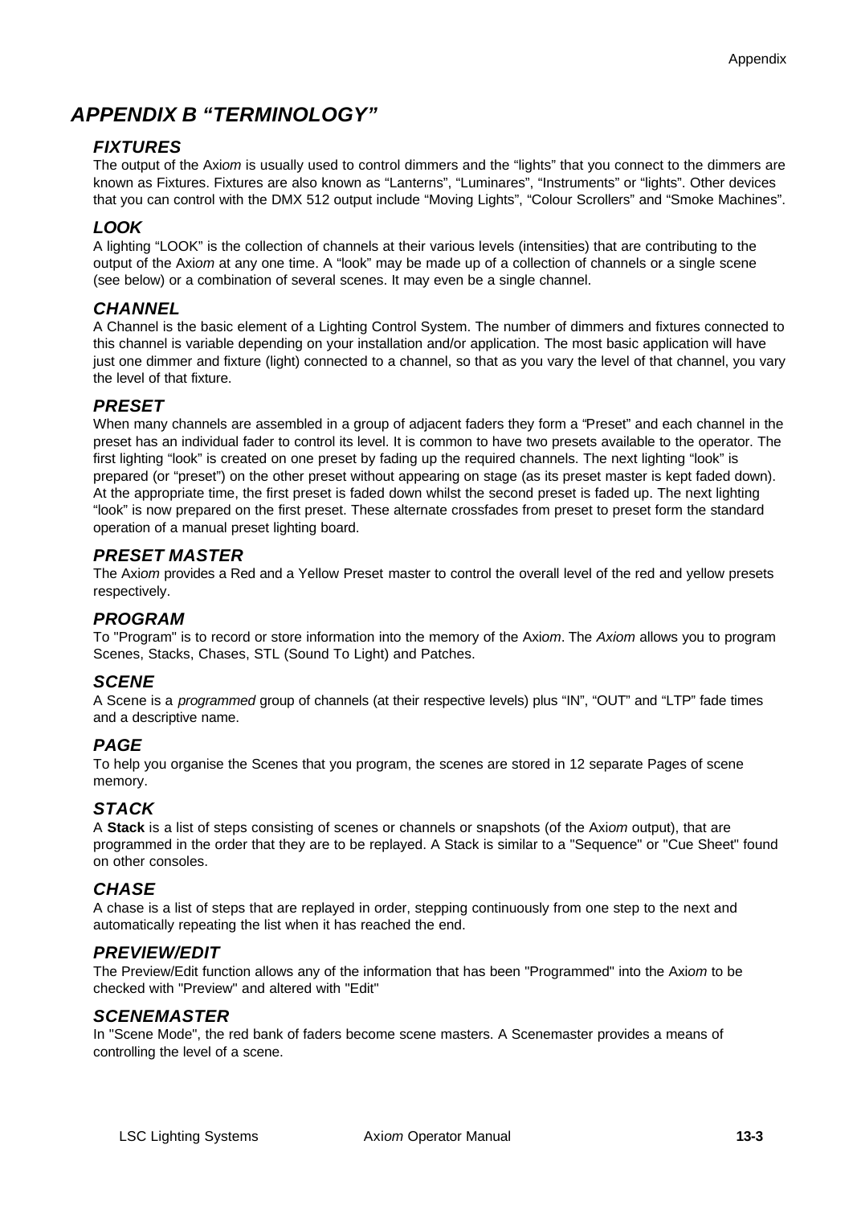# APPENDIX B "TERMINOLOGY"

## FIXTURES

The output of the Axi*om* is usually used to control dimmers and the "lights" that you connect to the dimmers are known as Fixtures. Fixtures are also known as "Lanterns", "Luminares", "Instruments" or "lights". Other devices that you can control with the DMX 512 output include "Moving Lights", "Colour Scrollers" and "Smoke Machines".

## LOOK

A lighting "LOOK" is the collection of channels at their various levels (intensities) that are contributing to the output of the Axi*om* at any one time. A "look" may be made up of a collection of channels or a single scene (see below) or a combination of several scenes. It may even be a single channel.

## CHANNEL

A Channel is the basic element of a Lighting Control System. The number of dimmers and fixtures connected to this channel is variable depending on your installation and/or application. The most basic application will have just one dimmer and fixture (light) connected to a channel, so that as you vary the level of that channel, you vary the level of that fixture.

## PRESET

When many channels are assembled in a group of adjacent faders they form a "Preset" and each channel in the preset has an individual fader to control its level. It is common to have two presets available to the operator. The first lighting "look" is created on one preset by fading up the required channels. The next lighting "look" is prepared (or "preset") on the other preset without appearing on stage (as its preset master is kept faded down). At the appropriate time, the first preset is faded down whilst the second preset is faded up. The next lighting "look" is now prepared on the first preset. These alternate crossfades from preset to preset form the standard operation of a manual preset lighting board.

## PRESET MASTER

The Axi*om* provides a Red and a Yellow Preset master to control the overall level of the red and yellow presets respectively.

## PROGRAM

To "Program" is to record or store information into the memory of the Axi*om*. The *Axiom* allows you to program Scenes, Stacks, Chases, STL (Sound To Light) and Patches.

## SCENE

A Scene is a *programmed* group of channels (at their respective levels) plus "IN", "OUT" and "LTP" fade times and a descriptive name.

## PAGE

To help you organise the Scenes that you program, the scenes are stored in 12 separate Pages of scene memory.

## STACK

A **Stack** is a list of steps consisting of scenes or channels or snapshots (of the Axi*om* output), that are programmed in the order that they are to be replayed. A Stack is similar to a "Sequence" or "Cue Sheet" found on other consoles.

## CHASE

A chase is a list of steps that are replayed in order, stepping continuously from one step to the next and automatically repeating the list when it has reached the end.

## PREVIEW/EDIT

The Preview/Edit function allows any of the information that has been "Programmed" into the Axi*om* to be checked with "Preview" and altered with "Edit"

## SCENEMASTER

In "Scene Mode", the red bank of faders become scene masters. A Scenemaster provides a means of controlling the level of a scene.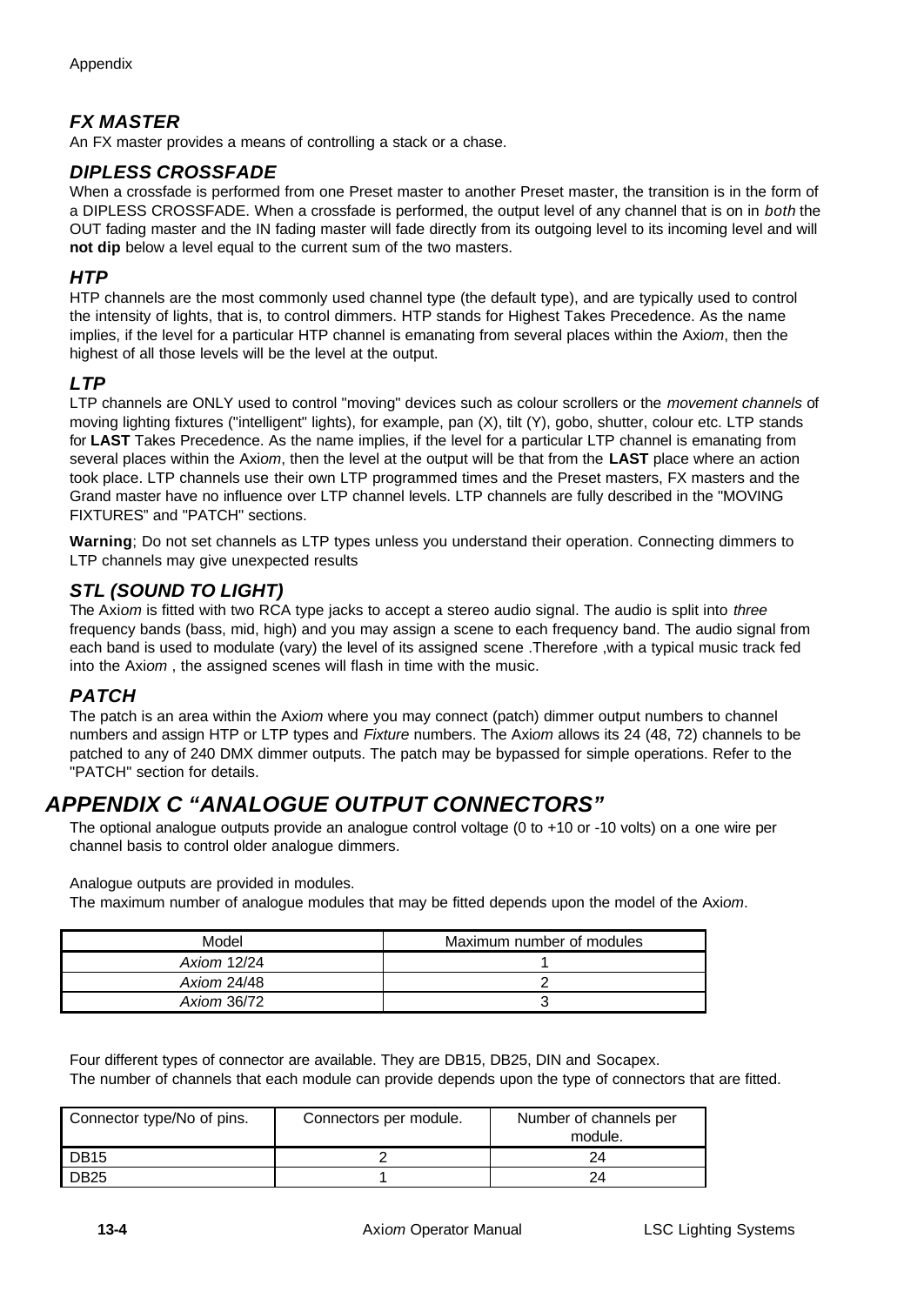### *FX MASTER*

An FX master provides a means of controlling a stack or a chase.

### *DIPLESS CROSSFADE*

When a crossfade is performed from one Preset master to another Preset master, the transition is in the form of a DIPLESS CROSSFADE. When a crossfade is performed, the output level of any channel that is on in *both* the OUT fading master and the IN fading master will fade directly from its outgoing level to its incoming level and will **not dip** below a level equal to the current sum of the two masters.

### *HTP*

HTP channels are the most commonly used channel type (the default type), and are typically used to control the intensity of lights, that is, to control dimmers. HTP stands for Highest Takes Precedence. As the name implies, if the level for a particular HTP channel is emanating from several places within the Axi*om*, then the highest of all those levels will be the level at the output.

### *LTP*

LTP channels are ONLY used to control "moving" devices such as colour scrollers or the *movement channels* of moving lighting fixtures ("intelligent" lights), for example, pan (X), tilt (Y), gobo, shutter, colour etc. LTP stands for **LAST** Takes Precedence. As the name implies, if the level for a particular LTP channel is emanating from several places within the Axi*om*, then the level at the output will be that from the **LAST** place where an action took place. LTP channels use their own LTP programmed times and the Preset masters, FX masters and the Grand master have no influence over LTP channel levels. LTP channels are fully described in the "MOVING FIXTURES" and "PATCH" sections.

**Warning**; Do not set channels as LTP types unless you understand their operation. Connecting dimmers to LTP channels may give unexpected results

### *STL (SOUND TO LIGHT)*

The Axi*om* is fitted with two RCA type jacks to accept a stereo audio signal. The audio is split into *three* frequency bands (bass, mid, high) and you may assign a scene to each frequency band. The audio signal from each band is used to modulate (vary) the level of its assigned scene .Therefore ,with a typical music track fed into the Axi*om* , the assigned scenes will flash in time with the music.

### *PATCH*

The patch is an area within the Axi*om* where you may connect (patch) dimmer output numbers to channel numbers and assign HTP or LTP types and *Fixture* numbers. The Axi*om* allows its 24 (48, 72) channels to be patched to any of 240 DMX dimmer outputs. The patch may be bypassed for simple operations. Refer to the "PATCH" section for details.

## *APPENDIX C "ANALOGUE OUTPUT CONNECTORS"*

The optional analogue outputs provide an analogue control voltage (0 to +10 or -10 volts) on a one wire per channel basis to control older analogue dimmers.

Analogue outputs are provided in modules.
The maximum number of analogue modules that may be fitted depends upon the model of the Axi*om*.

| Model | Maximum number of modules |
|---|---|
| *Axiom* 12/24 | 1 |
| *Axiom* 24/48 | 2 |
| *Axiom* 36/72 | 3 |

Four different types of connector are available. They are DB15, DB25, DIN and Socapex.
The number of channels that each module can provide depends upon the type of connectors that are fitted.

| Connector type/No of pins. | Connectors per module. | Number of channels per module. |
|---|---|---|
| DB15 | 2 | 24 |
| DB25 | 1 | 24 |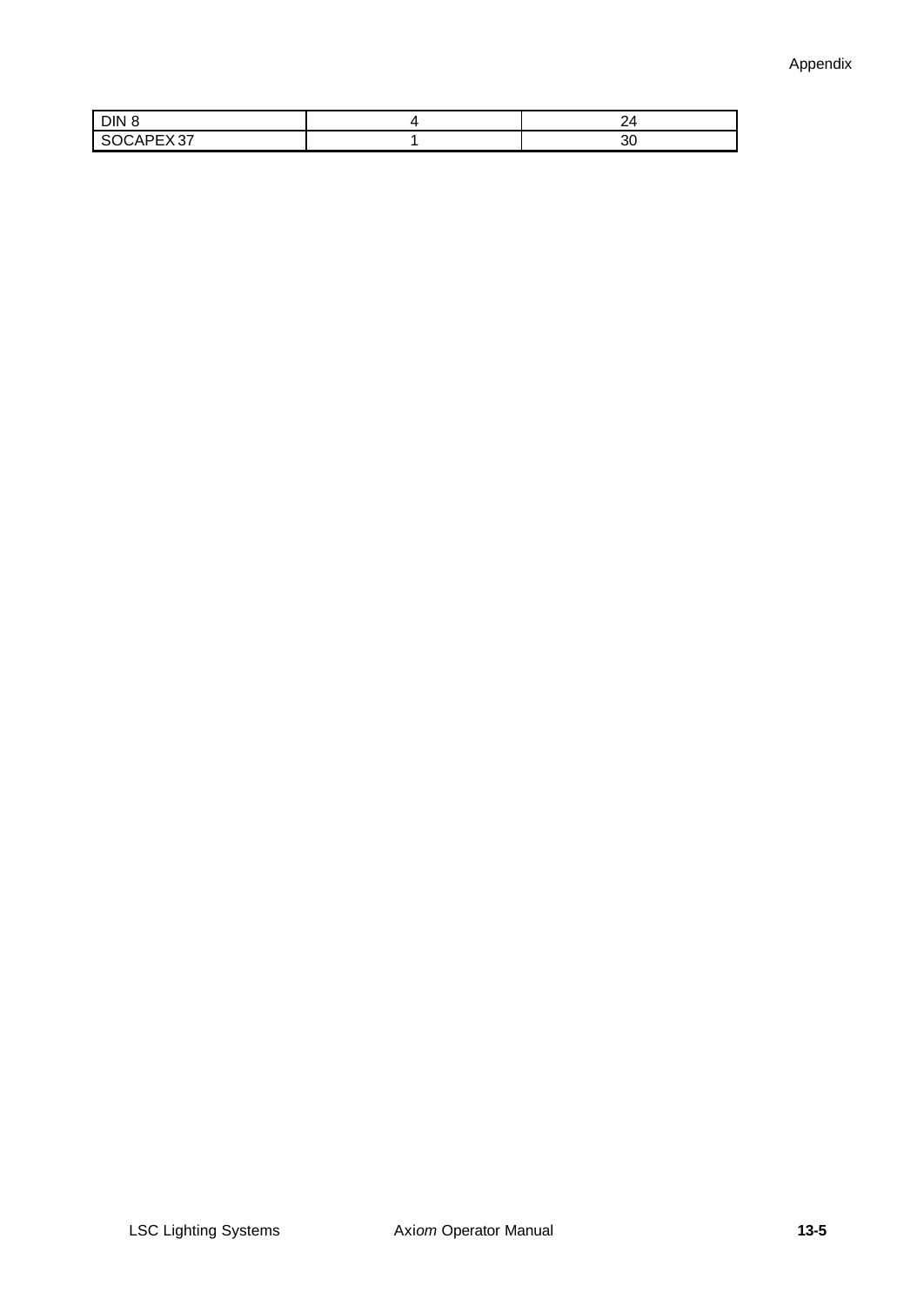| DIN 8 | 4 | 24 |
| --- | --- | --- |
| SOCAPEX 37 | 1 | 30 |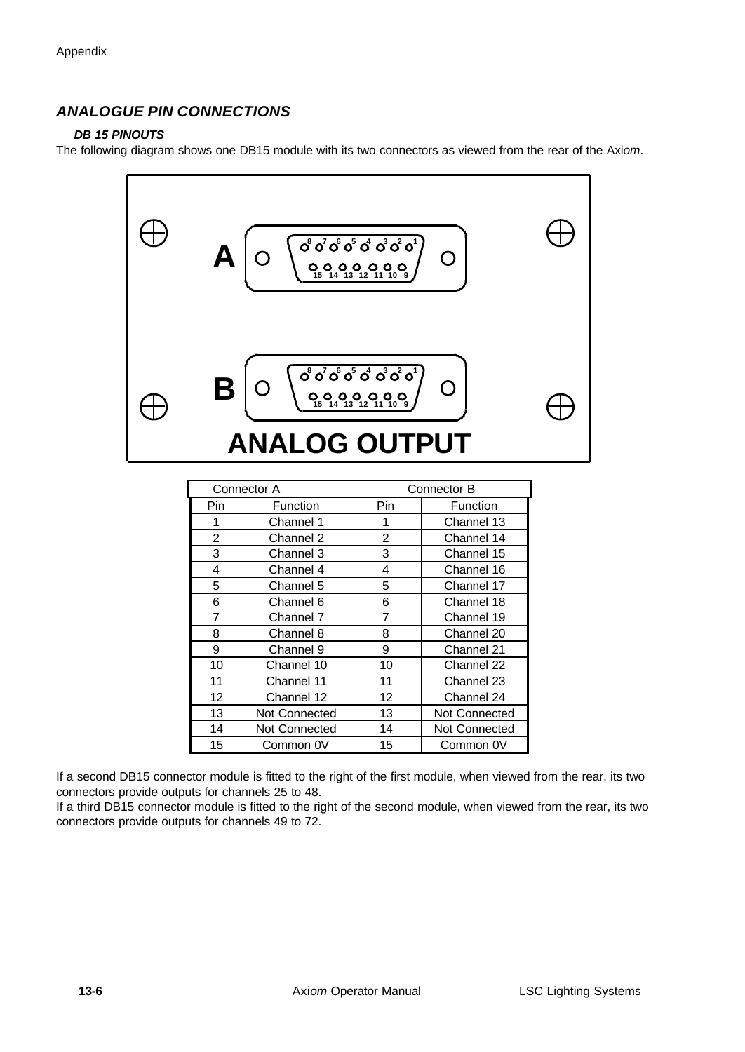## *ANALOGUE PIN CONNECTIONS*

### *DB 15 PINOUTS*

The following diagram shows one DB15 module with its two connectors as viewed from the rear of the Axi*om*.

| Connector A | | Connector B | |
|---|---|---|---|
| Pin | Function | Pin | Function |
| 1 | Channel 1 | 1 | Channel 13 |
| 2 | Channel 2 | 2 | Channel 14 |
| 3 | Channel 3 | 3 | Channel 15 |
| 4 | Channel 4 | 4 | Channel 16 |
| 5 | Channel 5 | 5 | Channel 17 |
| 6 | Channel 6 | 6 | Channel 18 |
| 7 | Channel 7 | 7 | Channel 19 |
| 8 | Channel 8 | 8 | Channel 20 |
| 9 | Channel 9 | 9 | Channel 21 |
| 10 | Channel 10 | 10 | Channel 22 |
| 11 | Channel 11 | 11 | Channel 23 |
| 12 | Channel 12 | 12 | Channel 24 |
| 13 | Not Connected | 13 | Not Connected |
| 14 | Not Connected | 14 | Not Connected |
| 15 | Common 0V | 15 | Common 0V |

If a second DB15 connector module is fitted to the right of the first module, when viewed from the rear, its two connectors provide outputs for channels 25 to 48.

If a third DB15 connector module is fitted to the right of the second module, when viewed from the rear, its two connectors provide outputs for channels 49 to 72.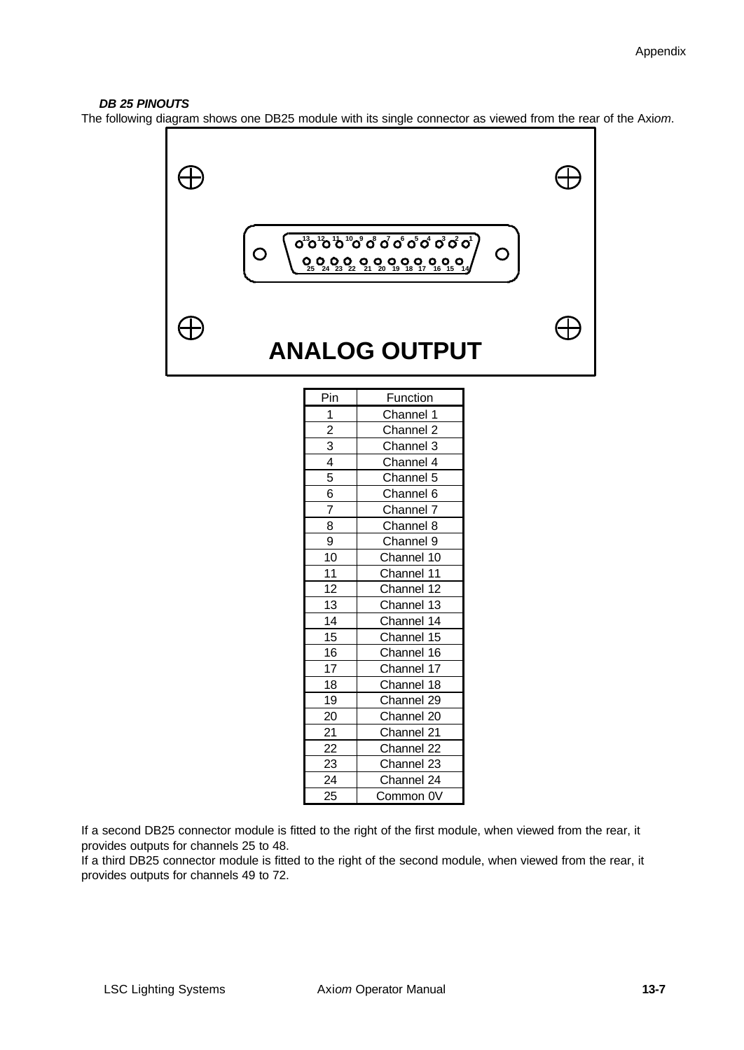***DB 25 PINOUTS***

The following diagram shows one DB25 module with its single connector as viewed from the rear of the Axi*om*.

13 12 11 10 9 8 7 6 5 4 3 2 1

25 24 23 22 21 20 19 18 17 16 15 14

**ANALOG OUTPUT**

| Pin | Function |
|---|---|
| 1 | Channel 1 |
| 2 | Channel 2 |
| 3 | Channel 3 |
| 4 | Channel 4 |
| 5 | Channel 5 |
| 6 | Channel 6 |
| 7 | Channel 7 |
| 8 | Channel 8 |
| 9 | Channel 9 |
| 10 | Channel 10 |
| 11 | Channel 11 |
| 12 | Channel 12 |
| 13 | Channel 13 |
| 14 | Channel 14 |
| 15 | Channel 15 |
| 16 | Channel 16 |
| 17 | Channel 17 |
| 18 | Channel 18 |
| 19 | Channel 29 |
| 20 | Channel 20 |
| 21 | Channel 21 |
| 22 | Channel 22 |
| 23 | Channel 23 |
| 24 | Channel 24 |
| 25 | Common 0V |

If a second DB25 connector module is fitted to the right of the first module, when viewed from the rear, it provides outputs for channels 25 to 48.

If a third DB25 connector module is fitted to the right of the second module, when viewed from the rear, it provides outputs for channels 49 to 72.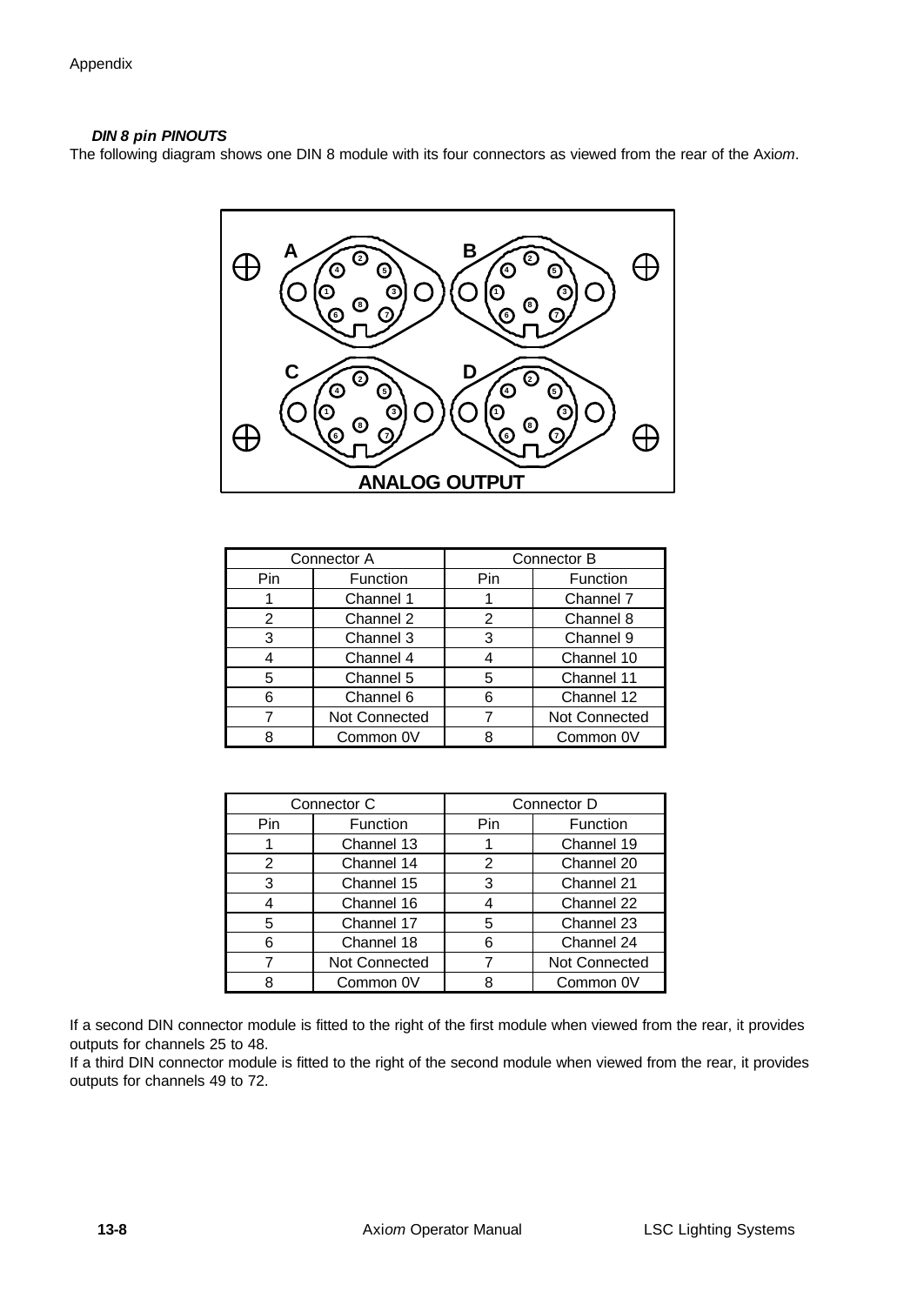### *DIN 8 pin PINOUTS*

The following diagram shows one DIN 8 module with its four connectors as viewed from the rear of the Axi*om*.

| Connector A | | Connector B | |
|---|---|---|---|
| Pin | Function | Pin | Function |
| 1 | Channel 1 | 1 | Channel 7 |
| 2 | Channel 2 | 2 | Channel 8 |
| 3 | Channel 3 | 3 | Channel 9 |
| 4 | Channel 4 | 4 | Channel 10 |
| 5 | Channel 5 | 5 | Channel 11 |
| 6 | Channel 6 | 6 | Channel 12 |
| 7 | Not Connected | 7 | Not Connected |
| 8 | Common 0V | 8 | Common 0V |

| Connector C | | Connector D | |
|---|---|---|---|
| Pin | Function | Pin | Function |
| 1 | Channel 13 | 1 | Channel 19 |
| 2 | Channel 14 | 2 | Channel 20 |
| 3 | Channel 15 | 3 | Channel 21 |
| 4 | Channel 16 | 4 | Channel 22 |
| 5 | Channel 17 | 5 | Channel 23 |
| 6 | Channel 18 | 6 | Channel 24 |
| 7 | Not Connected | 7 | Not Connected |
| 8 | Common 0V | 8 | Common 0V |

If a second DIN connector module is fitted to the right of the first module when viewed from the rear, it provides outputs for channels 25 to 48.

If a third DIN connector module is fitted to the right of the second module when viewed from the rear, it provides outputs for channels 49 to 72.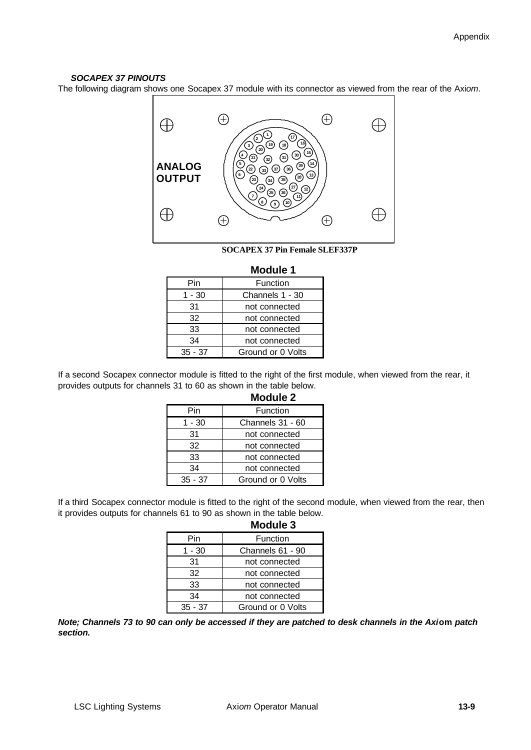### *SOCAPEX 37 PINOUTS*

The following diagram shows one Socapex 37 module with its connector as viewed from the rear of the Axi*om*.

**SOCAPEX 37 Pin Female SLEF337P**

**Module 1**

| Pin | Function |
|---|---|
| 1 - 30 | Channels 1 - 30 |
| 31 | not connected |
| 32 | not connected |
| 33 | not connected |
| 34 | not connected |
| 35 - 37 | Ground or 0 Volts |

If a second Socapex connector module is fitted to the right of the first module, when viewed from the rear, it provides outputs for channels 31 to 60 as shown in the table below.

**Module 2**

| Pin | Function |
|---|---|
| 1 - 30 | Channels 31 - 60 |
| 31 | not connected |
| 32 | not connected |
| 33 | not connected |
| 34 | not connected |
| 35 - 37 | Ground or 0 Volts |

If a third Socapex connector module is fitted to the right of the second module, when viewed from the rear, then it provides outputs for channels 61 to 90 as shown in the table below.

**Module 3**

| Pin | Function |
|---|---|
| 1 - 30 | Channels 61 - 90 |
| 31 | not connected |
| 32 | not connected |
| 33 | not connected |
| 34 | not connected |
| 35 - 37 | Ground or 0 Volts |

***Note; Channels 73 to 90 can only be accessed if they are patched to desk channels in the Axiom patch section.***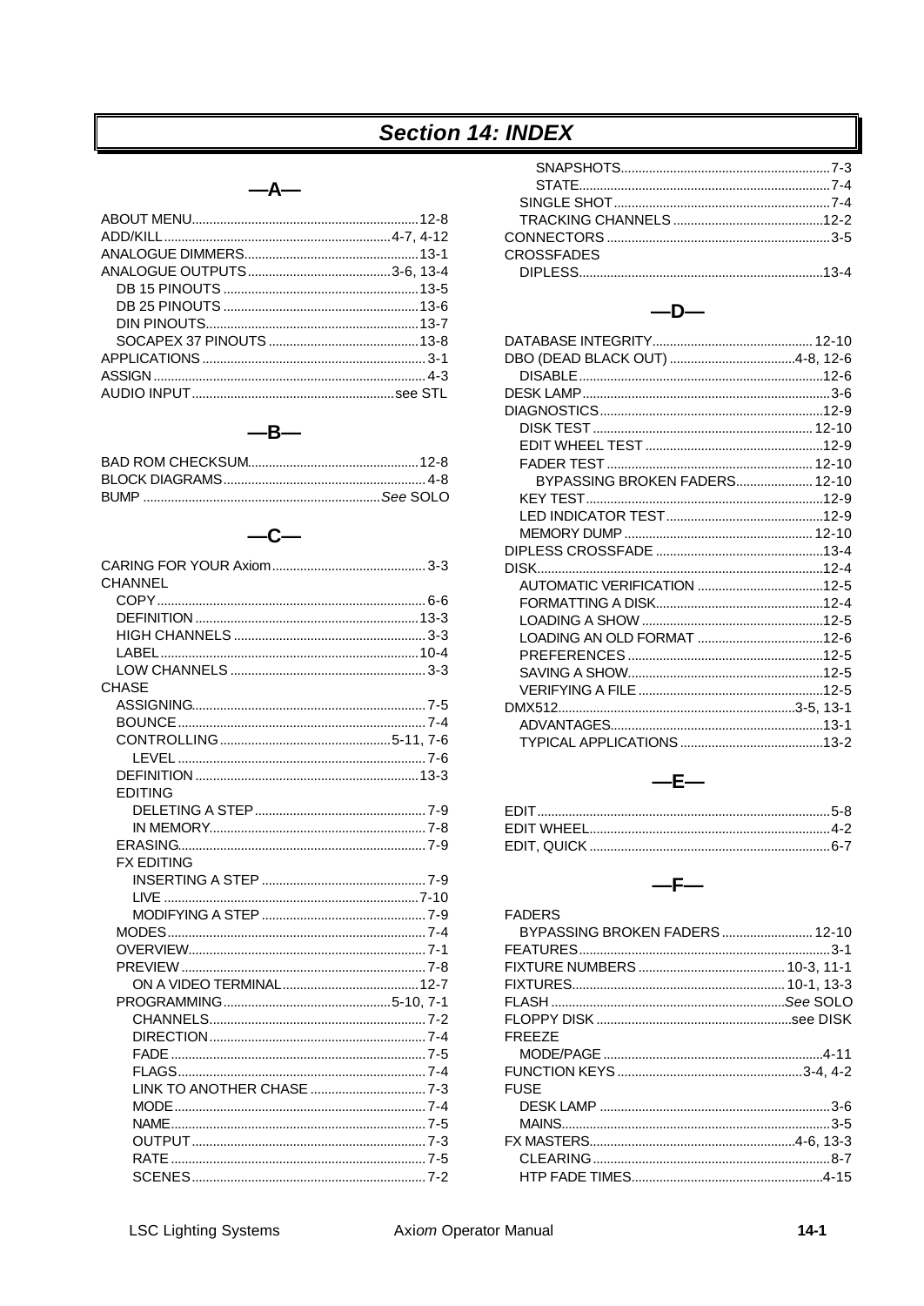# Section 14: INDEX

## —A—

- ABOUT MENU 12-8
- ADD/KILL 4-7, 4-12
- ANALOGUE DIMMERS 13-1
- ANALOGUE OUTPUTS 3-6, 13-4
  - DB 15 PINOUTS 13-5
  - DB 25 PINOUTS 13-6
  - DIN PINOUTS 13-7
  - SOCAPEX 37 PINOUTS 13-8
- APPLICATIONS 3-1
- ASSIGN 4-3
- AUDIO INPUT see STL

## —B—

- BAD ROM CHECKSUM 12-8
- BLOCK DIAGRAMS 4-8
- BUMP *See* SOLO

## —C—

- CARING FOR YOUR Axiom 3-3
- CHANNEL
  - COPY 6-6
  - DEFINITION 13-3
  - HIGH CHANNELS 3-3
  - LABEL 10-4
  - LOW CHANNELS 3-3
- CHASE
  - ASSIGNING 7-5
  - BOUNCE 7-4
  - CONTROLLING 5-11, 7-6
    - LEVEL 7-6
  - DEFINITION 13-3
  - EDITING
    - DELETING A STEP 7-9
    - IN MEMORY 7-8
  - ERASING 7-9
  - FX EDITING
    - INSERTING A STEP 7-9
    - LIVE 7-10
    - MODIFYING A STEP 7-9
  - MODES 7-4
  - OVERVIEW 7-1
  - PREVIEW 7-8
    - ON A VIDEO TERMINAL 12-7
  - PROGRAMMING 5-10, 7-1
    - CHANNELS 7-2
    - DIRECTION 7-4
    - FADE 7-5
    - FLAGS 7-4
    - LINK TO ANOTHER CHASE 7-3
    - MODE 7-4
    - NAME 7-5
    - OUTPUT 7-3
    - RATE 7-5
    - SCENES 7-2
    - SNAPSHOTS 7-3
    - STATE 7-4
  - SINGLE SHOT 7-4
  - TRACKING CHANNELS 12-2
- CONNECTORS 3-5
- CROSSFADES
  - DIPLESS 13-4

## —D—

- DATABASE INTEGRITY 12-10
- DBO (DEAD BLACK OUT) 4-8, 12-6
  - DISABLE 12-6
- DESK LAMP 3-6
- DIAGNOSTICS 12-9
  - DISK TEST 12-10
  - EDIT WHEEL TEST 12-9
  - FADER TEST 12-10
    - BYPASSING BROKEN FADERS 12-10
  - KEY TEST 12-9
  - LED INDICATOR TEST 12-9
  - MEMORY DUMP 12-10
- DIPLESS CROSSFADE 13-4
- DISK 12-4
  - AUTOMATIC VERIFICATION 12-5
  - FORMATTING A DISK 12-4
  - LOADING A SHOW 12-5
  - LOADING AN OLD FORMAT 12-6
  - PREFERENCES 12-5
  - SAVING A SHOW 12-5
  - VERIFYING A FILE 12-5
- DMX512 3-5, 13-1
  - ADVANTAGES 13-1
  - TYPICAL APPLICATIONS 13-2

## —E—

- EDIT 5-8
- EDIT WHEEL 4-2
- EDIT, QUICK 6-7

## —F—

- FADERS
  - BYPASSING BROKEN FADERS 12-10
- FEATURES 3-1
- FIXTURE NUMBERS 10-3, 11-1
- FIXTURES 10-1, 13-3
- FLASH *See* SOLO
- FLOPPY DISK see DISK
- FREEZE
  - MODE/PAGE 4-11
- FUNCTION KEYS 3-4, 4-2
- FUSE
  - DESK LAMP 3-6
  - MAINS 3-5
- FX MASTERS 4-6, 13-3
  - CLEARING 8-7
  - HTP FADE TIMES 4-15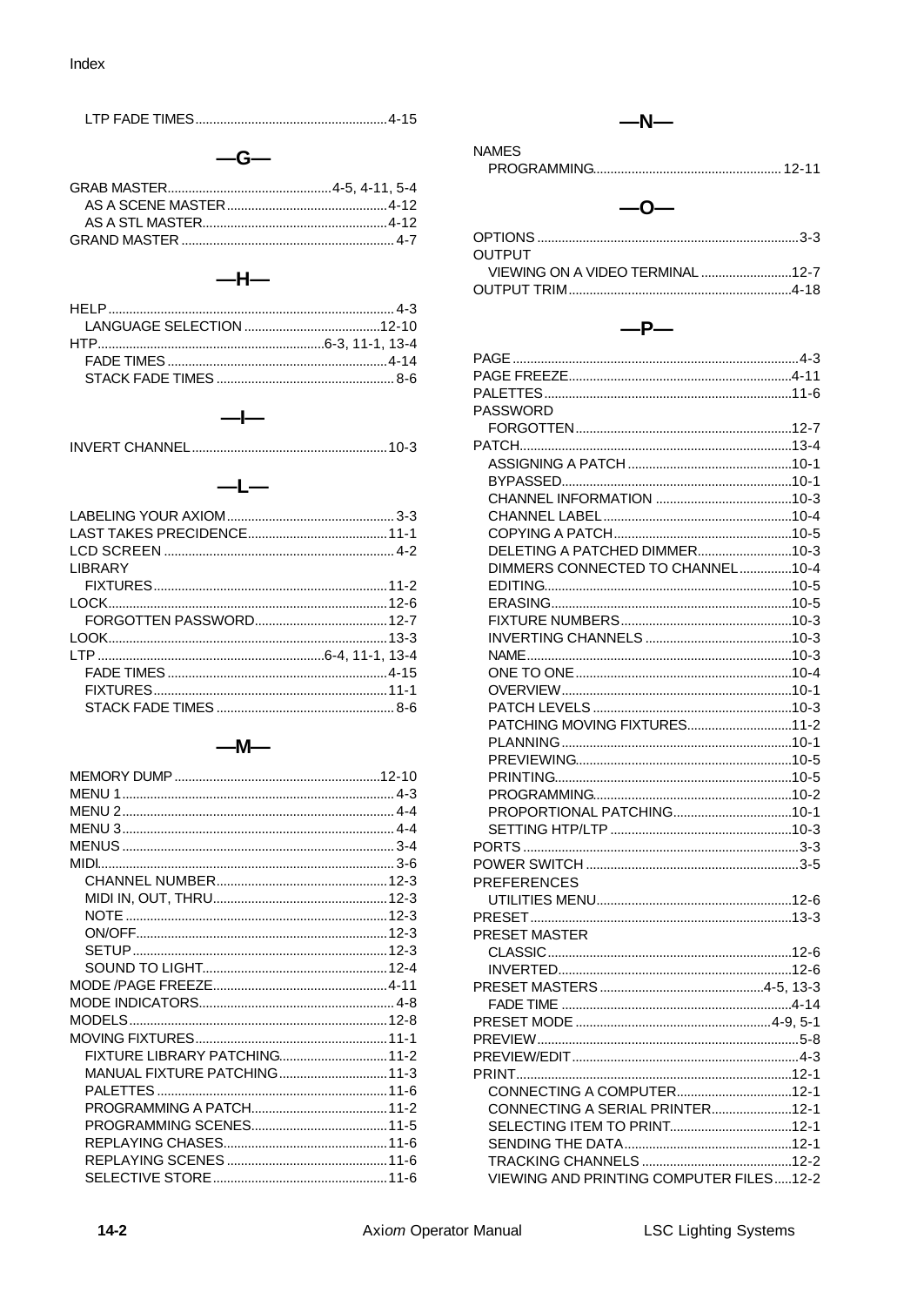LTP FADE TIMES ....... 4-15

## —G—

GRAB MASTER ....... 4-5, 4-11, 5-4
- AS A SCENE MASTER ....... 4-12
- AS A STL MASTER ....... 4-12

GRAND MASTER ....... 4-7

## —H—

HELP ....... 4-3
- LANGUAGE SELECTION ....... 12-10

HTP ....... 6-3, 11-1, 13-4
- FADE TIMES ....... 4-14
- STACK FADE TIMES ....... 8-6

## —I—

INVERT CHANNEL ....... 10-3

## —L—

LABELING YOUR AXIOM ....... 3-3
LAST TAKES PRECIDENCE ....... 11-1
LCD SCREEN ....... 4-2
LIBRARY
- FIXTURES ....... 11-2

LOCK ....... 12-6
- FORGOTTEN PASSWORD ....... 12-7

LOOK ....... 13-3
LTP ....... 6-4, 11-1, 13-4
- FADE TIMES ....... 4-15
- FIXTURES ....... 11-1
- STACK FADE TIMES ....... 8-6

## —M—

MEMORY DUMP ....... 12-10
MENU 1 ....... 4-3
MENU 2 ....... 4-4
MENU 3 ....... 4-4
MENUS ....... 3-4
MIDI ....... 3-6
- CHANNEL NUMBER ....... 12-3
- MIDI IN, OUT, THRU ....... 12-3
- NOTE ....... 12-3
- ON/OFF ....... 12-3
- SETUP ....... 12-3
- SOUND TO LIGHT ....... 12-4

MODE /PAGE FREEZE ....... 4-11
MODE INDICATORS ....... 4-8
MODELS ....... 12-8
MOVING FIXTURES ....... 11-1
- FIXTURE LIBRARY PATCHING ....... 11-2
- MANUAL FIXTURE PATCHING ....... 11-3
- PALETTES ....... 11-6
- PROGRAMMING A PATCH ....... 11-2
- PROGRAMMING SCENES ....... 11-5
- REPLAYING CHASES ....... 11-6
- REPLAYING SCENES ....... 11-6
- SELECTIVE STORE ....... 11-6

## —N—

NAMES
- PROGRAMMING ....... 12-11

## —O—

OPTIONS ....... 3-3
OUTPUT
- VIEWING ON A VIDEO TERMINAL ....... 12-7

OUTPUT TRIM ....... 4-18

## —P—

PAGE ....... 4-3
PAGE FREEZE ....... 4-11
PALETTES ....... 11-6
PASSWORD
- FORGOTTEN ....... 12-7

PATCH ....... 13-4
- ASSIGNING A PATCH ....... 10-1
- BYPASSED ....... 10-1
- CHANNEL INFORMATION ....... 10-3
- CHANNEL LABEL ....... 10-4
- COPYING A PATCH ....... 10-5
- DELETING A PATCHED DIMMER ....... 10-3
- DIMMERS CONNECTED TO CHANNEL ....... 10-4
- EDITING ....... 10-5
- ERASING ....... 10-5
- FIXTURE NUMBERS ....... 10-3
- INVERTING CHANNELS ....... 10-3
- NAME ....... 10-3
- ONE TO ONE ....... 10-4
- OVERVIEW ....... 10-1
- PATCH LEVELS ....... 10-3
- PATCHING MOVING FIXTURES ....... 11-2
- PLANNING ....... 10-1
- PREVIEWING ....... 10-5
- PRINTING ....... 10-5
- PROGRAMMING ....... 10-2
- PROPORTIONAL PATCHING ....... 10-1
- SETTING HTP/LTP ....... 10-3

PORTS ....... 3-3
POWER SWITCH ....... 3-5
PREFERENCES
- UTILITIES MENU ....... 12-6

PRESET ....... 13-3
PRESET MASTER
- CLASSIC ....... 12-6
- INVERTED ....... 12-6

PRESET MASTERS ....... 4-5, 13-3
- FADE TIME ....... 4-14

PRESET MODE ....... 4-9, 5-1
PREVIEW ....... 5-8
PREVIEW/EDIT ....... 4-3
PRINT ....... 12-1
- CONNECTING A COMPUTER ....... 12-1
- CONNECTING A SERIAL PRINTER ....... 12-1
- SELECTING ITEM TO PRINT ....... 12-1
- SENDING THE DATA ....... 12-1
- TRACKING CHANNELS ....... 12-2
- VIEWING AND PRINTING COMPUTER FILES ....... 12-2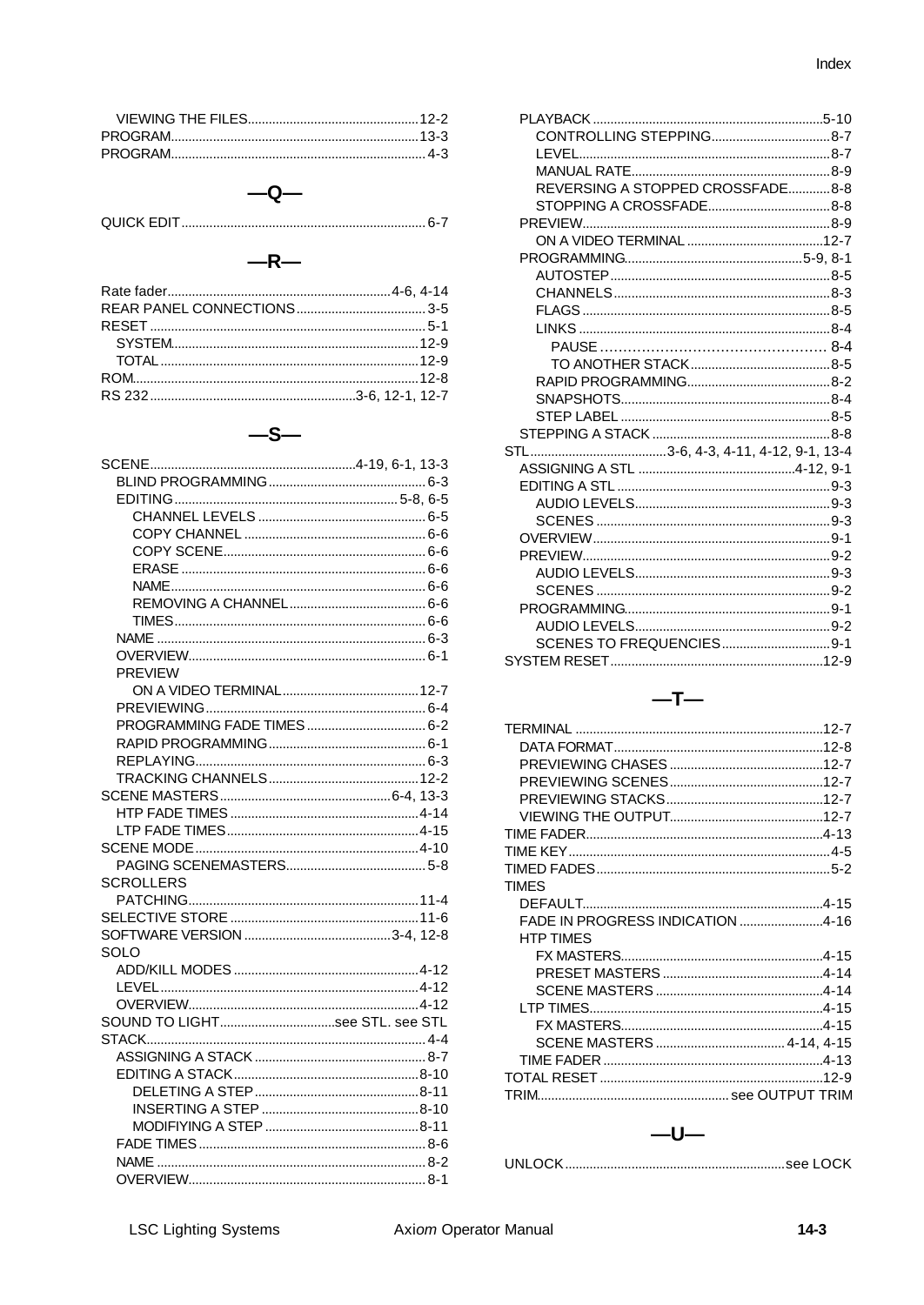VIEWING THE FILES ........ 12-2
PROGRAM ........ 13-3
PROGRAM ........ 4-3

## —Q—

QUICK EDIT ........ 6-7

## —R—

Rate fader ........ 4-6, 4-14
REAR PANEL CONNECTIONS ........ 3-5
RESET ........ 5-1
SYSTEM ........ 12-9
TOTAL ........ 12-9
ROM ........ 12-8
RS 232 ........ 3-6, 12-1, 12-7

## —S—

SCENE ........ 4-19, 6-1, 13-3
BLIND PROGRAMMING ........ 6-3
EDITING ........ 5-8, 6-5
CHANNEL LEVELS ........ 6-5
COPY CHANNEL ........ 6-6
COPY SCENE ........ 6-6
ERASE ........ 6-6
NAME ........ 6-6
REMOVING A CHANNEL ........ 6-6
TIMES ........ 6-6
NAME ........ 6-3
OVERVIEW ........ 6-1
PREVIEW
ON A VIDEO TERMINAL ........ 12-7
PREVIEWING ........ 6-4
PROGRAMMING FADE TIMES ........ 6-2
RAPID PROGRAMMING ........ 6-1
REPLAYING ........ 6-3
TRACKING CHANNELS ........ 12-2
SCENE MASTERS ........ 6-4, 13-3
HTP FADE TIMES ........ 4-14
LTP FADE TIMES ........ 4-15
SCENE MODE ........ 4-10
PAGING SCENEMASTERS ........ 5-8
SCROLLERS
PATCHING ........ 11-4
SELECTIVE STORE ........ 11-6
SOFTWARE VERSION ........ 3-4, 12-8
SOLO
ADD/KILL MODES ........ 4-12
LEVEL ........ 4-12
OVERVIEW ........ 4-12
SOUND TO LIGHT ........ see STL. see STL
STACK ........ 4-4
ASSIGNING A STACK ........ 8-7
EDITING A STACK ........ 8-10
DELETING A STEP ........ 8-11
INSERTING A STEP ........ 8-10
MODIFIYING A STEP ........ 8-11
FADE TIMES ........ 8-6
NAME ........ 8-2
OVERVIEW ........ 8-1
PLAYBACK ........ 5-10
CONTROLLING STEPPING ........ 8-7
LEVEL ........ 8-7
MANUAL RATE ........ 8-9
REVERSING A STOPPED CROSSFADE ........ 8-8
STOPPING A CROSSFADE ........ 8-8
PREVIEW ........ 8-9
ON A VIDEO TERMINAL ........ 12-7
PROGRAMMING ........ 5-9, 8-1
AUTOSTEP ........ 8-5
CHANNELS ........ 8-3
FLAGS ........ 8-5
LINKS ........ 8-4
PAUSE ........ 8-4
TO ANOTHER STACK ........ 8-5
RAPID PROGRAMMING ........ 8-2
SNAPSHOTS ........ 8-4
STEP LABEL ........ 8-5
STEPPING A STACK ........ 8-8
STL ........ 3-6, 4-3, 4-11, 4-12, 9-1, 13-4
ASSIGNING A STL ........ 4-12, 9-1
EDITING A STL ........ 9-3
AUDIO LEVELS ........ 9-3
SCENES ........ 9-3
OVERVIEW ........ 9-1
PREVIEW ........ 9-2
AUDIO LEVELS ........ 9-3
SCENES ........ 9-2
PROGRAMMING ........ 9-1
AUDIO LEVELS ........ 9-2
SCENES TO FREQUENCIES ........ 9-1
SYSTEM RESET ........ 12-9

## —T—

TERMINAL ........ 12-7
DATA FORMAT ........ 12-8
PREVIEWING CHASES ........ 12-7
PREVIEWING SCENES ........ 12-7
PREVIEWING STACKS ........ 12-7
VIEWING THE OUTPUT ........ 12-7
TIME FADER ........ 4-13
TIME KEY ........ 4-5
TIMED FADES ........ 5-2
TIMES
DEFAULT ........ 4-15
FADE IN PROGRESS INDICATION ........ 4-16
HTP TIMES
FX MASTERS ........ 4-15
PRESET MASTERS ........ 4-14
SCENE MASTERS ........ 4-14
LTP TIMES ........ 4-15
FX MASTERS ........ 4-15
SCENE MASTERS ........ 4-14, 4-15
TIME FADER ........ 4-13
TOTAL RESET ........ 12-9
TRIM ........ see OUTPUT TRIM

## —U—

UNLOCK ........ see LOCK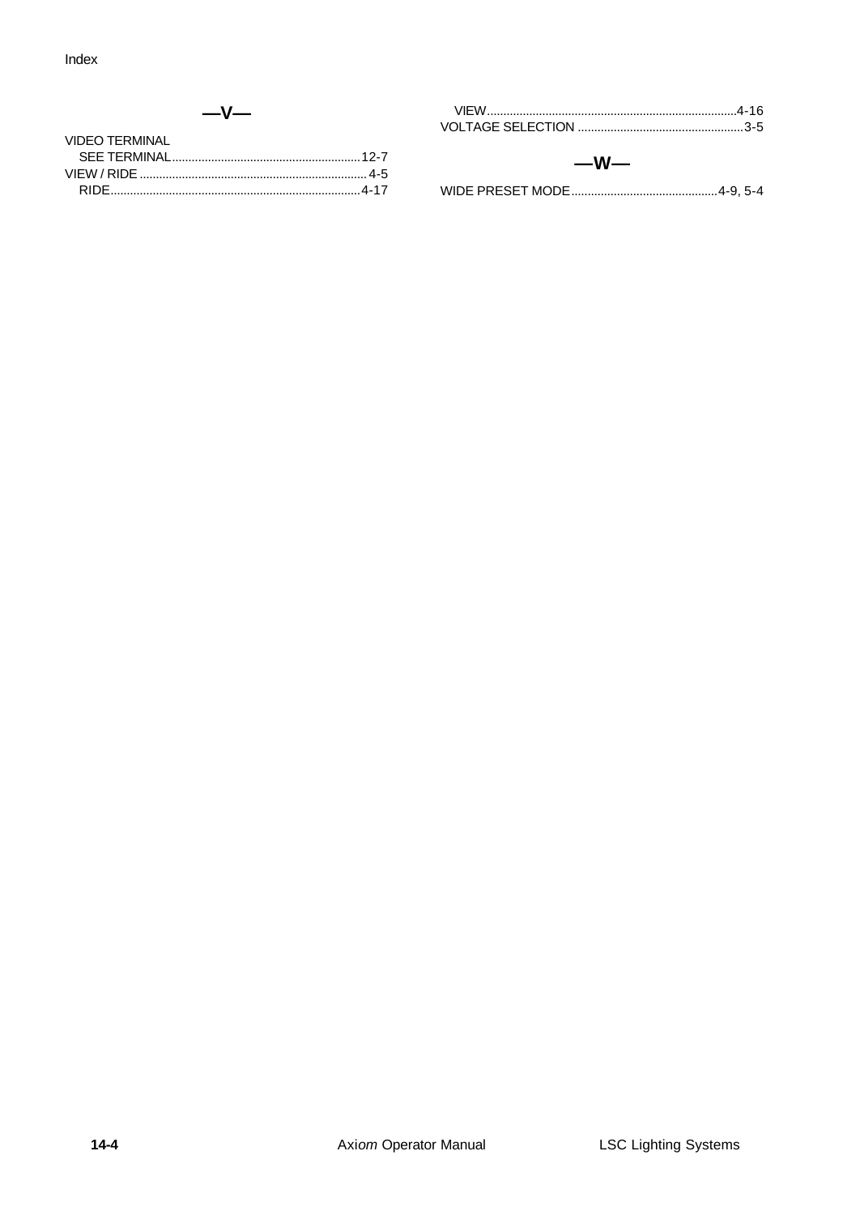## —V—

VIDEO TERMINAL
   SEE TERMINAL..........................................................12-7
VIEW / RIDE ...................................................................... 4-5
   RIDE.............................................................................4-17
   VIEW............................................................................4-16
VOLTAGE SELECTION ...................................................3-5

## —W—

WIDE PRESET MODE.............................................4-9, 5-4